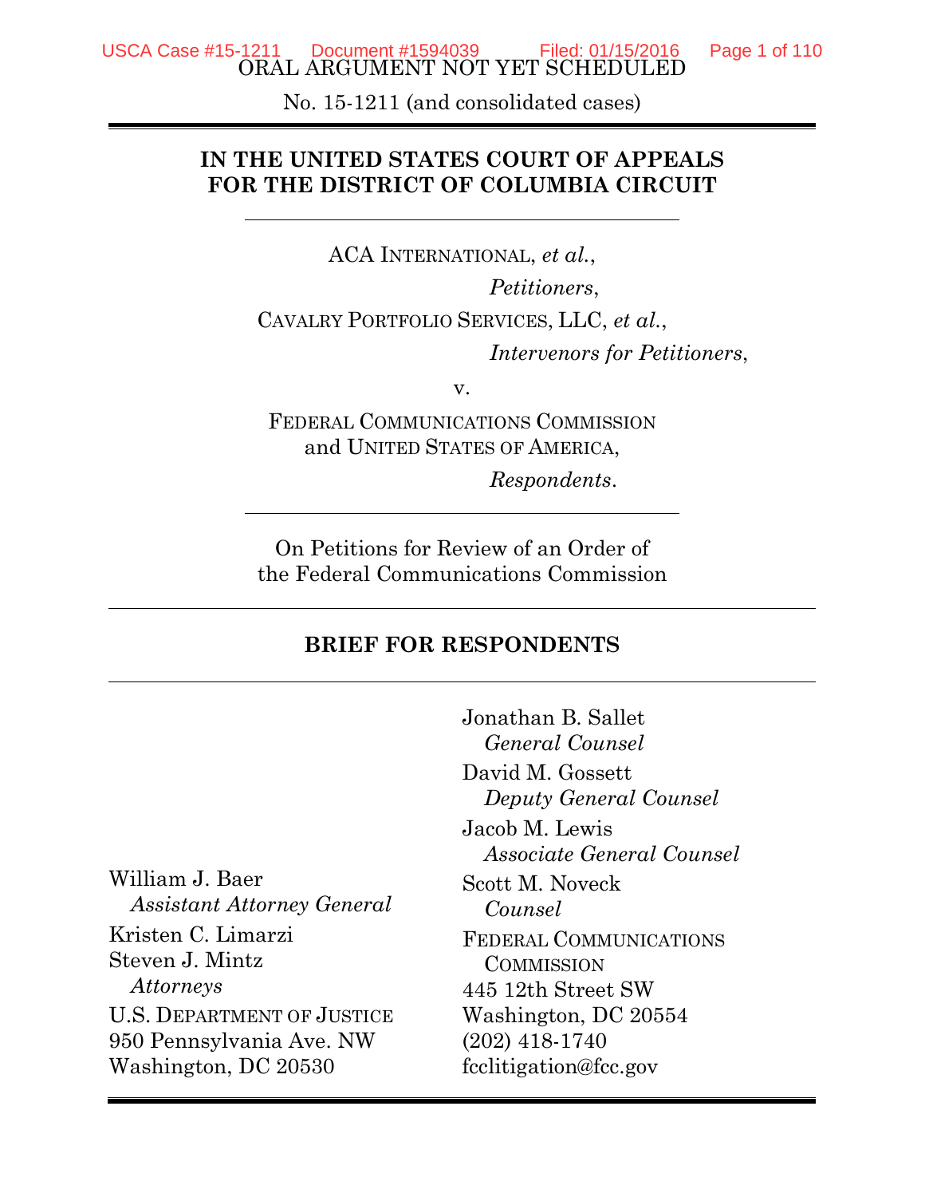ORAL ARGUMENT NOT YET SCHEDULED

No. 15-1211 (and consolidated cases)

**IN THE UNITED STATES COURT OF APPEALS FOR THE DISTRICT OF COLUMBIA CIRCUIT**

ACA INTERNATIONAL, *et al.*,

*Petitioners*,

CAVALRY PORTFOLIO SERVICES, LLC, *et al.*,

*Intervenors for Petitioners*,

v.

FEDERAL COMMUNICATIONS COMMISSION and UNITED STATES OF AMERICA,

*Respondents*.

On Petitions for Review of an Order of the Federal Communications Commission

**BRIEF FOR RESPONDENTS**

William J. Baer
*Assistant Attorney General*

Kristen C. Limarzi
Steven J. Mintz
*Attorneys*

U.S. DEPARTMENT OF JUSTICE
950 Pennsylvania Ave. NW
Washington, DC 20530

Jonathan B. Sallet
*General Counsel*

David M. Gossett
*Deputy General Counsel*

Jacob M. Lewis
*Associate General Counsel*

Scott M. Noveck
*Counsel*

FEDERAL COMMUNICATIONS COMMISSION
445 12th Street SW
Washington, DC 20554
(202) 418-1740
fcclitigation@fcc.gov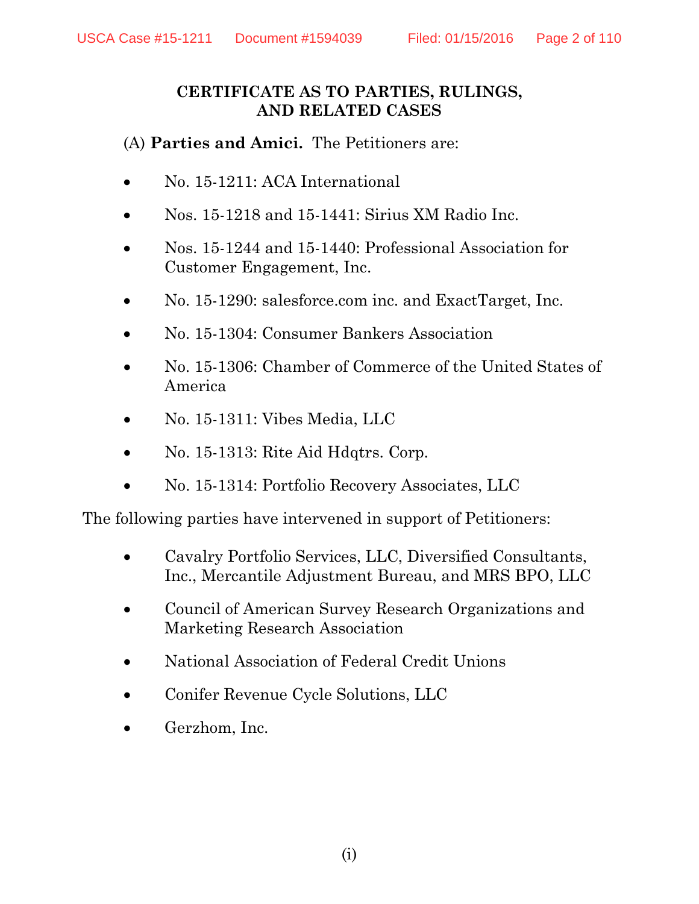**CERTIFICATE AS TO PARTIES, RULINGS, AND RELATED CASES**

(A) **Parties and Amici.** The Petitioners are:

- No. 15-1211: ACA International
- Nos. 15-1218 and 15-1441: Sirius XM Radio Inc.
- Nos. 15-1244 and 15-1440: Professional Association for Customer Engagement, Inc.
- No. 15-1290: salesforce.com inc. and ExactTarget, Inc.
- No. 15-1304: Consumer Bankers Association
- No. 15-1306: Chamber of Commerce of the United States of America
- No. 15-1311: Vibes Media, LLC
- No. 15-1313: Rite Aid Hdqtrs. Corp.
- No. 15-1314: Portfolio Recovery Associates, LLC

The following parties have intervened in support of Petitioners:

- Cavalry Portfolio Services, LLC, Diversified Consultants, Inc., Mercantile Adjustment Bureau, and MRS BPO, LLC
- Council of American Survey Research Organizations and Marketing Research Association
- National Association of Federal Credit Unions
- Conifer Revenue Cycle Solutions, LLC
- Gerzhom, Inc.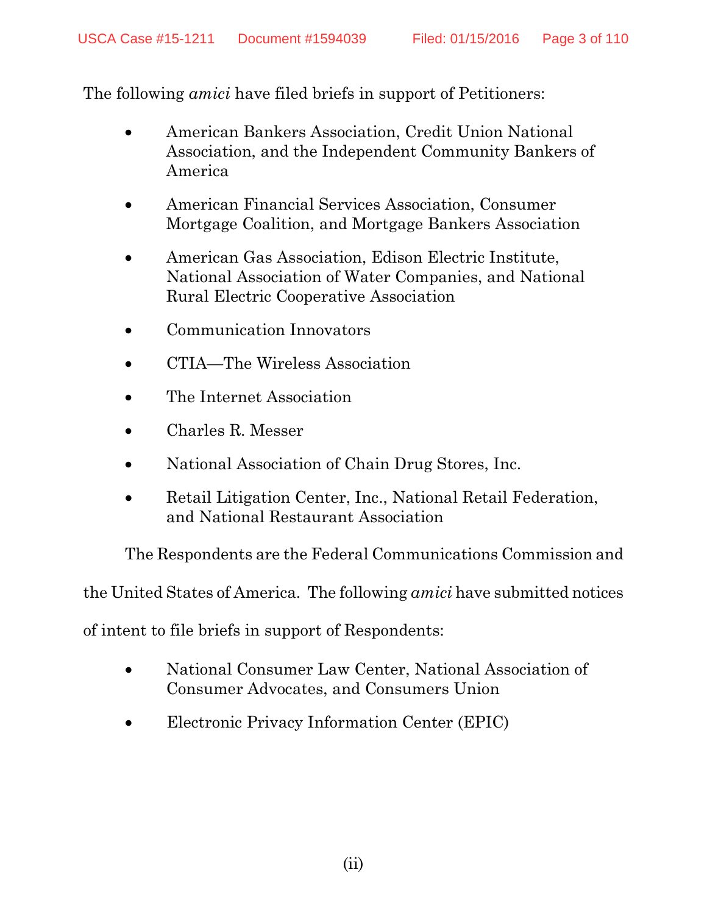The following *amici* have filed briefs in support of Petitioners:

- American Bankers Association, Credit Union National Association, and the Independent Community Bankers of America
- American Financial Services Association, Consumer Mortgage Coalition, and Mortgage Bankers Association
- American Gas Association, Edison Electric Institute, National Association of Water Companies, and National Rural Electric Cooperative Association
- Communication Innovators
- CTIA—The Wireless Association
- The Internet Association
- Charles R. Messer
- National Association of Chain Drug Stores, Inc.
- Retail Litigation Center, Inc., National Retail Federation, and National Restaurant Association

The Respondents are the Federal Communications Commission and the United States of America. The following *amici* have submitted notices of intent to file briefs in support of Respondents:

- National Consumer Law Center, National Association of Consumer Advocates, and Consumers Union
- Electronic Privacy Information Center (EPIC)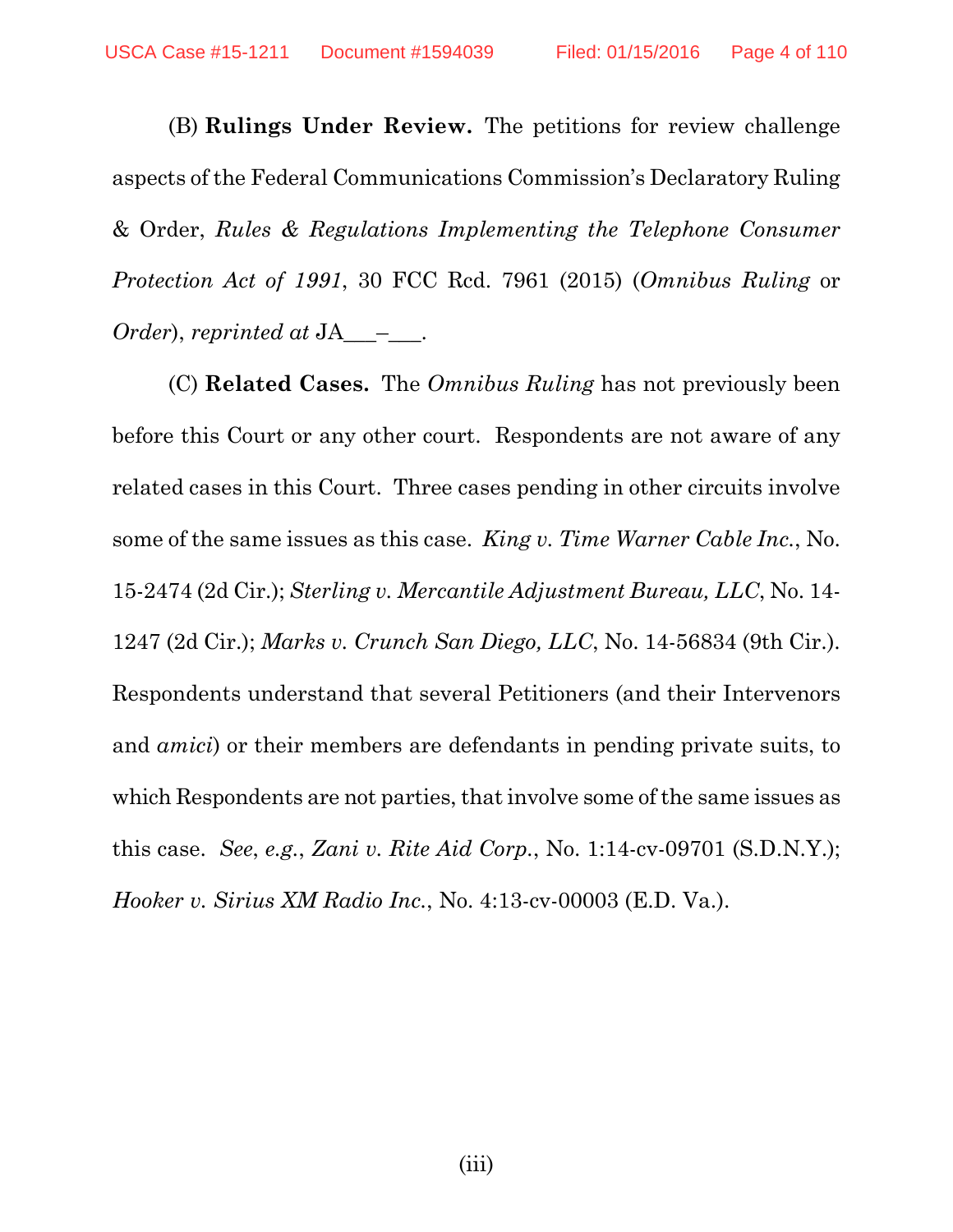(B) **Rulings Under Review.** The petitions for review challenge aspects of the Federal Communications Commission's Declaratory Ruling & Order, *Rules & Regulations Implementing the Telephone Consumer Protection Act of 1991*, 30 FCC Rcd. 7961 (2015) (*Omnibus Ruling* or *Order*), *reprinted at* JA___–___.

(C) **Related Cases.** The *Omnibus Ruling* has not previously been before this Court or any other court. Respondents are not aware of any related cases in this Court. Three cases pending in other circuits involve some of the same issues as this case. *King v. Time Warner Cable Inc.*, No. 15-2474 (2d Cir.); *Sterling v. Mercantile Adjustment Bureau, LLC*, No. 14-1247 (2d Cir.); *Marks v. Crunch San Diego, LLC*, No. 14-56834 (9th Cir.). Respondents understand that several Petitioners (and their Intervenors and *amici*) or their members are defendants in pending private suits, to which Respondents are not parties, that involve some of the same issues as this case. *See*, *e.g.*, *Zani v. Rite Aid Corp.*, No. 1:14-cv-09701 (S.D.N.Y.); *Hooker v. Sirius XM Radio Inc.*, No. 4:13-cv-00003 (E.D. Va.).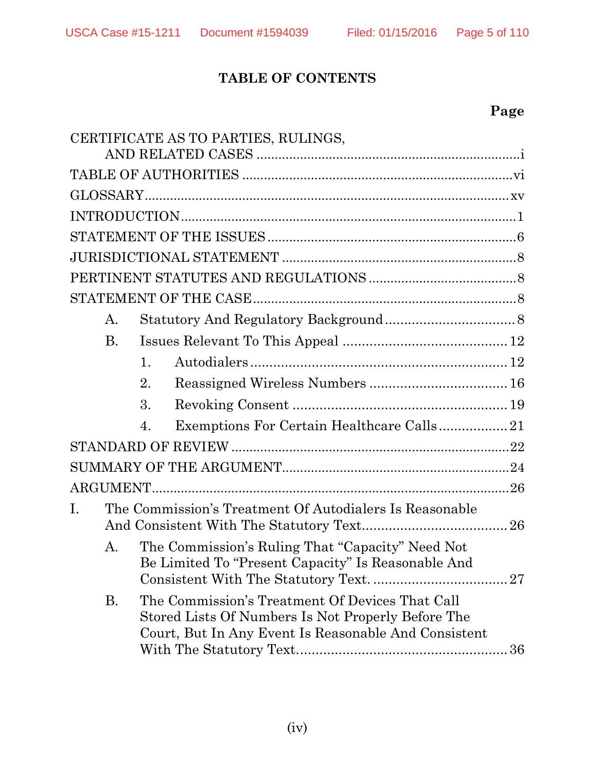# TABLE OF CONTENTS

| | Page |
|---|---|
| CERTIFICATE AS TO PARTIES, RULINGS, AND RELATED CASES | i |
| TABLE OF AUTHORITIES | vi |
| GLOSSARY | xv |
| INTRODUCTION | 1 |
| STATEMENT OF THE ISSUES | 6 |
| JURISDICTIONAL STATEMENT | 8 |
| PERTINENT STATUTES AND REGULATIONS | 8 |
| STATEMENT OF THE CASE | 8 |
| A. Statutory And Regulatory Background | 8 |
| B. Issues Relevant To This Appeal | 12 |
| 1. Autodialers | 12 |
| 2. Reassigned Wireless Numbers | 16 |
| 3. Revoking Consent | 19 |
| 4. Exemptions For Certain Healthcare Calls | 21 |
| STANDARD OF REVIEW | 22 |
| SUMMARY OF THE ARGUMENT | 24 |
| ARGUMENT | 26 |
| I. The Commission's Treatment Of Autodialers Is Reasonable And Consistent With The Statutory Text | 26 |
| A. The Commission's Ruling That "Capacity" Need Not Be Limited To "Present Capacity" Is Reasonable And Consistent With The Statutory Text. | 27 |
| B. The Commission's Treatment Of Devices That Call Stored Lists Of Numbers Is Not Properly Before The Court, But In Any Event Is Reasonable And Consistent With The Statutory Text. | 36 |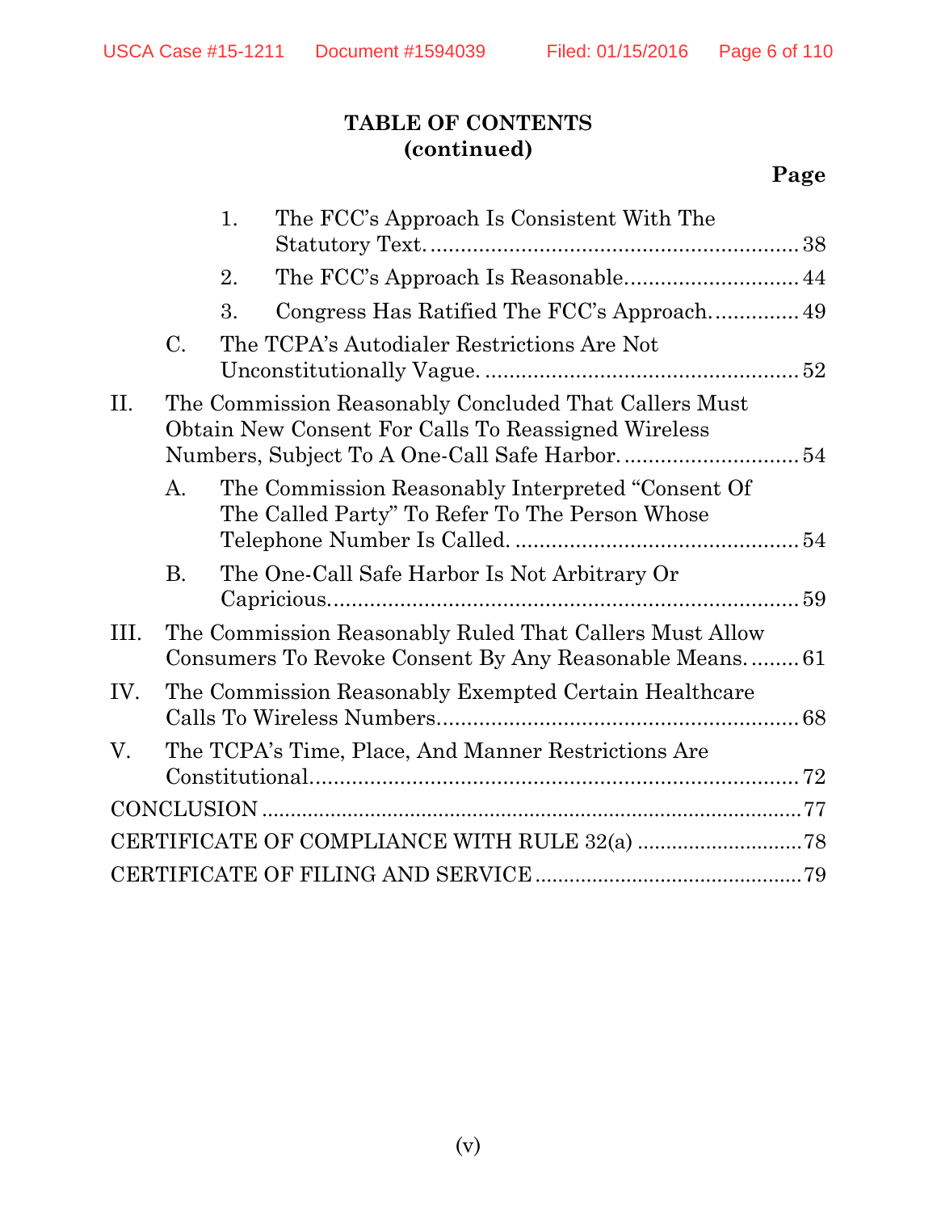**TABLE OF CONTENTS**
**(continued)**

**Page**

1. The FCC's Approach Is Consistent With The Statutory Text. .......... 38
2. The FCC's Approach Is Reasonable. .......... 44
3. Congress Has Ratified The FCC's Approach. .......... 49

C. The TCPA's Autodialer Restrictions Are Not Unconstitutionally Vague. .......... 52

II. The Commission Reasonably Concluded That Callers Must Obtain New Consent For Calls To Reassigned Wireless Numbers, Subject To A One-Call Safe Harbor. .......... 54

A. The Commission Reasonably Interpreted "Consent Of The Called Party" To Refer To The Person Whose Telephone Number Is Called. .......... 54

B. The One-Call Safe Harbor Is Not Arbitrary Or Capricious. .......... 59

III. The Commission Reasonably Ruled That Callers Must Allow Consumers To Revoke Consent By Any Reasonable Means. .......... 61

IV. The Commission Reasonably Exempted Certain Healthcare Calls To Wireless Numbers .......... 68

V. The TCPA's Time, Place, And Manner Restrictions Are Constitutional. .......... 72

CONCLUSION .......... 77

CERTIFICATE OF COMPLIANCE WITH RULE 32(a) .......... 78

CERTIFICATE OF FILING AND SERVICE .......... 79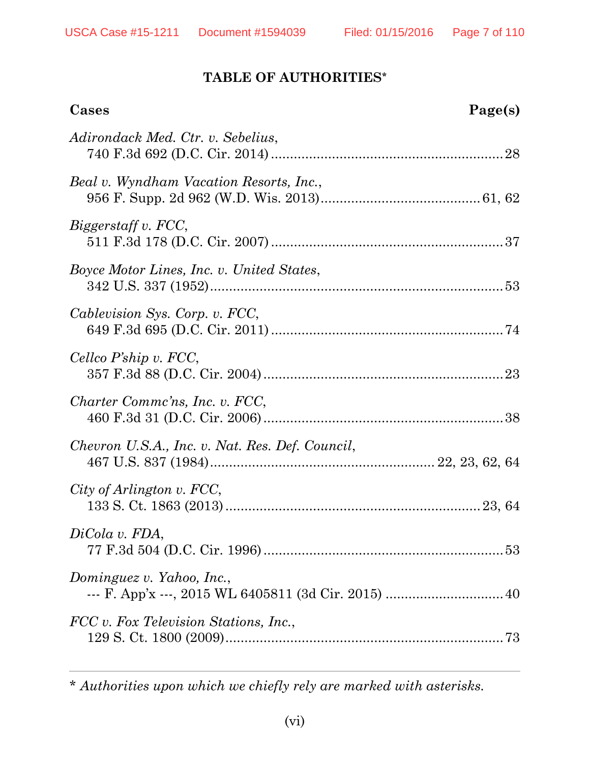# TABLE OF AUTHORITIES*

| Cases | Page(s) |
|---|---|
| *Adirondack Med. Ctr. v. Sebelius*, 740 F.3d 692 (D.C. Cir. 2014) | 28 |
| *Beal v. Wyndham Vacation Resorts, Inc.*, 956 F. Supp. 2d 962 (W.D. Wis. 2013) | 61, 62 |
| *Biggerstaff v. FCC*, 511 F.3d 178 (D.C. Cir. 2007) | 37 |
| *Boyce Motor Lines, Inc. v. United States*, 342 U.S. 337 (1952) | 53 |
| *Cablevision Sys. Corp. v. FCC*, 649 F.3d 695 (D.C. Cir. 2011) | 74 |
| *Cellco P'ship v. FCC*, 357 F.3d 88 (D.C. Cir. 2004) | 23 |
| *Charter Commc'ns, Inc. v. FCC*, 460 F.3d 31 (D.C. Cir. 2006) | 38 |
| *Chevron U.S.A., Inc. v. Nat. Res. Def. Council*, 467 U.S. 837 (1984) | 22, 23, 62, 64 |
| *City of Arlington v. FCC*, 133 S. Ct. 1863 (2013) | 23, 64 |
| *DiCola v. FDA*, 77 F.3d 504 (D.C. Cir. 1996) | 53 |
| *Dominguez v. Yahoo, Inc.*, --- F. App'x ---, 2015 WL 6405811 (3d Cir. 2015) | 40 |
| *FCC v. Fox Television Stations, Inc.*, 129 S. Ct. 1800 (2009) | 73 |

\* *Authorities upon which we chiefly rely are marked with asterisks.*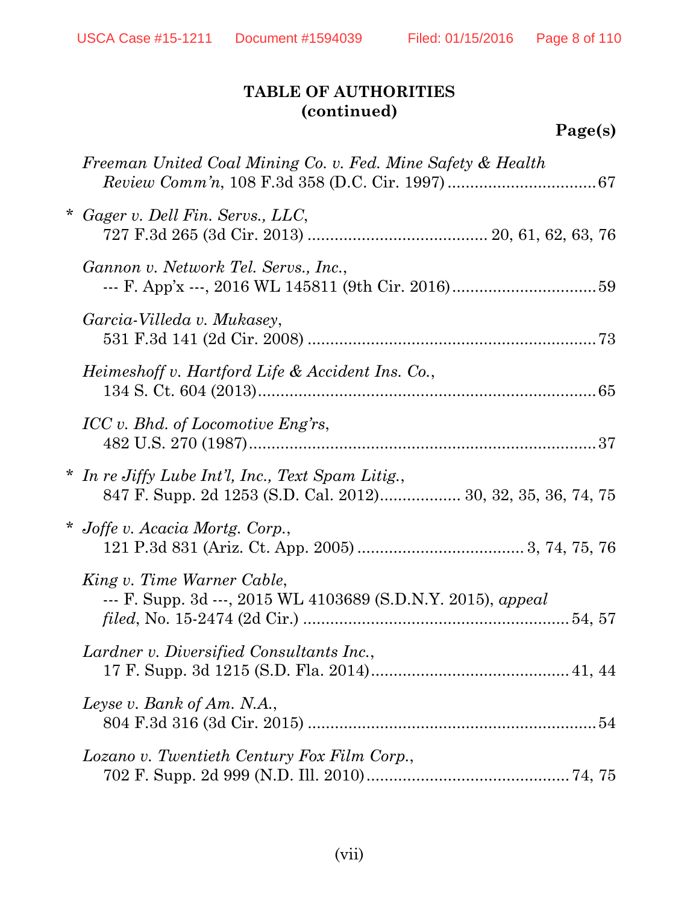**TABLE OF AUTHORITIES (continued)**

**Page(s)**

*Freeman United Coal Mining Co. v. Fed. Mine Safety & Health Review Comm'n*, 108 F.3d 358 (D.C. Cir. 1997) .................................67

\* *Gager v. Dell Fin. Servs., LLC*, 727 F.3d 265 (3d Cir. 2013) ....................................... 20, 61, 62, 63, 76

*Gannon v. Network Tel. Servs., Inc.*, --- F. App'x ---, 2016 WL 145811 (9th Cir. 2016)................................59

*Garcia-Villeda v. Mukasey*, 531 F.3d 141 (2d Cir. 2008) ................................................................73

*Heimeshoff v. Hartford Life & Accident Ins. Co.*, 134 S. Ct. 604 (2013)...........................................................................65

*ICC v. Bhd. of Locomotive Eng'rs*, 482 U.S. 270 (1987).............................................................................37

\* *In re Jiffy Lube Int'l, Inc., Text Spam Litig.*, 847 F. Supp. 2d 1253 (S.D. Cal. 2012)................. 30, 32, 35, 36, 74, 75

\* *Joffe v. Acacia Mortg. Corp.*, 121 P.3d 831 (Ariz. Ct. App. 2005) ..................................... 3, 74, 75, 76

*King v. Time Warner Cable*, --- F. Supp. 3d ---, 2015 WL 4103689 (S.D.N.Y. 2015), *appeal filed*, No. 15-2474 (2d Cir.) .......................................................... 54, 57

*Lardner v. Diversified Consultants Inc.*, 17 F. Supp. 3d 1215 (S.D. Fla. 2014)........................................... 41, 44

*Leyse v. Bank of Am. N.A.*, 804 F.3d 316 (3d Cir. 2015) ................................................................54

*Lozano v. Twentieth Century Fox Film Corp.*, 702 F. Supp. 2d 999 (N.D. Ill. 2010)............................................ 74, 75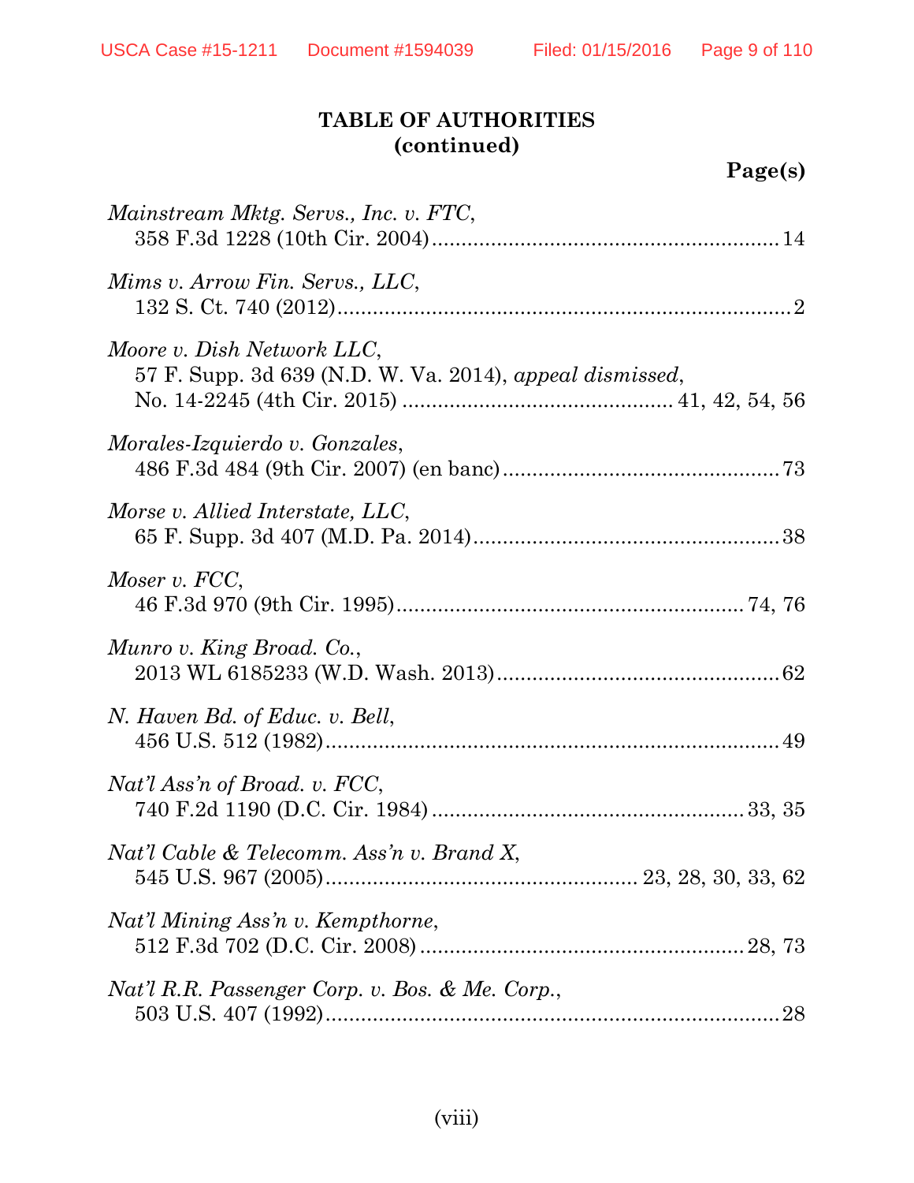**TABLE OF AUTHORITIES**
**(continued)**

**Page(s)**

*Mainstream Mktg. Servs., Inc. v. FTC*,
358 F.3d 1228 (10th Cir. 2004) .......................................................... 14

*Mims v. Arrow Fin. Servs., LLC*,
132 S. Ct. 740 (2012) ............................................................................ 2

*Moore v. Dish Network LLC*,
57 F. Supp. 3d 639 (N.D. W. Va. 2014), *appeal dismissed*,
No. 14-2245 (4th Cir. 2015) ............................................ 41, 42, 54, 56

*Morales-Izquierdo v. Gonzales*,
486 F.3d 484 (9th Cir. 2007) (en banc) .............................................. 73

*Morse v. Allied Interstate, LLC*,
65 F. Supp. 3d 407 (M.D. Pa. 2014) ................................................... 38

*Moser v. FCC*,
46 F.3d 970 (9th Cir. 1995) .......................................................... 74, 76

*Munro v. King Broad. Co.*,
2013 WL 6185233 (W.D. Wash. 2013) ............................................... 62

*N. Haven Bd. of Educ. v. Bell*,
456 U.S. 512 (1982) ............................................................................ 49

*Nat'l Ass'n of Broad. v. FCC*,
740 F.2d 1190 (D.C. Cir. 1984) .................................................... 33, 35

*Nat'l Cable & Telecomm. Ass'n v. Brand X*,
545 U.S. 967 (2005) .................................................... 23, 28, 30, 33, 62

*Nat'l Mining Ass'n v. Kempthorne*,
512 F.3d 702 (D.C. Cir. 2008) ...................................................... 28, 73

*Nat'l R.R. Passenger Corp. v. Bos. & Me. Corp.*,
503 U.S. 407 (1992) ............................................................................ 28

(viii)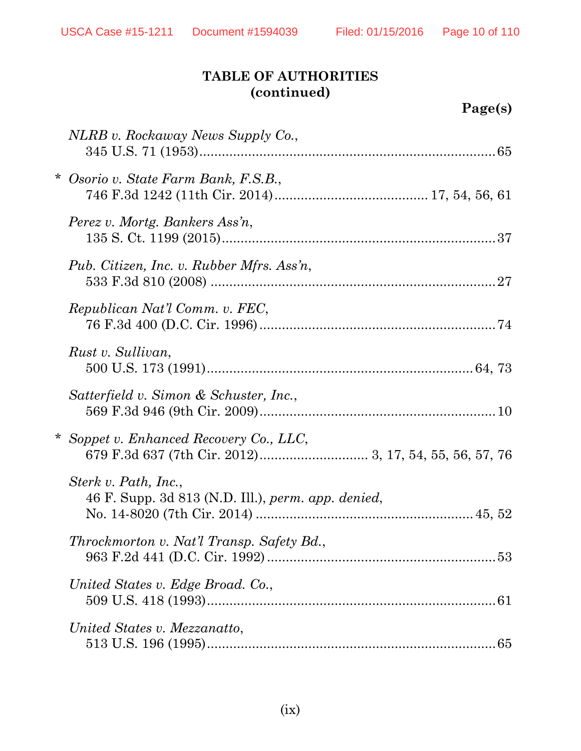**TABLE OF AUTHORITIES**
**(continued)**

**Page(s)**

*NLRB v. Rockaway News Supply Co.*,
345 U.S. 71 (1953)........................................................................65

\* *Osorio v. State Farm Bank, F.S.B.*,
746 F.3d 1242 (11th Cir. 2014)....................................... 17, 54, 56, 61

*Perez v. Mortg. Bankers Ass'n*,
135 S. Ct. 1199 (2015)....................................................................37

*Pub. Citizen, Inc. v. Rubber Mfrs. Ass'n*,
533 F.3d 810 (2008) .......................................................................27

*Republican Nat'l Comm. v. FEC*,
76 F.3d 400 (D.C. Cir. 1996)..........................................................74

*Rust v. Sullivan*,
500 U.S. 173 (1991)................................................................. 64, 73

*Satterfield v. Simon & Schuster, Inc.*,
569 F.3d 946 (9th Cir. 2009)...........................................................10

\* *Soppet v. Enhanced Recovery Co., LLC*,
679 F.3d 637 (7th Cir. 2012)........................... 3, 17, 54, 55, 56, 57, 76

*Sterk v. Path, Inc.*,
46 F. Supp. 3d 813 (N.D. Ill.), *perm. app. denied*,
No. 14-8020 (7th Cir. 2014) ..................................................... 45, 52

*Throckmorton v. Nat'l Transp. Safety Bd.*,
963 F.2d 441 (D.C. Cir. 1992)........................................................53

*United States v. Edge Broad. Co.*,
509 U.S. 418 (1993)........................................................................61

*United States v. Mezzanatto*,
513 U.S. 196 (1995)........................................................................65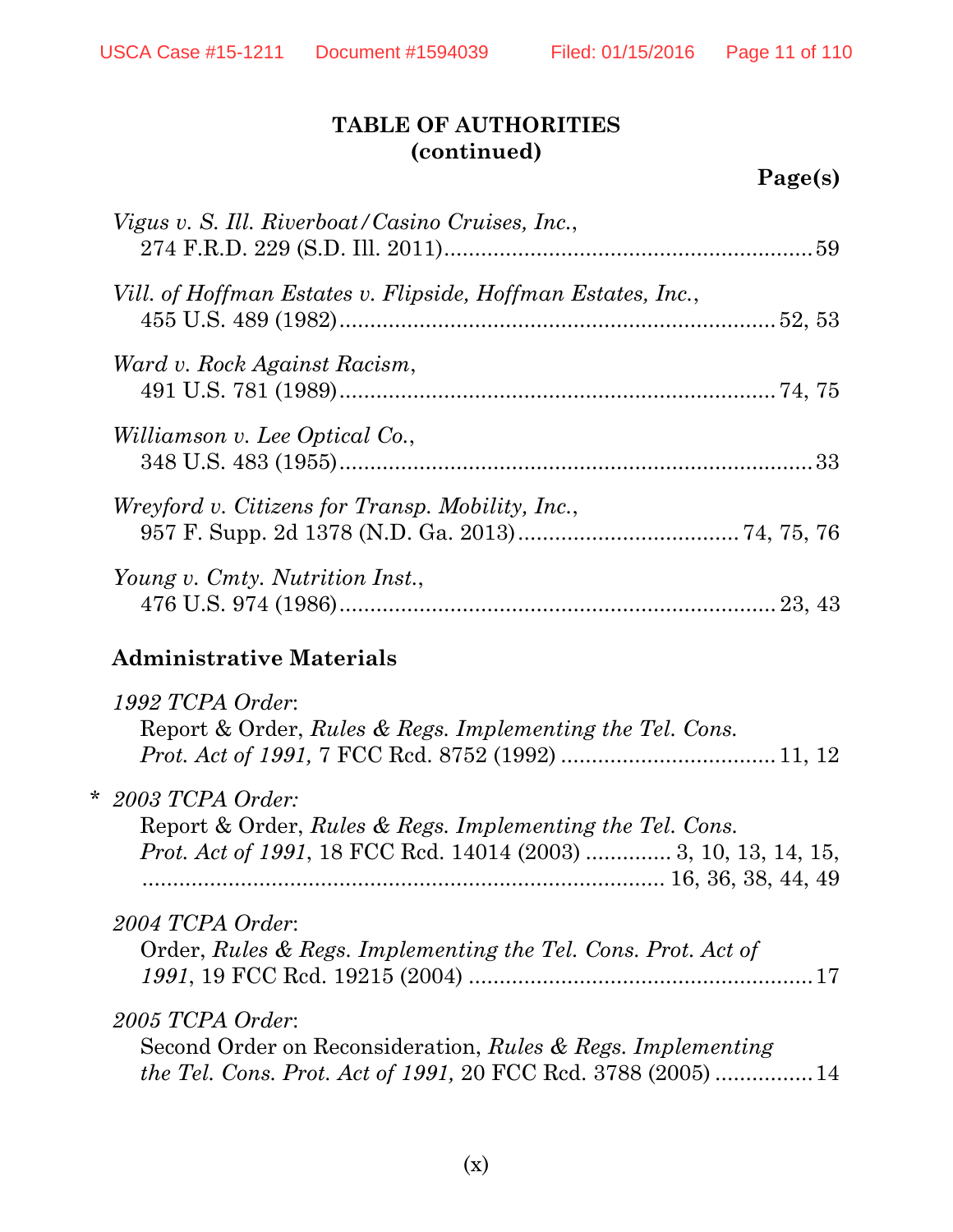**TABLE OF AUTHORITIES**
**(continued)**

**Page(s)**

*Vigus v. S. Ill. Riverboat/Casino Cruises, Inc.*,
274 F.R.D. 229 (S.D. Ill. 2011)............................................................59

*Vill. of Hoffman Estates v. Flipside, Hoffman Estates, Inc.*,
455 U.S. 489 (1982)....................................................................52, 53

*Ward v. Rock Against Racism*,
491 U.S. 781 (1989)....................................................................74, 75

*Williamson v. Lee Optical Co.*,
348 U.S. 483 (1955)............................................................................33

*Wreyford v. Citizens for Transp. Mobility, Inc.*,
957 F. Supp. 2d 1378 (N.D. Ga. 2013)...................................74, 75, 76

*Young v. Cmty. Nutrition Inst.*,
476 U.S. 974 (1986)....................................................................23, 43

**Administrative Materials**

*1992 TCPA Order*:
Report & Order, *Rules & Regs. Implementing the Tel. Cons. Prot. Act of 1991,* 7 FCC Rcd. 8752 (1992) ..................................11, 12

\* *2003 TCPA Order:*
Report & Order, *Rules & Regs. Implementing the Tel. Cons. Prot. Act of 1991*, 18 FCC Rcd. 14014 (2003) ............. 3, 10, 13, 14, 15, ...................................................................................... 16, 36, 38, 44, 49

*2004 TCPA Order*:
Order, *Rules & Regs. Implementing the Tel. Cons. Prot. Act of 1991*, 19 FCC Rcd. 19215 (2004) ........................................................17

*2005 TCPA Order*:
Second Order on Reconsideration, *Rules & Regs. Implementing the Tel. Cons. Prot. Act of 1991,* 20 FCC Rcd. 3788 (2005) ................14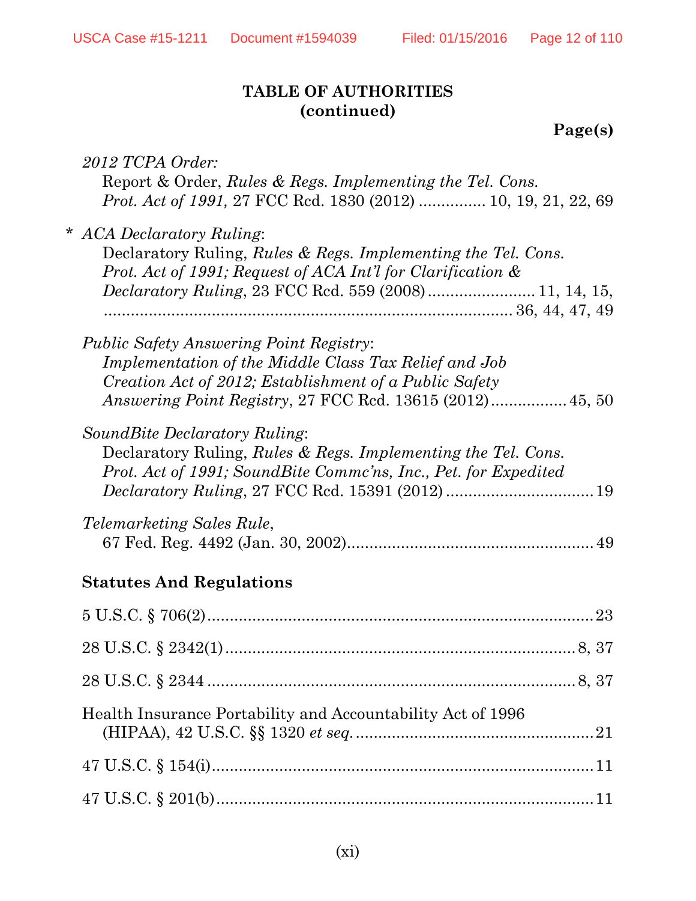**TABLE OF AUTHORITIES**
**(continued)**

**Page(s)**

*2012 TCPA Order:*
Report & Order, *Rules & Regs. Implementing the Tel. Cons. Prot. Act of 1991,* 27 FCC Rcd. 1830 (2012) ............... 10, 19, 21, 22, 69

\* *ACA Declaratory Ruling*:
Declaratory Ruling, *Rules & Regs. Implementing the Tel. Cons. Prot. Act of 1991; Request of ACA Int'l for Clarification & Declaratory Ruling*, 23 FCC Rcd. 559 (2008) ........................ 11, 14, 15, ......................................................................................... 36, 44, 47, 49

*Public Safety Answering Point Registry*:
*Implementation of the Middle Class Tax Relief and Job Creation Act of 2012; Establishment of a Public Safety Answering Point Registry*, 27 FCC Rcd. 13615 (2012) ................. 45, 50

*SoundBite Declaratory Ruling*:
Declaratory Ruling, *Rules & Regs. Implementing the Tel. Cons. Prot. Act of 1991; SoundBite Commc'ns, Inc., Pet. for Expedited Declaratory Ruling*, 27 FCC Rcd. 15391 (2012) ................................ 19

*Telemarketing Sales Rule*,
67 Fed. Reg. 4492 (Jan. 30, 2002)...................................................... 49

**Statutes And Regulations**

5 U.S.C. § 706(2)...................................................................................... 23

28 U.S.C. § 2342(1)............................................................................. 8, 37

28 U.S.C. § 2344 .................................................................................. 8, 37

Health Insurance Portability and Accountability Act of 1996 (HIPAA), 42 U.S.C. §§ 1320 *et seq.* ..................................................... 21

47 U.S.C. § 154(i)..................................................................................... 11

47 U.S.C. § 201(b) .................................................................................... 11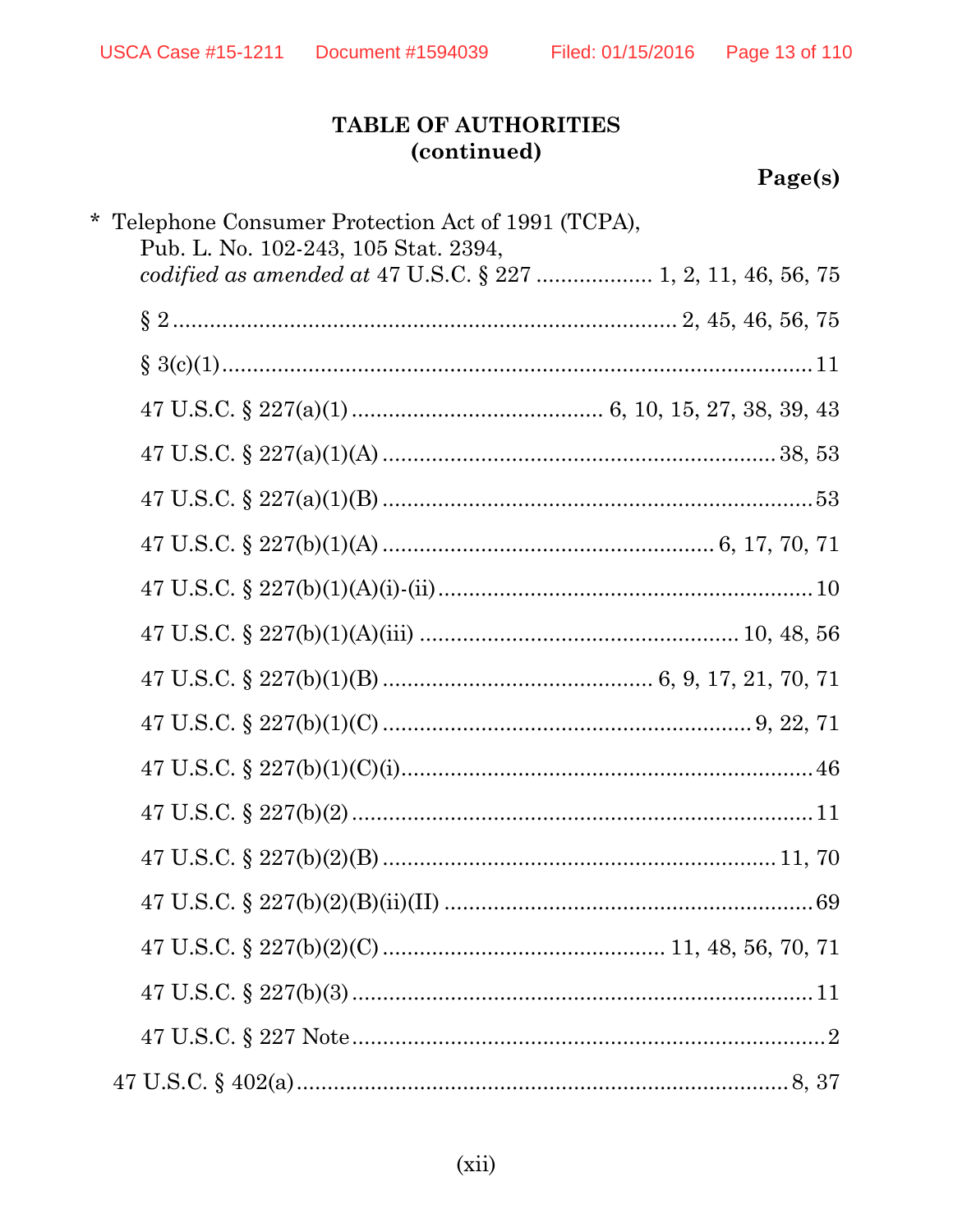**TABLE OF AUTHORITIES**
**(continued)**

**Page(s)**

* Telephone Consumer Protection Act of 1991 (TCPA), Pub. L. No. 102-243, 105 Stat. 2394, *codified as amended at* 47 U.S.C. § 227 .................. 1, 2, 11, 46, 56, 75

§ 2 .................................................................................. 2, 45, 46, 56, 75

§ 3(c)(1) .................................................................................................. 11

47 U.S.C. § 227(a)(1) ........................................ 6, 10, 15, 27, 38, 39, 43

47 U.S.C. § 227(a)(1)(A) ............................................................... 38, 53

47 U.S.C. § 227(a)(1)(B) ...................................................................... 53

47 U.S.C. § 227(b)(1)(A) ...................................................... 6, 17, 70, 71

47 U.S.C. § 227(b)(1)(A)(i)-(ii) ............................................................ 10

47 U.S.C. § 227(b)(1)(A)(iii) ................................................... 10, 48, 56

47 U.S.C. § 227(b)(1)(B) ........................................... 6, 9, 17, 21, 70, 71

47 U.S.C. § 227(b)(1)(C) ........................................................... 9, 22, 71

47 U.S.C. § 227(b)(1)(C)(i) .................................................................. 46

47 U.S.C. § 227(b)(2) ........................................................................... 11

47 U.S.C. § 227(b)(2)(B) ............................................................... 11, 70

47 U.S.C. § 227(b)(2)(B)(ii)(II) ............................................................ 69

47 U.S.C. § 227(b)(2)(C) ............................................. 11, 48, 56, 70, 71

47 U.S.C. § 227(b)(3) ........................................................................... 11

47 U.S.C. § 227 Note .............................................................................. 2

47 U.S.C. § 402(a) .............................................................................. 8, 37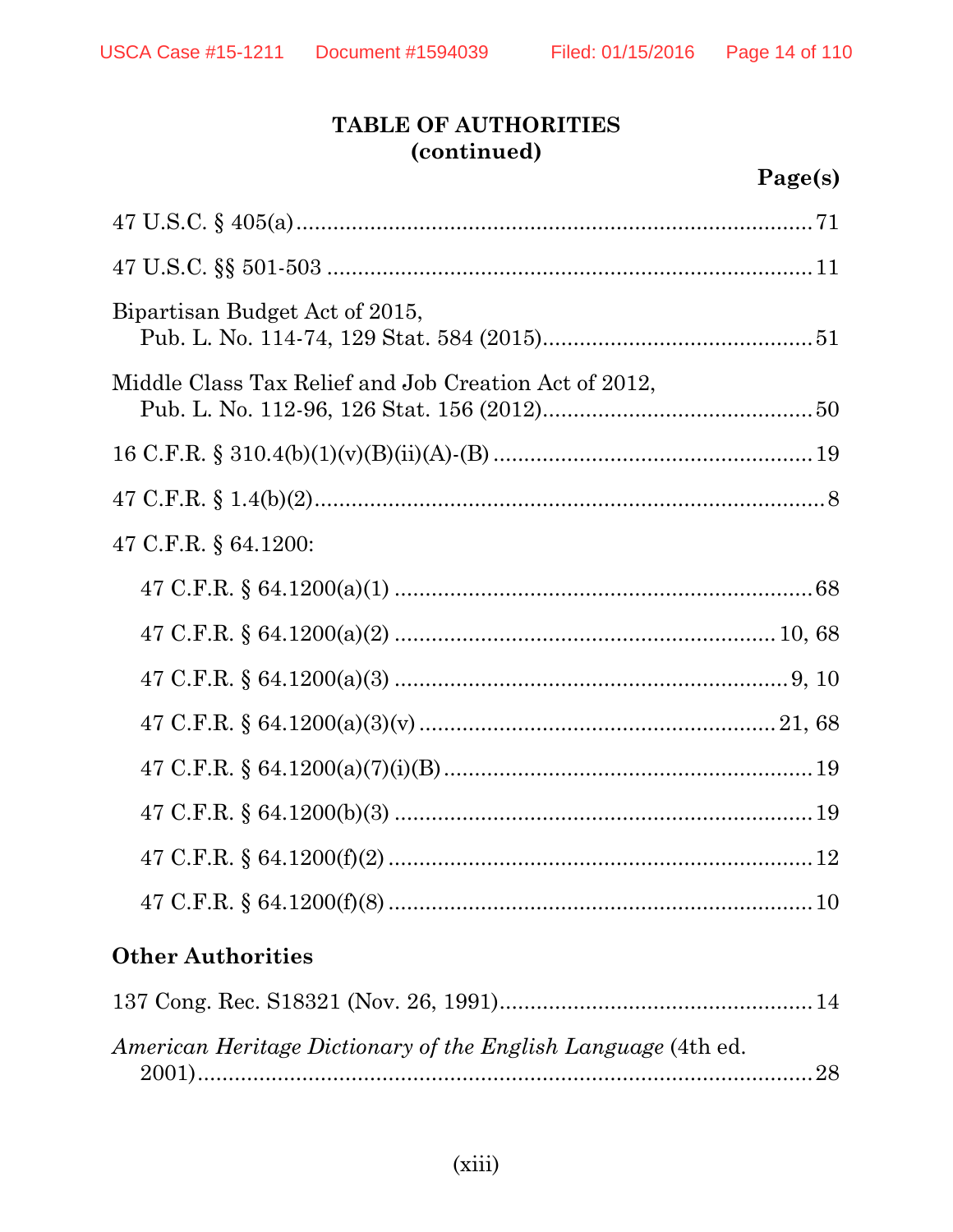**TABLE OF AUTHORITIES (continued)**

**Page(s)**

47 U.S.C. § 405(a) .......... 71

47 U.S.C. §§ 501-503 .......... 11

Bipartisan Budget Act of 2015,
  Pub. L. No. 114-74, 129 Stat. 584 (2015) .......... 51

Middle Class Tax Relief and Job Creation Act of 2012,
  Pub. L. No. 112-96, 126 Stat. 156 (2012) .......... 50

16 C.F.R. § 310.4(b)(1)(v)(B)(ii)(A)-(B) .......... 19

47 C.F.R. § 1.4(b)(2) .......... 8

47 C.F.R. § 64.1200:

  47 C.F.R. § 64.1200(a)(1) .......... 68

  47 C.F.R. § 64.1200(a)(2) .......... 10, 68

  47 C.F.R. § 64.1200(a)(3) .......... 9, 10

  47 C.F.R. § 64.1200(a)(3)(v) .......... 21, 68

  47 C.F.R. § 64.1200(a)(7)(i)(B) .......... 19

  47 C.F.R. § 64.1200(b)(3) .......... 19

  47 C.F.R. § 64.1200(f)(2) .......... 12

  47 C.F.R. § 64.1200(f)(8) .......... 10

**Other Authorities**

137 Cong. Rec. S18321 (Nov. 26, 1991) .......... 14

*American Heritage Dictionary of the English Language* (4th ed. 2001) .......... 28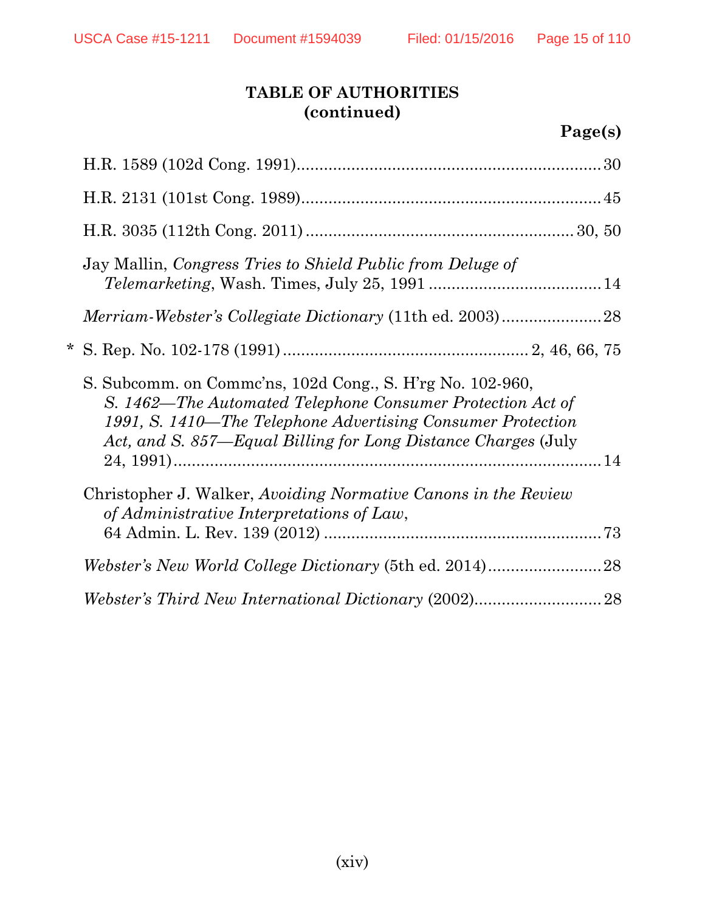**TABLE OF AUTHORITIES (continued)**

**Page(s)**

H.R. 1589 (102d Cong. 1991) .................................................................. 30

H.R. 2131 (101st Cong. 1989) ................................................................. 45

H.R. 3035 (112th Cong. 2011) .......................................................... 30, 50

Jay Mallin, *Congress Tries to Shield Public from Deluge of Telemarketing*, Wash. Times, July 25, 1991 ...................................... 14

*Merriam-Webster's Collegiate Dictionary* (11th ed. 2003) ...................... 28

\* S. Rep. No. 102-178 (1991) ...................................................... 2, 46, 66, 75

S. Subcomm. on Commc'ns, 102d Cong., S. H'rg No. 102-960, *S. 1462—The Automated Telephone Consumer Protection Act of 1991, S. 1410—The Telephone Advertising Consumer Protection Act, and S. 857—Equal Billing for Long Distance Charges* (July 24, 1991) ............................................................................................ 14

Christopher J. Walker, *Avoiding Normative Canons in the Review of Administrative Interpretations of Law*, 64 Admin. L. Rev. 139 (2012) ............................................................ 73

*Webster's New World College Dictionary* (5th ed. 2014) ......................... 28

*Webster's Third New International Dictionary* (2002) ............................ 28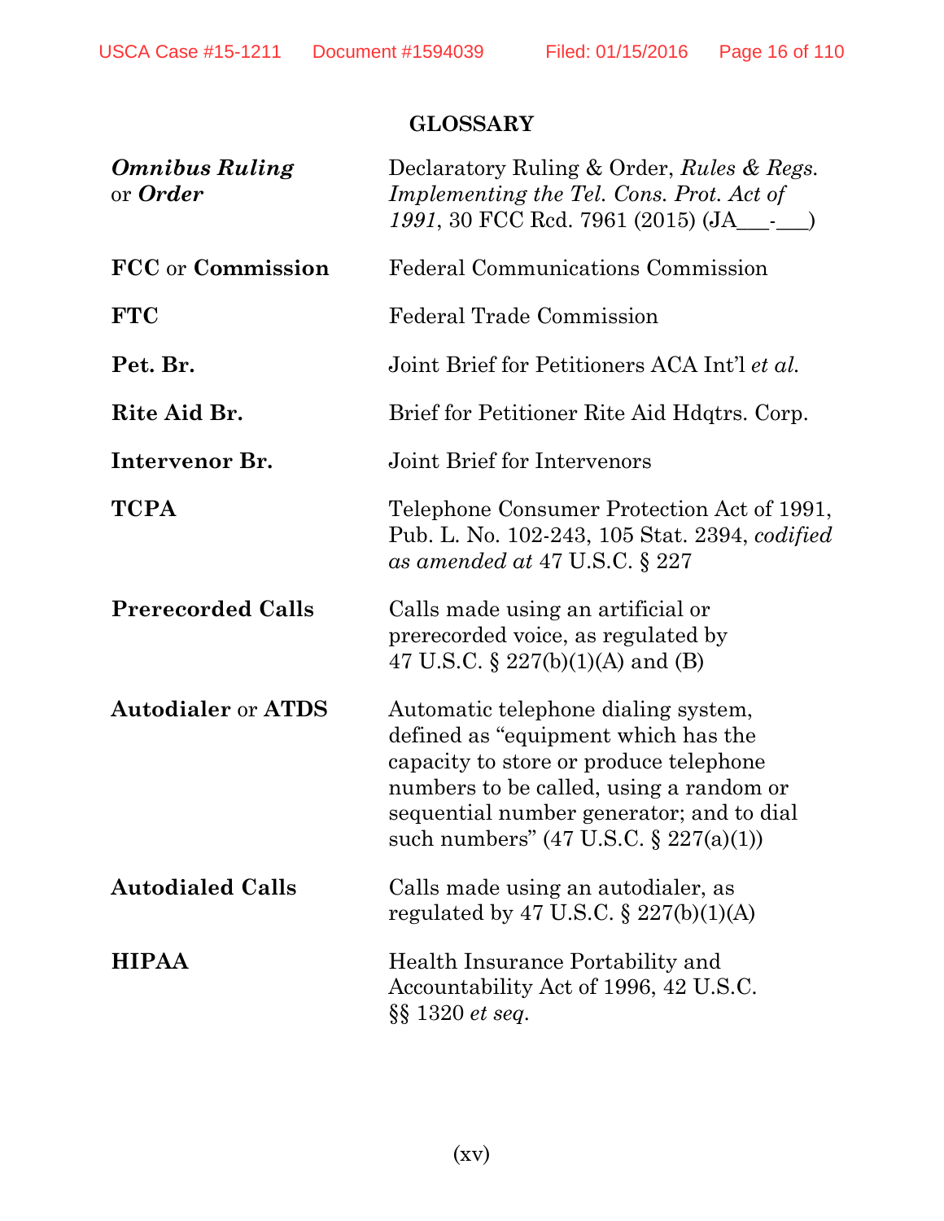## GLOSSARY

| | |
|---|---|
| ***Omnibus Ruling*** or ***Order*** | Declaratory Ruling & Order, *Rules & Regs. Implementing the Tel. Cons. Prot. Act of 1991*, 30 FCC Rcd. 7961 (2015) (JA___-___) |
| **FCC** or **Commission** | Federal Communications Commission |
| **FTC** | Federal Trade Commission |
| **Pet. Br.** | Joint Brief for Petitioners ACA Int'l *et al.* |
| **Rite Aid Br.** | Brief for Petitioner Rite Aid Hdqtrs. Corp. |
| **Intervenor Br.** | Joint Brief for Intervenors |
| **TCPA** | Telephone Consumer Protection Act of 1991, Pub. L. No. 102-243, 105 Stat. 2394, *codified as amended at* 47 U.S.C. § 227 |
| **Prerecorded Calls** | Calls made using an artificial or prerecorded voice, as regulated by 47 U.S.C. § 227(b)(1)(A) and (B) |
| **Autodialer** or **ATDS** | Automatic telephone dialing system, defined as "equipment which has the capacity to store or produce telephone numbers to be called, using a random or sequential number generator; and to dial such numbers" (47 U.S.C. § 227(a)(1)) |
| **Autodialed Calls** | Calls made using an autodialer, as regulated by 47 U.S.C. § 227(b)(1)(A) |
| **HIPAA** | Health Insurance Portability and Accountability Act of 1996, 42 U.S.C. §§ 1320 *et seq.* |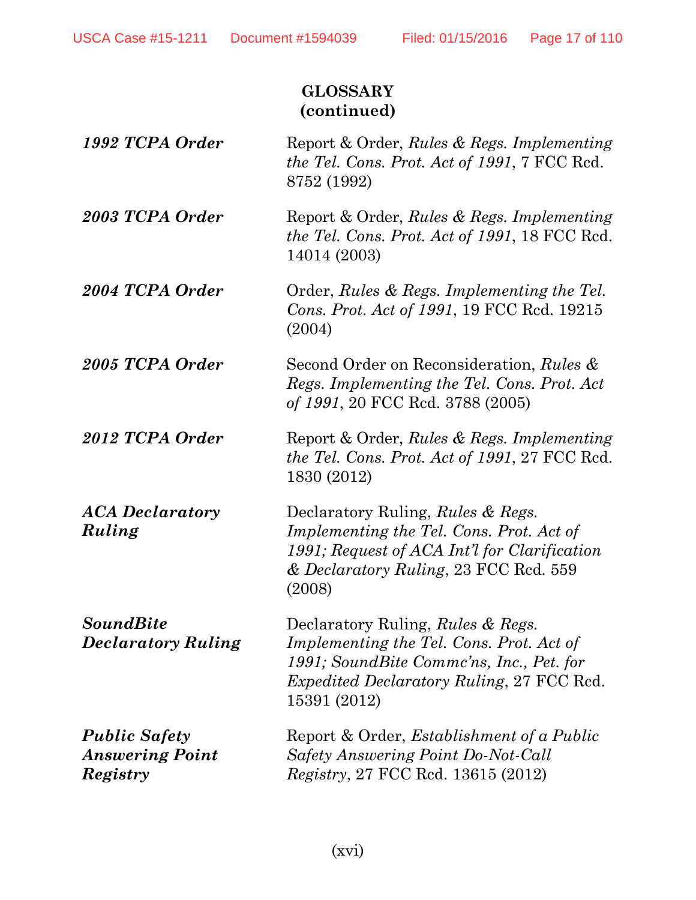## GLOSSARY
## (continued)

| | |
|---|---|
| ***1992 TCPA Order*** | Report & Order, *Rules & Regs. Implementing the Tel. Cons. Prot. Act of 1991*, 7 FCC Rcd. 8752 (1992) |
| ***2003 TCPA Order*** | Report & Order, *Rules & Regs. Implementing the Tel. Cons. Prot. Act of 1991*, 18 FCC Rcd. 14014 (2003) |
| ***2004 TCPA Order*** | Order, *Rules & Regs. Implementing the Tel. Cons. Prot. Act of 1991*, 19 FCC Rcd. 19215 (2004) |
| ***2005 TCPA Order*** | Second Order on Reconsideration, *Rules & Regs. Implementing the Tel. Cons. Prot. Act of 1991*, 20 FCC Rcd. 3788 (2005) |
| ***2012 TCPA Order*** | Report & Order, *Rules & Regs. Implementing the Tel. Cons. Prot. Act of 1991*, 27 FCC Rcd. 1830 (2012) |
| ***ACA Declaratory Ruling*** | Declaratory Ruling, *Rules & Regs. Implementing the Tel. Cons. Prot. Act of 1991; Request of ACA Int'l for Clarification & Declaratory Ruling*, 23 FCC Rcd. 559 (2008) |
| ***SoundBite Declaratory Ruling*** | Declaratory Ruling, *Rules & Regs. Implementing the Tel. Cons. Prot. Act of 1991; SoundBite Commc'ns, Inc., Pet. for Expedited Declaratory Ruling*, 27 FCC Rcd. 15391 (2012) |
| ***Public Safety Answering Point Registry*** | Report & Order, *Establishment of a Public Safety Answering Point Do-Not-Call Registry*, 27 FCC Rcd. 13615 (2012) |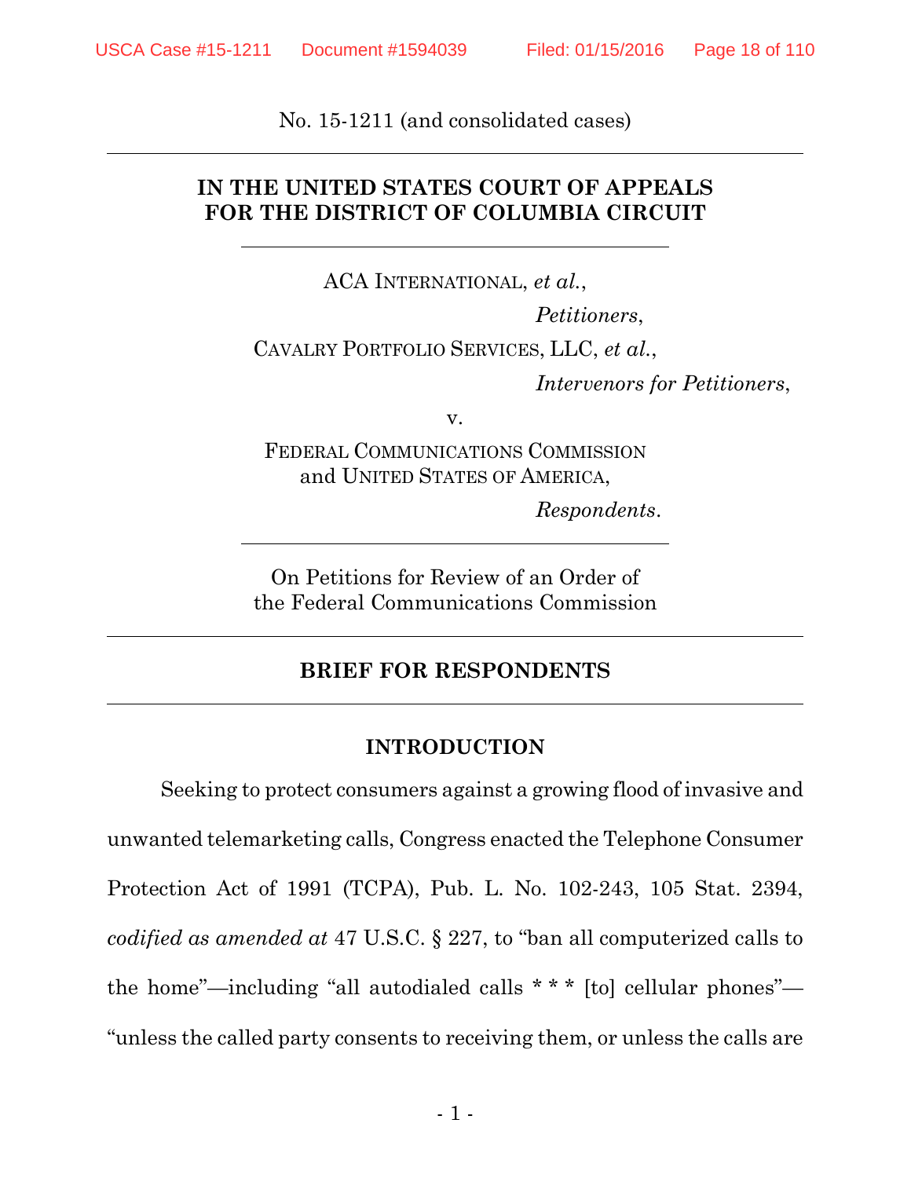No. 15-1211 (and consolidated cases)

---

**IN THE UNITED STATES COURT OF APPEALS FOR THE DISTRICT OF COLUMBIA CIRCUIT**

---

ACA INTERNATIONAL, *et al.*,

*Petitioners*,

CAVALRY PORTFOLIO SERVICES, LLC, *et al.*,

*Intervenors for Petitioners*,

v.

FEDERAL COMMUNICATIONS COMMISSION and UNITED STATES OF AMERICA,

*Respondents*.

---

On Petitions for Review of an Order of the Federal Communications Commission

---

**BRIEF FOR RESPONDENTS**

---

**INTRODUCTION**

Seeking to protect consumers against a growing flood of invasive and unwanted telemarketing calls, Congress enacted the Telephone Consumer Protection Act of 1991 (TCPA), Pub. L. No. 102-243, 105 Stat. 2394, *codified as amended at* 47 U.S.C. § 227, to "ban all computerized calls to the home"—including "all autodialed calls * * * [to] cellular phones"—"unless the called party consents to receiving them, or unless the calls are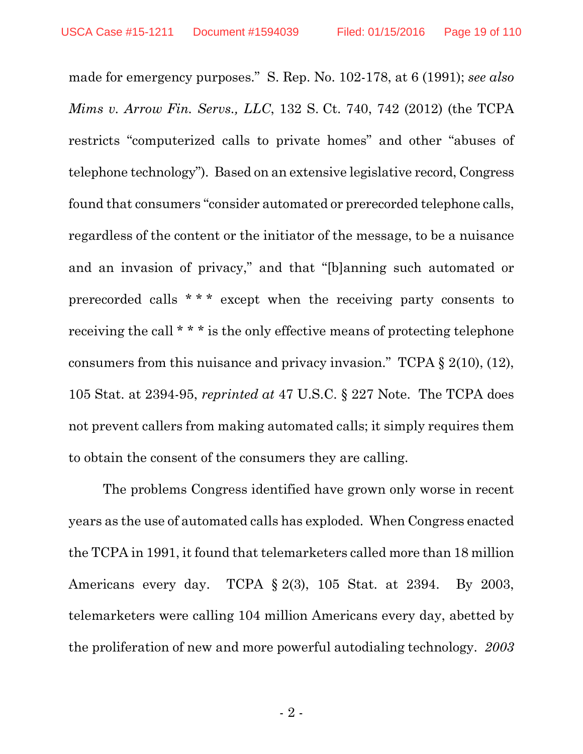made for emergency purposes." S. Rep. No. 102-178, at 6 (1991); *see also Mims v. Arrow Fin. Servs., LLC*, 132 S. Ct. 740, 742 (2012) (the TCPA restricts "computerized calls to private homes" and other "abuses of telephone technology"). Based on an extensive legislative record, Congress found that consumers "consider automated or prerecorded telephone calls, regardless of the content or the initiator of the message, to be a nuisance and an invasion of privacy," and that "[b]anning such automated or prerecorded calls * * * except when the receiving party consents to receiving the call * * * is the only effective means of protecting telephone consumers from this nuisance and privacy invasion." TCPA § 2(10), (12), 105 Stat. at 2394-95, *reprinted at* 47 U.S.C. § 227 Note. The TCPA does not prevent callers from making automated calls; it simply requires them to obtain the consent of the consumers they are calling.

The problems Congress identified have grown only worse in recent years as the use of automated calls has exploded. When Congress enacted the TCPA in 1991, it found that telemarketers called more than 18 million Americans every day. TCPA § 2(3), 105 Stat. at 2394. By 2003, telemarketers were calling 104 million Americans every day, abetted by the proliferation of new and more powerful autodialing technology. *2003*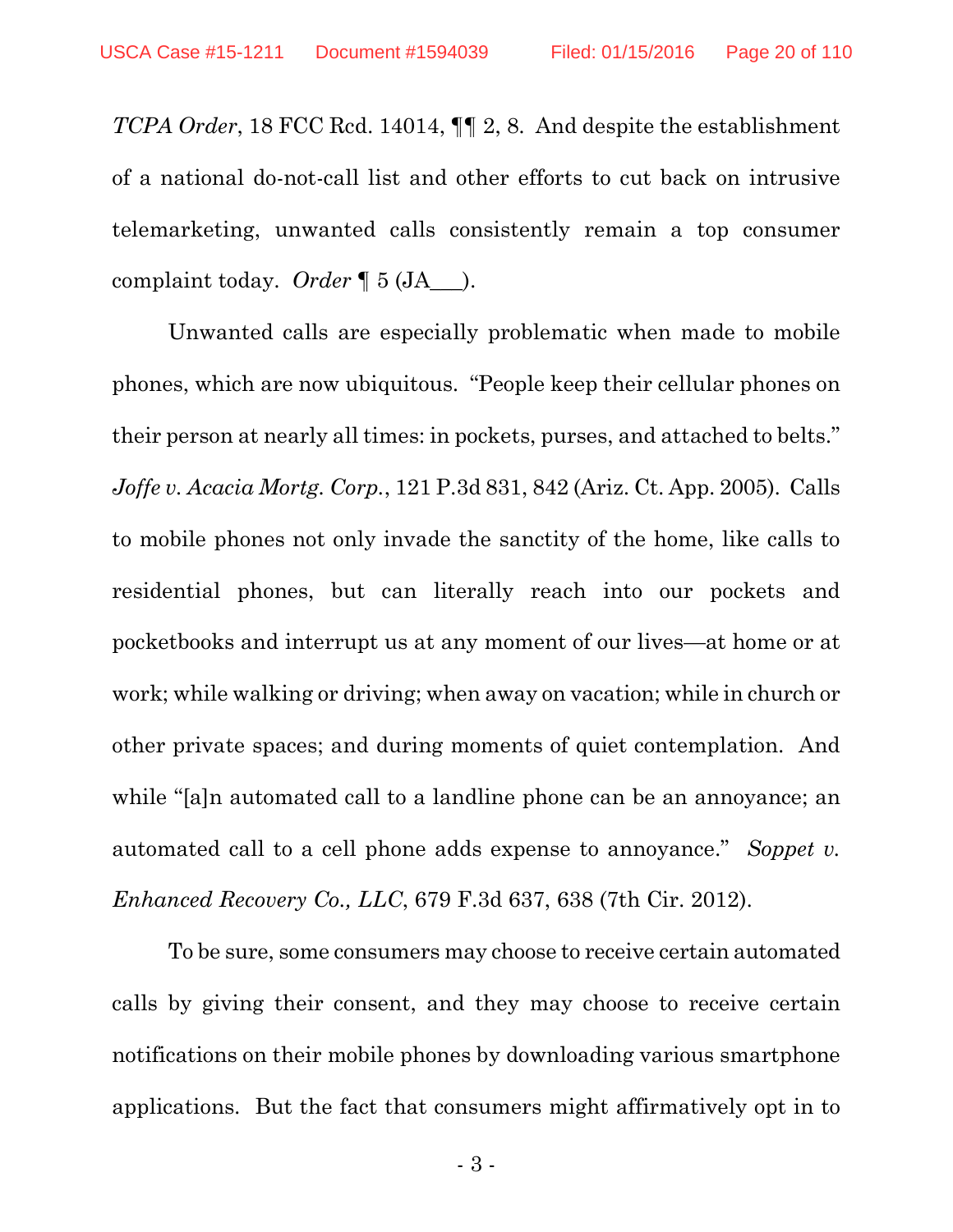*TCPA Order*, 18 FCC Rcd. 14014, ¶¶ 2, 8. And despite the establishment of a national do-not-call list and other efforts to cut back on intrusive telemarketing, unwanted calls consistently remain a top consumer complaint today. *Order* ¶ 5 (JA___).

Unwanted calls are especially problematic when made to mobile phones, which are now ubiquitous. "People keep their cellular phones on their person at nearly all times: in pockets, purses, and attached to belts." *Joffe v. Acacia Mortg. Corp.*, 121 P.3d 831, 842 (Ariz. Ct. App. 2005). Calls to mobile phones not only invade the sanctity of the home, like calls to residential phones, but can literally reach into our pockets and pocketbooks and interrupt us at any moment of our lives—at home or at work; while walking or driving; when away on vacation; while in church or other private spaces; and during moments of quiet contemplation. And while "[a]n automated call to a landline phone can be an annoyance; an automated call to a cell phone adds expense to annoyance." *Soppet v. Enhanced Recovery Co., LLC*, 679 F.3d 637, 638 (7th Cir. 2012).

To be sure, some consumers may choose to receive certain automated calls by giving their consent, and they may choose to receive certain notifications on their mobile phones by downloading various smartphone applications. But the fact that consumers might affirmatively opt in to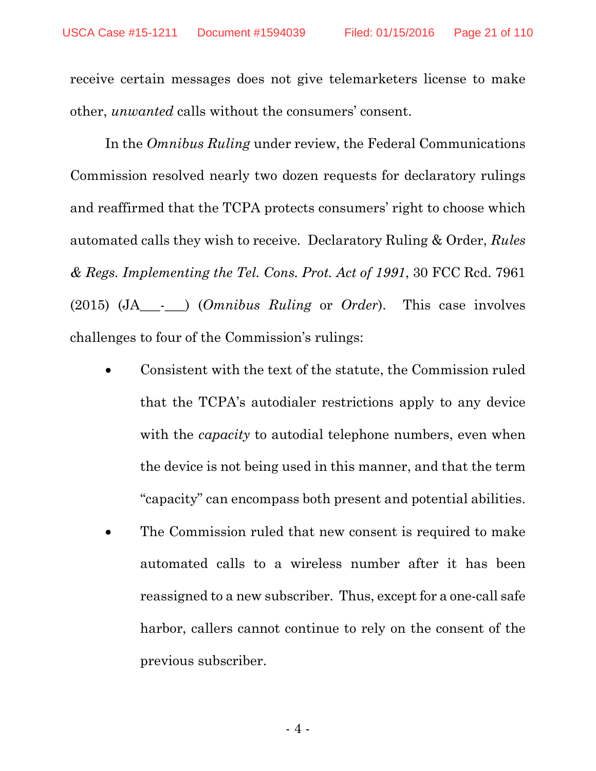receive certain messages does not give telemarketers license to make other, *unwanted* calls without the consumers' consent.

In the *Omnibus Ruling* under review, the Federal Communications Commission resolved nearly two dozen requests for declaratory rulings and reaffirmed that the TCPA protects consumers' right to choose which automated calls they wish to receive. Declaratory Ruling & Order, *Rules & Regs. Implementing the Tel. Cons. Prot. Act of 1991*, 30 FCC Rcd. 7961 (2015) (JA___-___) (*Omnibus Ruling* or *Order*). This case involves challenges to four of the Commission's rulings:

- Consistent with the text of the statute, the Commission ruled that the TCPA's autodialer restrictions apply to any device with the *capacity* to autodial telephone numbers, even when the device is not being used in this manner, and that the term "capacity" can encompass both present and potential abilities.
- The Commission ruled that new consent is required to make automated calls to a wireless number after it has been reassigned to a new subscriber. Thus, except for a one-call safe harbor, callers cannot continue to rely on the consent of the previous subscriber.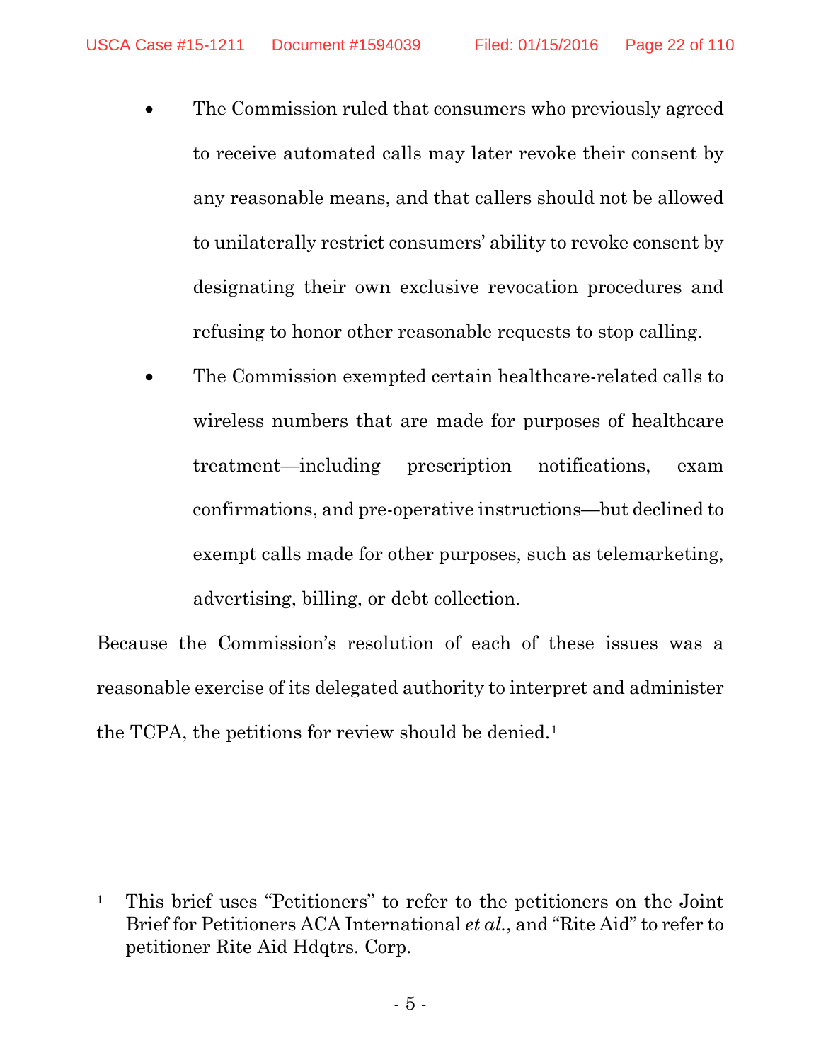- The Commission ruled that consumers who previously agreed to receive automated calls may later revoke their consent by any reasonable means, and that callers should not be allowed to unilaterally restrict consumers' ability to revoke consent by designating their own exclusive revocation procedures and refusing to honor other reasonable requests to stop calling.
- The Commission exempted certain healthcare-related calls to wireless numbers that are made for purposes of healthcare treatment—including prescription notifications, exam confirmations, and pre-operative instructions—but declined to exempt calls made for other purposes, such as telemarketing, advertising, billing, or debt collection.

Because the Commission's resolution of each of these issues was a reasonable exercise of its delegated authority to interpret and administer the TCPA, the petitions for review should be denied.[1]

---

[1] This brief uses "Petitioners" to refer to the petitioners on the Joint Brief for Petitioners ACA International *et al.*, and "Rite Aid" to refer to petitioner Rite Aid Hdqtrs. Corp.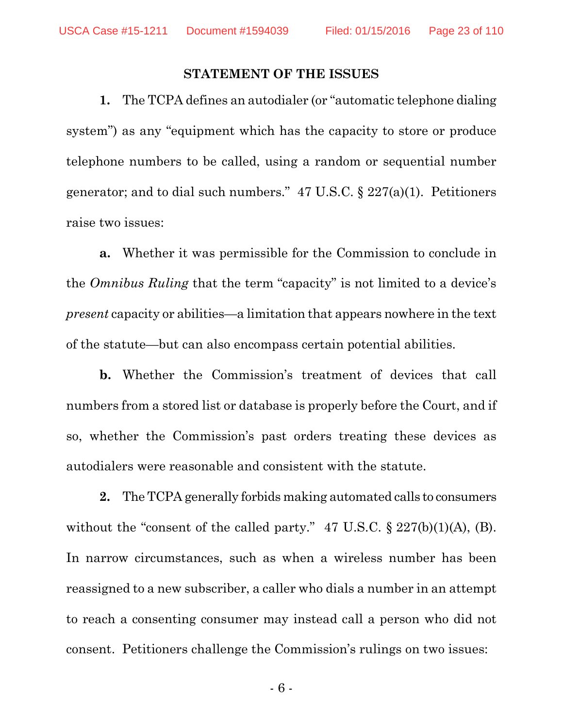## STATEMENT OF THE ISSUES

**1.** The TCPA defines an autodialer (or "automatic telephone dialing system") as any "equipment which has the capacity to store or produce telephone numbers to be called, using a random or sequential number generator; and to dial such numbers." 47 U.S.C. § 227(a)(1). Petitioners raise two issues:

**a.** Whether it was permissible for the Commission to conclude in the *Omnibus Ruling* that the term "capacity" is not limited to a device's *present* capacity or abilities—a limitation that appears nowhere in the text of the statute—but can also encompass certain potential abilities.

**b.** Whether the Commission's treatment of devices that call numbers from a stored list or database is properly before the Court, and if so, whether the Commission's past orders treating these devices as autodialers were reasonable and consistent with the statute.

**2.** The TCPA generally forbids making automated calls to consumers without the "consent of the called party." 47 U.S.C. § 227(b)(1)(A), (B). In narrow circumstances, such as when a wireless number has been reassigned to a new subscriber, a caller who dials a number in an attempt to reach a consenting consumer may instead call a person who did not consent. Petitioners challenge the Commission's rulings on two issues: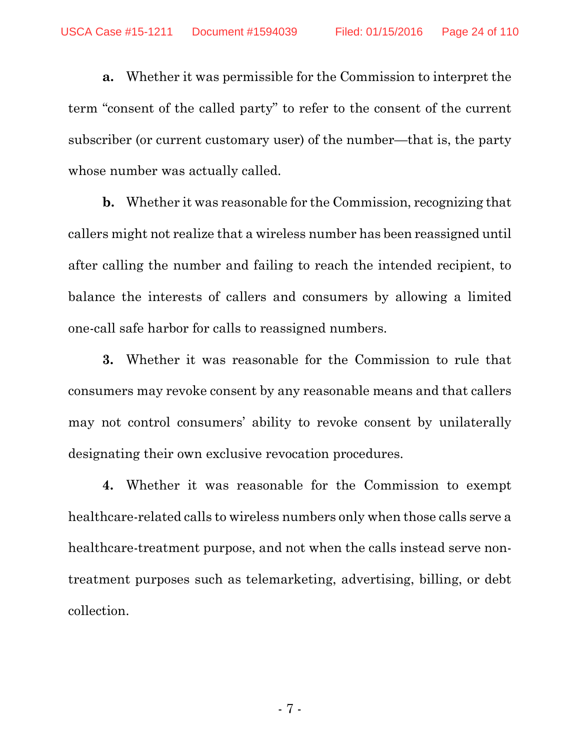**a.** Whether it was permissible for the Commission to interpret the term "consent of the called party" to refer to the consent of the current subscriber (or current customary user) of the number—that is, the party whose number was actually called.

**b.** Whether it was reasonable for the Commission, recognizing that callers might not realize that a wireless number has been reassigned until after calling the number and failing to reach the intended recipient, to balance the interests of callers and consumers by allowing a limited one-call safe harbor for calls to reassigned numbers.

**3.** Whether it was reasonable for the Commission to rule that consumers may revoke consent by any reasonable means and that callers may not control consumers' ability to revoke consent by unilaterally designating their own exclusive revocation procedures.

**4.** Whether it was reasonable for the Commission to exempt healthcare-related calls to wireless numbers only when those calls serve a healthcare-treatment purpose, and not when the calls instead serve non-treatment purposes such as telemarketing, advertising, billing, or debt collection.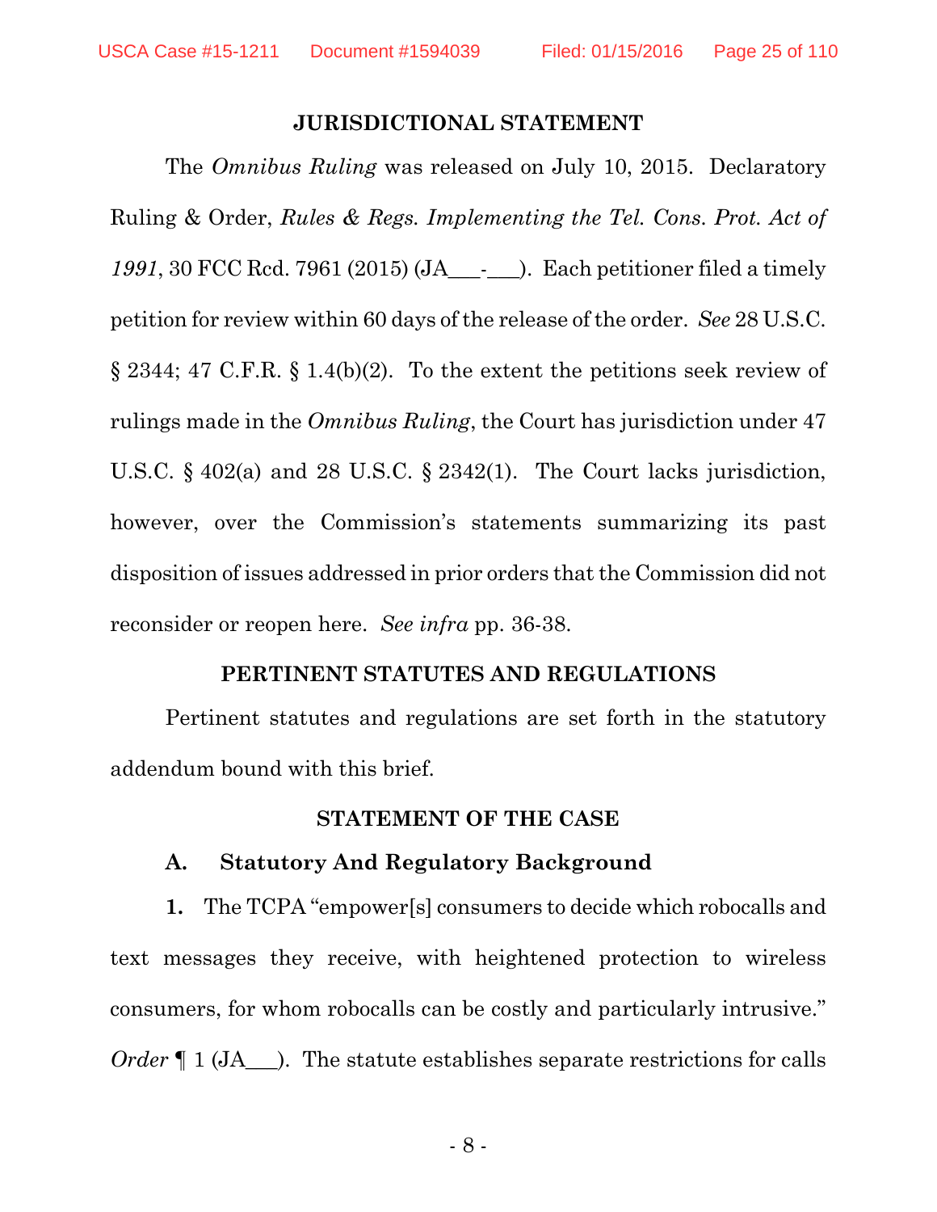## JURISDICTIONAL STATEMENT

The *Omnibus Ruling* was released on July 10, 2015. Declaratory Ruling & Order, *Rules & Regs. Implementing the Tel. Cons. Prot. Act of 1991*, 30 FCC Rcd. 7961 (2015) (JA___-___). Each petitioner filed a timely petition for review within 60 days of the release of the order. *See* 28 U.S.C. § 2344; 47 C.F.R. § 1.4(b)(2). To the extent the petitions seek review of rulings made in the *Omnibus Ruling*, the Court has jurisdiction under 47 U.S.C. § 402(a) and 28 U.S.C. § 2342(1). The Court lacks jurisdiction, however, over the Commission's statements summarizing its past disposition of issues addressed in prior orders that the Commission did not reconsider or reopen here. *See infra* pp. 36-38.

## PERTINENT STATUTES AND REGULATIONS

Pertinent statutes and regulations are set forth in the statutory addendum bound with this brief.

## STATEMENT OF THE CASE

### A. Statutory And Regulatory Background

**1.** The TCPA "empower[s] consumers to decide which robocalls and text messages they receive, with heightened protection to wireless consumers, for whom robocalls can be costly and particularly intrusive." *Order* ¶ 1 (JA___). The statute establishes separate restrictions for calls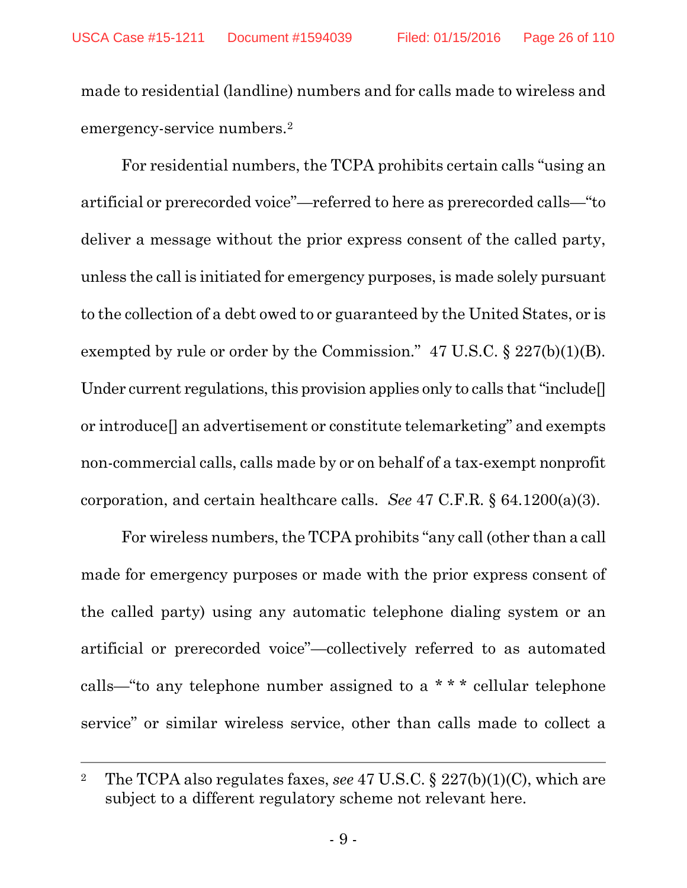made to residential (landline) numbers and for calls made to wireless and emergency-service numbers.[2]

For residential numbers, the TCPA prohibits certain calls "using an artificial or prerecorded voice"—referred to here as prerecorded calls—"to deliver a message without the prior express consent of the called party, unless the call is initiated for emergency purposes, is made solely pursuant to the collection of a debt owed to or guaranteed by the United States, or is exempted by rule or order by the Commission." 47 U.S.C. § 227(b)(1)(B). Under current regulations, this provision applies only to calls that "include[] or introduce[] an advertisement or constitute telemarketing" and exempts non-commercial calls, calls made by or on behalf of a tax-exempt nonprofit corporation, and certain healthcare calls. *See* 47 C.F.R. § 64.1200(a)(3).

For wireless numbers, the TCPA prohibits "any call (other than a call made for emergency purposes or made with the prior express consent of the called party) using any automatic telephone dialing system or an artificial or prerecorded voice"—collectively referred to as automated calls—"to any telephone number assigned to a * * * cellular telephone service" or similar wireless service, other than calls made to collect a

---

[2] The TCPA also regulates faxes, *see* 47 U.S.C. § 227(b)(1)(C), which are subject to a different regulatory scheme not relevant here.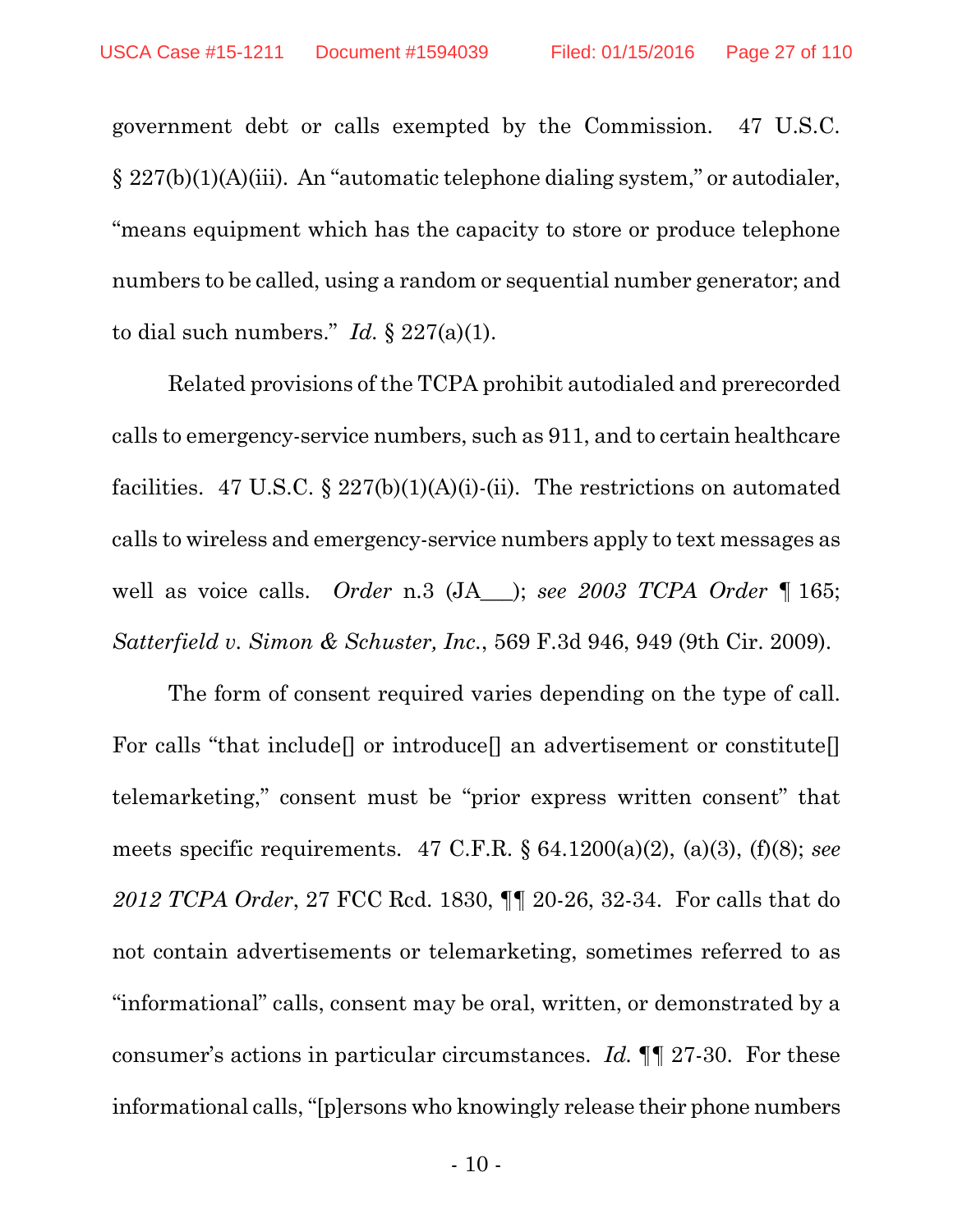government debt or calls exempted by the Commission. 47 U.S.C. § 227(b)(1)(A)(iii). An "automatic telephone dialing system," or autodialer, "means equipment which has the capacity to store or produce telephone numbers to be called, using a random or sequential number generator; and to dial such numbers." *Id.* § 227(a)(1).

Related provisions of the TCPA prohibit autodialed and prerecorded calls to emergency-service numbers, such as 911, and to certain healthcare facilities. 47 U.S.C. § 227(b)(1)(A)(i)-(ii). The restrictions on automated calls to wireless and emergency-service numbers apply to text messages as well as voice calls. *Order* n.3 (JA___); *see 2003 TCPA Order* ¶ 165; *Satterfield v. Simon & Schuster, Inc.*, 569 F.3d 946, 949 (9th Cir. 2009).

The form of consent required varies depending on the type of call. For calls "that include[] or introduce[] an advertisement or constitute[] telemarketing," consent must be "prior express written consent" that meets specific requirements. 47 C.F.R. § 64.1200(a)(2), (a)(3), (f)(8); *see 2012 TCPA Order*, 27 FCC Rcd. 1830, ¶¶ 20-26, 32-34. For calls that do not contain advertisements or telemarketing, sometimes referred to as "informational" calls, consent may be oral, written, or demonstrated by a consumer's actions in particular circumstances. *Id.* ¶¶ 27-30. For these informational calls, "[p]ersons who knowingly release their phone numbers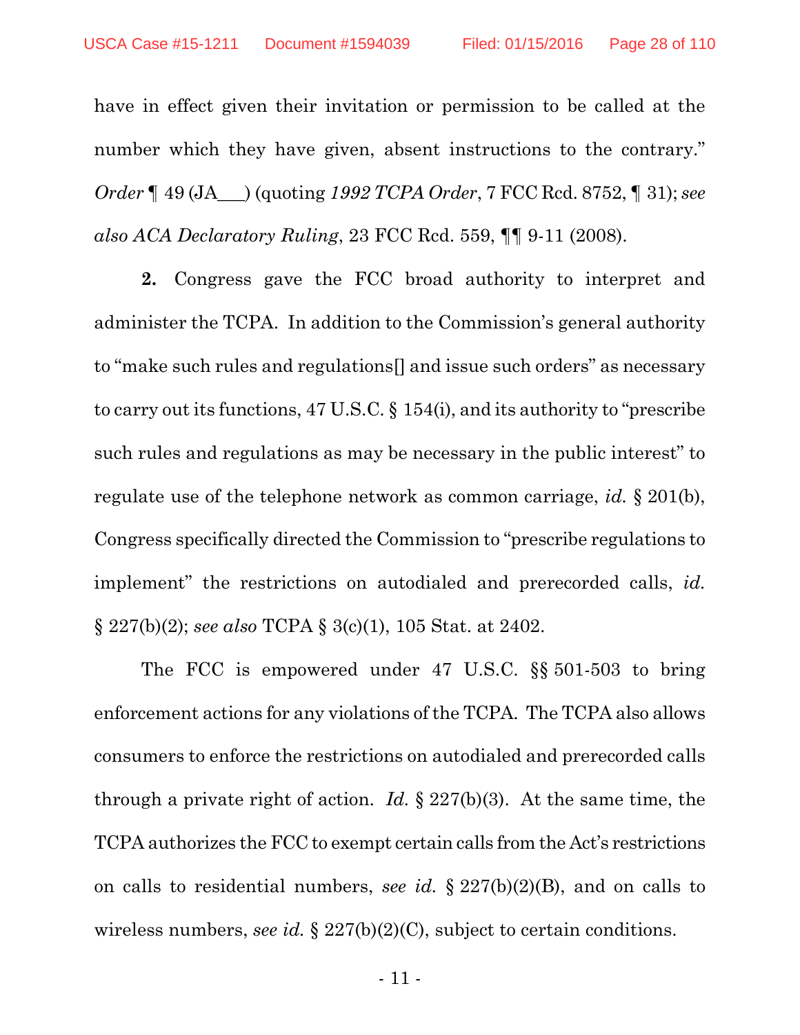have in effect given their invitation or permission to be called at the number which they have given, absent instructions to the contrary." *Order* ¶ 49 (JA___) (quoting *1992 TCPA Order*, 7 FCC Rcd. 8752, ¶ 31); *see also ACA Declaratory Ruling*, 23 FCC Rcd. 559, ¶¶ 9-11 (2008).

**2.** Congress gave the FCC broad authority to interpret and administer the TCPA. In addition to the Commission's general authority to "make such rules and regulations[] and issue such orders" as necessary to carry out its functions, 47 U.S.C. § 154(i), and its authority to "prescribe such rules and regulations as may be necessary in the public interest" to regulate use of the telephone network as common carriage, *id.* § 201(b), Congress specifically directed the Commission to "prescribe regulations to implement" the restrictions on autodialed and prerecorded calls, *id.* § 227(b)(2); *see also* TCPA § 3(c)(1), 105 Stat. at 2402.

The FCC is empowered under 47 U.S.C. §§ 501-503 to bring enforcement actions for any violations of the TCPA. The TCPA also allows consumers to enforce the restrictions on autodialed and prerecorded calls through a private right of action. *Id.* § 227(b)(3). At the same time, the TCPA authorizes the FCC to exempt certain calls from the Act's restrictions on calls to residential numbers, *see id.* § 227(b)(2)(B), and on calls to wireless numbers, *see id.* § 227(b)(2)(C), subject to certain conditions.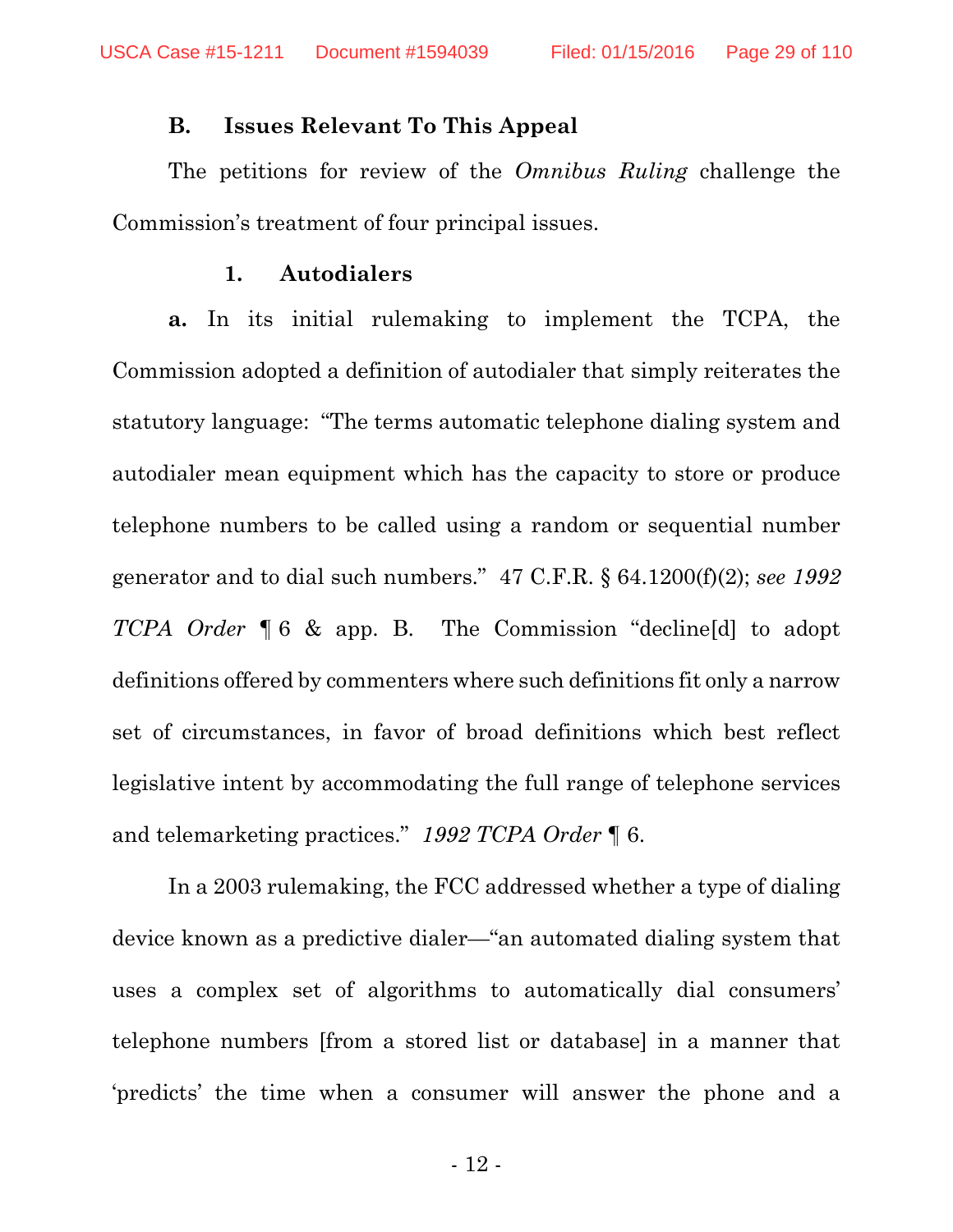### B. Issues Relevant To This Appeal

The petitions for review of the *Omnibus Ruling* challenge the Commission's treatment of four principal issues.

#### 1. Autodialers

**a.** In its initial rulemaking to implement the TCPA, the Commission adopted a definition of autodialer that simply reiterates the statutory language: "The terms automatic telephone dialing system and autodialer mean equipment which has the capacity to store or produce telephone numbers to be called using a random or sequential number generator and to dial such numbers." 47 C.F.R. § 64.1200(f)(2); *see 1992 TCPA Order* ¶ 6 & app. B. The Commission "decline[d] to adopt definitions offered by commenters where such definitions fit only a narrow set of circumstances, in favor of broad definitions which best reflect legislative intent by accommodating the full range of telephone services and telemarketing practices." *1992 TCPA Order* ¶ 6.

In a 2003 rulemaking, the FCC addressed whether a type of dialing device known as a predictive dialer—"an automated dialing system that uses a complex set of algorithms to automatically dial consumers' telephone numbers [from a stored list or database] in a manner that 'predicts' the time when a consumer will answer the phone and a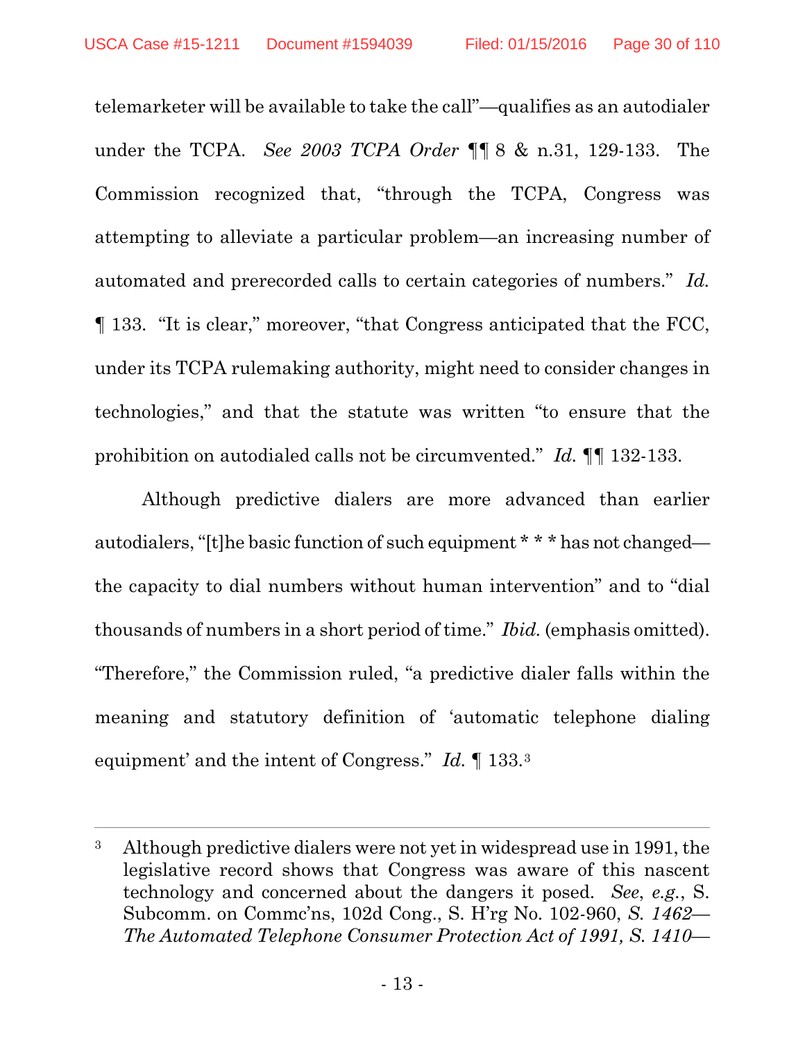telemarketer will be available to take the call"—qualifies as an autodialer under the TCPA. *See 2003 TCPA Order* ¶¶ 8 & n.31, 129-133. The Commission recognized that, "through the TCPA, Congress was attempting to alleviate a particular problem—an increasing number of automated and prerecorded calls to certain categories of numbers." *Id.* ¶ 133. "It is clear," moreover, "that Congress anticipated that the FCC, under its TCPA rulemaking authority, might need to consider changes in technologies," and that the statute was written "to ensure that the prohibition on autodialed calls not be circumvented." *Id.* ¶¶ 132-133.

Although predictive dialers are more advanced than earlier autodialers, "[t]he basic function of such equipment * * * has not changed—the capacity to dial numbers without human intervention" and to "dial thousands of numbers in a short period of time." *Ibid.* (emphasis omitted). "Therefore," the Commission ruled, "a predictive dialer falls within the meaning and statutory definition of 'automatic telephone dialing equipment' and the intent of Congress." *Id.* ¶ 133.[3]

---

[3] Although predictive dialers were not yet in widespread use in 1991, the legislative record shows that Congress was aware of this nascent technology and concerned about the dangers it posed. *See*, *e.g.*, S. Subcomm. on Commc'ns, 102d Cong., S. H'rg No. 102-960, *S. 1462—The Automated Telephone Consumer Protection Act of 1991, S. 1410—*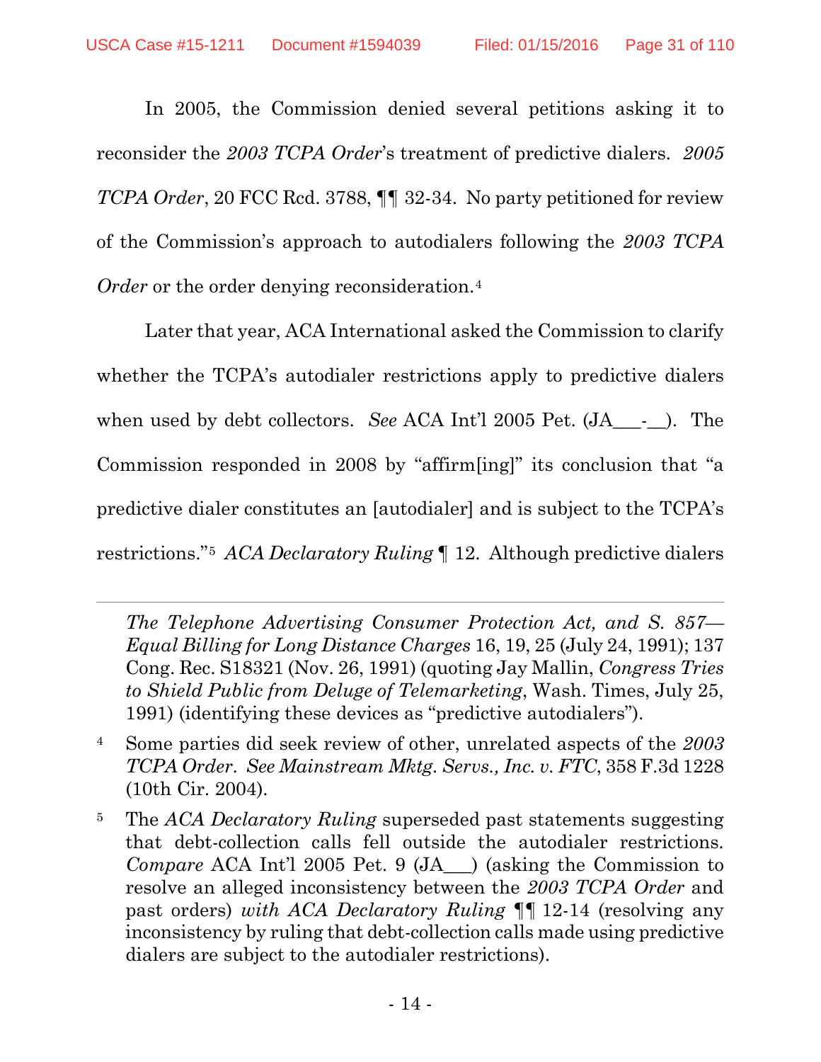In 2005, the Commission denied several petitions asking it to reconsider the *2003 TCPA Order*'s treatment of predictive dialers. *2005 TCPA Order*, 20 FCC Rcd. 3788, ¶¶ 32-34. No party petitioned for review of the Commission's approach to autodialers following the *2003 TCPA Order* or the order denying reconsideration.[4]

Later that year, ACA International asked the Commission to clarify whether the TCPA's autodialer restrictions apply to predictive dialers when used by debt collectors. *See* ACA Int'l 2005 Pet. (JA___-__). The Commission responded in 2008 by "affirm[ing]" its conclusion that "a predictive dialer constitutes an [autodialer] and is subject to the TCPA's restrictions."[5] *ACA Declaratory Ruling* ¶ 12. Although predictive dialers

---

*The Telephone Advertising Consumer Protection Act, and S. 857—Equal Billing for Long Distance Charges* 16, 19, 25 (July 24, 1991); 137 Cong. Rec. S18321 (Nov. 26, 1991) (quoting Jay Mallin, *Congress Tries to Shield Public from Deluge of Telemarketing*, Wash. Times, July 25, 1991) (identifying these devices as "predictive autodialers").

[4] Some parties did seek review of other, unrelated aspects of the *2003 TCPA Order*. *See Mainstream Mktg. Servs., Inc. v. FTC*, 358 F.3d 1228 (10th Cir. 2004).

[5] The *ACA Declaratory Ruling* superseded past statements suggesting that debt-collection calls fell outside the autodialer restrictions. *Compare* ACA Int'l 2005 Pet. 9 (JA___) (asking the Commission to resolve an alleged inconsistency between the *2003 TCPA Order* and past orders) *with ACA Declaratory Ruling* ¶¶ 12-14 (resolving any inconsistency by ruling that debt-collection calls made using predictive dialers are subject to the autodialer restrictions).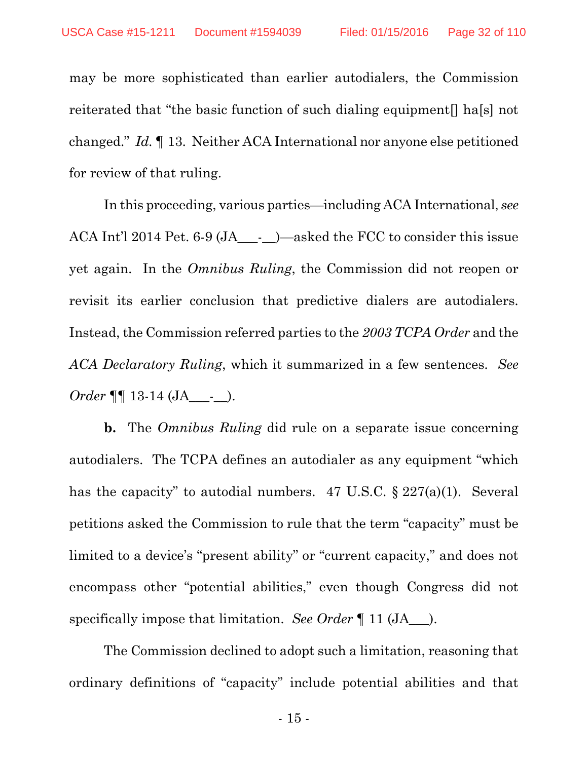may be more sophisticated than earlier autodialers, the Commission reiterated that "the basic function of such dialing equipment[] ha[s] not changed." *Id.* ¶ 13. Neither ACA International nor anyone else petitioned for review of that ruling.

In this proceeding, various parties—including ACA International, *see* ACA Int'l 2014 Pet. 6-9 (JA___-__)—asked the FCC to consider this issue yet again. In the *Omnibus Ruling*, the Commission did not reopen or revisit its earlier conclusion that predictive dialers are autodialers. Instead, the Commission referred parties to the *2003 TCPA Order* and the *ACA Declaratory Ruling*, which it summarized in a few sentences. *See Order* ¶¶ 13-14 (JA___-__).

**b.** The *Omnibus Ruling* did rule on a separate issue concerning autodialers. The TCPA defines an autodialer as any equipment "which has the capacity" to autodial numbers. 47 U.S.C. § 227(a)(1). Several petitions asked the Commission to rule that the term "capacity" must be limited to a device's "present ability" or "current capacity," and does not encompass other "potential abilities," even though Congress did not specifically impose that limitation. *See Order* ¶ 11 (JA___).

The Commission declined to adopt such a limitation, reasoning that ordinary definitions of "capacity" include potential abilities and that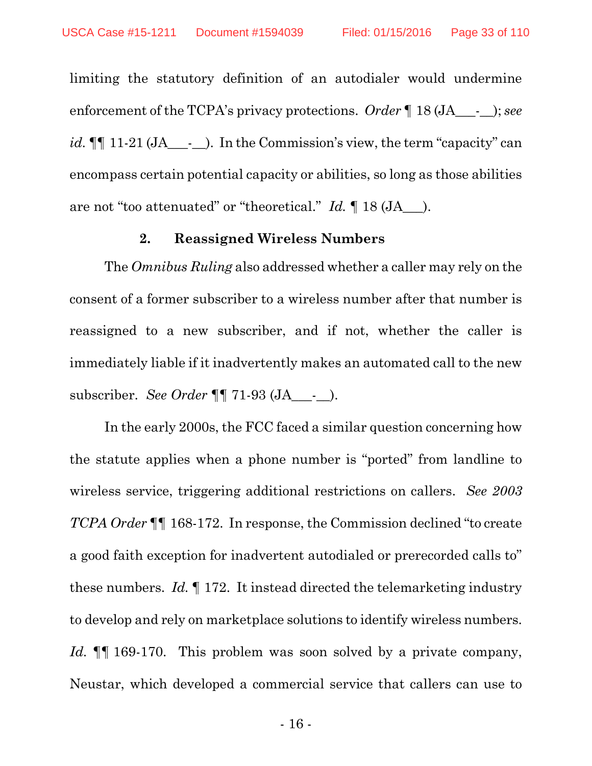limiting the statutory definition of an autodialer would undermine enforcement of the TCPA's privacy protections. *Order* ¶ 18 (JA___-__); *see id.* ¶¶ 11-21 (JA___-__). In the Commission's view, the term "capacity" can encompass certain potential capacity or abilities, so long as those abilities are not "too attenuated" or "theoretical." *Id.* ¶ 18 (JA___).

### 2. Reassigned Wireless Numbers

The *Omnibus Ruling* also addressed whether a caller may rely on the consent of a former subscriber to a wireless number after that number is reassigned to a new subscriber, and if not, whether the caller is immediately liable if it inadvertently makes an automated call to the new subscriber. *See Order* ¶¶ 71-93 (JA___-__).

In the early 2000s, the FCC faced a similar question concerning how the statute applies when a phone number is "ported" from landline to wireless service, triggering additional restrictions on callers. *See 2003 TCPA Order* ¶¶ 168-172. In response, the Commission declined "to create a good faith exception for inadvertent autodialed or prerecorded calls to" these numbers. *Id.* ¶ 172. It instead directed the telemarketing industry to develop and rely on marketplace solutions to identify wireless numbers. *Id.* ¶¶ 169-170. This problem was soon solved by a private company, Neustar, which developed a commercial service that callers can use to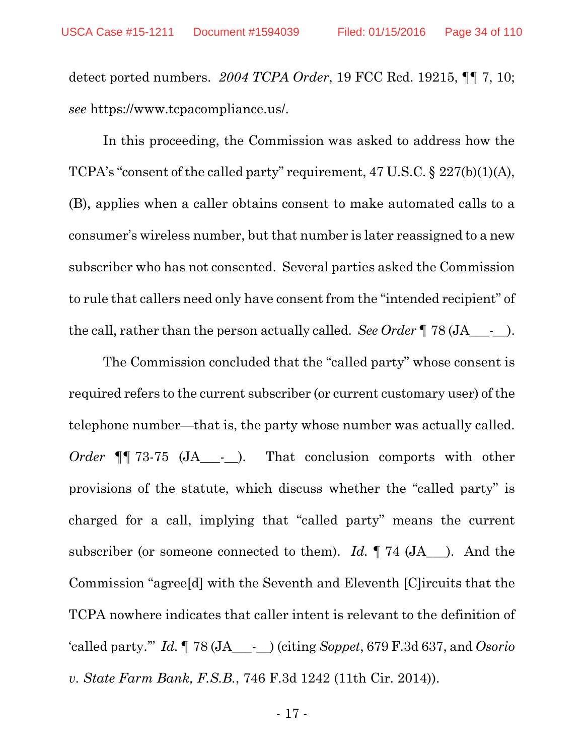detect ported numbers. *2004 TCPA Order*, 19 FCC Rcd. 19215, ¶¶ 7, 10; *see* https://www.tcpacompliance.us/.

In this proceeding, the Commission was asked to address how the TCPA's "consent of the called party" requirement, 47 U.S.C. § 227(b)(1)(A), (B), applies when a caller obtains consent to make automated calls to a consumer's wireless number, but that number is later reassigned to a new subscriber who has not consented. Several parties asked the Commission to rule that callers need only have consent from the "intended recipient" of the call, rather than the person actually called. *See Order* ¶ 78 (JA___-__).

The Commission concluded that the "called party" whose consent is required refers to the current subscriber (or current customary user) of the telephone number—that is, the party whose number was actually called. *Order* ¶¶ 73-75 (JA___-__). That conclusion comports with other provisions of the statute, which discuss whether the "called party" is charged for a call, implying that "called party" means the current subscriber (or someone connected to them). *Id.* ¶ 74 (JA___). And the Commission "agree[d] with the Seventh and Eleventh [C]ircuits that the TCPA nowhere indicates that caller intent is relevant to the definition of 'called party.'" *Id.* ¶ 78 (JA___-__) (citing *Soppet*, 679 F.3d 637, and *Osorio v. State Farm Bank, F.S.B.*, 746 F.3d 1242 (11th Cir. 2014)).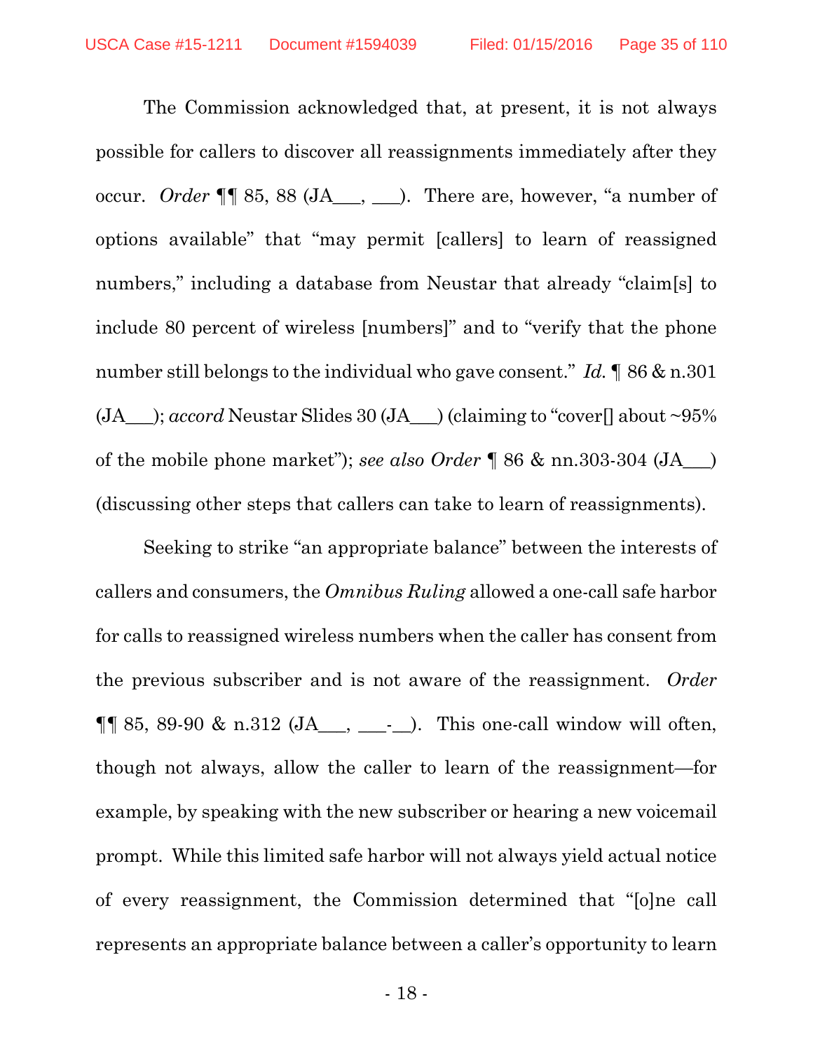The Commission acknowledged that, at present, it is not always possible for callers to discover all reassignments immediately after they occur. *Order* ¶¶ 85, 88 (JA___, ___). There are, however, "a number of options available" that "may permit [callers] to learn of reassigned numbers," including a database from Neustar that already "claim[s] to include 80 percent of wireless [numbers]" and to "verify that the phone number still belongs to the individual who gave consent." *Id.* ¶ 86 & n.301 (JA___); *accord* Neustar Slides 30 (JA___) (claiming to "cover[] about ~95% of the mobile phone market"); *see also Order* ¶ 86 & nn.303-304 (JA___) (discussing other steps that callers can take to learn of reassignments).

Seeking to strike "an appropriate balance" between the interests of callers and consumers, the *Omnibus Ruling* allowed a one-call safe harbor for calls to reassigned wireless numbers when the caller has consent from the previous subscriber and is not aware of the reassignment. *Order* ¶¶ 85, 89-90 & n.312 (JA___, ___-__). This one-call window will often, though not always, allow the caller to learn of the reassignment—for example, by speaking with the new subscriber or hearing a new voicemail prompt. While this limited safe harbor will not always yield actual notice of every reassignment, the Commission determined that "[o]ne call represents an appropriate balance between a caller's opportunity to learn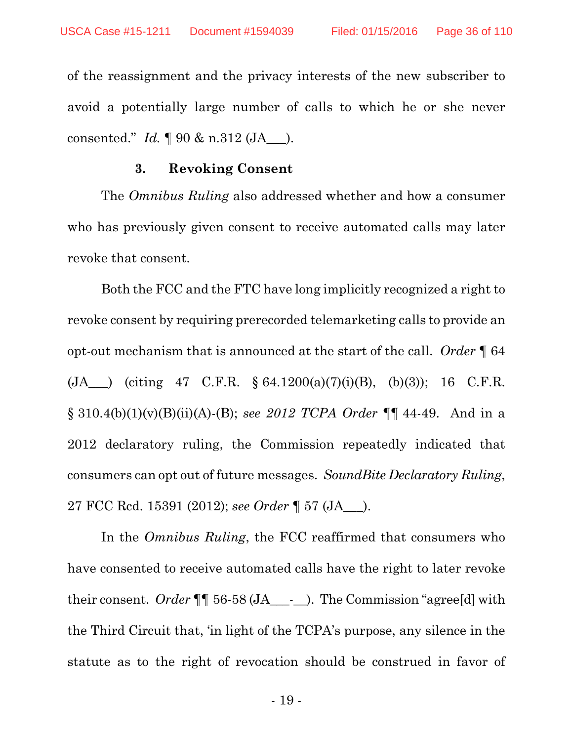of the reassignment and the privacy interests of the new subscriber to avoid a potentially large number of calls to which he or she never consented." *Id.* ¶ 90 & n.312 (JA___).

### 3. Revoking Consent

The *Omnibus Ruling* also addressed whether and how a consumer who has previously given consent to receive automated calls may later revoke that consent.

Both the FCC and the FTC have long implicitly recognized a right to revoke consent by requiring prerecorded telemarketing calls to provide an opt-out mechanism that is announced at the start of the call. *Order* ¶ 64 (JA___) (citing 47 C.F.R. § 64.1200(a)(7)(i)(B), (b)(3)); 16 C.F.R. § 310.4(b)(1)(v)(B)(ii)(A)-(B); *see 2012 TCPA Order* ¶¶ 44-49. And in a 2012 declaratory ruling, the Commission repeatedly indicated that consumers can opt out of future messages. *SoundBite Declaratory Ruling*, 27 FCC Rcd. 15391 (2012); *see Order* ¶ 57 (JA___).

In the *Omnibus Ruling*, the FCC reaffirmed that consumers who have consented to receive automated calls have the right to later revoke their consent. *Order* ¶¶ 56-58 (JA___-__). The Commission "agree[d] with the Third Circuit that, 'in light of the TCPA's purpose, any silence in the statute as to the right of revocation should be construed in favor of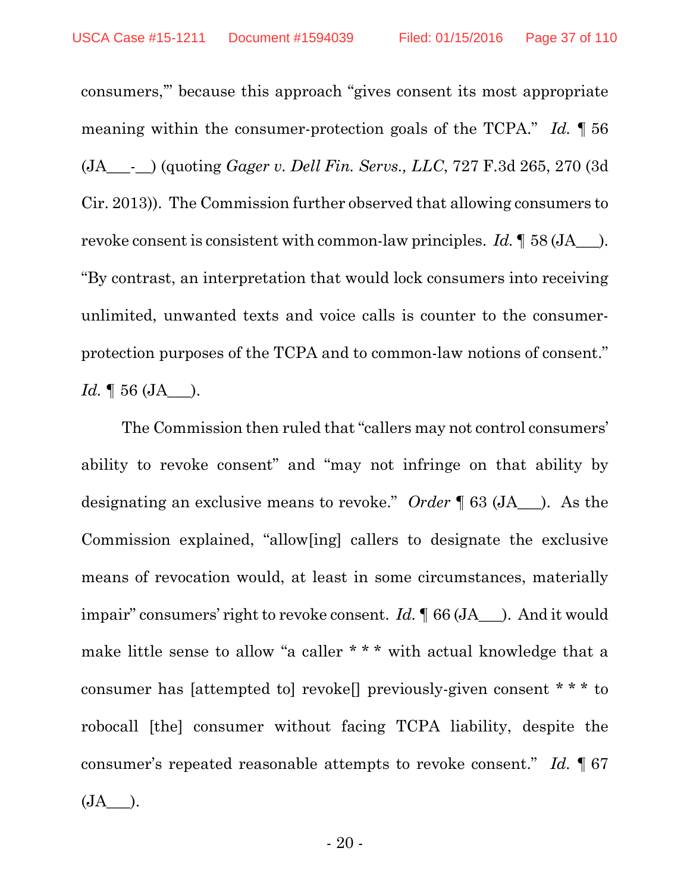consumers,'" because this approach "gives consent its most appropriate meaning within the consumer-protection goals of the TCPA." *Id.* ¶ 56 (JA___-__) (quoting *Gager v. Dell Fin. Servs., LLC*, 727 F.3d 265, 270 (3d Cir. 2013)). The Commission further observed that allowing consumers to revoke consent is consistent with common-law principles. *Id.* ¶ 58 (JA___). "By contrast, an interpretation that would lock consumers into receiving unlimited, unwanted texts and voice calls is counter to the consumer-protection purposes of the TCPA and to common-law notions of consent." *Id.* ¶ 56 (JA___).

The Commission then ruled that "callers may not control consumers' ability to revoke consent" and "may not infringe on that ability by designating an exclusive means to revoke." *Order* ¶ 63 (JA___). As the Commission explained, "allow[ing] callers to designate the exclusive means of revocation would, at least in some circumstances, materially impair" consumers' right to revoke consent. *Id.* ¶ 66 (JA___). And it would make little sense to allow "a caller * * * with actual knowledge that a consumer has [attempted to] revoke[] previously-given consent * * * to robocall [the] consumer without facing TCPA liability, despite the consumer's repeated reasonable attempts to revoke consent." *Id.* ¶ 67 (JA___).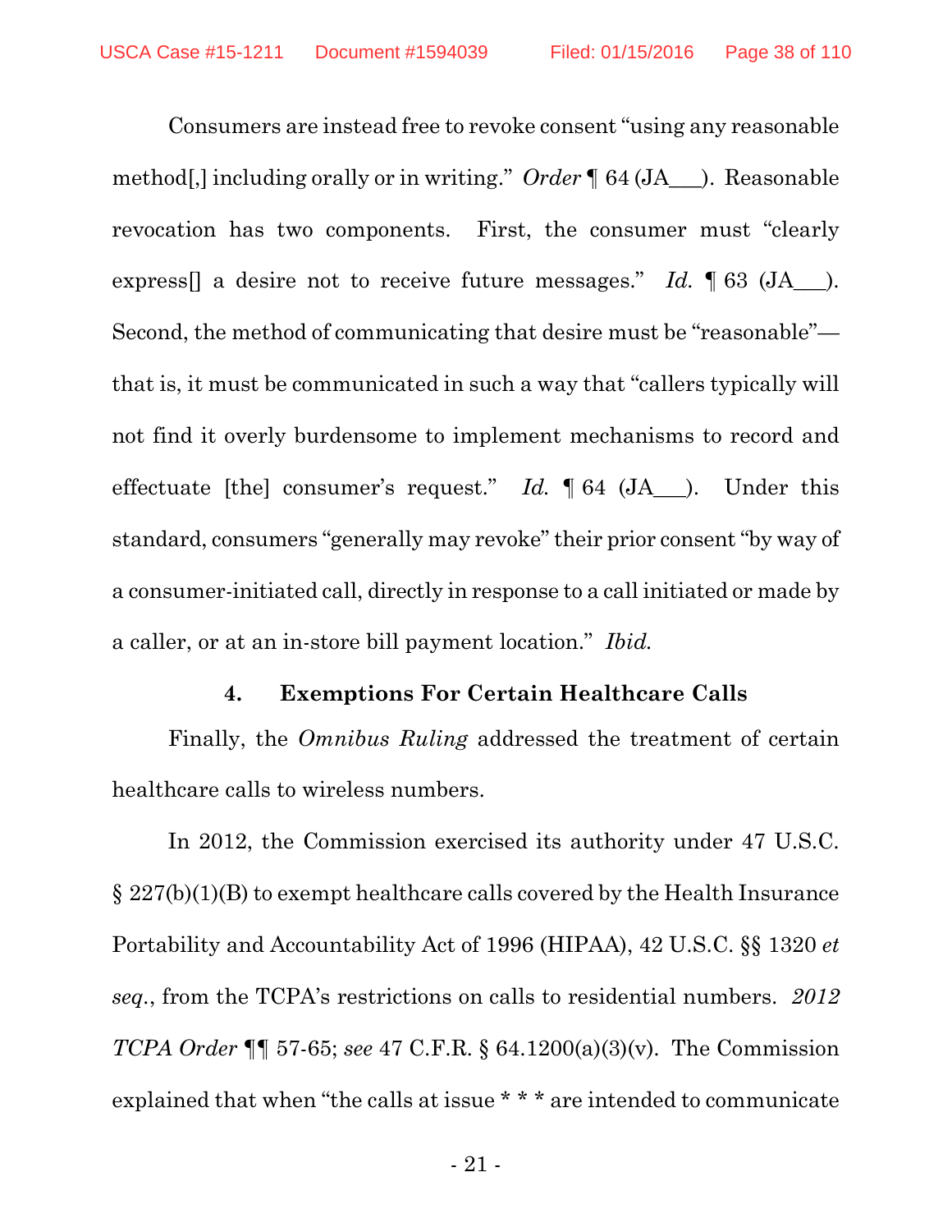Consumers are instead free to revoke consent "using any reasonable method[,] including orally or in writing." *Order* ¶ 64 (JA___). Reasonable revocation has two components. First, the consumer must "clearly express[] a desire not to receive future messages." *Id.* ¶ 63 (JA___). Second, the method of communicating that desire must be "reasonable"—that is, it must be communicated in such a way that "callers typically will not find it overly burdensome to implement mechanisms to record and effectuate [the] consumer's request." *Id.* ¶ 64 (JA___). Under this standard, consumers "generally may revoke" their prior consent "by way of a consumer-initiated call, directly in response to a call initiated or made by a caller, or at an in-store bill payment location." *Ibid.*

#### 4. Exemptions For Certain Healthcare Calls

Finally, the *Omnibus Ruling* addressed the treatment of certain healthcare calls to wireless numbers.

In 2012, the Commission exercised its authority under 47 U.S.C. § 227(b)(1)(B) to exempt healthcare calls covered by the Health Insurance Portability and Accountability Act of 1996 (HIPAA), 42 U.S.C. §§ 1320 *et seq.*, from the TCPA's restrictions on calls to residential numbers. *2012 TCPA Order* ¶¶ 57-65; *see* 47 C.F.R. § 64.1200(a)(3)(v). The Commission explained that when "the calls at issue * * * are intended to communicate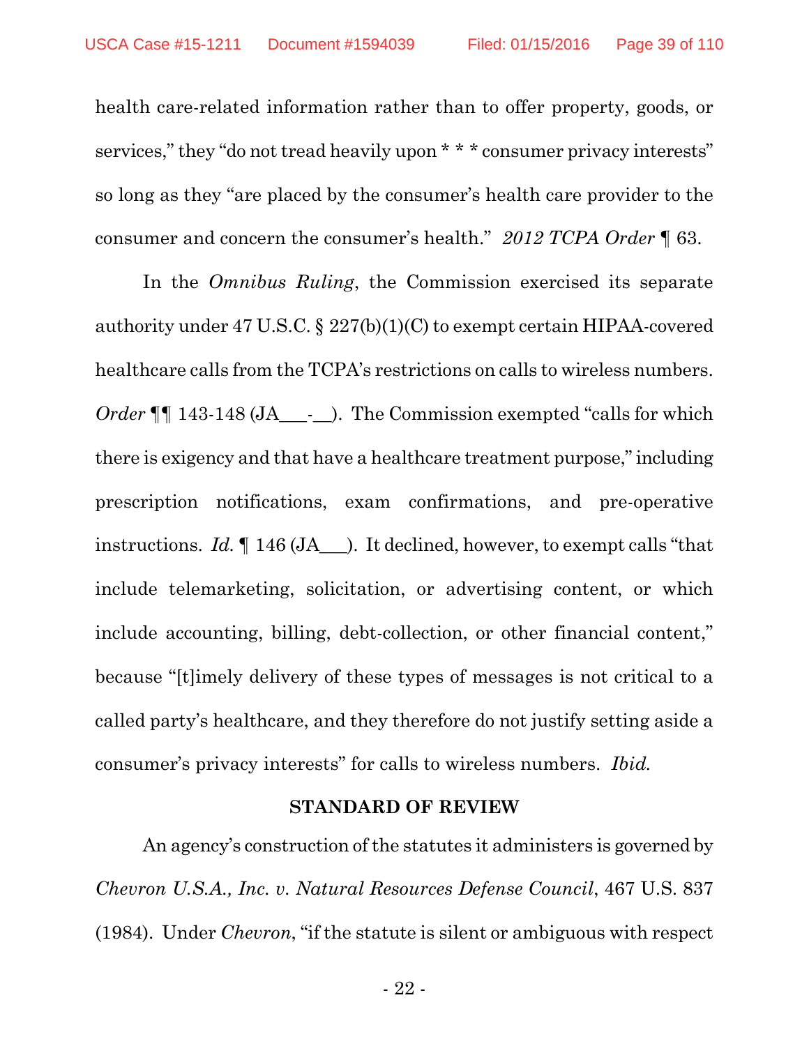health care-related information rather than to offer property, goods, or services," they "do not tread heavily upon * * * consumer privacy interests" so long as they "are placed by the consumer's health care provider to the consumer and concern the consumer's health." *2012 TCPA Order* ¶ 63.

In the *Omnibus Ruling*, the Commission exercised its separate authority under 47 U.S.C. § 227(b)(1)(C) to exempt certain HIPAA-covered healthcare calls from the TCPA's restrictions on calls to wireless numbers. *Order* ¶¶ 143-148 (JA___-__). The Commission exempted "calls for which there is exigency and that have a healthcare treatment purpose," including prescription notifications, exam confirmations, and pre-operative instructions. *Id.* ¶ 146 (JA___). It declined, however, to exempt calls "that include telemarketing, solicitation, or advertising content, or which include accounting, billing, debt-collection, or other financial content," because "[t]imely delivery of these types of messages is not critical to a called party's healthcare, and they therefore do not justify setting aside a consumer's privacy interests" for calls to wireless numbers. *Ibid.*

## STANDARD OF REVIEW

An agency's construction of the statutes it administers is governed by *Chevron U.S.A., Inc. v. Natural Resources Defense Council*, 467 U.S. 837 (1984). Under *Chevron*, "if the statute is silent or ambiguous with respect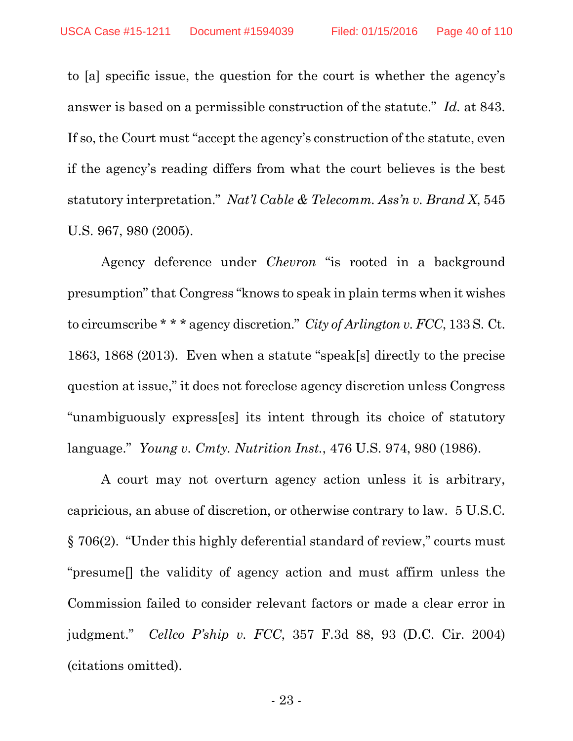to [a] specific issue, the question for the court is whether the agency's answer is based on a permissible construction of the statute." *Id.* at 843. If so, the Court must "accept the agency's construction of the statute, even if the agency's reading differs from what the court believes is the best statutory interpretation." *Nat'l Cable & Telecomm. Ass'n v. Brand X*, 545 U.S. 967, 980 (2005).

Agency deference under *Chevron* "is rooted in a background presumption" that Congress "knows to speak in plain terms when it wishes to circumscribe * * * agency discretion." *City of Arlington v. FCC*, 133 S. Ct. 1863, 1868 (2013). Even when a statute "speak[s] directly to the precise question at issue," it does not foreclose agency discretion unless Congress "unambiguously express[es] its intent through its choice of statutory language." *Young v. Cmty. Nutrition Inst.*, 476 U.S. 974, 980 (1986).

A court may not overturn agency action unless it is arbitrary, capricious, an abuse of discretion, or otherwise contrary to law. 5 U.S.C. § 706(2). "Under this highly deferential standard of review," courts must "presume[] the validity of agency action and must affirm unless the Commission failed to consider relevant factors or made a clear error in judgment." *Cellco P'ship v. FCC*, 357 F.3d 88, 93 (D.C. Cir. 2004) (citations omitted).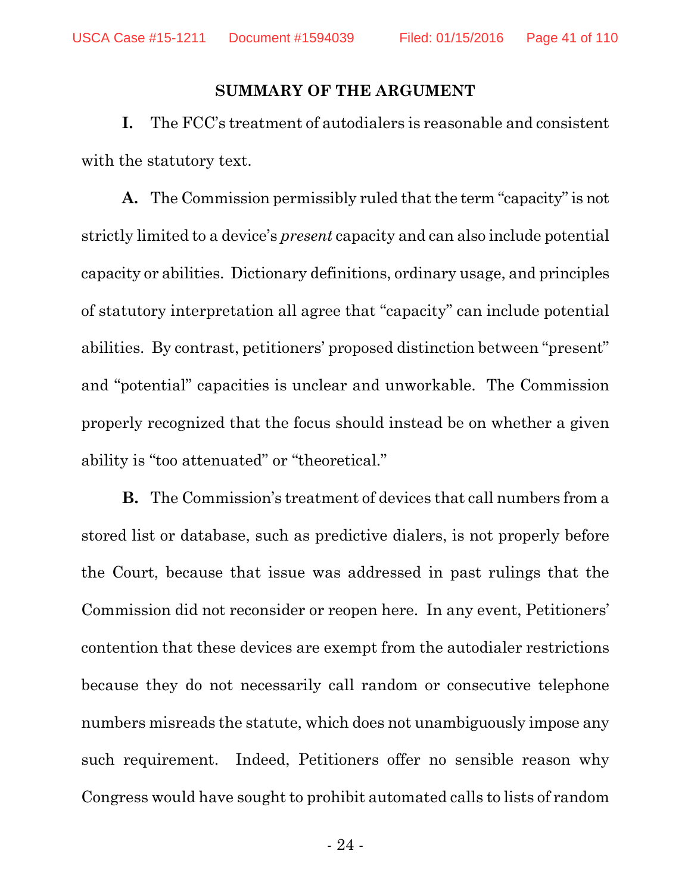## SUMMARY OF THE ARGUMENT

**I.** The FCC's treatment of autodialers is reasonable and consistent with the statutory text.

**A.** The Commission permissibly ruled that the term "capacity" is not strictly limited to a device's *present* capacity and can also include potential capacity or abilities. Dictionary definitions, ordinary usage, and principles of statutory interpretation all agree that "capacity" can include potential abilities. By contrast, petitioners' proposed distinction between "present" and "potential" capacities is unclear and unworkable. The Commission properly recognized that the focus should instead be on whether a given ability is "too attenuated" or "theoretical."

**B.** The Commission's treatment of devices that call numbers from a stored list or database, such as predictive dialers, is not properly before the Court, because that issue was addressed in past rulings that the Commission did not reconsider or reopen here. In any event, Petitioners' contention that these devices are exempt from the autodialer restrictions because they do not necessarily call random or consecutive telephone numbers misreads the statute, which does not unambiguously impose any such requirement. Indeed, Petitioners offer no sensible reason why Congress would have sought to prohibit automated calls to lists of random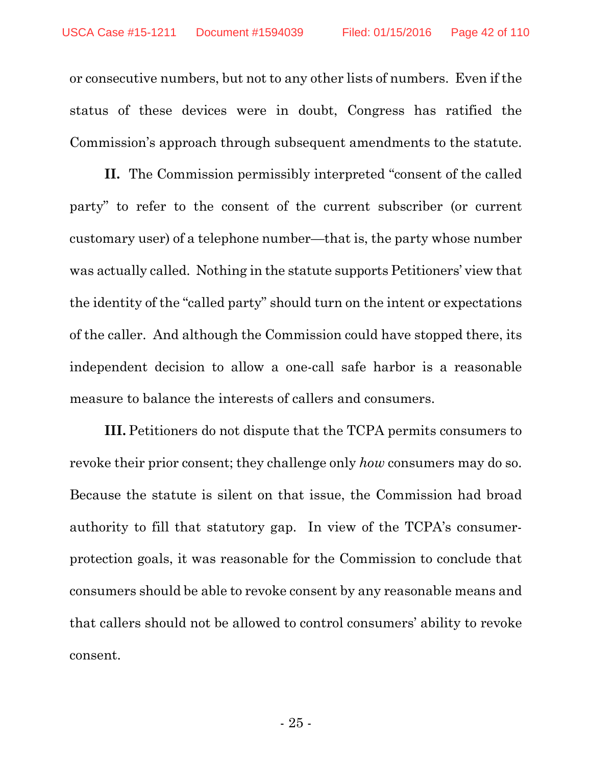or consecutive numbers, but not to any other lists of numbers. Even if the status of these devices were in doubt, Congress has ratified the Commission's approach through subsequent amendments to the statute.

**II.** The Commission permissibly interpreted "consent of the called party" to refer to the consent of the current subscriber (or current customary user) of a telephone number—that is, the party whose number was actually called. Nothing in the statute supports Petitioners' view that the identity of the "called party" should turn on the intent or expectations of the caller. And although the Commission could have stopped there, its independent decision to allow a one-call safe harbor is a reasonable measure to balance the interests of callers and consumers.

**III.** Petitioners do not dispute that the TCPA permits consumers to revoke their prior consent; they challenge only *how* consumers may do so. Because the statute is silent on that issue, the Commission had broad authority to fill that statutory gap. In view of the TCPA's consumer-protection goals, it was reasonable for the Commission to conclude that consumers should be able to revoke consent by any reasonable means and that callers should not be allowed to control consumers' ability to revoke consent.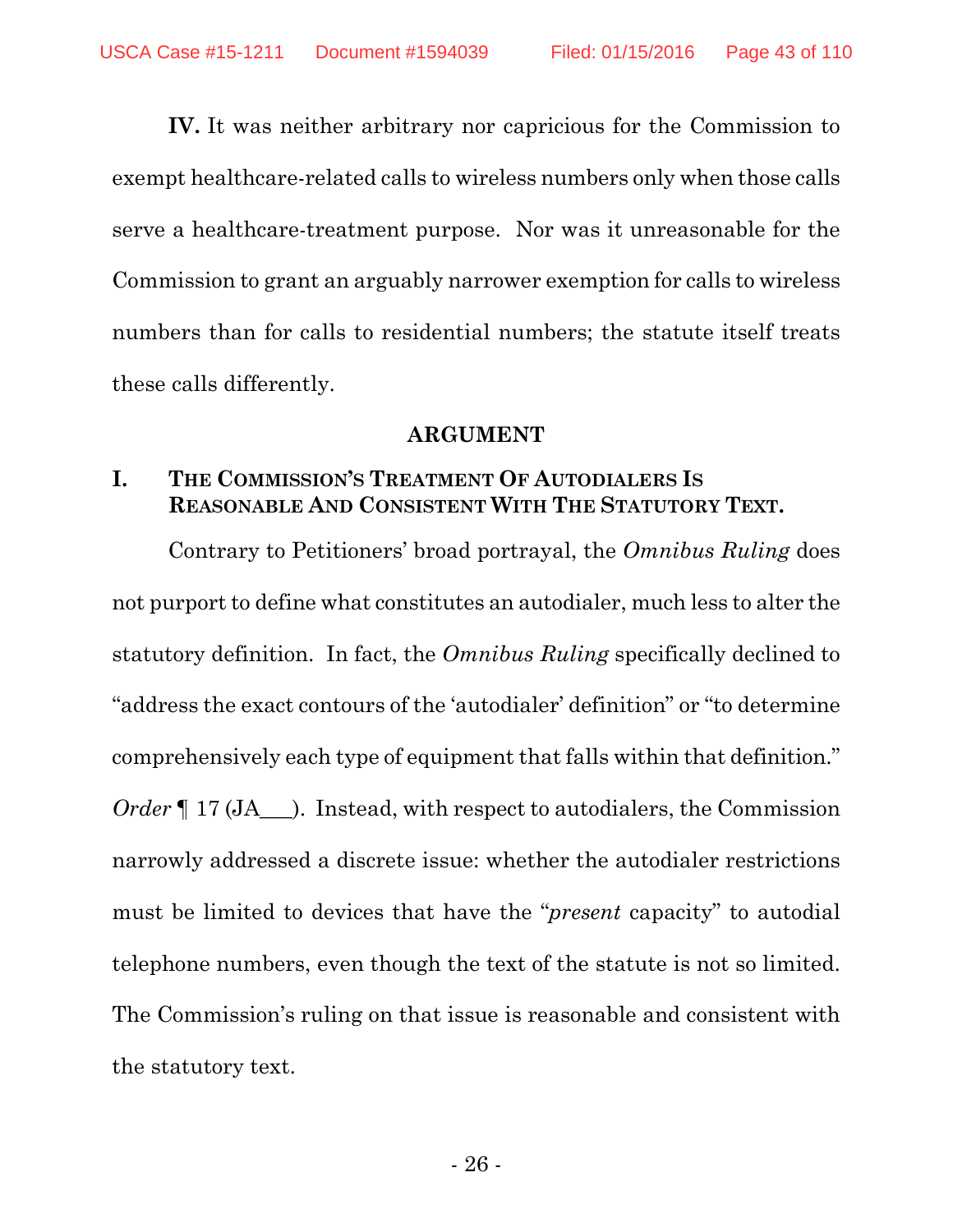**IV.** It was neither arbitrary nor capricious for the Commission to exempt healthcare-related calls to wireless numbers only when those calls serve a healthcare-treatment purpose. Nor was it unreasonable for the Commission to grant an arguably narrower exemption for calls to wireless numbers than for calls to residential numbers; the statute itself treats these calls differently.

## ARGUMENT

### I. THE COMMISSION'S TREATMENT OF AUTODIALERS IS REASONABLE AND CONSISTENT WITH THE STATUTORY TEXT.

Contrary to Petitioners' broad portrayal, the *Omnibus Ruling* does not purport to define what constitutes an autodialer, much less to alter the statutory definition. In fact, the *Omnibus Ruling* specifically declined to "address the exact contours of the 'autodialer' definition" or "to determine comprehensively each type of equipment that falls within that definition." *Order* ¶ 17 (JA___). Instead, with respect to autodialers, the Commission narrowly addressed a discrete issue: whether the autodialer restrictions must be limited to devices that have the "*present* capacity" to autodial telephone numbers, even though the text of the statute is not so limited. The Commission's ruling on that issue is reasonable and consistent with the statutory text.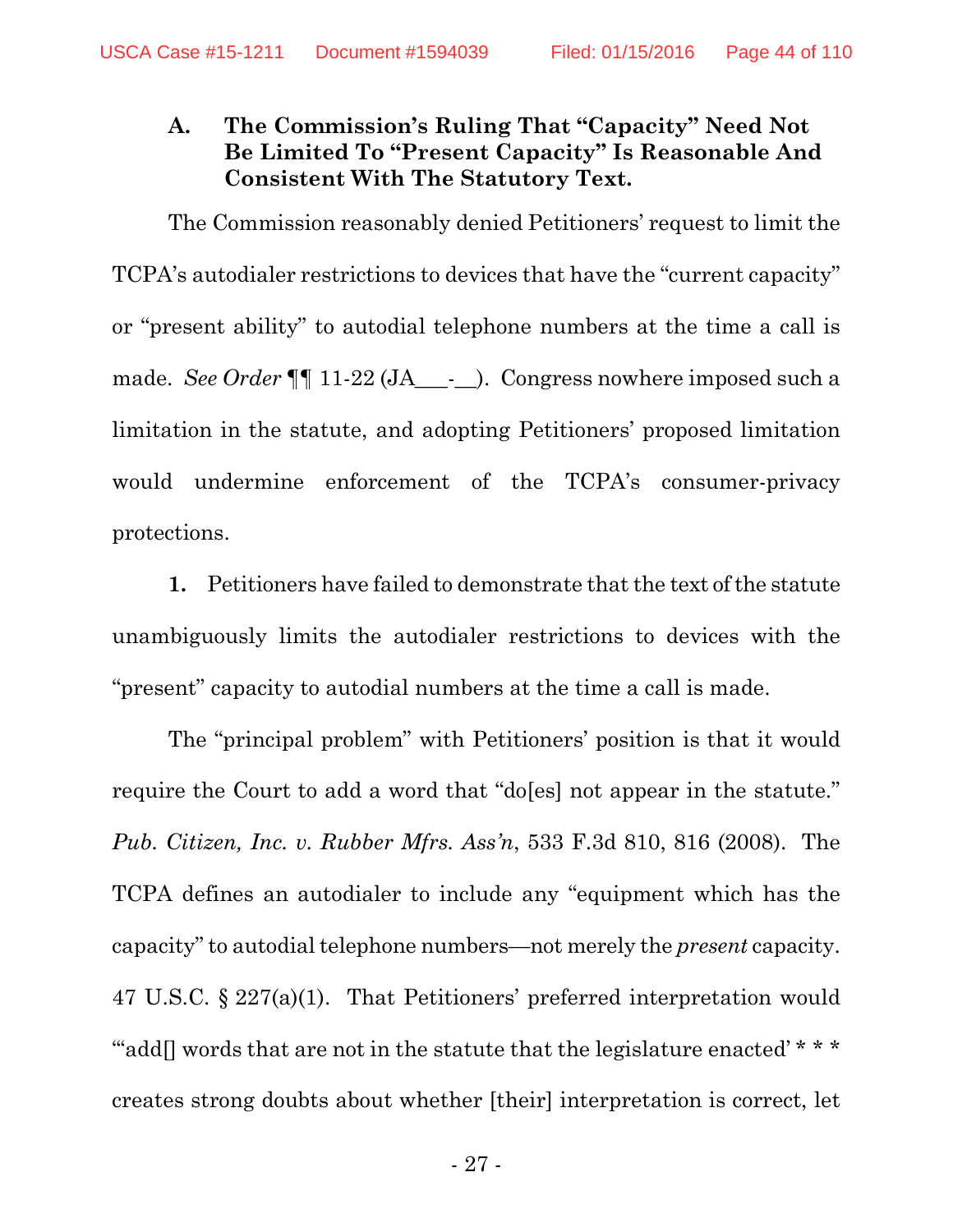### A. The Commission's Ruling That "Capacity" Need Not Be Limited To "Present Capacity" Is Reasonable And Consistent With The Statutory Text.

The Commission reasonably denied Petitioners' request to limit the TCPA's autodialer restrictions to devices that have the "current capacity" or "present ability" to autodial telephone numbers at the time a call is made. *See Order* ¶¶ 11-22 (JA___-__). Congress nowhere imposed such a limitation in the statute, and adopting Petitioners' proposed limitation would undermine enforcement of the TCPA's consumer-privacy protections.

**1.** Petitioners have failed to demonstrate that the text of the statute unambiguously limits the autodialer restrictions to devices with the "present" capacity to autodial numbers at the time a call is made.

The "principal problem" with Petitioners' position is that it would require the Court to add a word that "do[es] not appear in the statute." *Pub. Citizen, Inc. v. Rubber Mfrs. Ass'n*, 533 F.3d 810, 816 (2008). The TCPA defines an autodialer to include any "equipment which has the capacity" to autodial telephone numbers—not merely the *present* capacity. 47 U.S.C. § 227(a)(1). That Petitioners' preferred interpretation would "'add[] words that are not in the statute that the legislature enacted' * * * creates strong doubts about whether [their] interpretation is correct, let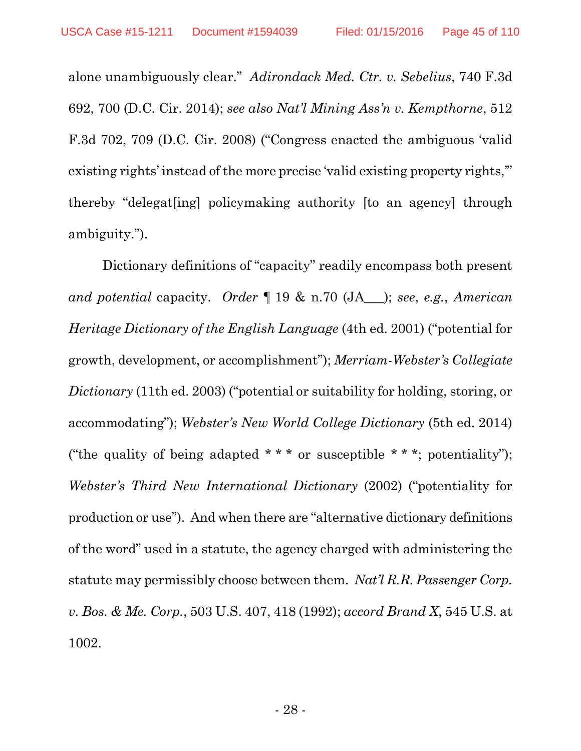alone unambiguously clear." *Adirondack Med. Ctr. v. Sebelius*, 740 F.3d 692, 700 (D.C. Cir. 2014); *see also Nat'l Mining Ass'n v. Kempthorne*, 512 F.3d 702, 709 (D.C. Cir. 2008) ("Congress enacted the ambiguous 'valid existing rights' instead of the more precise 'valid existing property rights,'" thereby "delegat[ing] policymaking authority [to an agency] through ambiguity.").

Dictionary definitions of "capacity" readily encompass both present *and potential* capacity. *Order* ¶ 19 & n.70 (JA___); *see*, *e.g.*, *American Heritage Dictionary of the English Language* (4th ed. 2001) ("potential for growth, development, or accomplishment"); *Merriam-Webster's Collegiate Dictionary* (11th ed. 2003) ("potential or suitability for holding, storing, or accommodating"); *Webster's New World College Dictionary* (5th ed. 2014) ("the quality of being adapted * * * or susceptible * * *; potentiality"); *Webster's Third New International Dictionary* (2002) ("potentiality for production or use"). And when there are "alternative dictionary definitions of the word" used in a statute, the agency charged with administering the statute may permissibly choose between them. *Nat'l R.R. Passenger Corp. v. Bos. & Me. Corp.*, 503 U.S. 407, 418 (1992); *accord Brand X*, 545 U.S. at 1002.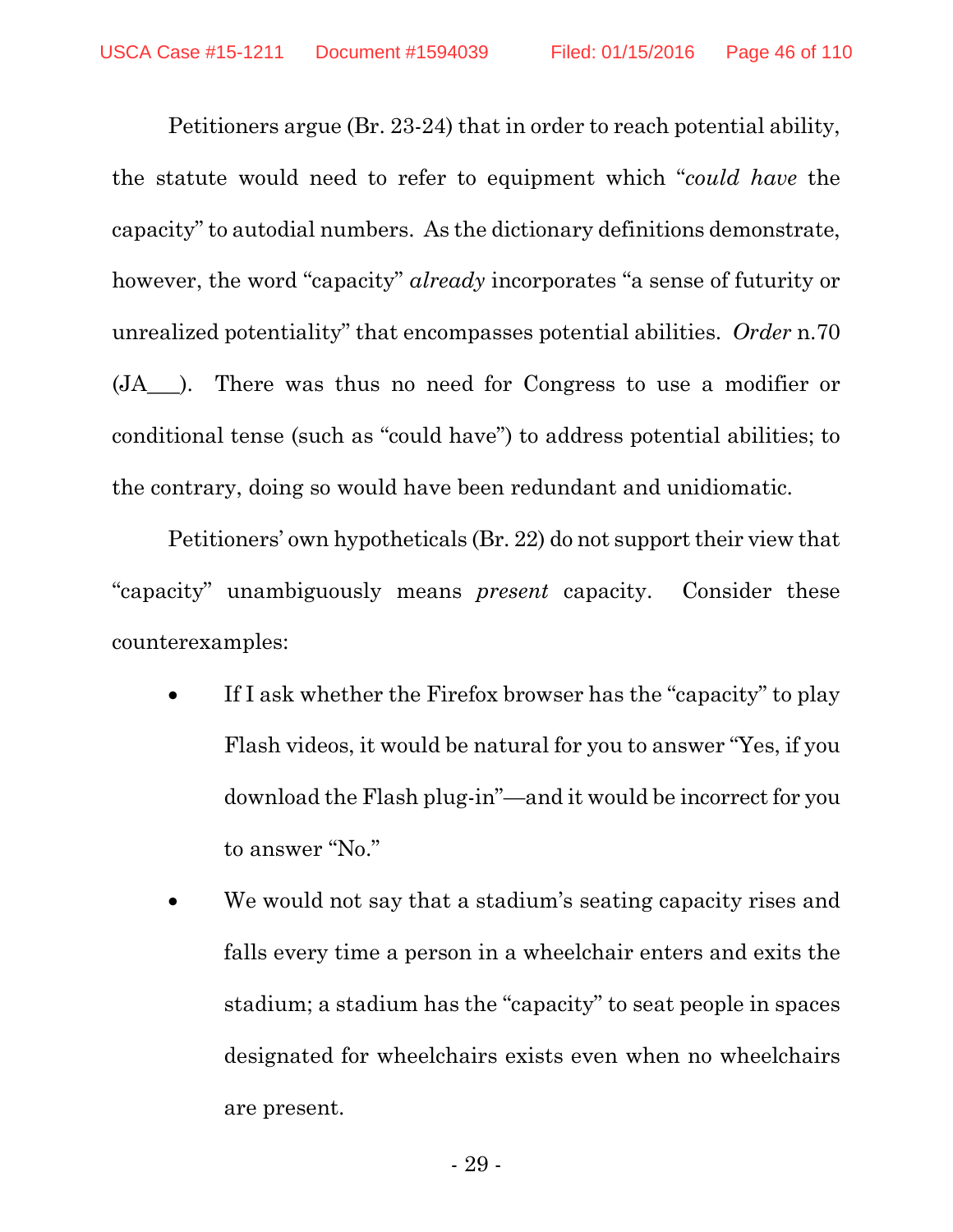Petitioners argue (Br. 23-24) that in order to reach potential ability, the statute would need to refer to equipment which "*could have* the capacity" to autodial numbers. As the dictionary definitions demonstrate, however, the word "capacity" *already* incorporates "a sense of futurity or unrealized potentiality" that encompasses potential abilities. *Order* n.70 (JA___). There was thus no need for Congress to use a modifier or conditional tense (such as "could have") to address potential abilities; to the contrary, doing so would have been redundant and unidiomatic.

Petitioners' own hypotheticals (Br. 22) do not support their view that "capacity" unambiguously means *present* capacity. Consider these counterexamples:

- If I ask whether the Firefox browser has the "capacity" to play Flash videos, it would be natural for you to answer "Yes, if you download the Flash plug-in"—and it would be incorrect for you to answer "No."
- We would not say that a stadium's seating capacity rises and falls every time a person in a wheelchair enters and exits the stadium; a stadium has the "capacity" to seat people in spaces designated for wheelchairs exists even when no wheelchairs are present.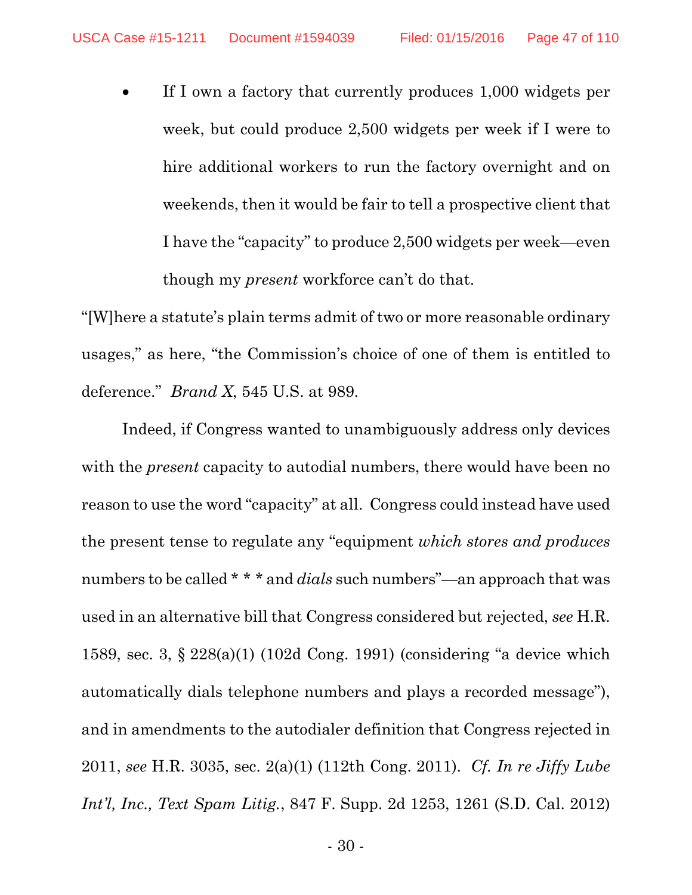- If I own a factory that currently produces 1,000 widgets per week, but could produce 2,500 widgets per week if I were to hire additional workers to run the factory overnight and on weekends, then it would be fair to tell a prospective client that I have the "capacity" to produce 2,500 widgets per week—even though my *present* workforce can't do that.

"[W]here a statute's plain terms admit of two or more reasonable ordinary usages," as here, "the Commission's choice of one of them is entitled to deference." *Brand X*, 545 U.S. at 989.

Indeed, if Congress wanted to unambiguously address only devices with the *present* capacity to autodial numbers, there would have been no reason to use the word "capacity" at all. Congress could instead have used the present tense to regulate any "equipment *which stores and produces* numbers to be called * * * and *dials* such numbers"—an approach that was used in an alternative bill that Congress considered but rejected, *see* H.R. 1589, sec. 3, § 228(a)(1) (102d Cong. 1991) (considering "a device which automatically dials telephone numbers and plays a recorded message"), and in amendments to the autodialer definition that Congress rejected in 2011, *see* H.R. 3035, sec. 2(a)(1) (112th Cong. 2011). *Cf. In re Jiffy Lube Int'l, Inc., Text Spam Litig.*, 847 F. Supp. 2d 1253, 1261 (S.D. Cal. 2012)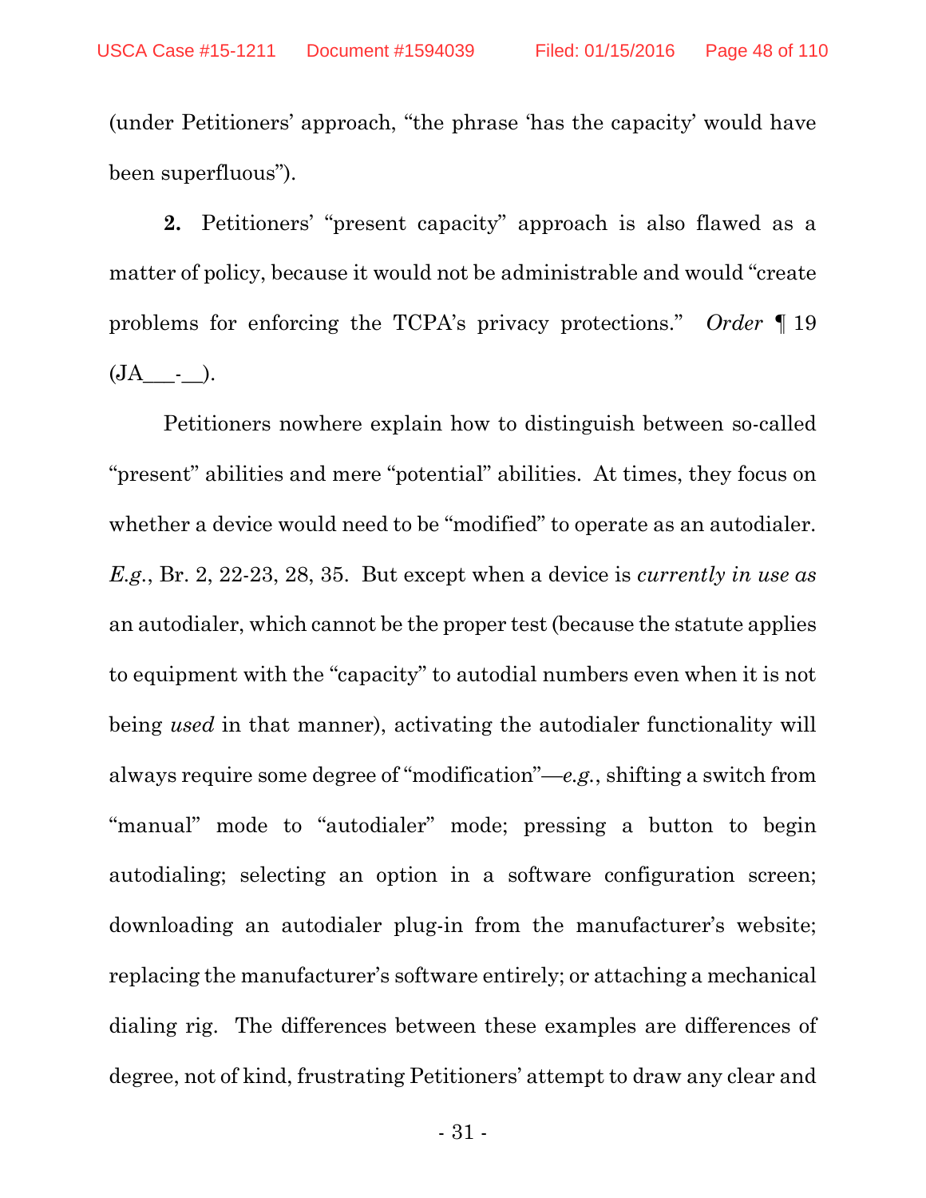(under Petitioners' approach, "the phrase 'has the capacity' would have been superfluous").

**2.** Petitioners' "present capacity" approach is also flawed as a matter of policy, because it would not be administrable and would "create problems for enforcing the TCPA's privacy protections." *Order* ¶ 19 (JA___-__).

Petitioners nowhere explain how to distinguish between so-called "present" abilities and mere "potential" abilities. At times, they focus on whether a device would need to be "modified" to operate as an autodialer. *E.g.*, Br. 2, 22-23, 28, 35. But except when a device is *currently in use as* an autodialer, which cannot be the proper test (because the statute applies to equipment with the "capacity" to autodial numbers even when it is not being *used* in that manner), activating the autodialer functionality will always require some degree of "modification"—*e.g.*, shifting a switch from "manual" mode to "autodialer" mode; pressing a button to begin autodialing; selecting an option in a software configuration screen; downloading an autodialer plug-in from the manufacturer's website; replacing the manufacturer's software entirely; or attaching a mechanical dialing rig. The differences between these examples are differences of degree, not of kind, frustrating Petitioners' attempt to draw any clear and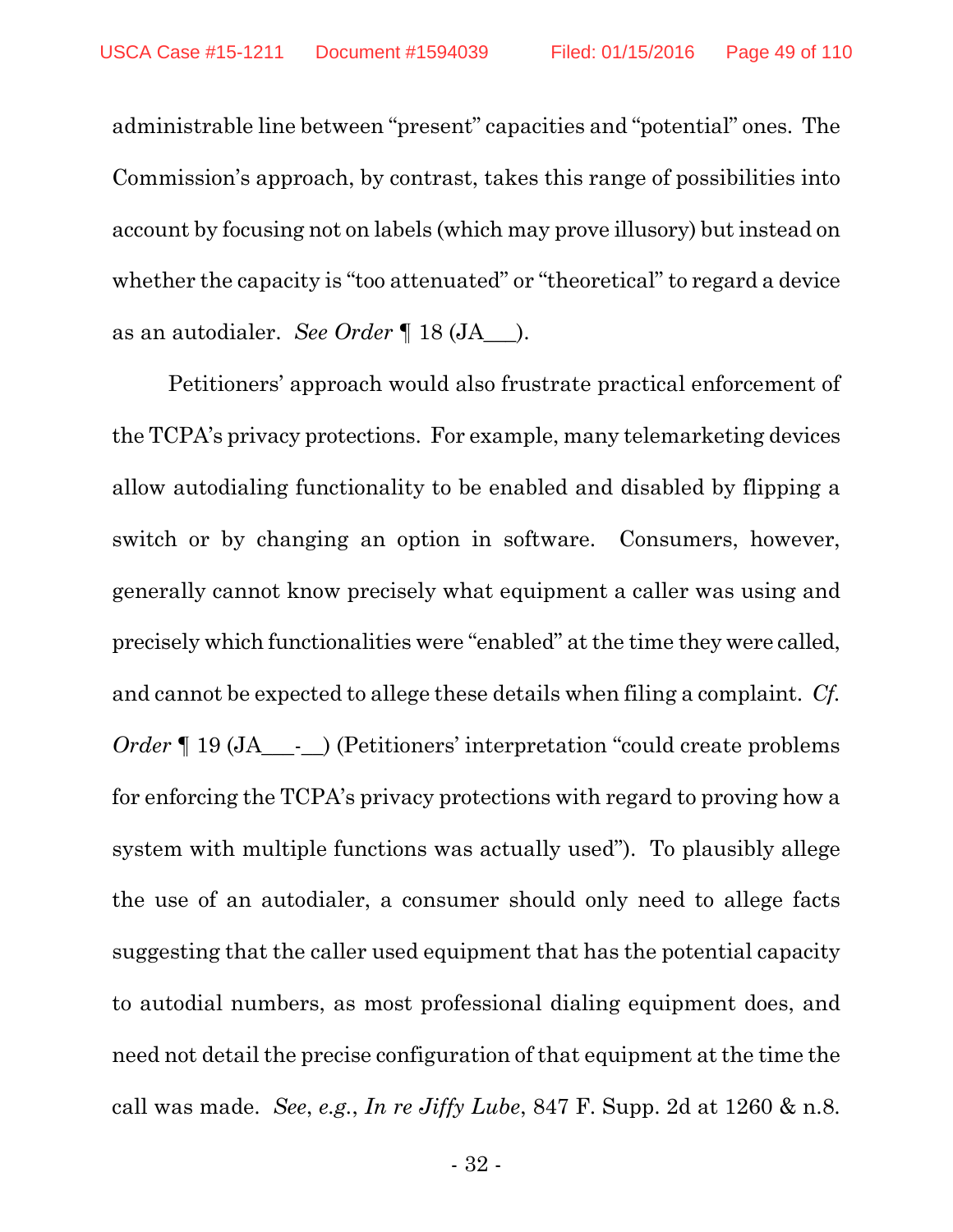administrable line between "present" capacities and "potential" ones. The Commission's approach, by contrast, takes this range of possibilities into account by focusing not on labels (which may prove illusory) but instead on whether the capacity is "too attenuated" or "theoretical" to regard a device as an autodialer. *See Order* ¶ 18 (JA___).

Petitioners' approach would also frustrate practical enforcement of the TCPA's privacy protections. For example, many telemarketing devices allow autodialing functionality to be enabled and disabled by flipping a switch or by changing an option in software. Consumers, however, generally cannot know precisely what equipment a caller was using and precisely which functionalities were "enabled" at the time they were called, and cannot be expected to allege these details when filing a complaint. *Cf. Order* ¶ 19 (JA___-__) (Petitioners' interpretation "could create problems for enforcing the TCPA's privacy protections with regard to proving how a system with multiple functions was actually used"). To plausibly allege the use of an autodialer, a consumer should only need to allege facts suggesting that the caller used equipment that has the potential capacity to autodial numbers, as most professional dialing equipment does, and need not detail the precise configuration of that equipment at the time the call was made. *See*, *e.g.*, *In re Jiffy Lube*, 847 F. Supp. 2d at 1260 & n.8.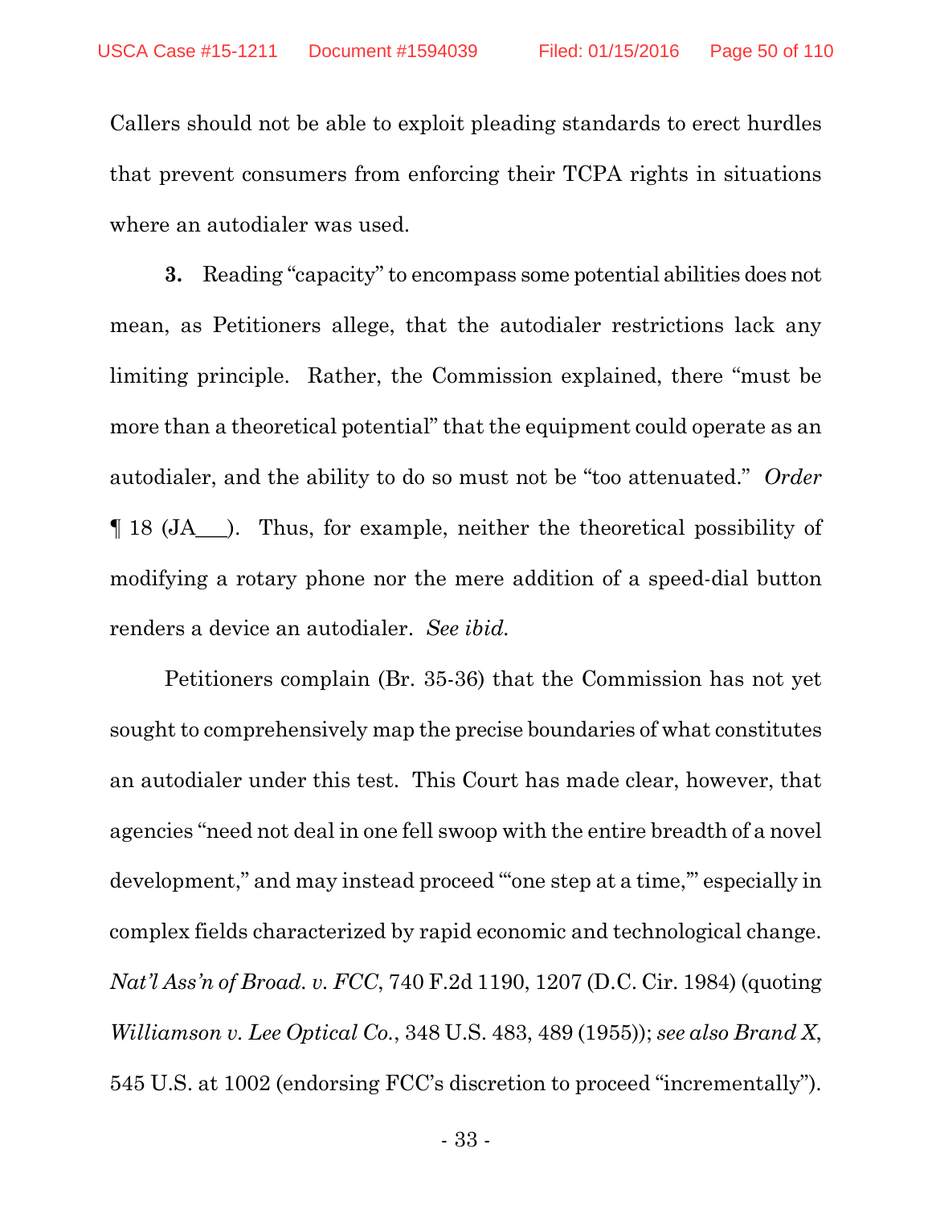Callers should not be able to exploit pleading standards to erect hurdles that prevent consumers from enforcing their TCPA rights in situations where an autodialer was used.

**3.** Reading "capacity" to encompass some potential abilities does not mean, as Petitioners allege, that the autodialer restrictions lack any limiting principle. Rather, the Commission explained, there "must be more than a theoretical potential" that the equipment could operate as an autodialer, and the ability to do so must not be "too attenuated." *Order* ¶ 18 (JA___). Thus, for example, neither the theoretical possibility of modifying a rotary phone nor the mere addition of a speed-dial button renders a device an autodialer. *See ibid.*

Petitioners complain (Br. 35-36) that the Commission has not yet sought to comprehensively map the precise boundaries of what constitutes an autodialer under this test. This Court has made clear, however, that agencies "need not deal in one fell swoop with the entire breadth of a novel development," and may instead proceed "'one step at a time,'" especially in complex fields characterized by rapid economic and technological change. *Nat'l Ass'n of Broad. v. FCC*, 740 F.2d 1190, 1207 (D.C. Cir. 1984) (quoting *Williamson v. Lee Optical Co.*, 348 U.S. 483, 489 (1955)); *see also Brand X*, 545 U.S. at 1002 (endorsing FCC's discretion to proceed "incrementally").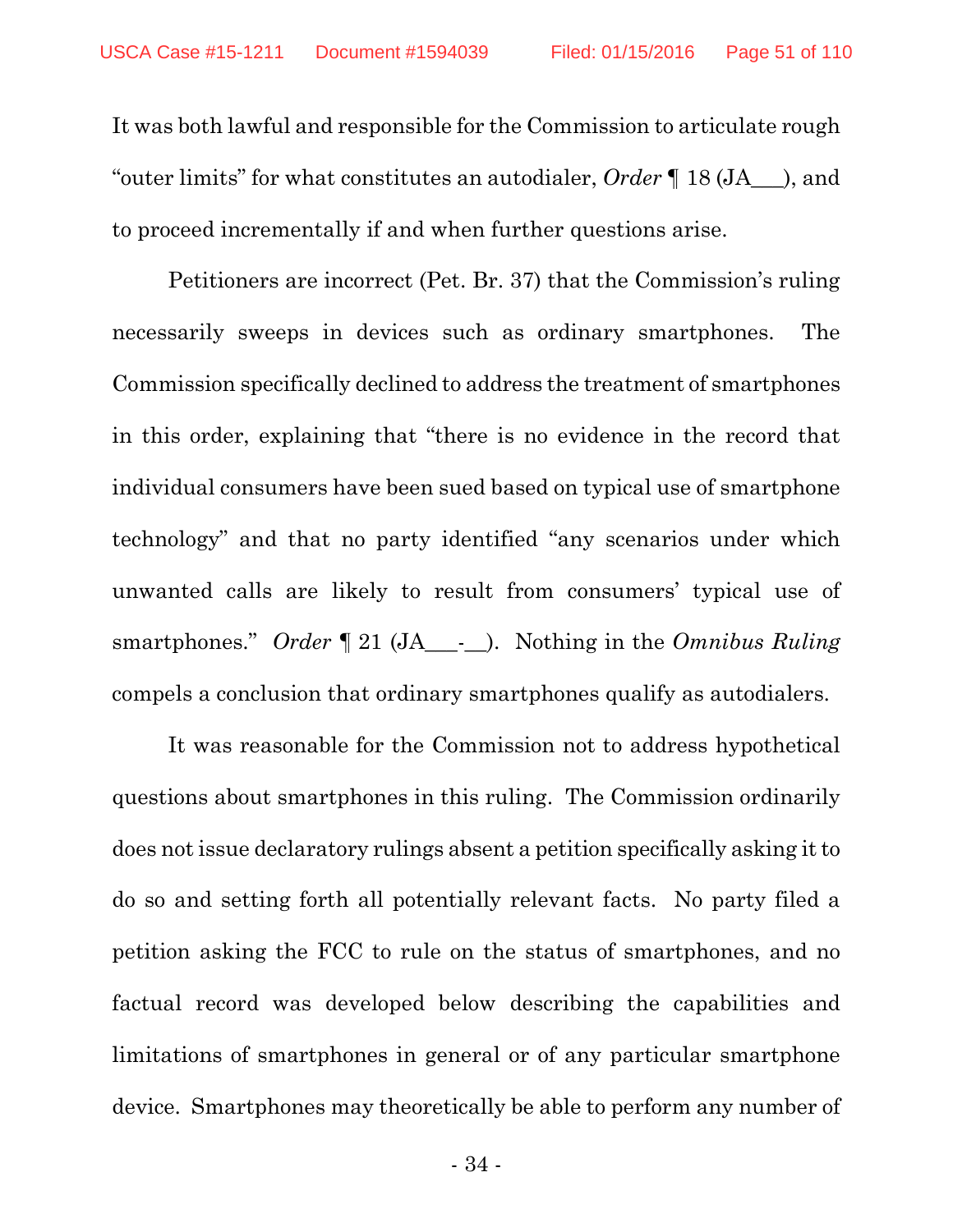It was both lawful and responsible for the Commission to articulate rough "outer limits" for what constitutes an autodialer, *Order* ¶ 18 (JA___), and to proceed incrementally if and when further questions arise.

Petitioners are incorrect (Pet. Br. 37) that the Commission's ruling necessarily sweeps in devices such as ordinary smartphones. The Commission specifically declined to address the treatment of smartphones in this order, explaining that "there is no evidence in the record that individual consumers have been sued based on typical use of smartphone technology" and that no party identified "any scenarios under which unwanted calls are likely to result from consumers' typical use of smartphones." *Order* ¶ 21 (JA___-__). Nothing in the *Omnibus Ruling* compels a conclusion that ordinary smartphones qualify as autodialers.

It was reasonable for the Commission not to address hypothetical questions about smartphones in this ruling. The Commission ordinarily does not issue declaratory rulings absent a petition specifically asking it to do so and setting forth all potentially relevant facts. No party filed a petition asking the FCC to rule on the status of smartphones, and no factual record was developed below describing the capabilities and limitations of smartphones in general or of any particular smartphone device. Smartphones may theoretically be able to perform any number of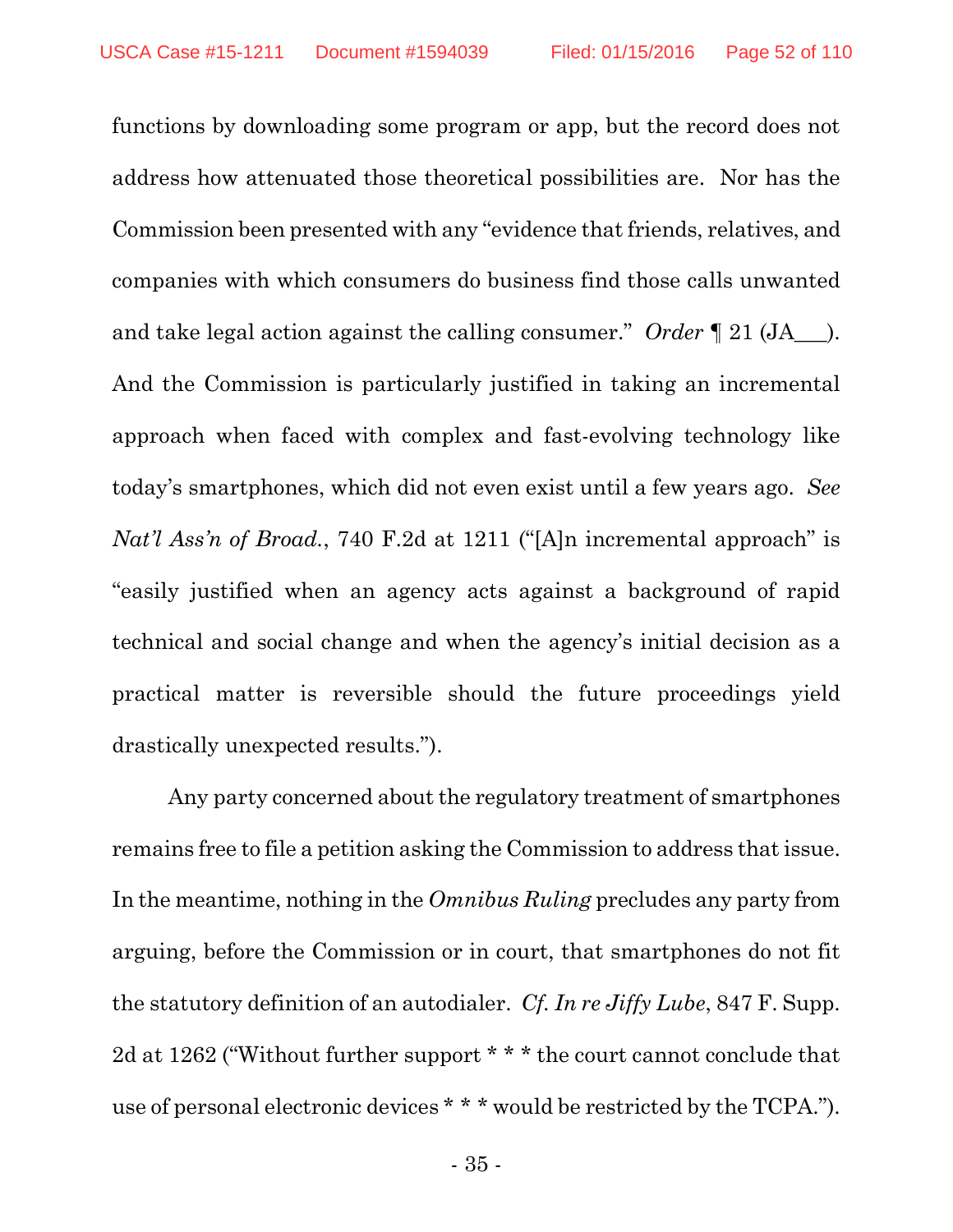functions by downloading some program or app, but the record does not address how attenuated those theoretical possibilities are. Nor has the Commission been presented with any "evidence that friends, relatives, and companies with which consumers do business find those calls unwanted and take legal action against the calling consumer." *Order* ¶ 21 (JA___). And the Commission is particularly justified in taking an incremental approach when faced with complex and fast-evolving technology like today's smartphones, which did not even exist until a few years ago. *See Nat'l Ass'n of Broad.*, 740 F.2d at 1211 ("[A]n incremental approach" is "easily justified when an agency acts against a background of rapid technical and social change and when the agency's initial decision as a practical matter is reversible should the future proceedings yield drastically unexpected results.").

Any party concerned about the regulatory treatment of smartphones remains free to file a petition asking the Commission to address that issue. In the meantime, nothing in the *Omnibus Ruling* precludes any party from arguing, before the Commission or in court, that smartphones do not fit the statutory definition of an autodialer. *Cf. In re Jiffy Lube*, 847 F. Supp. 2d at 1262 ("Without further support * * * the court cannot conclude that use of personal electronic devices * * * would be restricted by the TCPA.").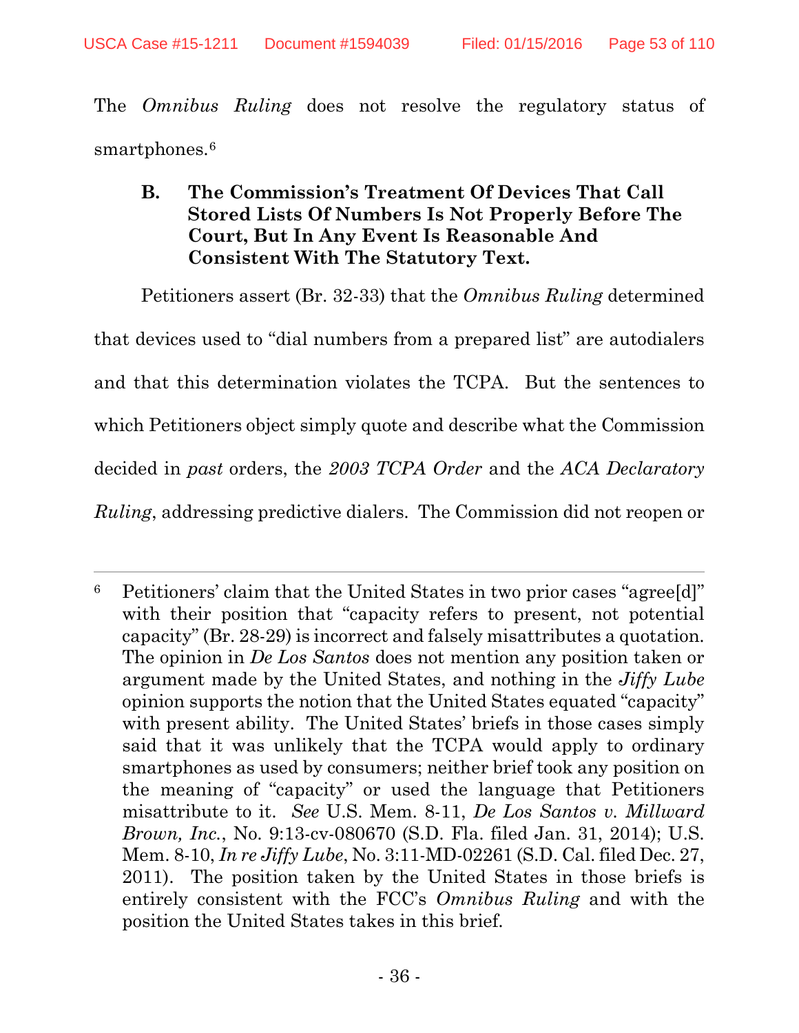The *Omnibus Ruling* does not resolve the regulatory status of smartphones.[6]

### B. The Commission's Treatment Of Devices That Call Stored Lists Of Numbers Is Not Properly Before The Court, But In Any Event Is Reasonable And Consistent With The Statutory Text.

Petitioners assert (Br. 32-33) that the *Omnibus Ruling* determined that devices used to "dial numbers from a prepared list" are autodialers and that this determination violates the TCPA. But the sentences to which Petitioners object simply quote and describe what the Commission decided in *past* orders, the *2003 TCPA Order* and the *ACA Declaratory Ruling*, addressing predictive dialers. The Commission did not reopen or

---

[6] Petitioners' claim that the United States in two prior cases "agree[d]" with their position that "capacity refers to present, not potential capacity" (Br. 28-29) is incorrect and falsely misattributes a quotation. The opinion in *De Los Santos* does not mention any position taken or argument made by the United States, and nothing in the *Jiffy Lube* opinion supports the notion that the United States equated "capacity" with present ability. The United States' briefs in those cases simply said that it was unlikely that the TCPA would apply to ordinary smartphones as used by consumers; neither brief took any position on the meaning of "capacity" or used the language that Petitioners misattribute to it. *See* U.S. Mem. 8-11, *De Los Santos v. Millward Brown, Inc.*, No. 9:13-cv-080670 (S.D. Fla. filed Jan. 31, 2014); U.S. Mem. 8-10, *In re Jiffy Lube*, No. 3:11-MD-02261 (S.D. Cal. filed Dec. 27, 2011). The position taken by the United States in those briefs is entirely consistent with the FCC's *Omnibus Ruling* and with the position the United States takes in this brief.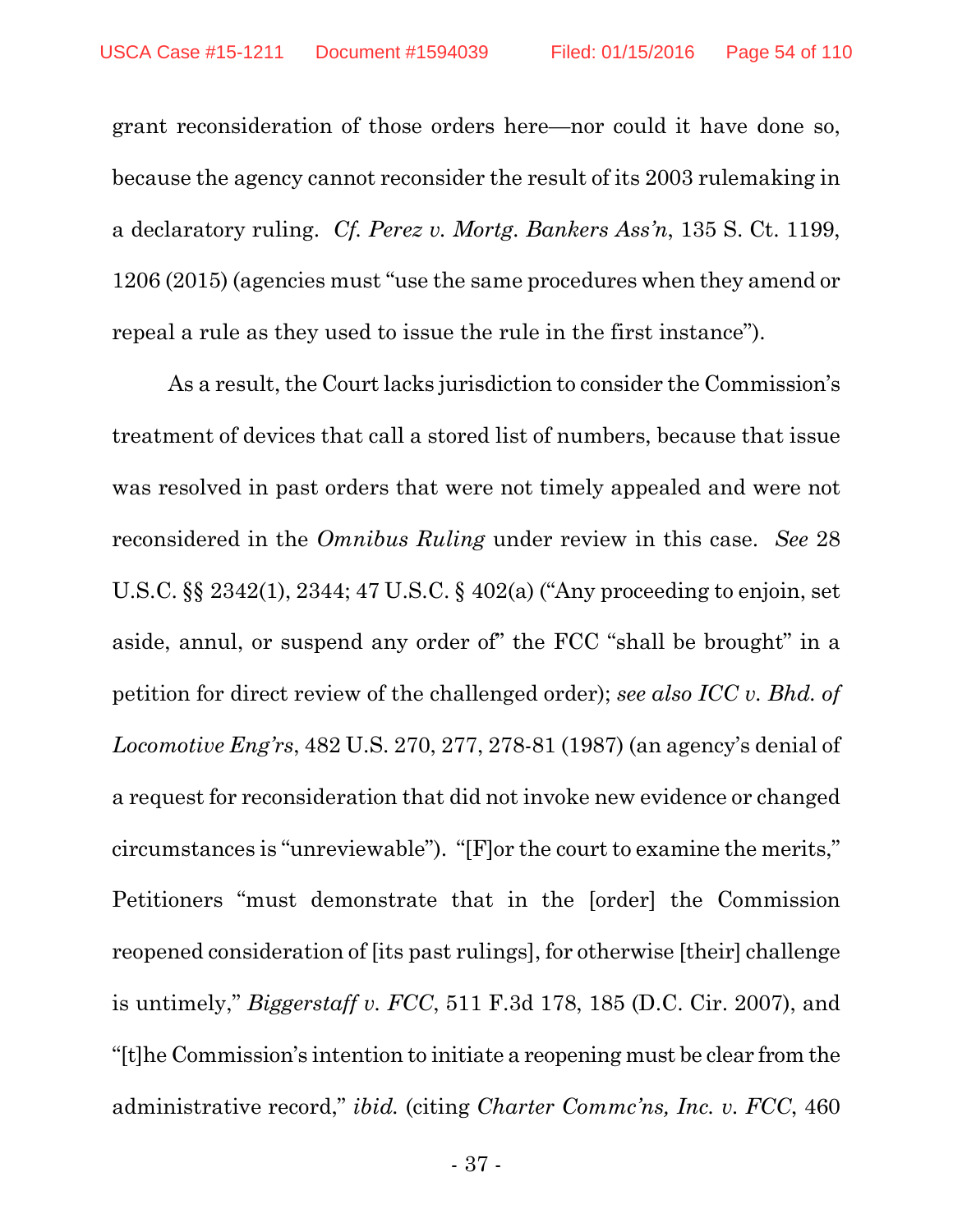grant reconsideration of those orders here—nor could it have done so, because the agency cannot reconsider the result of its 2003 rulemaking in a declaratory ruling. *Cf. Perez v. Mortg. Bankers Ass'n*, 135 S. Ct. 1199, 1206 (2015) (agencies must "use the same procedures when they amend or repeal a rule as they used to issue the rule in the first instance").

As a result, the Court lacks jurisdiction to consider the Commission's treatment of devices that call a stored list of numbers, because that issue was resolved in past orders that were not timely appealed and were not reconsidered in the *Omnibus Ruling* under review in this case. *See* 28 U.S.C. §§ 2342(1), 2344; 47 U.S.C. § 402(a) ("Any proceeding to enjoin, set aside, annul, or suspend any order of" the FCC "shall be brought" in a petition for direct review of the challenged order); *see also ICC v. Bhd. of Locomotive Eng'rs*, 482 U.S. 270, 277, 278-81 (1987) (an agency's denial of a request for reconsideration that did not invoke new evidence or changed circumstances is "unreviewable"). "[F]or the court to examine the merits," Petitioners "must demonstrate that in the [order] the Commission reopened consideration of [its past rulings], for otherwise [their] challenge is untimely," *Biggerstaff v. FCC*, 511 F.3d 178, 185 (D.C. Cir. 2007), and "[t]he Commission's intention to initiate a reopening must be clear from the administrative record," *ibid.* (citing *Charter Commc'ns, Inc. v. FCC*, 460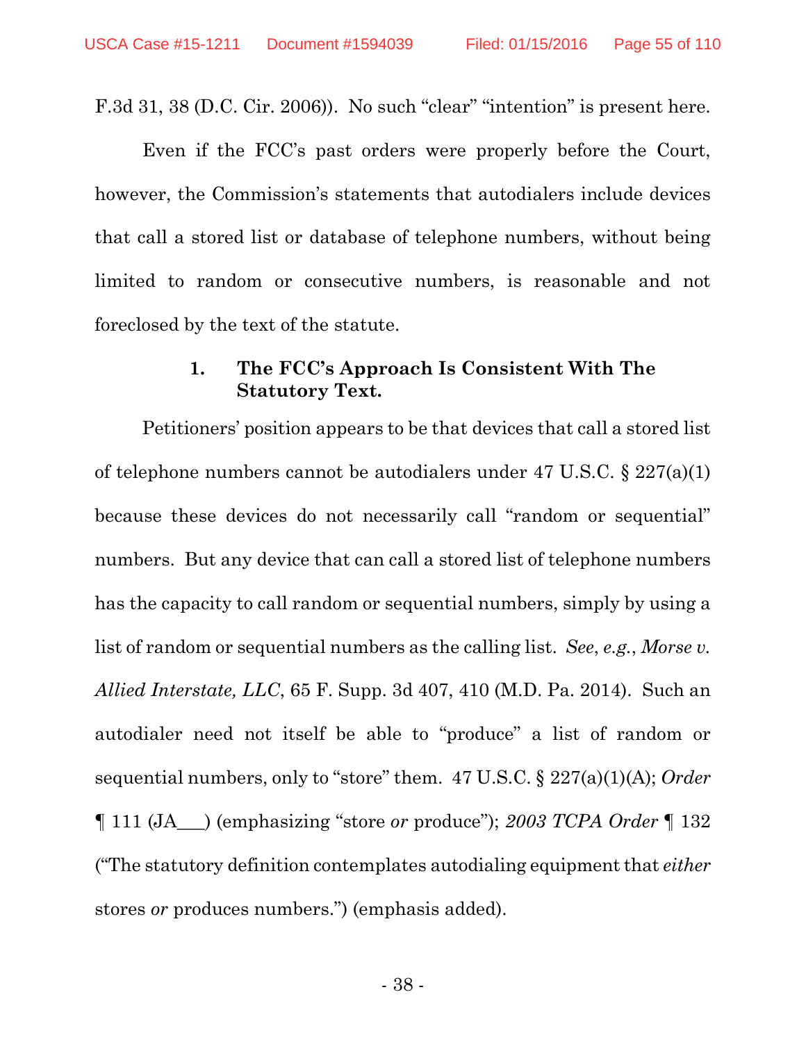F.3d 31, 38 (D.C. Cir. 2006)). No such "clear" "intention" is present here.

Even if the FCC's past orders were properly before the Court, however, the Commission's statements that autodialers include devices that call a stored list or database of telephone numbers, without being limited to random or consecutive numbers, is reasonable and not foreclosed by the text of the statute.

### 1. The FCC's Approach Is Consistent With The Statutory Text.

Petitioners' position appears to be that devices that call a stored list of telephone numbers cannot be autodialers under 47 U.S.C. § 227(a)(1) because these devices do not necessarily call "random or sequential" numbers. But any device that can call a stored list of telephone numbers has the capacity to call random or sequential numbers, simply by using a list of random or sequential numbers as the calling list. *See*, *e.g.*, *Morse v. Allied Interstate, LLC*, 65 F. Supp. 3d 407, 410 (M.D. Pa. 2014). Such an autodialer need not itself be able to "produce" a list of random or sequential numbers, only to "store" them. 47 U.S.C. § 227(a)(1)(A); *Order* ¶ 111 (JA___) (emphasizing "store *or* produce"); *2003 TCPA Order* ¶ 132 ("The statutory definition contemplates autodialing equipment that *either* stores *or* produces numbers.") (emphasis added).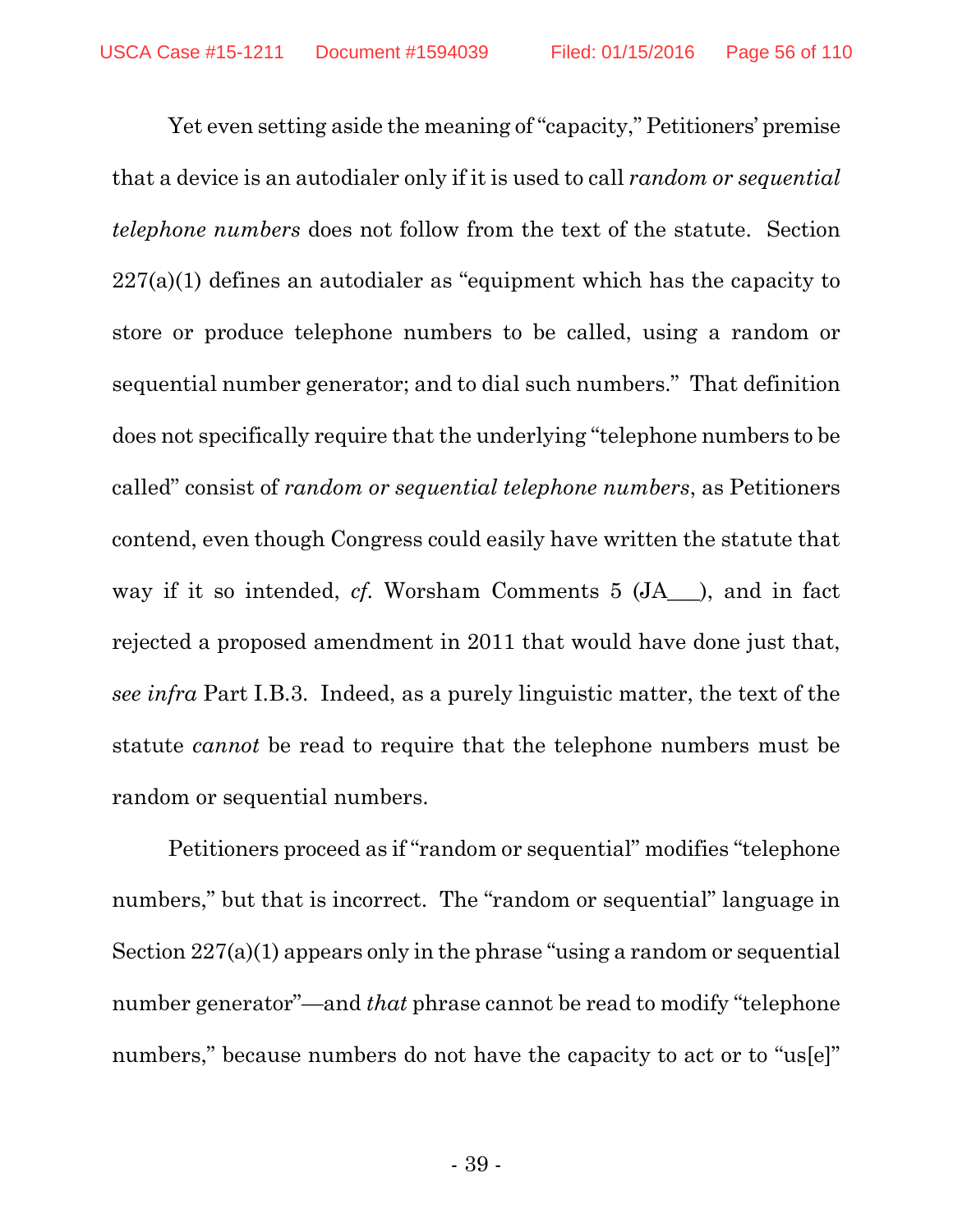Yet even setting aside the meaning of "capacity," Petitioners' premise that a device is an autodialer only if it is used to call *random or sequential telephone numbers* does not follow from the text of the statute. Section 227(a)(1) defines an autodialer as "equipment which has the capacity to store or produce telephone numbers to be called, using a random or sequential number generator; and to dial such numbers." That definition does not specifically require that the underlying "telephone numbers to be called" consist of *random or sequential telephone numbers*, as Petitioners contend, even though Congress could easily have written the statute that way if it so intended, *cf.* Worsham Comments 5 (JA___), and in fact rejected a proposed amendment in 2011 that would have done just that, *see infra* Part I.B.3. Indeed, as a purely linguistic matter, the text of the statute *cannot* be read to require that the telephone numbers must be random or sequential numbers.

Petitioners proceed as if "random or sequential" modifies "telephone numbers," but that is incorrect. The "random or sequential" language in Section 227(a)(1) appears only in the phrase "using a random or sequential number generator"—and *that* phrase cannot be read to modify "telephone numbers," because numbers do not have the capacity to act or to "us[e]"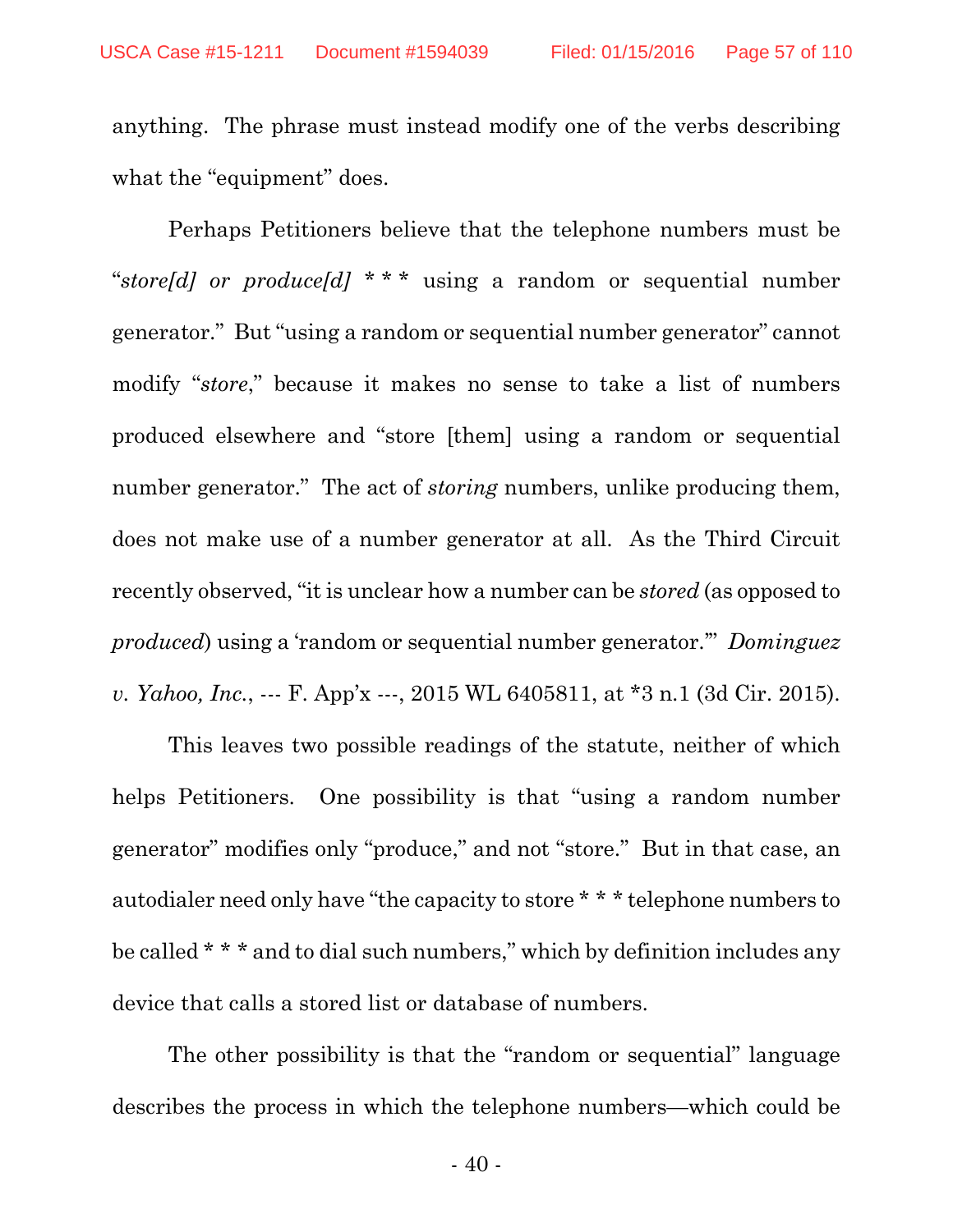anything. The phrase must instead modify one of the verbs describing what the "equipment" does.

Perhaps Petitioners believe that the telephone numbers must be "*store[d] or produce[d]* * * * using a random or sequential number generator." But "using a random or sequential number generator" cannot modify "*store*," because it makes no sense to take a list of numbers produced elsewhere and "store [them] using a random or sequential number generator." The act of *storing* numbers, unlike producing them, does not make use of a number generator at all. As the Third Circuit recently observed, "it is unclear how a number can be *stored* (as opposed to *produced*) using a 'random or sequential number generator.'" *Dominguez v. Yahoo, Inc.*, --- F. App'x ---, 2015 WL 6405811, at *3 n.1 (3d Cir. 2015).

This leaves two possible readings of the statute, neither of which helps Petitioners. One possibility is that "using a random number generator" modifies only "produce," and not "store." But in that case, an autodialer need only have "the capacity to store * * * telephone numbers to be called * * * and to dial such numbers," which by definition includes any device that calls a stored list or database of numbers.

The other possibility is that the "random or sequential" language describes the process in which the telephone numbers—which could be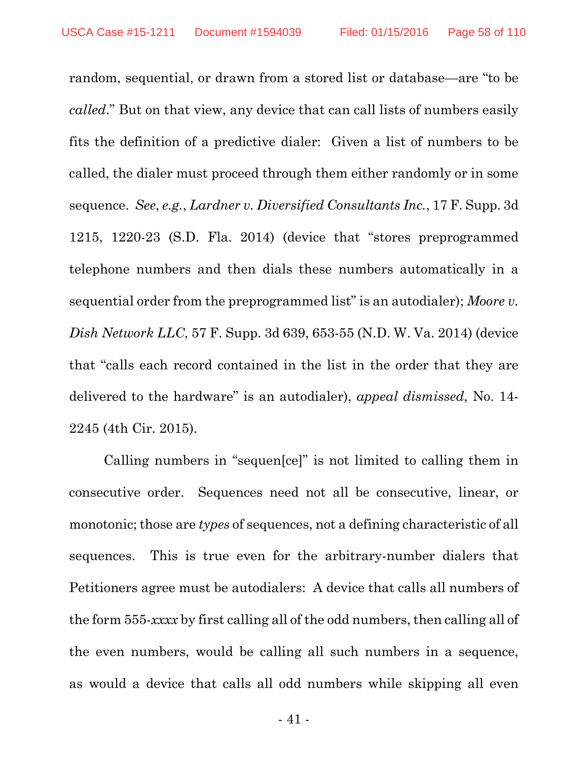random, sequential, or drawn from a stored list or database—are "to be *called*." But on that view, any device that can call lists of numbers easily fits the definition of a predictive dialer: Given a list of numbers to be called, the dialer must proceed through them either randomly or in some sequence. *See*, *e.g.*, *Lardner v. Diversified Consultants Inc.*, 17 F. Supp. 3d 1215, 1220-23 (S.D. Fla. 2014) (device that "stores preprogrammed telephone numbers and then dials these numbers automatically in a sequential order from the preprogrammed list" is an autodialer); *Moore v. Dish Network LLC*, 57 F. Supp. 3d 639, 653-55 (N.D. W. Va. 2014) (device that "calls each record contained in the list in the order that they are delivered to the hardware" is an autodialer), *appeal dismissed*, No. 14-2245 (4th Cir. 2015).

Calling numbers in "sequen[ce]" is not limited to calling them in consecutive order. Sequences need not all be consecutive, linear, or monotonic; those are *types* of sequences, not a defining characteristic of all sequences. This is true even for the arbitrary-number dialers that Petitioners agree must be autodialers: A device that calls all numbers of the form 555-*xxxx* by first calling all of the odd numbers, then calling all of the even numbers, would be calling all such numbers in a sequence, as would a device that calls all odd numbers while skipping all even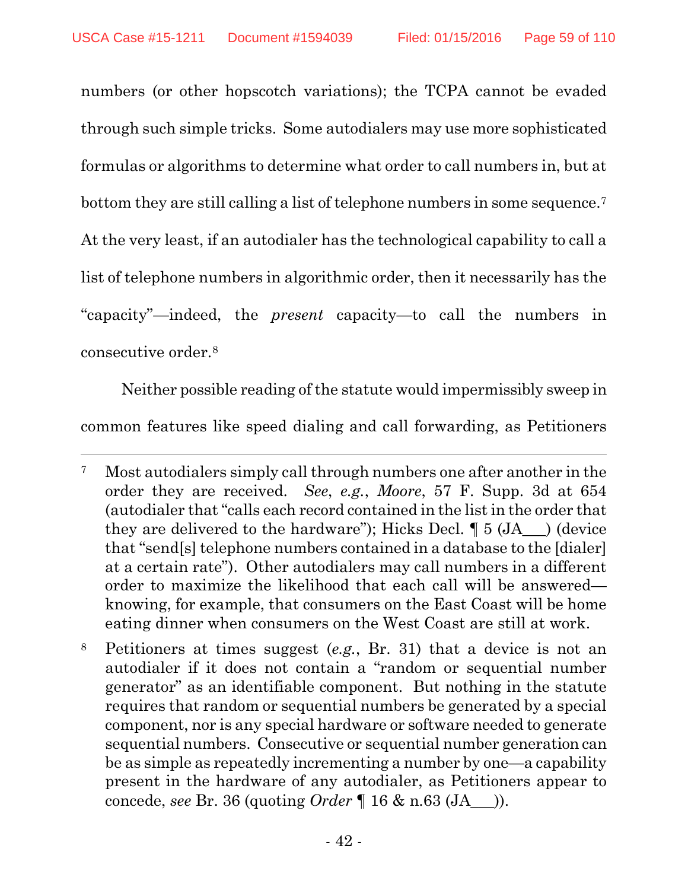numbers (or other hopscotch variations); the TCPA cannot be evaded through such simple tricks. Some autodialers may use more sophisticated formulas or algorithms to determine what order to call numbers in, but at bottom they are still calling a list of telephone numbers in some sequence.[7] At the very least, if an autodialer has the technological capability to call a list of telephone numbers in algorithmic order, then it necessarily has the "capacity"—indeed, the *present* capacity—to call the numbers in consecutive order.[8]

Neither possible reading of the statute would impermissibly sweep in common features like speed dialing and call forwarding, as Petitioners

---

[7] Most autodialers simply call through numbers one after another in the order they are received. *See*, *e.g.*, *Moore*, 57 F. Supp. 3d at 654 (autodialer that "calls each record contained in the list in the order that they are delivered to the hardware"); Hicks Decl. ¶ 5 (JA___) (device that "send[s] telephone numbers contained in a database to the [dialer] at a certain rate"). Other autodialers may call numbers in a different order to maximize the likelihood that each call will be answered—knowing, for example, that consumers on the East Coast will be home eating dinner when consumers on the West Coast are still at work.

[8] Petitioners at times suggest (*e.g.*, Br. 31) that a device is not an autodialer if it does not contain a "random or sequential number generator" as an identifiable component. But nothing in the statute requires that random or sequential numbers be generated by a special component, nor is any special hardware or software needed to generate sequential numbers. Consecutive or sequential number generation can be as simple as repeatedly incrementing a number by one—a capability present in the hardware of any autodialer, as Petitioners appear to concede, *see* Br. 36 (quoting *Order* ¶ 16 & n.63 (JA___)).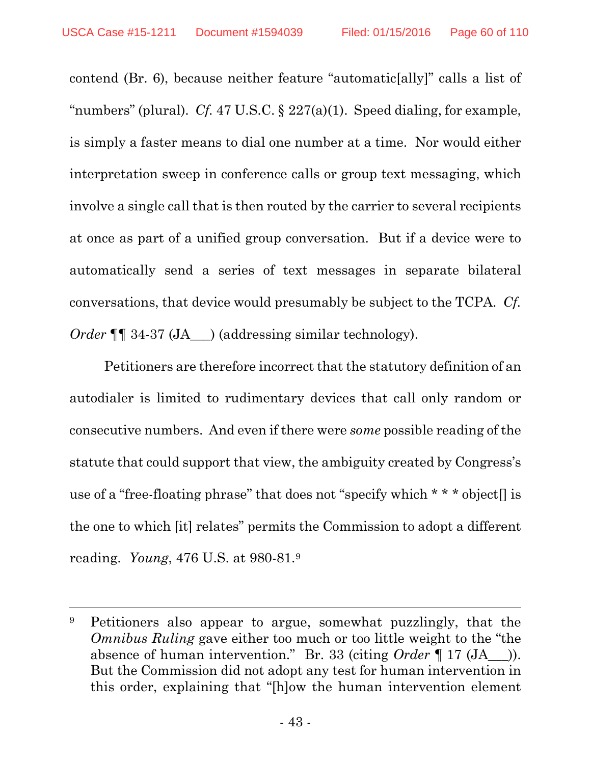contend (Br. 6), because neither feature "automatic[ally]" calls a list of "numbers" (plural). *Cf.* 47 U.S.C. § 227(a)(1). Speed dialing, for example, is simply a faster means to dial one number at a time. Nor would either interpretation sweep in conference calls or group text messaging, which involve a single call that is then routed by the carrier to several recipients at once as part of a unified group conversation. But if a device were to automatically send a series of text messages in separate bilateral conversations, that device would presumably be subject to the TCPA. *Cf. Order* ¶¶ 34-37 (JA___) (addressing similar technology).

Petitioners are therefore incorrect that the statutory definition of an autodialer is limited to rudimentary devices that call only random or consecutive numbers. And even if there were *some* possible reading of the statute that could support that view, the ambiguity created by Congress's use of a "free-floating phrase" that does not "specify which * * * object[] is the one to which [it] relates" permits the Commission to adopt a different reading. *Young*, 476 U.S. at 980-81.[9]

---

[9] Petitioners also appear to argue, somewhat puzzlingly, that the *Omnibus Ruling* gave either too much or too little weight to the "the absence of human intervention." Br. 33 (citing *Order* ¶ 17 (JA___)). But the Commission did not adopt any test for human intervention in this order, explaining that "[h]ow the human intervention element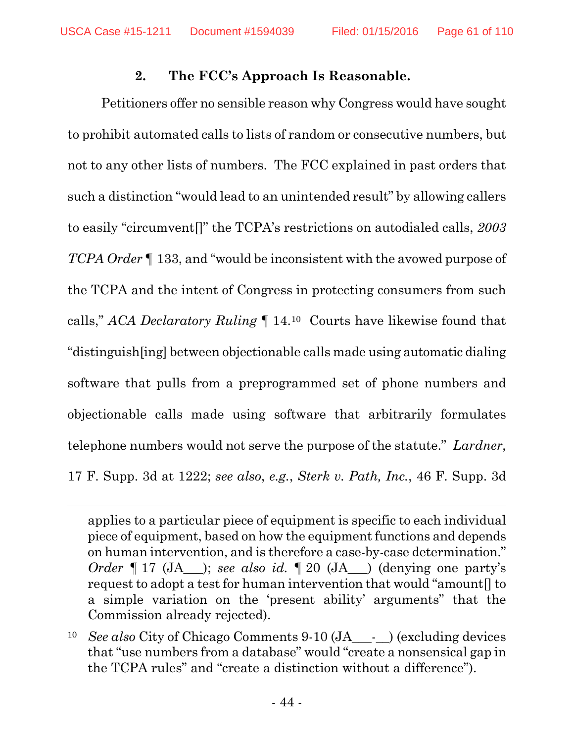### 2. The FCC's Approach Is Reasonable.

Petitioners offer no sensible reason why Congress would have sought to prohibit automated calls to lists of random or consecutive numbers, but not to any other lists of numbers. The FCC explained in past orders that such a distinction "would lead to an unintended result" by allowing callers to easily "circumvent[]" the TCPA's restrictions on autodialed calls, *2003 TCPA Order* ¶ 133, and "would be inconsistent with the avowed purpose of the TCPA and the intent of Congress in protecting consumers from such calls," *ACA Declaratory Ruling* ¶ 14.[10] Courts have likewise found that "distinguish[ing] between objectionable calls made using automatic dialing software that pulls from a preprogrammed set of phone numbers and objectionable calls made using software that arbitrarily formulates telephone numbers would not serve the purpose of the statute." *Lardner*, 17 F. Supp. 3d at 1222; *see also*, *e.g.*, *Sterk v. Path, Inc.*, 46 F. Supp. 3d

---

applies to a particular piece of equipment is specific to each individual piece of equipment, based on how the equipment functions and depends on human intervention, and is therefore a case-by-case determination." *Order* ¶ 17 (JA___); *see also id.* ¶ 20 (JA___) (denying one party's request to adopt a test for human intervention that would "amount[] to a simple variation on the 'present ability' arguments" that the Commission already rejected).

[10] *See also* City of Chicago Comments 9-10 (JA___-__) (excluding devices that "use numbers from a database" would "create a nonsensical gap in the TCPA rules" and "create a distinction without a difference").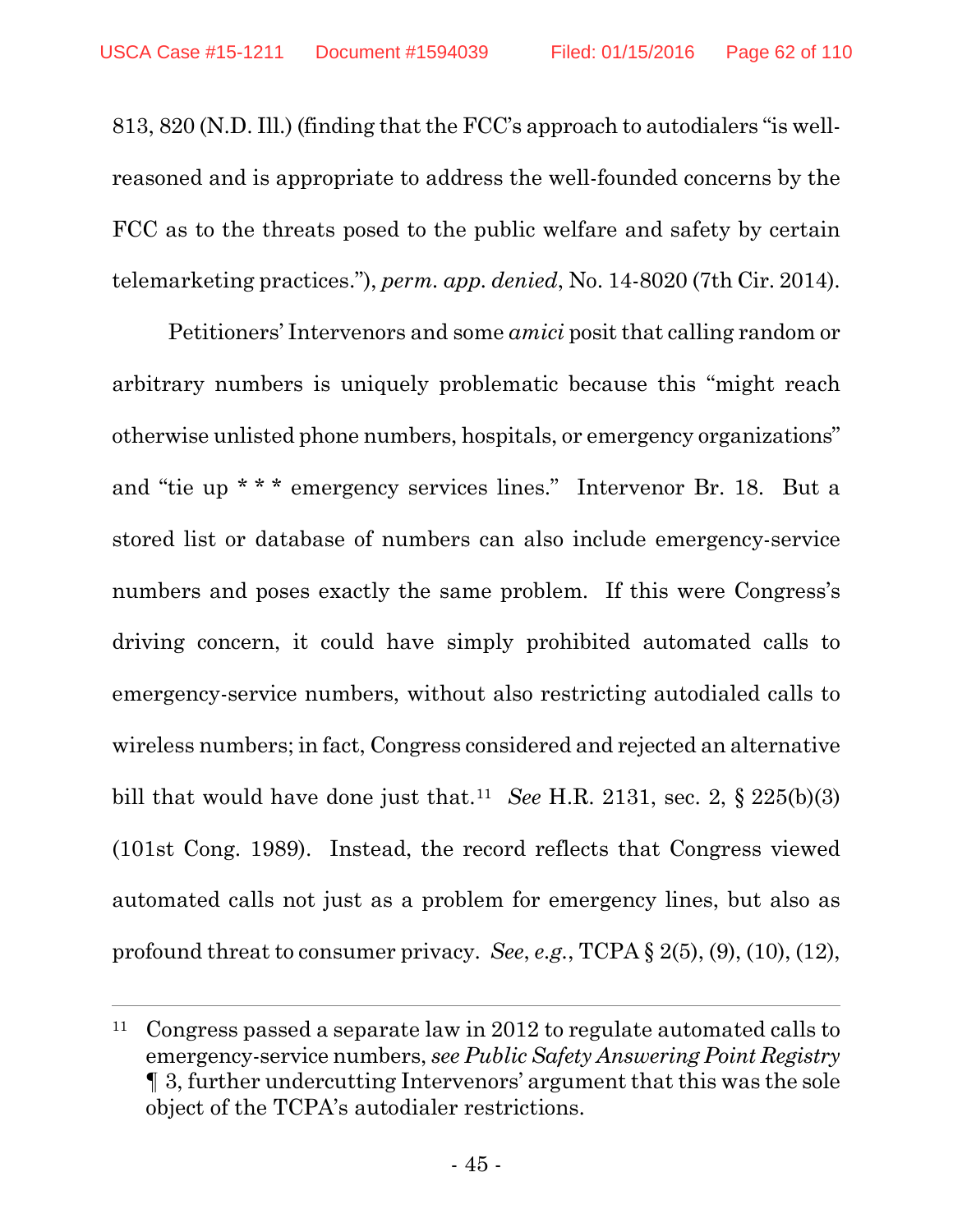813, 820 (N.D. Ill.) (finding that the FCC's approach to autodialers "is well-reasoned and is appropriate to address the well-founded concerns by the FCC as to the threats posed to the public welfare and safety by certain telemarketing practices."), *perm. app. denied*, No. 14-8020 (7th Cir. 2014).

Petitioners' Intervenors and some *amici* posit that calling random or arbitrary numbers is uniquely problematic because this "might reach otherwise unlisted phone numbers, hospitals, or emergency organizations" and "tie up * * * emergency services lines." Intervenor Br. 18. But a stored list or database of numbers can also include emergency-service numbers and poses exactly the same problem. If this were Congress's driving concern, it could have simply prohibited automated calls to emergency-service numbers, without also restricting autodialed calls to wireless numbers; in fact, Congress considered and rejected an alternative bill that would have done just that.[11] *See* H.R. 2131, sec. 2, § 225(b)(3) (101st Cong. 1989). Instead, the record reflects that Congress viewed automated calls not just as a problem for emergency lines, but also as profound threat to consumer privacy. *See*, *e.g.*, TCPA § 2(5), (9), (10), (12),

---

[11] Congress passed a separate law in 2012 to regulate automated calls to emergency-service numbers, *see Public Safety Answering Point Registry* ¶ 3, further undercutting Intervenors' argument that this was the sole object of the TCPA's autodialer restrictions.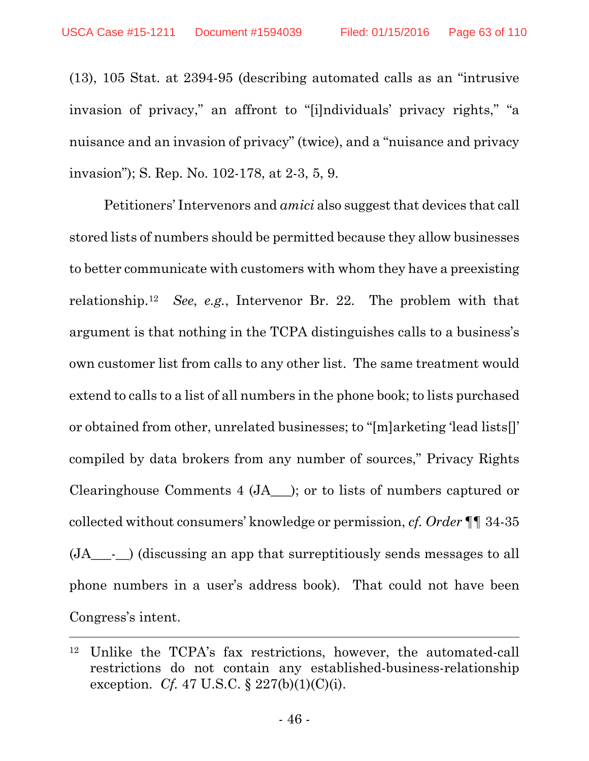(13), 105 Stat. at 2394-95 (describing automated calls as an "intrusive invasion of privacy," an affront to "[i]ndividuals' privacy rights," "a nuisance and an invasion of privacy" (twice), and a "nuisance and privacy invasion"); S. Rep. No. 102-178, at 2-3, 5, 9.

Petitioners' Intervenors and *amici* also suggest that devices that call stored lists of numbers should be permitted because they allow businesses to better communicate with customers with whom they have a preexisting relationship.[12] *See*, *e.g.*, Intervenor Br. 22. The problem with that argument is that nothing in the TCPA distinguishes calls to a business's own customer list from calls to any other list. The same treatment would extend to calls to a list of all numbers in the phone book; to lists purchased or obtained from other, unrelated businesses; to "[m]arketing 'lead lists[]' compiled by data brokers from any number of sources," Privacy Rights Clearinghouse Comments 4 (JA___); or to lists of numbers captured or collected without consumers' knowledge or permission, *cf. Order* ¶¶ 34-35 (JA___-__) (discussing an app that surreptitiously sends messages to all phone numbers in a user's address book). That could not have been Congress's intent.

---

[12] Unlike the TCPA's fax restrictions, however, the automated-call restrictions do not contain any established-business-relationship exception. *Cf.* 47 U.S.C. § 227(b)(1)(C)(i).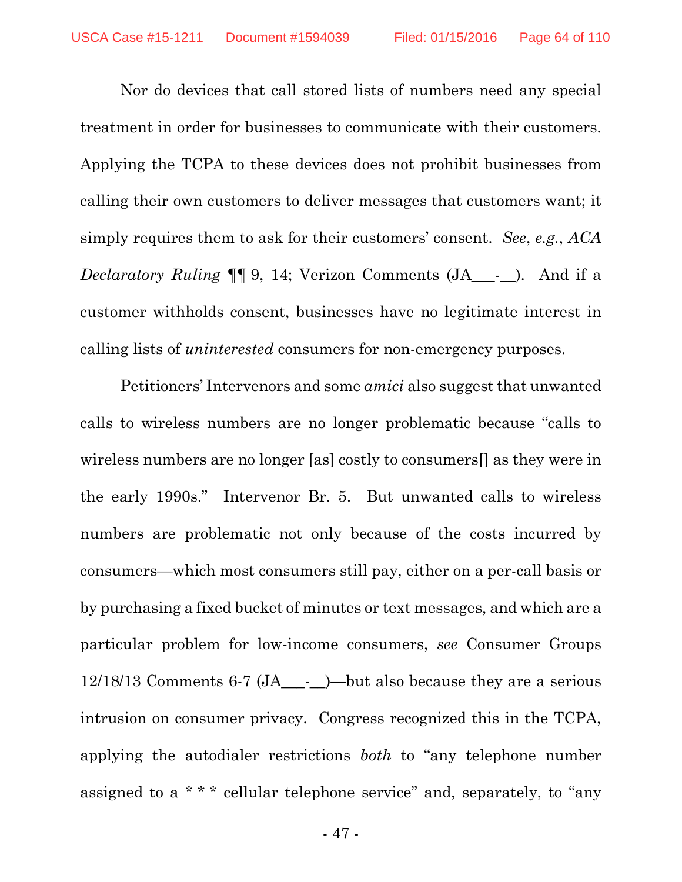Nor do devices that call stored lists of numbers need any special treatment in order for businesses to communicate with their customers. Applying the TCPA to these devices does not prohibit businesses from calling their own customers to deliver messages that customers want; it simply requires them to ask for their customers' consent. *See*, *e.g.*, *ACA Declaratory Ruling* ¶¶ 9, 14; Verizon Comments (JA___-__). And if a customer withholds consent, businesses have no legitimate interest in calling lists of *uninterested* consumers for non-emergency purposes.

Petitioners' Intervenors and some *amici* also suggest that unwanted calls to wireless numbers are no longer problematic because "calls to wireless numbers are no longer [as] costly to consumers[] as they were in the early 1990s." Intervenor Br. 5. But unwanted calls to wireless numbers are problematic not only because of the costs incurred by consumers—which most consumers still pay, either on a per-call basis or by purchasing a fixed bucket of minutes or text messages, and which are a particular problem for low-income consumers, *see* Consumer Groups 12/18/13 Comments 6-7 (JA___-__)—but also because they are a serious intrusion on consumer privacy. Congress recognized this in the TCPA, applying the autodialer restrictions *both* to "any telephone number assigned to a * * * cellular telephone service" and, separately, to "any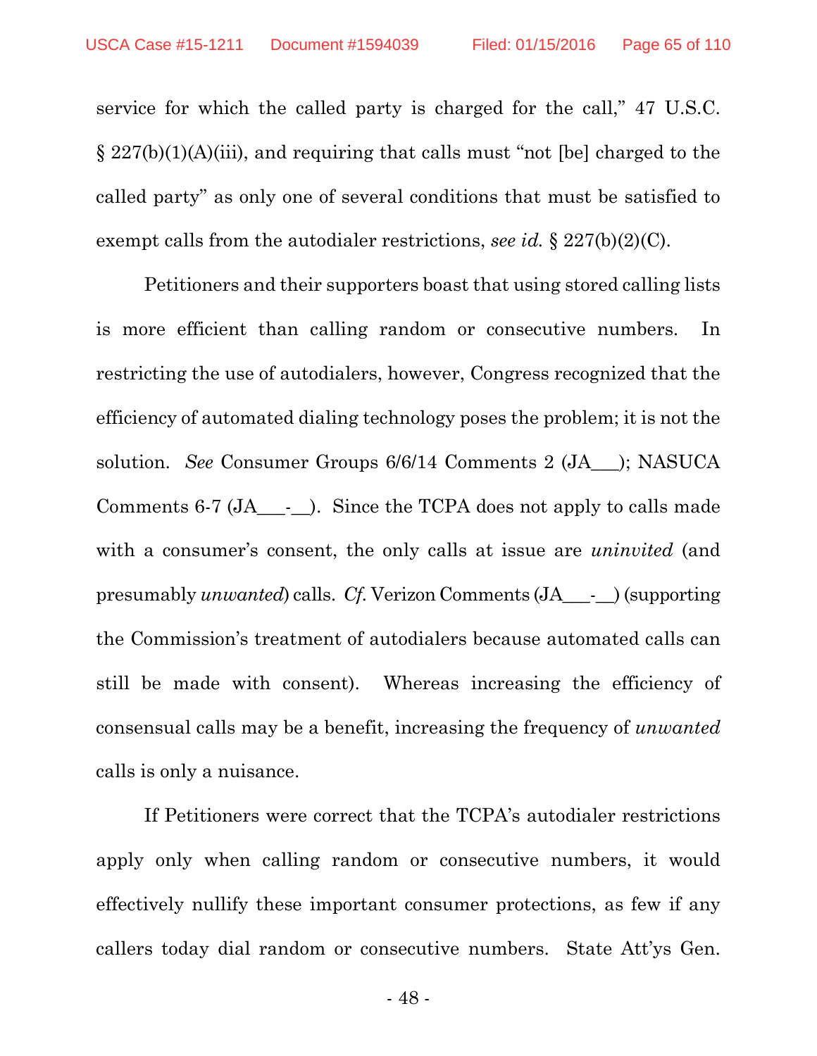service for which the called party is charged for the call," 47 U.S.C. § 227(b)(1)(A)(iii), and requiring that calls must "not [be] charged to the called party" as only one of several conditions that must be satisfied to exempt calls from the autodialer restrictions, *see id.* § 227(b)(2)(C).

Petitioners and their supporters boast that using stored calling lists is more efficient than calling random or consecutive numbers. In restricting the use of autodialers, however, Congress recognized that the efficiency of automated dialing technology poses the problem; it is not the solution. *See* Consumer Groups 6/6/14 Comments 2 (JA___); NASUCA Comments 6-7 (JA___-__). Since the TCPA does not apply to calls made with a consumer's consent, the only calls at issue are *uninvited* (and presumably *unwanted*) calls. *Cf.* Verizon Comments (JA___-__) (supporting the Commission's treatment of autodialers because automated calls can still be made with consent). Whereas increasing the efficiency of consensual calls may be a benefit, increasing the frequency of *unwanted* calls is only a nuisance.

If Petitioners were correct that the TCPA's autodialer restrictions apply only when calling random or consecutive numbers, it would effectively nullify these important consumer protections, as few if any callers today dial random or consecutive numbers. State Att'ys Gen.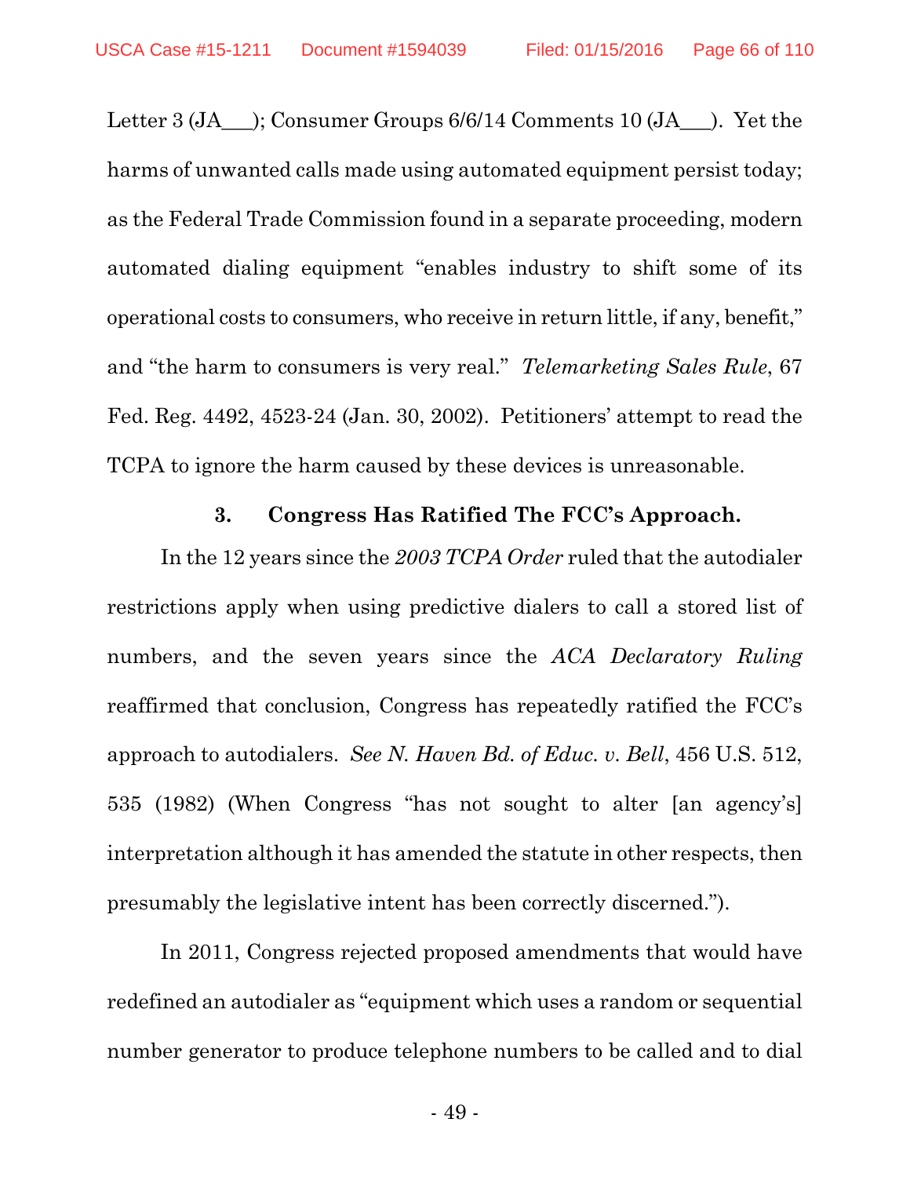Letter 3 (JA___); Consumer Groups 6/6/14 Comments 10 (JA___). Yet the harms of unwanted calls made using automated equipment persist today; as the Federal Trade Commission found in a separate proceeding, modern automated dialing equipment "enables industry to shift some of its operational costs to consumers, who receive in return little, if any, benefit," and "the harm to consumers is very real." *Telemarketing Sales Rule*, 67 Fed. Reg. 4492, 4523-24 (Jan. 30, 2002). Petitioners' attempt to read the TCPA to ignore the harm caused by these devices is unreasonable.

### 3. Congress Has Ratified The FCC's Approach.

In the 12 years since the *2003 TCPA Order* ruled that the autodialer restrictions apply when using predictive dialers to call a stored list of numbers, and the seven years since the *ACA Declaratory Ruling* reaffirmed that conclusion, Congress has repeatedly ratified the FCC's approach to autodialers. *See N. Haven Bd. of Educ. v. Bell*, 456 U.S. 512, 535 (1982) (When Congress "has not sought to alter [an agency's] interpretation although it has amended the statute in other respects, then presumably the legislative intent has been correctly discerned.").

In 2011, Congress rejected proposed amendments that would have redefined an autodialer as "equipment which uses a random or sequential number generator to produce telephone numbers to be called and to dial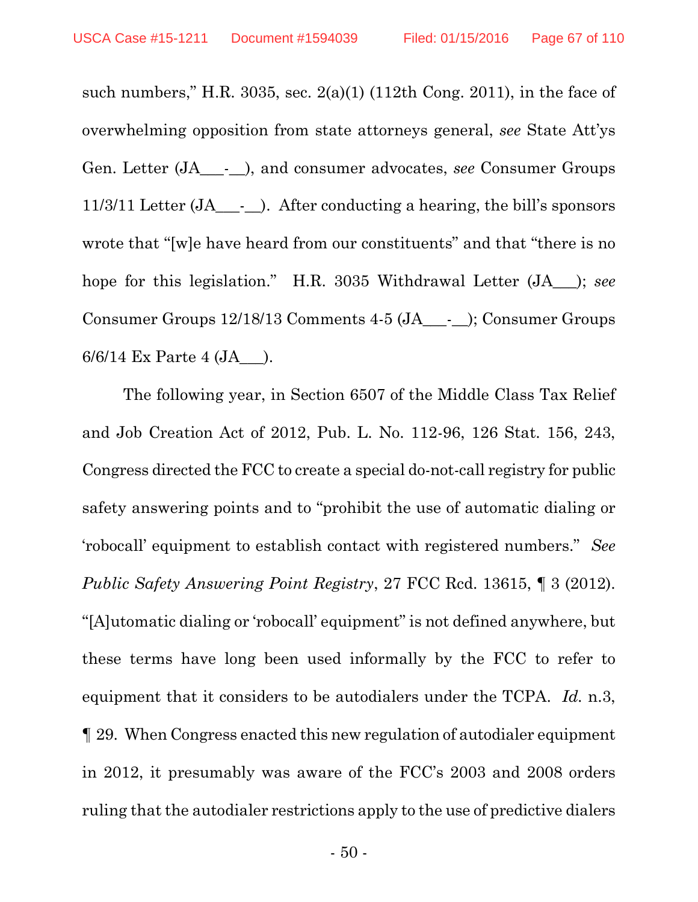such numbers," H.R. 3035, sec. 2(a)(1) (112th Cong. 2011), in the face of overwhelming opposition from state attorneys general, *see* State Att'ys Gen. Letter (JA___-__), and consumer advocates, *see* Consumer Groups 11/3/11 Letter (JA___-__). After conducting a hearing, the bill's sponsors wrote that "[w]e have heard from our constituents" and that "there is no hope for this legislation." H.R. 3035 Withdrawal Letter (JA___); *see* Consumer Groups 12/18/13 Comments 4-5 (JA___-__); Consumer Groups 6/6/14 Ex Parte 4 (JA___).

The following year, in Section 6507 of the Middle Class Tax Relief and Job Creation Act of 2012, Pub. L. No. 112-96, 126 Stat. 156, 243, Congress directed the FCC to create a special do-not-call registry for public safety answering points and to "prohibit the use of automatic dialing or 'robocall' equipment to establish contact with registered numbers." *See* *Public Safety Answering Point Registry*, 27 FCC Rcd. 13615, ¶ 3 (2012). "[A]utomatic dialing or 'robocall' equipment" is not defined anywhere, but these terms have long been used informally by the FCC to refer to equipment that it considers to be autodialers under the TCPA. *Id.* n.3, ¶ 29. When Congress enacted this new regulation of autodialer equipment in 2012, it presumably was aware of the FCC's 2003 and 2008 orders ruling that the autodialer restrictions apply to the use of predictive dialers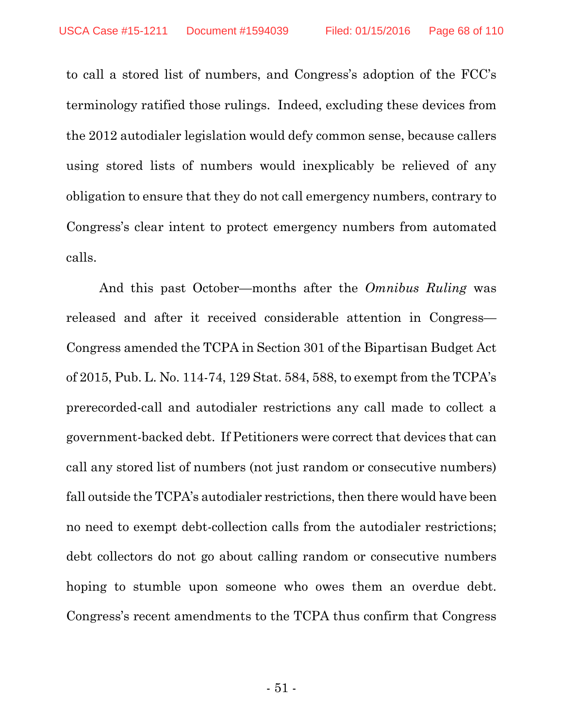to call a stored list of numbers, and Congress's adoption of the FCC's terminology ratified those rulings. Indeed, excluding these devices from the 2012 autodialer legislation would defy common sense, because callers using stored lists of numbers would inexplicably be relieved of any obligation to ensure that they do not call emergency numbers, contrary to Congress's clear intent to protect emergency numbers from automated calls.

And this past October—months after the *Omnibus Ruling* was released and after it received considerable attention in Congress—Congress amended the TCPA in Section 301 of the Bipartisan Budget Act of 2015, Pub. L. No. 114-74, 129 Stat. 584, 588, to exempt from the TCPA's prerecorded-call and autodialer restrictions any call made to collect a government-backed debt. If Petitioners were correct that devices that can call any stored list of numbers (not just random or consecutive numbers) fall outside the TCPA's autodialer restrictions, then there would have been no need to exempt debt-collection calls from the autodialer restrictions; debt collectors do not go about calling random or consecutive numbers hoping to stumble upon someone who owes them an overdue debt. Congress's recent amendments to the TCPA thus confirm that Congress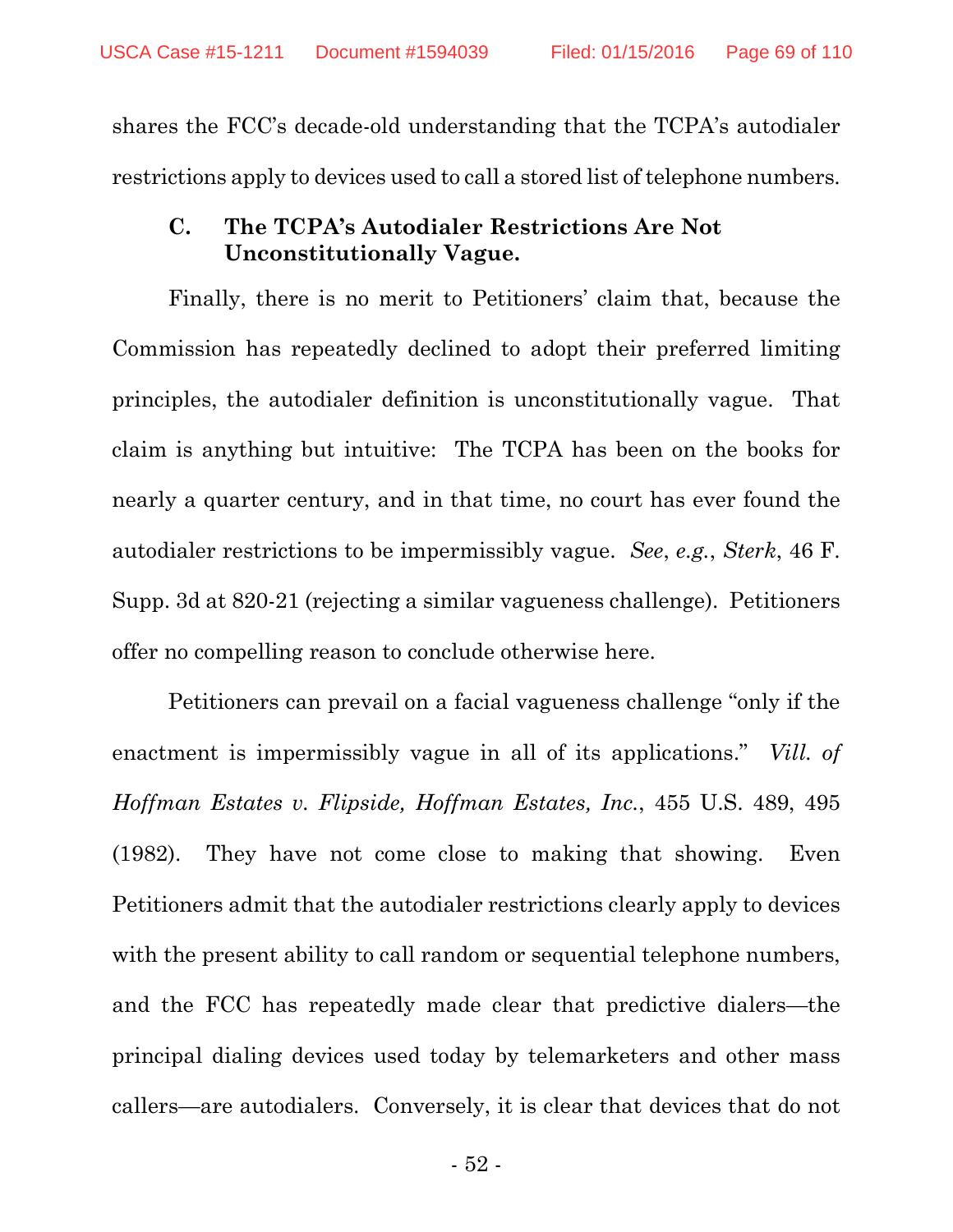shares the FCC's decade-old understanding that the TCPA's autodialer restrictions apply to devices used to call a stored list of telephone numbers.

### C. The TCPA's Autodialer Restrictions Are Not Unconstitutionally Vague.

Finally, there is no merit to Petitioners' claim that, because the Commission has repeatedly declined to adopt their preferred limiting principles, the autodialer definition is unconstitutionally vague. That claim is anything but intuitive: The TCPA has been on the books for nearly a quarter century, and in that time, no court has ever found the autodialer restrictions to be impermissibly vague. *See*, *e.g.*, *Sterk*, 46 F. Supp. 3d at 820-21 (rejecting a similar vagueness challenge). Petitioners offer no compelling reason to conclude otherwise here.

Petitioners can prevail on a facial vagueness challenge "only if the enactment is impermissibly vague in all of its applications." *Vill. of Hoffman Estates v. Flipside, Hoffman Estates, Inc.*, 455 U.S. 489, 495 (1982). They have not come close to making that showing. Even Petitioners admit that the autodialer restrictions clearly apply to devices with the present ability to call random or sequential telephone numbers, and the FCC has repeatedly made clear that predictive dialers—the principal dialing devices used today by telemarketers and other mass callers—are autodialers. Conversely, it is clear that devices that do not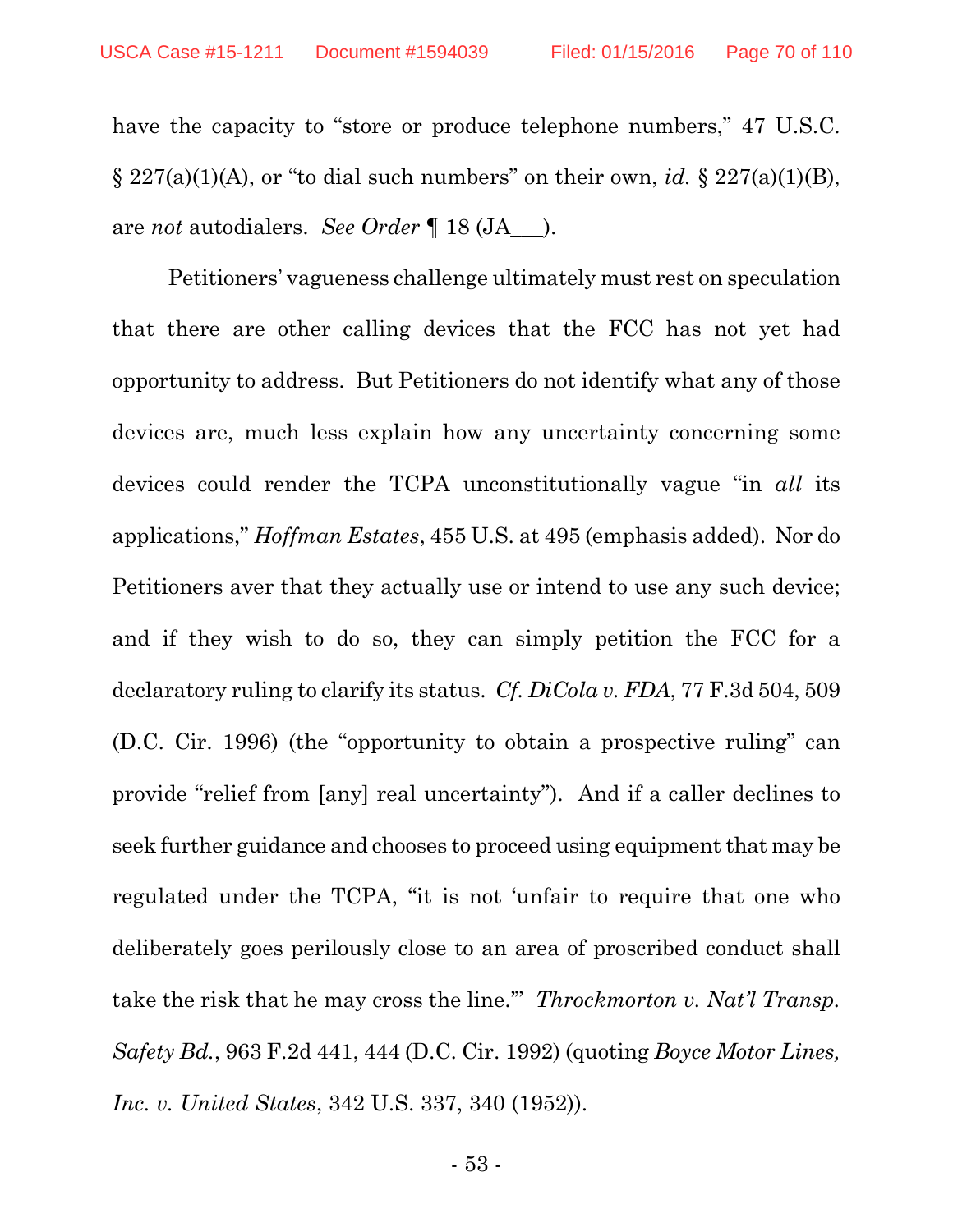have the capacity to "store or produce telephone numbers," 47 U.S.C. § 227(a)(1)(A), or "to dial such numbers" on their own, *id.* § 227(a)(1)(B), are *not* autodialers. *See Order* ¶ 18 (JA___).

Petitioners' vagueness challenge ultimately must rest on speculation that there are other calling devices that the FCC has not yet had opportunity to address. But Petitioners do not identify what any of those devices are, much less explain how any uncertainty concerning some devices could render the TCPA unconstitutionally vague "in *all* its applications," *Hoffman Estates*, 455 U.S. at 495 (emphasis added). Nor do Petitioners aver that they actually use or intend to use any such device; and if they wish to do so, they can simply petition the FCC for a declaratory ruling to clarify its status. *Cf. DiCola v. FDA*, 77 F.3d 504, 509 (D.C. Cir. 1996) (the "opportunity to obtain a prospective ruling" can provide "relief from [any] real uncertainty"). And if a caller declines to seek further guidance and chooses to proceed using equipment that may be regulated under the TCPA, "it is not 'unfair to require that one who deliberately goes perilously close to an area of proscribed conduct shall take the risk that he may cross the line.'" *Throckmorton v. Nat'l Transp. Safety Bd.*, 963 F.2d 441, 444 (D.C. Cir. 1992) (quoting *Boyce Motor Lines, Inc. v. United States*, 342 U.S. 337, 340 (1952)).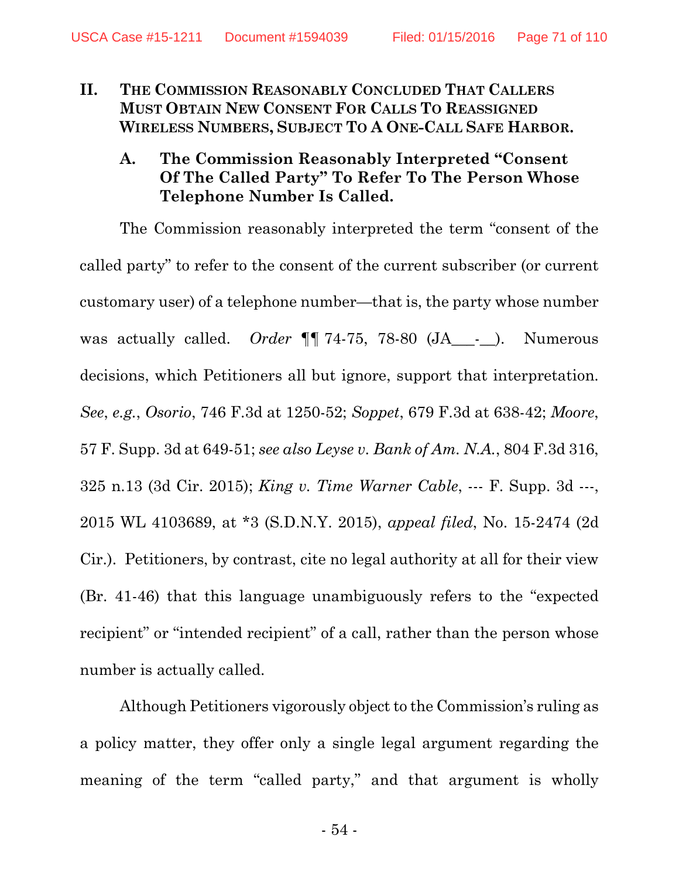## II. The Commission Reasonably Concluded That Callers Must Obtain New Consent For Calls To Reassigned Wireless Numbers, Subject To A One-Call Safe Harbor.

### A. The Commission Reasonably Interpreted "Consent Of The Called Party" To Refer To The Person Whose Telephone Number Is Called.

The Commission reasonably interpreted the term "consent of the called party" to refer to the consent of the current subscriber (or current customary user) of a telephone number—that is, the party whose number was actually called. *Order* ¶¶ 74-75, 78-80 (JA___-__). Numerous decisions, which Petitioners all but ignore, support that interpretation. *See*, *e.g.*, *Osorio*, 746 F.3d at 1250-52; *Soppet*, 679 F.3d at 638-42; *Moore*, 57 F. Supp. 3d at 649-51; *see also Leyse v. Bank of Am. N.A.*, 804 F.3d 316, 325 n.13 (3d Cir. 2015); *King v. Time Warner Cable*, --- F. Supp. 3d ---, 2015 WL 4103689, at *3 (S.D.N.Y. 2015), *appeal filed*, No. 15-2474 (2d Cir.). Petitioners, by contrast, cite no legal authority at all for their view (Br. 41-46) that this language unambiguously refers to the "expected recipient" or "intended recipient" of a call, rather than the person whose number is actually called.

Although Petitioners vigorously object to the Commission's ruling as a policy matter, they offer only a single legal argument regarding the meaning of the term "called party," and that argument is wholly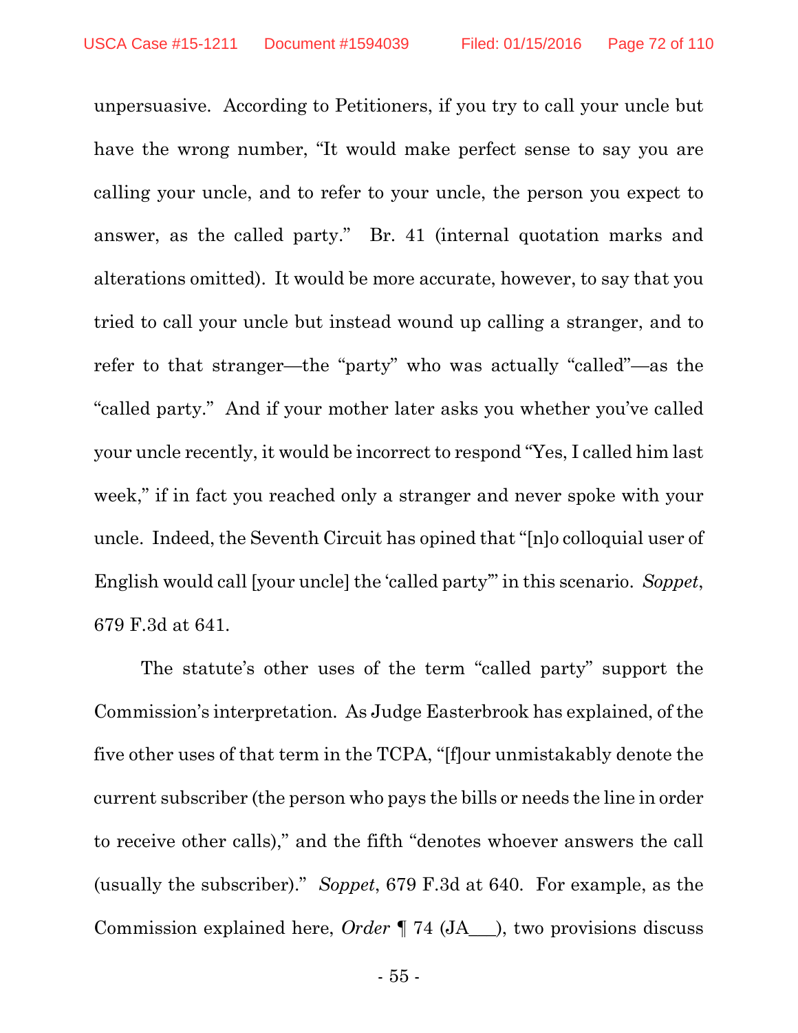unpersuasive. According to Petitioners, if you try to call your uncle but have the wrong number, "It would make perfect sense to say you are calling your uncle, and to refer to your uncle, the person you expect to answer, as the called party." Br. 41 (internal quotation marks and alterations omitted). It would be more accurate, however, to say that you tried to call your uncle but instead wound up calling a stranger, and to refer to that stranger—the "party" who was actually "called"—as the "called party." And if your mother later asks you whether you've called your uncle recently, it would be incorrect to respond "Yes, I called him last week," if in fact you reached only a stranger and never spoke with your uncle. Indeed, the Seventh Circuit has opined that "[n]o colloquial user of English would call [your uncle] the 'called party'" in this scenario. *Soppet*, 679 F.3d at 641.

The statute's other uses of the term "called party" support the Commission's interpretation. As Judge Easterbrook has explained, of the five other uses of that term in the TCPA, "[f]our unmistakably denote the current subscriber (the person who pays the bills or needs the line in order to receive other calls)," and the fifth "denotes whoever answers the call (usually the subscriber)." *Soppet*, 679 F.3d at 640. For example, as the Commission explained here, *Order* ¶ 74 (JA___), two provisions discuss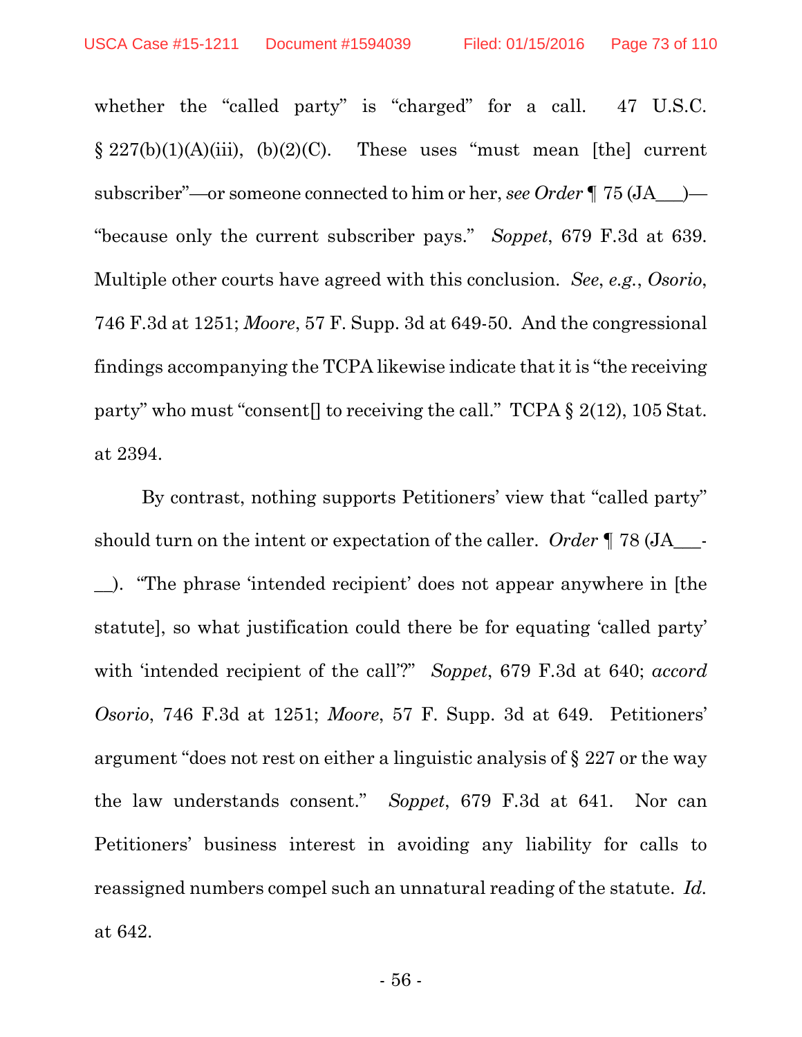whether the "called party" is "charged" for a call. 47 U.S.C. § 227(b)(1)(A)(iii), (b)(2)(C). These uses "must mean [the] current subscriber"—or someone connected to him or her, *see Order* ¶ 75 (JA___)—"because only the current subscriber pays." *Soppet*, 679 F.3d at 639. Multiple other courts have agreed with this conclusion. *See*, *e.g.*, *Osorio*, 746 F.3d at 1251; *Moore*, 57 F. Supp. 3d at 649-50. And the congressional findings accompanying the TCPA likewise indicate that it is "the receiving party" who must "consent[] to receiving the call." TCPA § 2(12), 105 Stat. at 2394.

By contrast, nothing supports Petitioners' view that "called party" should turn on the intent or expectation of the caller. *Order* ¶ 78 (JA___-__). "The phrase 'intended recipient' does not appear anywhere in [the statute], so what justification could there be for equating 'called party' with 'intended recipient of the call'?" *Soppet*, 679 F.3d at 640; *accord Osorio*, 746 F.3d at 1251; *Moore*, 57 F. Supp. 3d at 649. Petitioners' argument "does not rest on either a linguistic analysis of § 227 or the way the law understands consent." *Soppet*, 679 F.3d at 641. Nor can Petitioners' business interest in avoiding any liability for calls to reassigned numbers compel such an unnatural reading of the statute. *Id.* at 642.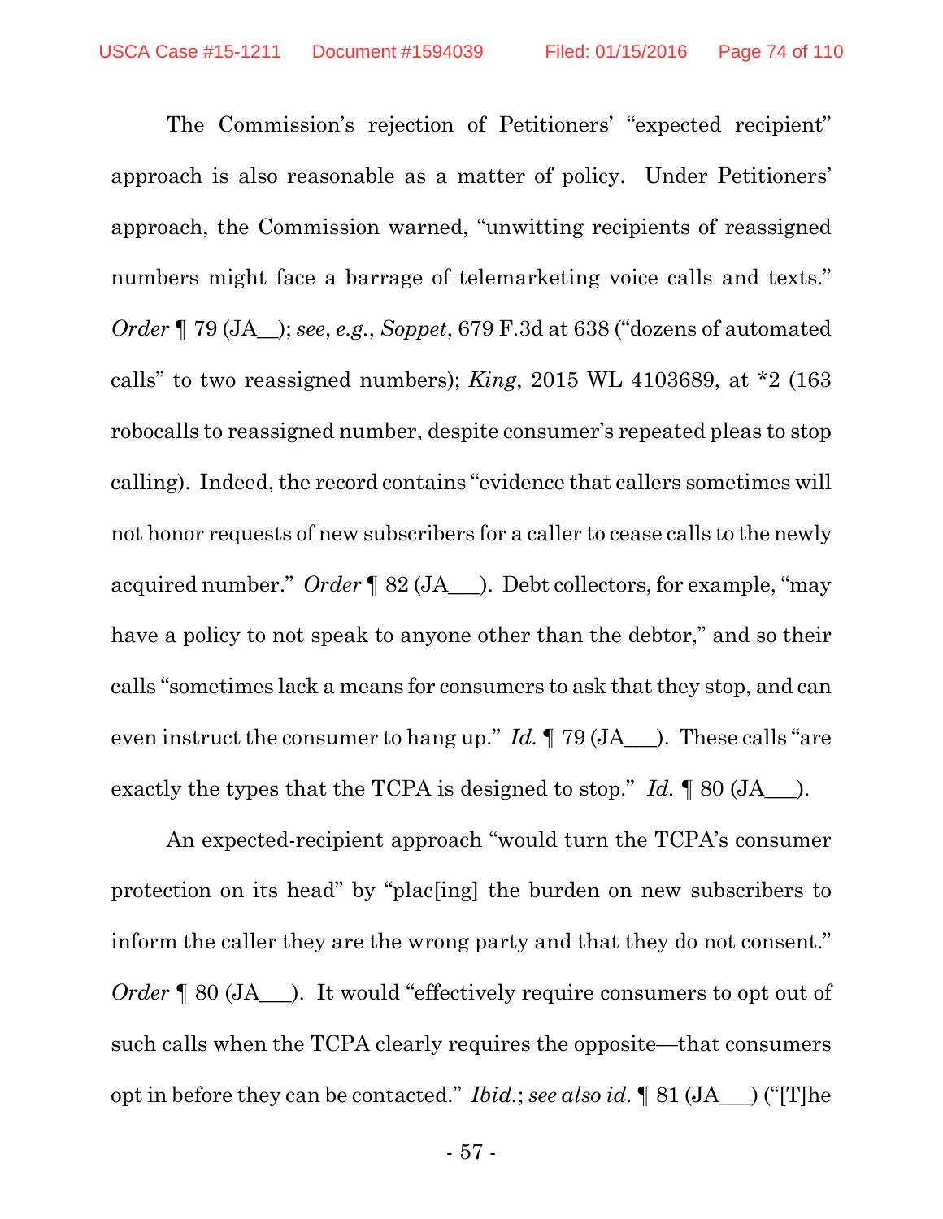The Commission's rejection of Petitioners' "expected recipient" approach is also reasonable as a matter of policy. Under Petitioners' approach, the Commission warned, "unwitting recipients of reassigned numbers might face a barrage of telemarketing voice calls and texts." *Order* ¶ 79 (JA__); *see*, *e.g.*, *Soppet*, 679 F.3d at 638 ("dozens of automated calls" to two reassigned numbers); *King*, 2015 WL 4103689, at *2 (163 robocalls to reassigned number, despite consumer's repeated pleas to stop calling). Indeed, the record contains "evidence that callers sometimes will not honor requests of new subscribers for a caller to cease calls to the newly acquired number." *Order* ¶ 82 (JA___). Debt collectors, for example, "may have a policy to not speak to anyone other than the debtor," and so their calls "sometimes lack a means for consumers to ask that they stop, and can even instruct the consumer to hang up." *Id.* ¶ 79 (JA___). These calls "are exactly the types that the TCPA is designed to stop." *Id.* ¶ 80 (JA___).

An expected-recipient approach "would turn the TCPA's consumer protection on its head" by "plac[ing] the burden on new subscribers to inform the caller they are the wrong party and that they do not consent." *Order* ¶ 80 (JA___). It would "effectively require consumers to opt out of such calls when the TCPA clearly requires the opposite—that consumers opt in before they can be contacted." *Ibid.*; *see also id.* ¶ 81 (JA___) ("[T]he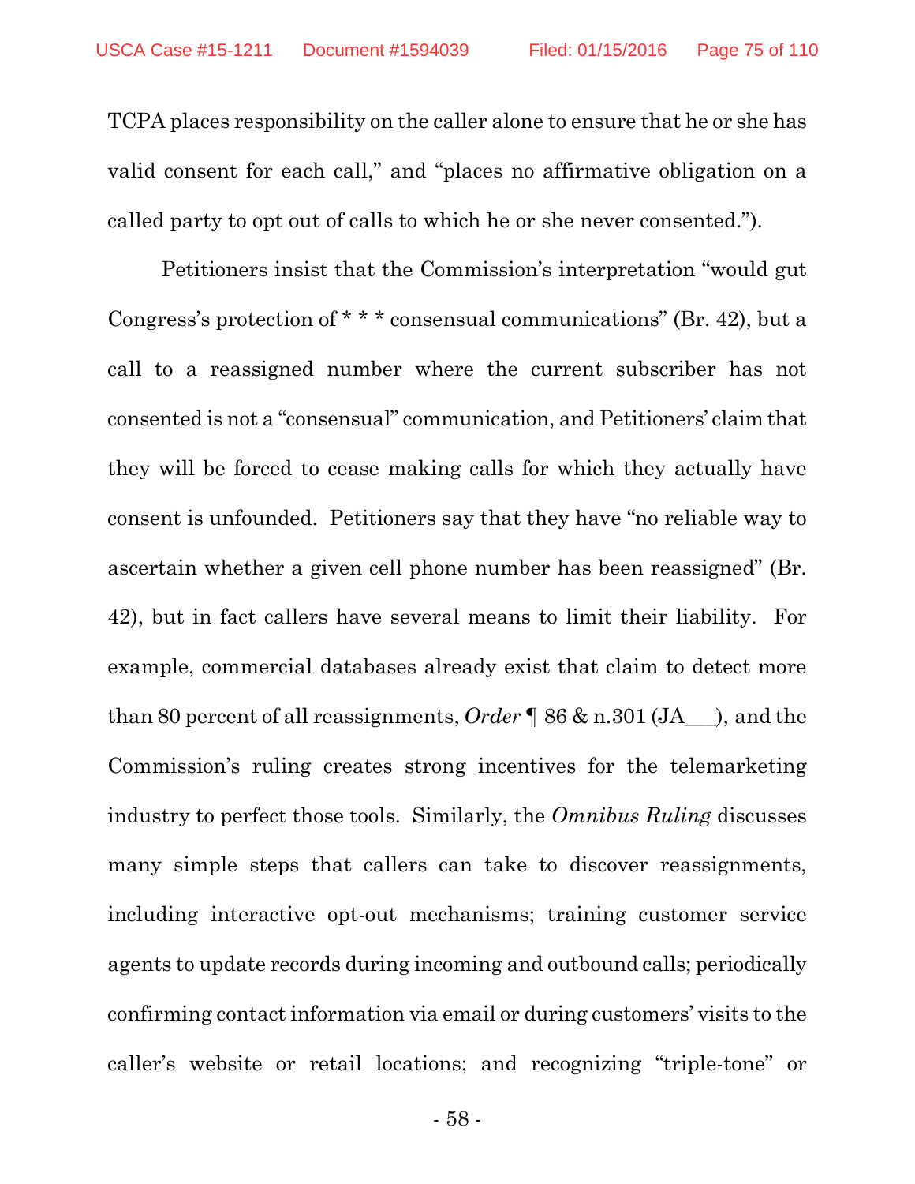TCPA places responsibility on the caller alone to ensure that he or she has valid consent for each call," and "places no affirmative obligation on a called party to opt out of calls to which he or she never consented.").

Petitioners insist that the Commission's interpretation "would gut Congress's protection of * * * consensual communications" (Br. 42), but a call to a reassigned number where the current subscriber has not consented is not a "consensual" communication, and Petitioners' claim that they will be forced to cease making calls for which they actually have consent is unfounded. Petitioners say that they have "no reliable way to ascertain whether a given cell phone number has been reassigned" (Br. 42), but in fact callers have several means to limit their liability. For example, commercial databases already exist that claim to detect more than 80 percent of all reassignments, *Order* ¶ 86 & n.301 (JA___), and the Commission's ruling creates strong incentives for the telemarketing industry to perfect those tools. Similarly, the *Omnibus Ruling* discusses many simple steps that callers can take to discover reassignments, including interactive opt-out mechanisms; training customer service agents to update records during incoming and outbound calls; periodically confirming contact information via email or during customers' visits to the caller's website or retail locations; and recognizing "triple-tone" or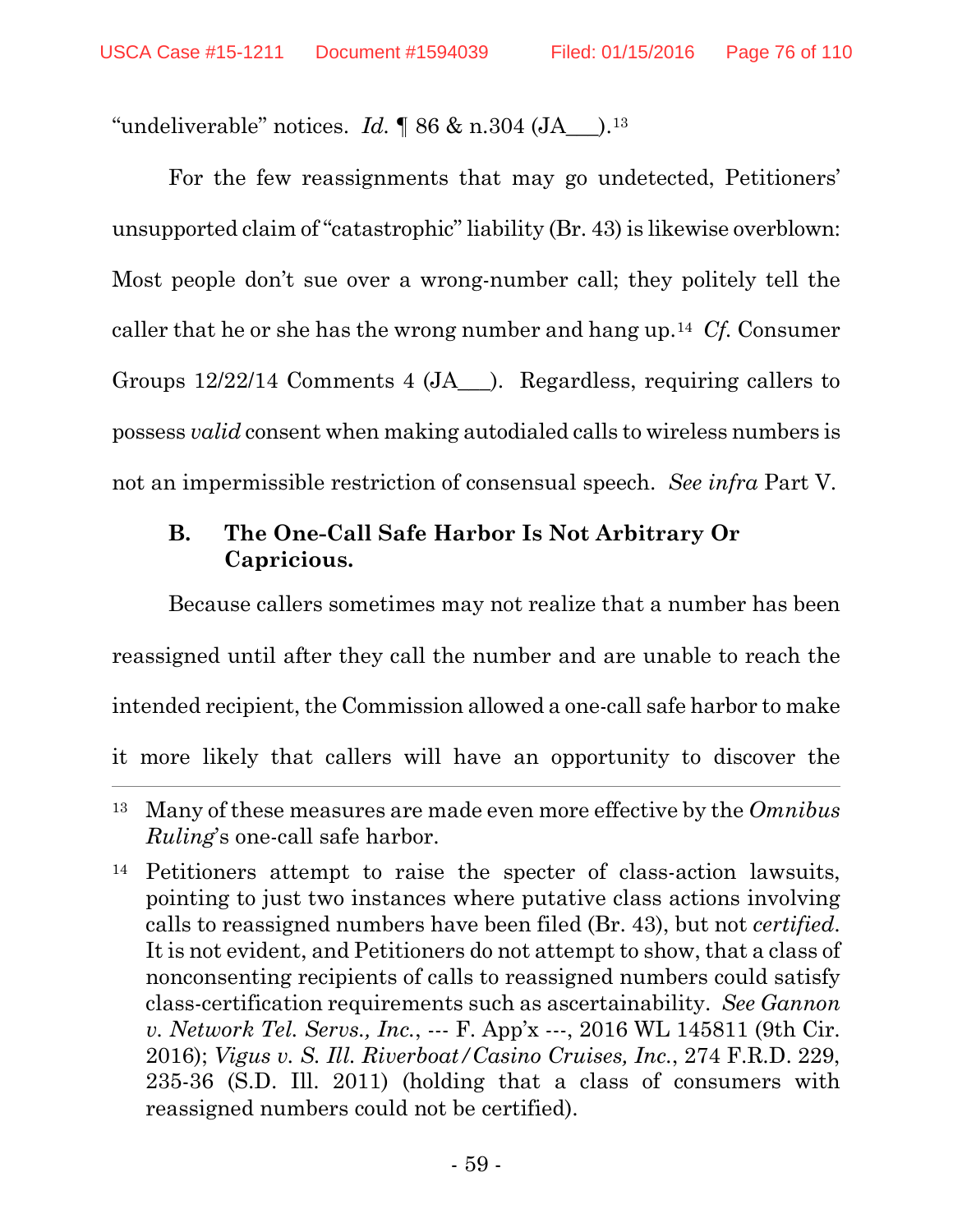"undeliverable" notices. *Id.* ¶ 86 & n.304 (JA___).[13]

For the few reassignments that may go undetected, Petitioners' unsupported claim of "catastrophic" liability (Br. 43) is likewise overblown: Most people don't sue over a wrong-number call; they politely tell the caller that he or she has the wrong number and hang up.[14] *Cf.* Consumer Groups 12/22/14 Comments 4 (JA___). Regardless, requiring callers to possess *valid* consent when making autodialed calls to wireless numbers is not an impermissible restriction of consensual speech. *See infra* Part V.

### B. The One-Call Safe Harbor Is Not Arbitrary Or Capricious.

Because callers sometimes may not realize that a number has been reassigned until after they call the number and are unable to reach the intended recipient, the Commission allowed a one-call safe harbor to make it more likely that callers will have an opportunity to discover the

---

[13] Many of these measures are made even more effective by the *Omnibus Ruling*'s one-call safe harbor.

[14] Petitioners attempt to raise the specter of class-action lawsuits, pointing to just two instances where putative class actions involving calls to reassigned numbers have been filed (Br. 43), but not *certified*. It is not evident, and Petitioners do not attempt to show, that a class of nonconsenting recipients of calls to reassigned numbers could satisfy class-certification requirements such as ascertainability. *See Gannon v. Network Tel. Servs., Inc.*, --- F. App'x ---, 2016 WL 145811 (9th Cir. 2016); *Vigus v. S. Ill. Riverboat/Casino Cruises, Inc.*, 274 F.R.D. 229, 235-36 (S.D. Ill. 2011) (holding that a class of consumers with reassigned numbers could not be certified).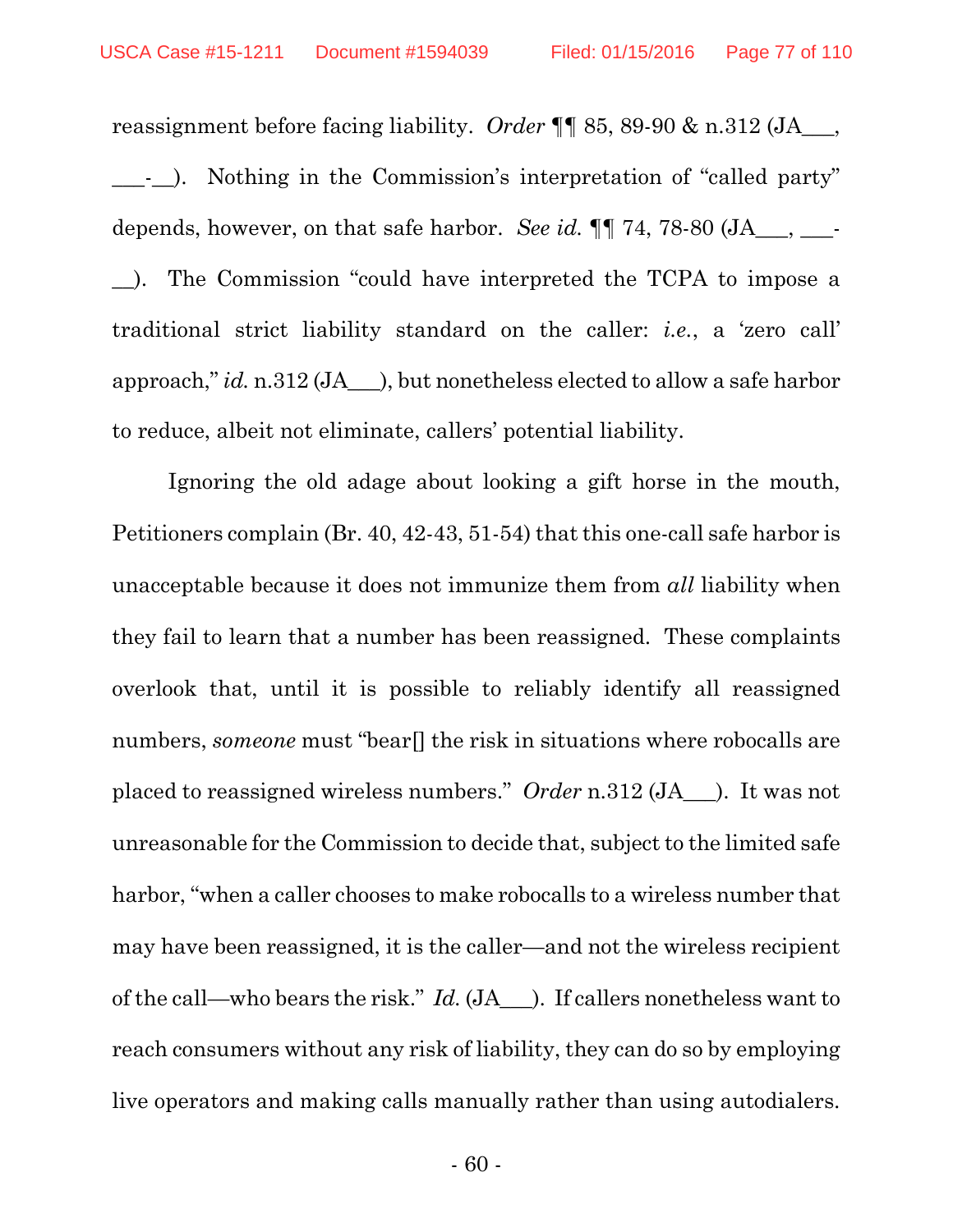reassignment before facing liability. *Order* ¶¶ 85, 89-90 & n.312 (JA___, ___-__). Nothing in the Commission's interpretation of "called party" depends, however, on that safe harbor. *See id.* ¶¶ 74, 78-80 (JA___, ___-__). The Commission "could have interpreted the TCPA to impose a traditional strict liability standard on the caller: *i.e.*, a 'zero call' approach," *id.* n.312 (JA___), but nonetheless elected to allow a safe harbor to reduce, albeit not eliminate, callers' potential liability.

Ignoring the old adage about looking a gift horse in the mouth, Petitioners complain (Br. 40, 42-43, 51-54) that this one-call safe harbor is unacceptable because it does not immunize them from *all* liability when they fail to learn that a number has been reassigned. These complaints overlook that, until it is possible to reliably identify all reassigned numbers, *someone* must "bear[] the risk in situations where robocalls are placed to reassigned wireless numbers." *Order* n.312 (JA___). It was not unreasonable for the Commission to decide that, subject to the limited safe harbor, "when a caller chooses to make robocalls to a wireless number that may have been reassigned, it is the caller—and not the wireless recipient of the call—who bears the risk." *Id.* (JA___). If callers nonetheless want to reach consumers without any risk of liability, they can do so by employing live operators and making calls manually rather than using autodialers.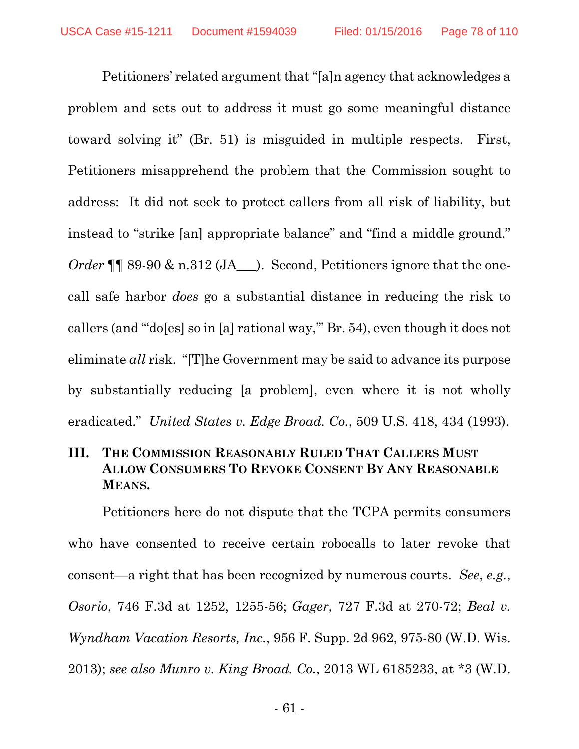Petitioners' related argument that "[a]n agency that acknowledges a problem and sets out to address it must go some meaningful distance toward solving it" (Br. 51) is misguided in multiple respects. First, Petitioners misapprehend the problem that the Commission sought to address: It did not seek to protect callers from all risk of liability, but instead to "strike [an] appropriate balance" and "find a middle ground." *Order* ¶¶ 89-90 & n.312 (JA___). Second, Petitioners ignore that the one-call safe harbor *does* go a substantial distance in reducing the risk to callers (and "'do[es] so in [a] rational way,'" Br. 54), even though it does not eliminate *all* risk. "[T]he Government may be said to advance its purpose by substantially reducing [a problem], even where it is not wholly eradicated." *United States v. Edge Broad. Co.*, 509 U.S. 418, 434 (1993).

## III. THE COMMISSION REASONABLY RULED THAT CALLERS MUST ALLOW CONSUMERS TO REVOKE CONSENT BY ANY REASONABLE MEANS.

Petitioners here do not dispute that the TCPA permits consumers who have consented to receive certain robocalls to later revoke that consent—a right that has been recognized by numerous courts. *See*, *e.g.*, *Osorio*, 746 F.3d at 1252, 1255-56; *Gager*, 727 F.3d at 270-72; *Beal v. Wyndham Vacation Resorts, Inc.*, 956 F. Supp. 2d 962, 975-80 (W.D. Wis. 2013); *see also Munro v. King Broad. Co.*, 2013 WL 6185233, at *3 (W.D.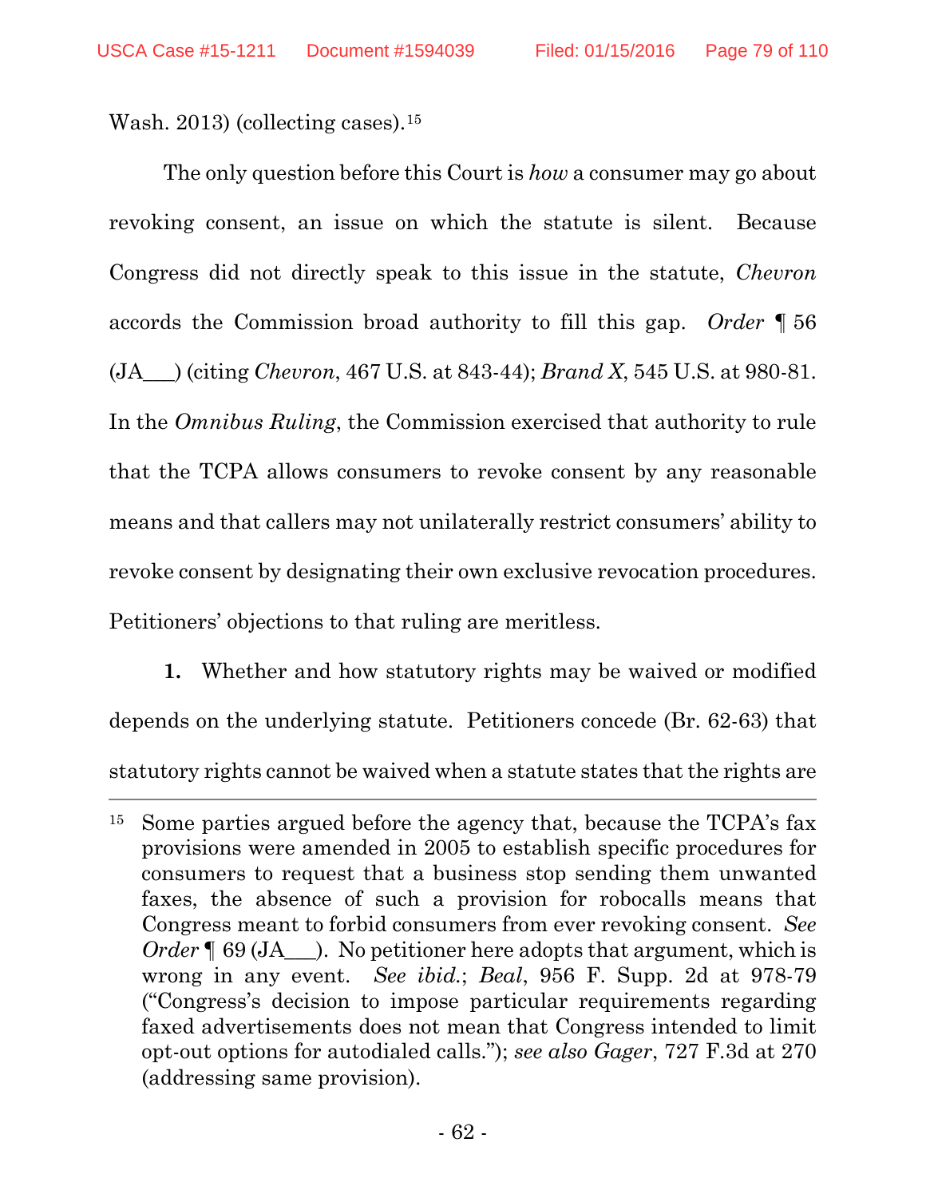Wash. 2013) (collecting cases).[15]

The only question before this Court is *how* a consumer may go about revoking consent, an issue on which the statute is silent. Because Congress did not directly speak to this issue in the statute, *Chevron* accords the Commission broad authority to fill this gap. *Order* ¶ 56 (JA___) (citing *Chevron*, 467 U.S. at 843-44); *Brand X*, 545 U.S. at 980-81. In the *Omnibus Ruling*, the Commission exercised that authority to rule that the TCPA allows consumers to revoke consent by any reasonable means and that callers may not unilaterally restrict consumers' ability to revoke consent by designating their own exclusive revocation procedures. Petitioners' objections to that ruling are meritless.

**1.** Whether and how statutory rights may be waived or modified depends on the underlying statute. Petitioners concede (Br. 62-63) that statutory rights cannot be waived when a statute states that the rights are

---

[15] Some parties argued before the agency that, because the TCPA's fax provisions were amended in 2005 to establish specific procedures for consumers to request that a business stop sending them unwanted faxes, the absence of such a provision for robocalls means that Congress meant to forbid consumers from ever revoking consent. *See Order* ¶ 69 (JA___). No petitioner here adopts that argument, which is wrong in any event. *See ibid.*; *Beal*, 956 F. Supp. 2d at 978-79 ("Congress's decision to impose particular requirements regarding faxed advertisements does not mean that Congress intended to limit opt-out options for autodialed calls."); *see also Gager*, 727 F.3d at 270 (addressing same provision).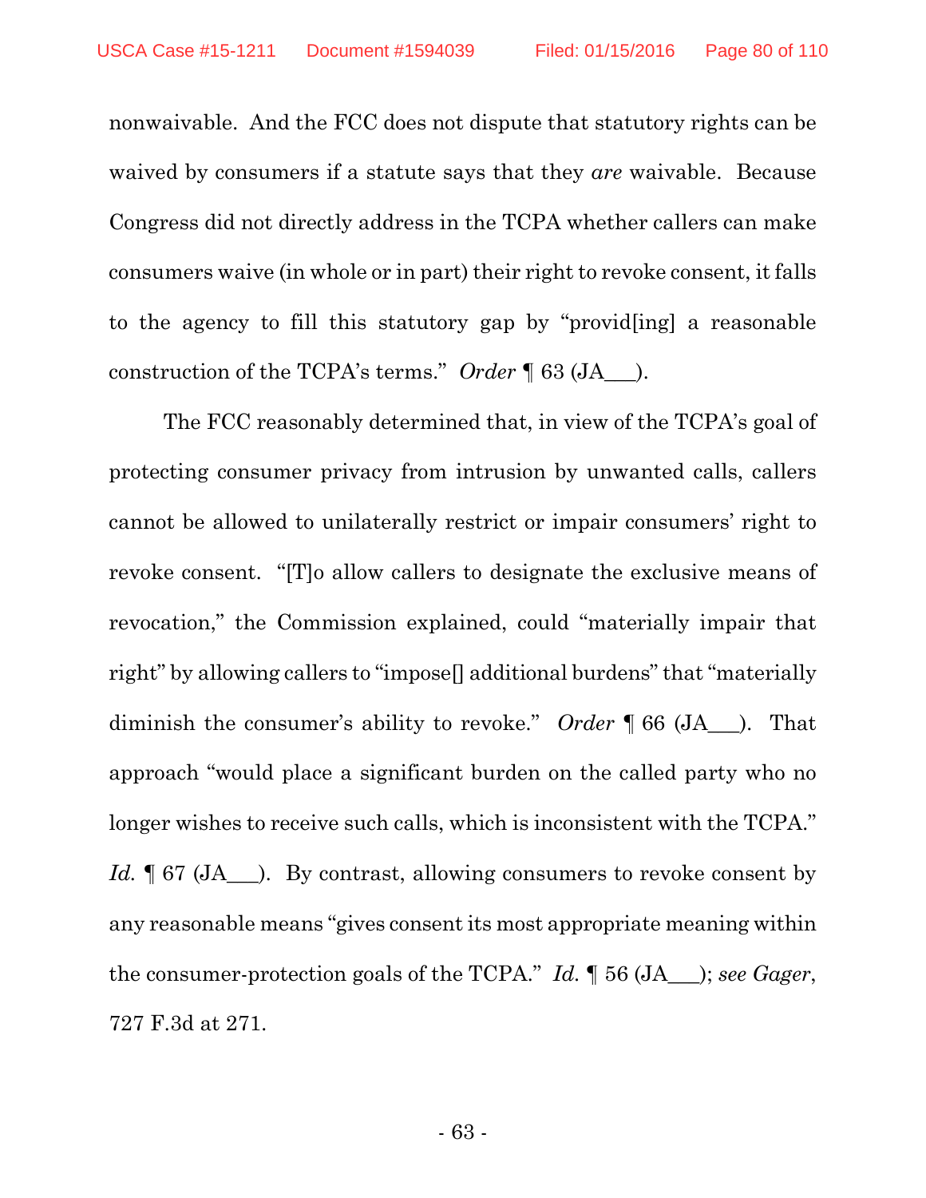nonwaivable. And the FCC does not dispute that statutory rights can be waived by consumers if a statute says that they *are* waivable. Because Congress did not directly address in the TCPA whether callers can make consumers waive (in whole or in part) their right to revoke consent, it falls to the agency to fill this statutory gap by "provid[ing] a reasonable construction of the TCPA's terms." *Order* ¶ 63 (JA___).

The FCC reasonably determined that, in view of the TCPA's goal of protecting consumer privacy from intrusion by unwanted calls, callers cannot be allowed to unilaterally restrict or impair consumers' right to revoke consent. "[T]o allow callers to designate the exclusive means of revocation," the Commission explained, could "materially impair that right" by allowing callers to "impose[] additional burdens" that "materially diminish the consumer's ability to revoke." *Order* ¶ 66 (JA___). That approach "would place a significant burden on the called party who no longer wishes to receive such calls, which is inconsistent with the TCPA." *Id.* ¶ 67 (JA___). By contrast, allowing consumers to revoke consent by any reasonable means "gives consent its most appropriate meaning within the consumer-protection goals of the TCPA." *Id.* ¶ 56 (JA___); *see Gager*, 727 F.3d at 271.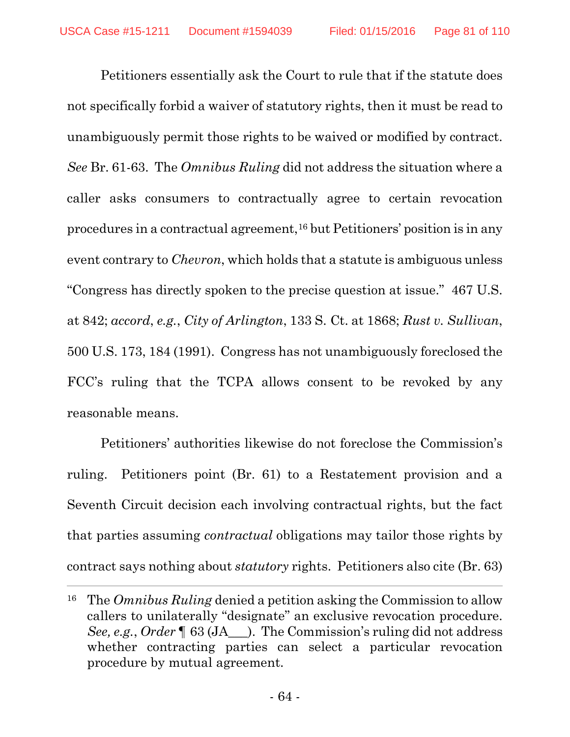Petitioners essentially ask the Court to rule that if the statute does not specifically forbid a waiver of statutory rights, then it must be read to unambiguously permit those rights to be waived or modified by contract. *See* Br. 61-63. The *Omnibus Ruling* did not address the situation where a caller asks consumers to contractually agree to certain revocation procedures in a contractual agreement,[16] but Petitioners' position is in any event contrary to *Chevron*, which holds that a statute is ambiguous unless "Congress has directly spoken to the precise question at issue." 467 U.S. at 842; *accord*, *e.g.*, *City of Arlington*, 133 S. Ct. at 1868; *Rust v. Sullivan*, 500 U.S. 173, 184 (1991). Congress has not unambiguously foreclosed the FCC's ruling that the TCPA allows consent to be revoked by any reasonable means.

Petitioners' authorities likewise do not foreclose the Commission's ruling. Petitioners point (Br. 61) to a Restatement provision and a Seventh Circuit decision each involving contractual rights, but the fact that parties assuming *contractual* obligations may tailor those rights by contract says nothing about *statutory* rights. Petitioners also cite (Br. 63)

---

[16] The *Omnibus Ruling* denied a petition asking the Commission to allow callers to unilaterally "designate" an exclusive revocation procedure. *See, e.g.*, *Order* ¶ 63 (JA___). The Commission's ruling did not address whether contracting parties can select a particular revocation procedure by mutual agreement.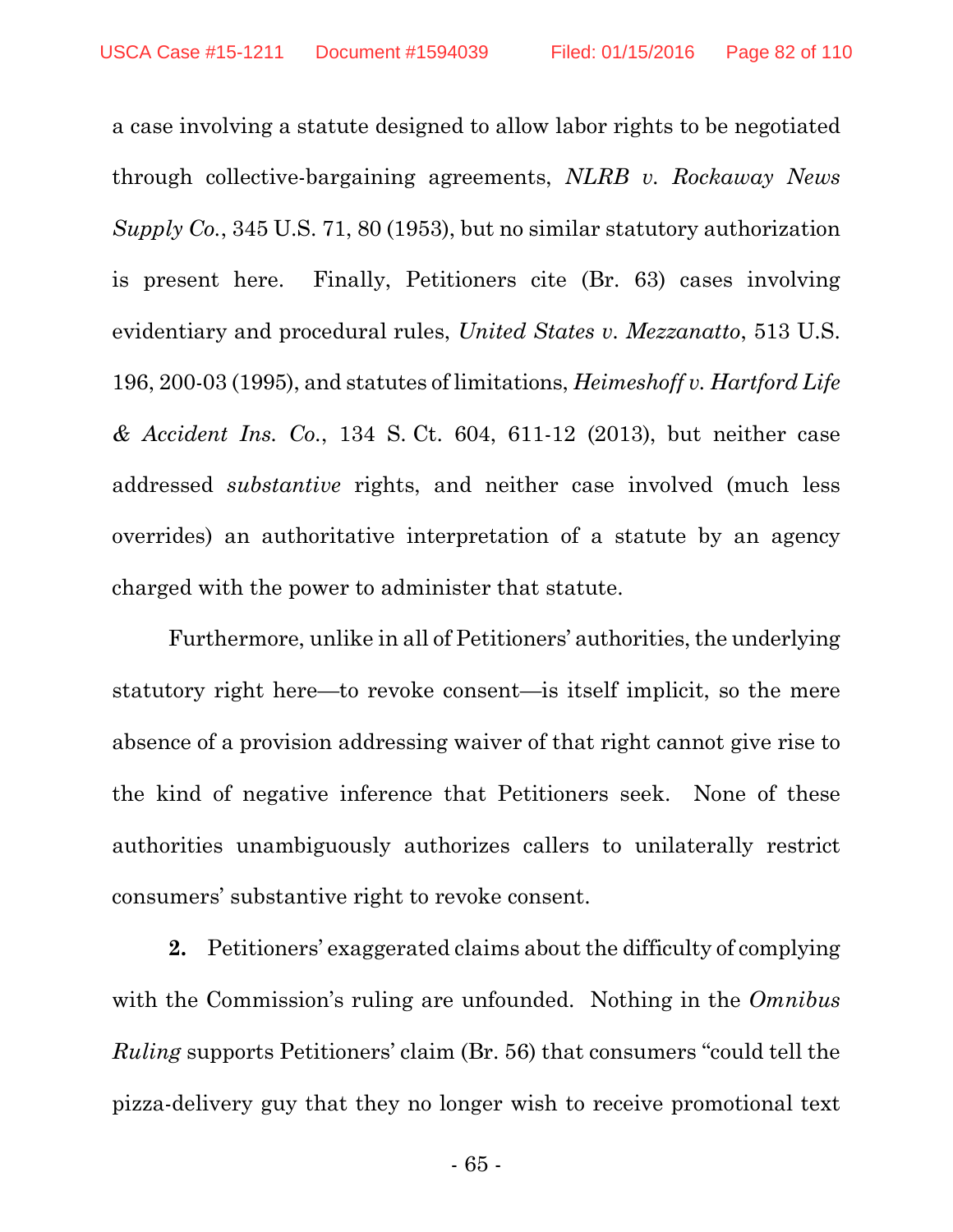a case involving a statute designed to allow labor rights to be negotiated through collective-bargaining agreements, *NLRB v. Rockaway News Supply Co.*, 345 U.S. 71, 80 (1953), but no similar statutory authorization is present here. Finally, Petitioners cite (Br. 63) cases involving evidentiary and procedural rules, *United States v. Mezzanatto*, 513 U.S. 196, 200-03 (1995), and statutes of limitations, *Heimeshoff v. Hartford Life & Accident Ins. Co.*, 134 S. Ct. 604, 611-12 (2013), but neither case addressed *substantive* rights, and neither case involved (much less overrides) an authoritative interpretation of a statute by an agency charged with the power to administer that statute.

Furthermore, unlike in all of Petitioners' authorities, the underlying statutory right here—to revoke consent—is itself implicit, so the mere absence of a provision addressing waiver of that right cannot give rise to the kind of negative inference that Petitioners seek. None of these authorities unambiguously authorizes callers to unilaterally restrict consumers' substantive right to revoke consent.

**2.** Petitioners' exaggerated claims about the difficulty of complying with the Commission's ruling are unfounded. Nothing in the *Omnibus Ruling* supports Petitioners' claim (Br. 56) that consumers "could tell the pizza-delivery guy that they no longer wish to receive promotional text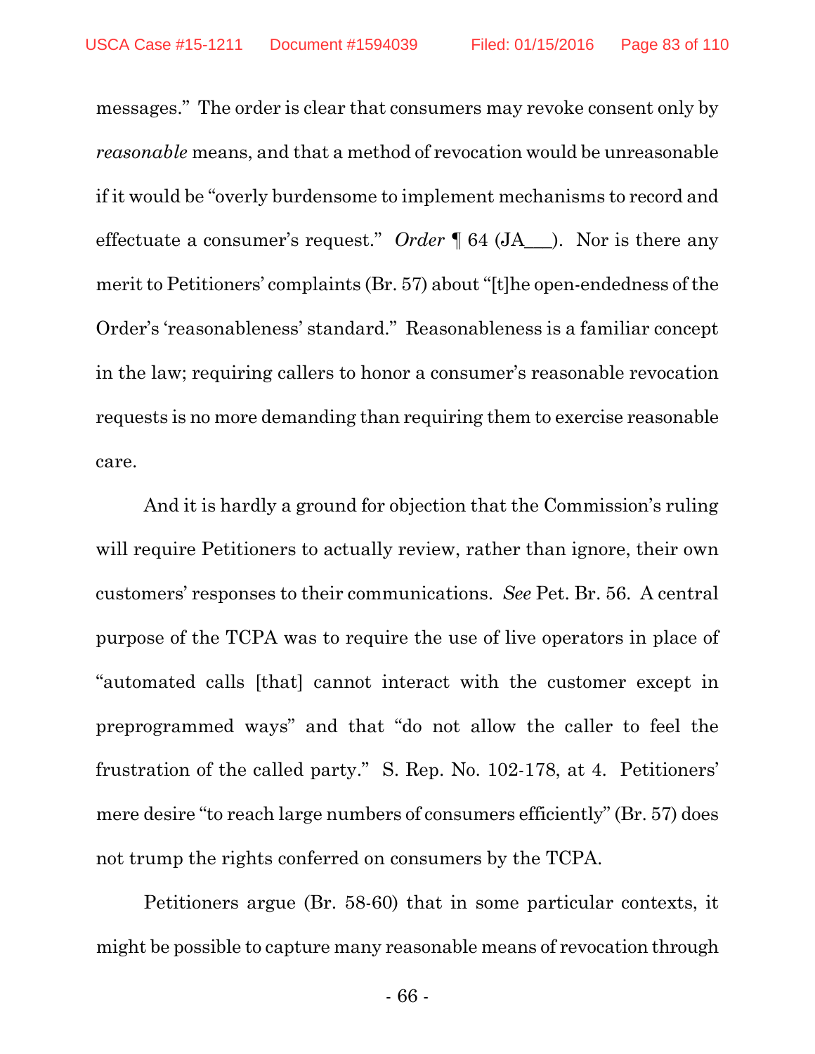messages." The order is clear that consumers may revoke consent only by *reasonable* means, and that a method of revocation would be unreasonable if it would be "overly burdensome to implement mechanisms to record and effectuate a consumer's request." *Order* ¶ 64 (JA___). Nor is there any merit to Petitioners' complaints (Br. 57) about "[t]he open-endedness of the Order's 'reasonableness' standard." Reasonableness is a familiar concept in the law; requiring callers to honor a consumer's reasonable revocation requests is no more demanding than requiring them to exercise reasonable care.

And it is hardly a ground for objection that the Commission's ruling will require Petitioners to actually review, rather than ignore, their own customers' responses to their communications. *See* Pet. Br. 56. A central purpose of the TCPA was to require the use of live operators in place of "automated calls [that] cannot interact with the customer except in preprogrammed ways" and that "do not allow the caller to feel the frustration of the called party." S. Rep. No. 102-178, at 4. Petitioners' mere desire "to reach large numbers of consumers efficiently" (Br. 57) does not trump the rights conferred on consumers by the TCPA.

Petitioners argue (Br. 58-60) that in some particular contexts, it might be possible to capture many reasonable means of revocation through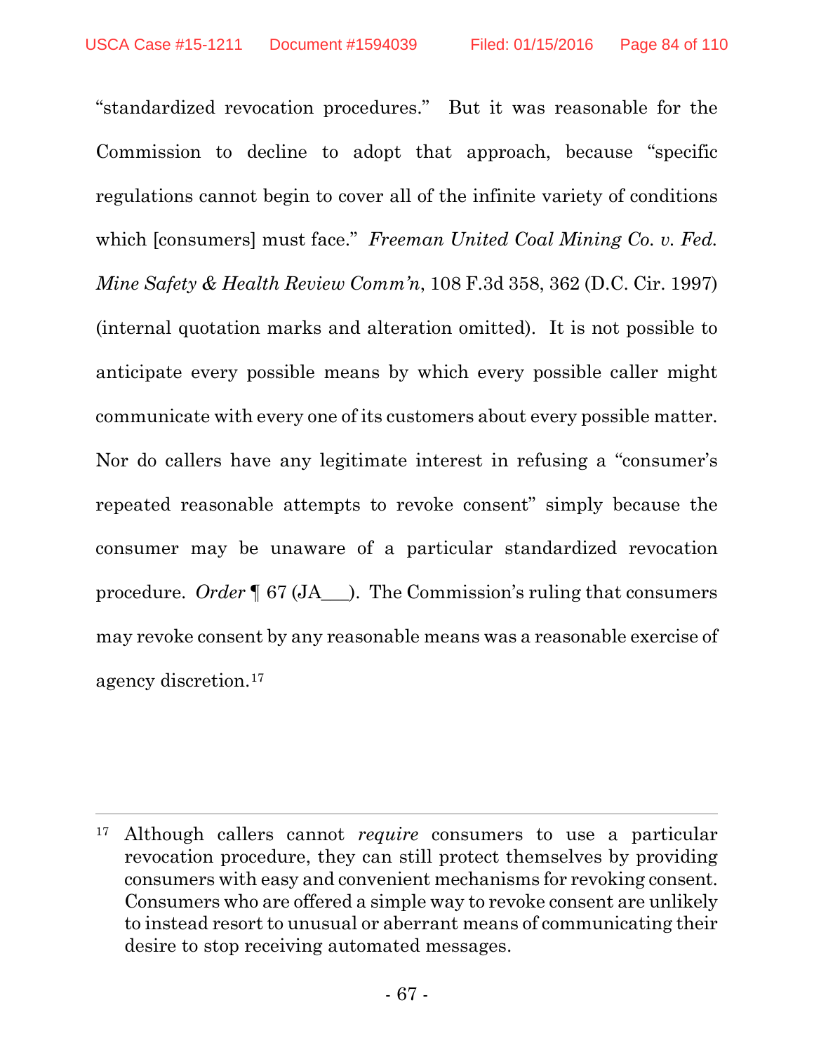"standardized revocation procedures." But it was reasonable for the Commission to decline to adopt that approach, because "specific regulations cannot begin to cover all of the infinite variety of conditions which [consumers] must face." *Freeman United Coal Mining Co. v. Fed. Mine Safety & Health Review Comm'n*, 108 F.3d 358, 362 (D.C. Cir. 1997) (internal quotation marks and alteration omitted). It is not possible to anticipate every possible means by which every possible caller might communicate with every one of its customers about every possible matter. Nor do callers have any legitimate interest in refusing a "consumer's repeated reasonable attempts to revoke consent" simply because the consumer may be unaware of a particular standardized revocation procedure. *Order* ¶ 67 (JA___). The Commission's ruling that consumers may revoke consent by any reasonable means was a reasonable exercise of agency discretion.[17]

---

[17] Although callers cannot *require* consumers to use a particular revocation procedure, they can still protect themselves by providing consumers with easy and convenient mechanisms for revoking consent. Consumers who are offered a simple way to revoke consent are unlikely to instead resort to unusual or aberrant means of communicating their desire to stop receiving automated messages.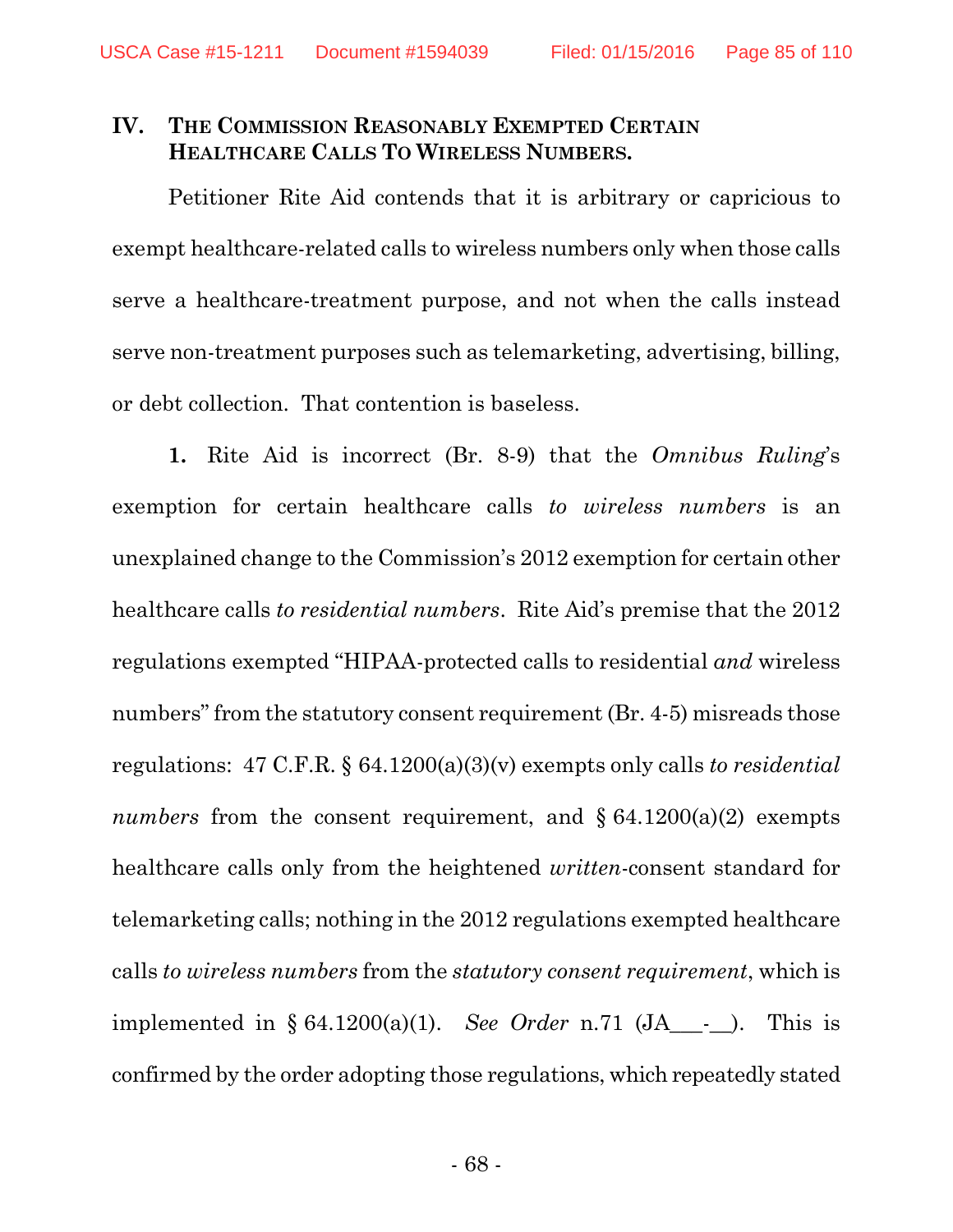## IV. THE COMMISSION REASONABLY EXEMPTED CERTAIN HEALTHCARE CALLS TO WIRELESS NUMBERS.

Petitioner Rite Aid contends that it is arbitrary or capricious to exempt healthcare-related calls to wireless numbers only when those calls serve a healthcare-treatment purpose, and not when the calls instead serve non-treatment purposes such as telemarketing, advertising, billing, or debt collection. That contention is baseless.

**1.** Rite Aid is incorrect (Br. 8-9) that the *Omnibus Ruling*'s exemption for certain healthcare calls *to wireless numbers* is an unexplained change to the Commission's 2012 exemption for certain other healthcare calls *to residential numbers*. Rite Aid's premise that the 2012 regulations exempted "HIPAA-protected calls to residential *and* wireless numbers" from the statutory consent requirement (Br. 4-5) misreads those regulations: 47 C.F.R. § 64.1200(a)(3)(v) exempts only calls *to residential numbers* from the consent requirement, and § 64.1200(a)(2) exempts healthcare calls only from the heightened *written*-consent standard for telemarketing calls; nothing in the 2012 regulations exempted healthcare calls *to wireless numbers* from the *statutory consent requirement*, which is implemented in § 64.1200(a)(1). *See Order* n.71 (JA___-__). This is confirmed by the order adopting those regulations, which repeatedly stated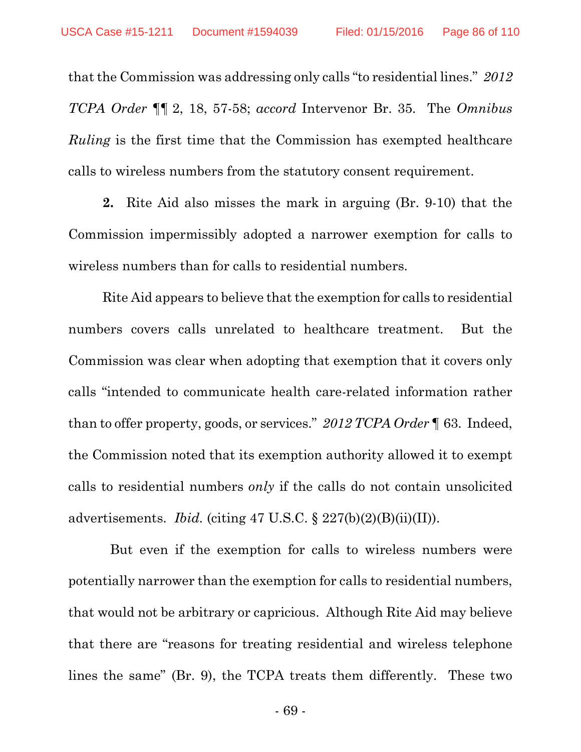that the Commission was addressing only calls "to residential lines." *2012 TCPA Order* ¶¶ 2, 18, 57-58; *accord* Intervenor Br. 35. The *Omnibus Ruling* is the first time that the Commission has exempted healthcare calls to wireless numbers from the statutory consent requirement.

**2.** Rite Aid also misses the mark in arguing (Br. 9-10) that the Commission impermissibly adopted a narrower exemption for calls to wireless numbers than for calls to residential numbers.

Rite Aid appears to believe that the exemption for calls to residential numbers covers calls unrelated to healthcare treatment. But the Commission was clear when adopting that exemption that it covers only calls "intended to communicate health care-related information rather than to offer property, goods, or services." *2012 TCPA Order* ¶ 63. Indeed, the Commission noted that its exemption authority allowed it to exempt calls to residential numbers *only* if the calls do not contain unsolicited advertisements. *Ibid.* (citing 47 U.S.C. § 227(b)(2)(B)(ii)(II)).

But even if the exemption for calls to wireless numbers were potentially narrower than the exemption for calls to residential numbers, that would not be arbitrary or capricious. Although Rite Aid may believe that there are "reasons for treating residential and wireless telephone lines the same" (Br. 9), the TCPA treats them differently. These two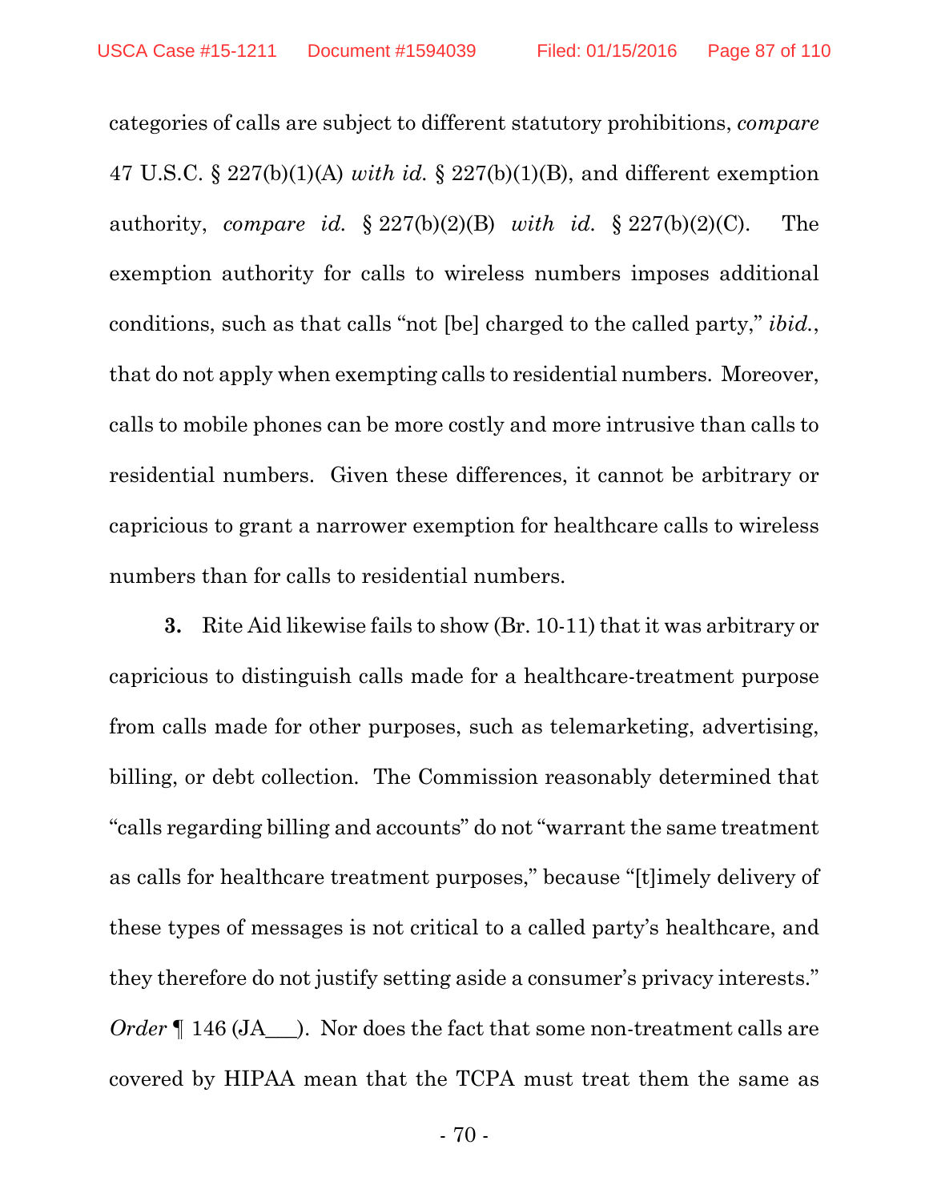categories of calls are subject to different statutory prohibitions, *compare* 47 U.S.C. § 227(b)(1)(A) *with id.* § 227(b)(1)(B), and different exemption authority, *compare id.* § 227(b)(2)(B) *with id.* § 227(b)(2)(C). The exemption authority for calls to wireless numbers imposes additional conditions, such as that calls "not [be] charged to the called party," *ibid.*, that do not apply when exempting calls to residential numbers. Moreover, calls to mobile phones can be more costly and more intrusive than calls to residential numbers. Given these differences, it cannot be arbitrary or capricious to grant a narrower exemption for healthcare calls to wireless numbers than for calls to residential numbers.

**3.** Rite Aid likewise fails to show (Br. 10-11) that it was arbitrary or capricious to distinguish calls made for a healthcare-treatment purpose from calls made for other purposes, such as telemarketing, advertising, billing, or debt collection. The Commission reasonably determined that "calls regarding billing and accounts" do not "warrant the same treatment as calls for healthcare treatment purposes," because "[t]imely delivery of these types of messages is not critical to a called party's healthcare, and they therefore do not justify setting aside a consumer's privacy interests." *Order* ¶ 146 (JA___). Nor does the fact that some non-treatment calls are covered by HIPAA mean that the TCPA must treat them the same as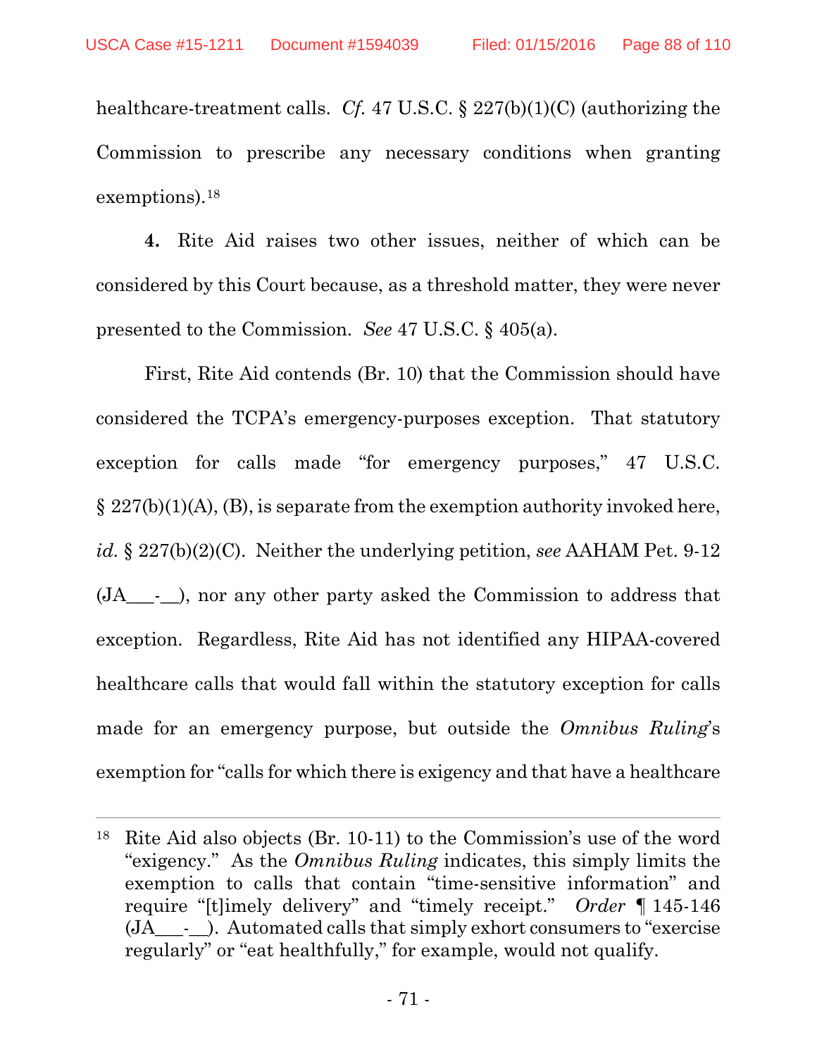healthcare-treatment calls. *Cf.* 47 U.S.C. § 227(b)(1)(C) (authorizing the Commission to prescribe any necessary conditions when granting exemptions).[18]

**4.** Rite Aid raises two other issues, neither of which can be considered by this Court because, as a threshold matter, they were never presented to the Commission. *See* 47 U.S.C. § 405(a).

First, Rite Aid contends (Br. 10) that the Commission should have considered the TCPA's emergency-purposes exception. That statutory exception for calls made "for emergency purposes," 47 U.S.C. § 227(b)(1)(A), (B), is separate from the exemption authority invoked here, *id.* § 227(b)(2)(C). Neither the underlying petition, *see* AAHAM Pet. 9-12 (JA___-__), nor any other party asked the Commission to address that exception. Regardless, Rite Aid has not identified any HIPAA-covered healthcare calls that would fall within the statutory exception for calls made for an emergency purpose, but outside the *Omnibus Ruling*'s exemption for "calls for which there is exigency and that have a healthcare

---

[18] Rite Aid also objects (Br. 10-11) to the Commission's use of the word "exigency." As the *Omnibus Ruling* indicates, this simply limits the exemption to calls that contain "time-sensitive information" and require "[t]imely delivery" and "timely receipt." *Order* ¶ 145-146 (JA___-__). Automated calls that simply exhort consumers to "exercise regularly" or "eat healthfully," for example, would not qualify.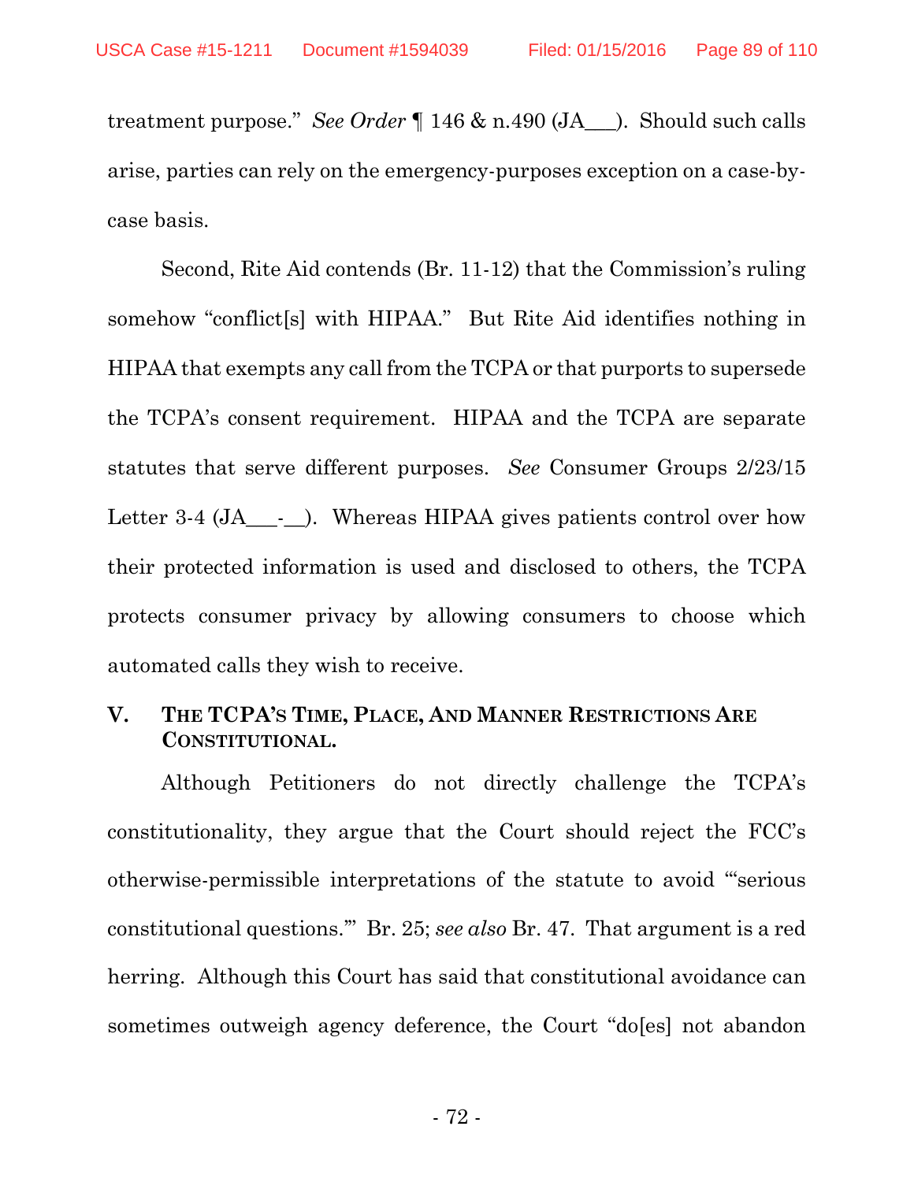treatment purpose." *See Order* ¶ 146 & n.490 (JA___). Should such calls arise, parties can rely on the emergency-purposes exception on a case-by-case basis.

Second, Rite Aid contends (Br. 11-12) that the Commission's ruling somehow "conflict[s] with HIPAA." But Rite Aid identifies nothing in HIPAA that exempts any call from the TCPA or that purports to supersede the TCPA's consent requirement. HIPAA and the TCPA are separate statutes that serve different purposes. *See* Consumer Groups 2/23/15 Letter 3-4 (JA___-__). Whereas HIPAA gives patients control over how their protected information is used and disclosed to others, the TCPA protects consumer privacy by allowing consumers to choose which automated calls they wish to receive.

## V. THE TCPA'S TIME, PLACE, AND MANNER RESTRICTIONS ARE CONSTITUTIONAL.

Although Petitioners do not directly challenge the TCPA's constitutionality, they argue that the Court should reject the FCC's otherwise-permissible interpretations of the statute to avoid "'serious constitutional questions.'" Br. 25; *see also* Br. 47. That argument is a red herring. Although this Court has said that constitutional avoidance can sometimes outweigh agency deference, the Court "do[es] not abandon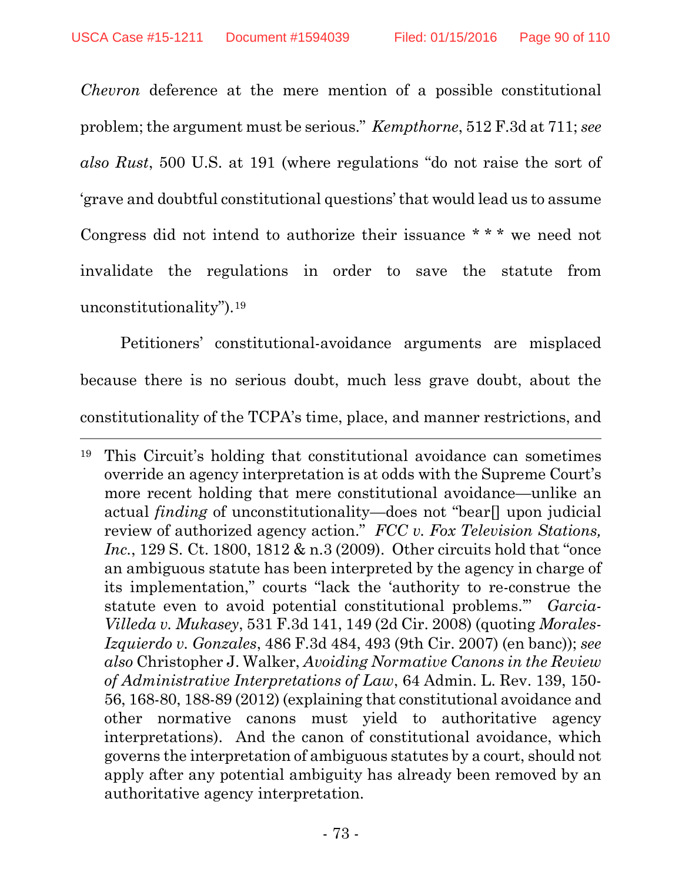*Chevron* deference at the mere mention of a possible constitutional problem; the argument must be serious." *Kempthorne*, 512 F.3d at 711; *see also Rust*, 500 U.S. at 191 (where regulations "do not raise the sort of 'grave and doubtful constitutional questions' that would lead us to assume Congress did not intend to authorize their issuance * * * we need not invalidate the regulations in order to save the statute from unconstitutionality").[19]

Petitioners' constitutional-avoidance arguments are misplaced because there is no serious doubt, much less grave doubt, about the constitutionality of the TCPA's time, place, and manner restrictions, and

---

[19] This Circuit's holding that constitutional avoidance can sometimes override an agency interpretation is at odds with the Supreme Court's more recent holding that mere constitutional avoidance—unlike an actual *finding* of unconstitutionality—does not "bear[] upon judicial review of authorized agency action." *FCC v. Fox Television Stations, Inc.*, 129 S. Ct. 1800, 1812 & n.3 (2009). Other circuits hold that "once an ambiguous statute has been interpreted by the agency in charge of its implementation," courts "lack the 'authority to re-construe the statute even to avoid potential constitutional problems.'" *Garcia-Villeda v. Mukasey*, 531 F.3d 141, 149 (2d Cir. 2008) (quoting *Morales-Izquierdo v. Gonzales*, 486 F.3d 484, 493 (9th Cir. 2007) (en banc)); *see also* Christopher J. Walker, *Avoiding Normative Canons in the Review of Administrative Interpretations of Law*, 64 Admin. L. Rev. 139, 150-56, 168-80, 188-89 (2012) (explaining that constitutional avoidance and other normative canons must yield to authoritative agency interpretations). And the canon of constitutional avoidance, which governs the interpretation of ambiguous statutes by a court, should not apply after any potential ambiguity has already been removed by an authoritative agency interpretation.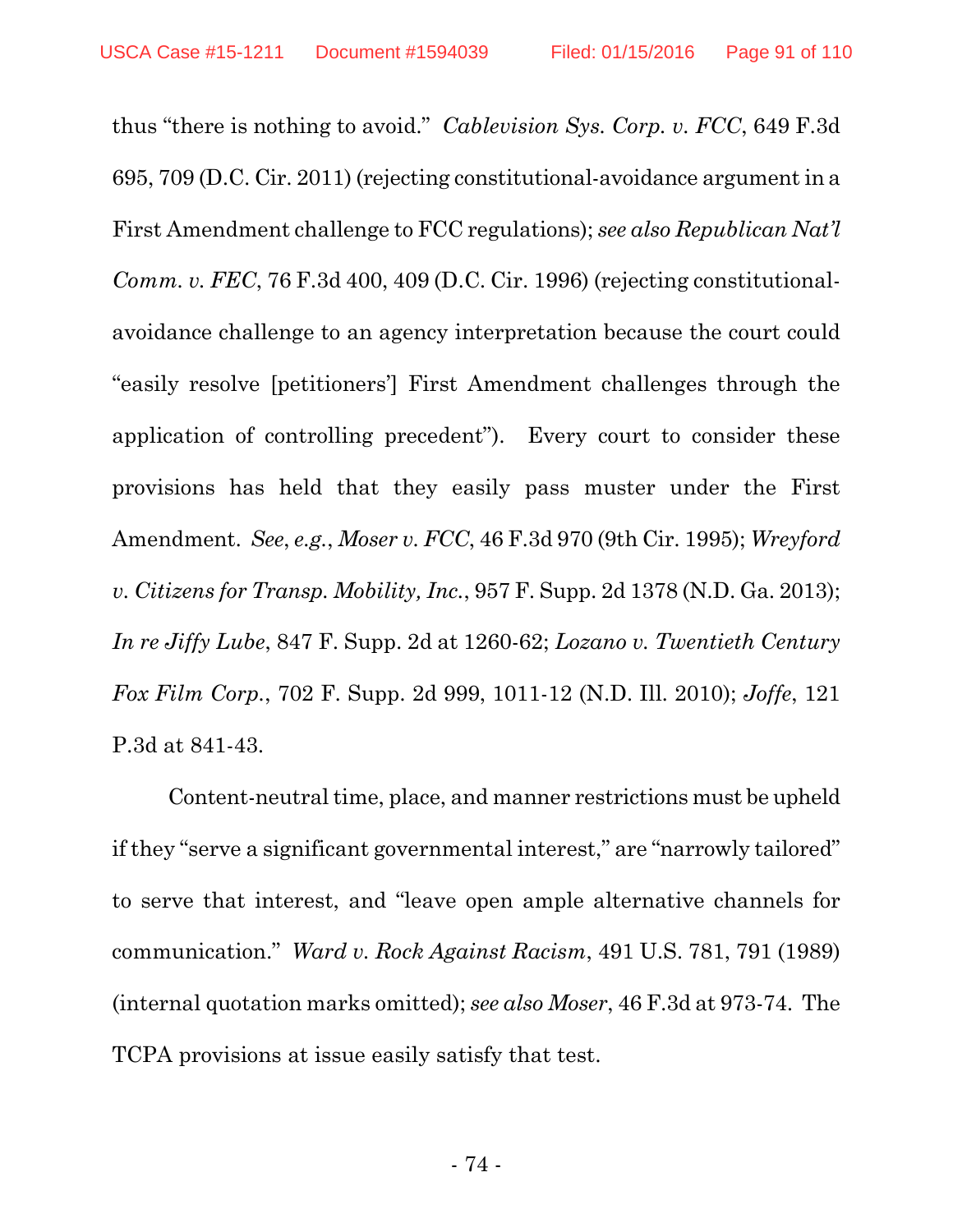thus "there is nothing to avoid." *Cablevision Sys. Corp. v. FCC*, 649 F.3d 695, 709 (D.C. Cir. 2011) (rejecting constitutional-avoidance argument in a First Amendment challenge to FCC regulations); *see also Republican Nat'l Comm. v. FEC*, 76 F.3d 400, 409 (D.C. Cir. 1996) (rejecting constitutional-avoidance challenge to an agency interpretation because the court could "easily resolve [petitioners'] First Amendment challenges through the application of controlling precedent"). Every court to consider these provisions has held that they easily pass muster under the First Amendment. *See*, *e.g.*, *Moser v. FCC*, 46 F.3d 970 (9th Cir. 1995); *Wreyford v. Citizens for Transp. Mobility, Inc.*, 957 F. Supp. 2d 1378 (N.D. Ga. 2013); *In re Jiffy Lube*, 847 F. Supp. 2d at 1260-62; *Lozano v. Twentieth Century Fox Film Corp.*, 702 F. Supp. 2d 999, 1011-12 (N.D. Ill. 2010); *Joffe*, 121 P.3d at 841-43.

Content-neutral time, place, and manner restrictions must be upheld if they "serve a significant governmental interest," are "narrowly tailored" to serve that interest, and "leave open ample alternative channels for communication." *Ward v. Rock Against Racism*, 491 U.S. 781, 791 (1989) (internal quotation marks omitted); *see also Moser*, 46 F.3d at 973-74. The TCPA provisions at issue easily satisfy that test.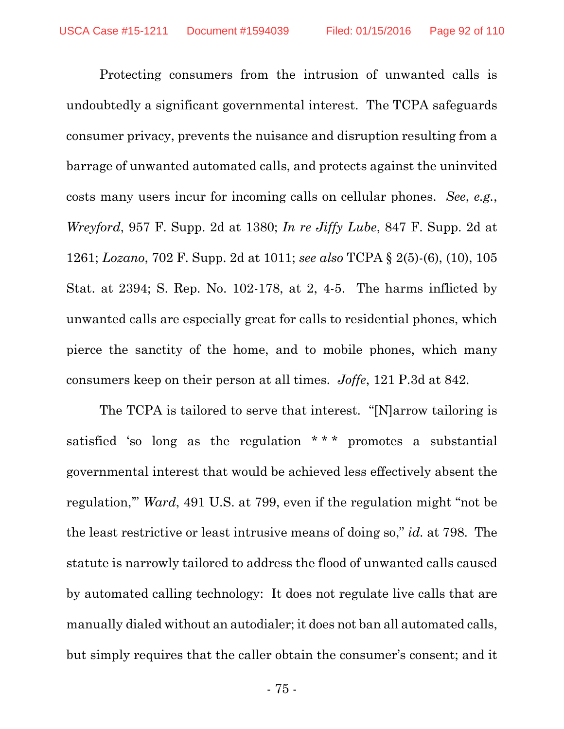Protecting consumers from the intrusion of unwanted calls is undoubtedly a significant governmental interest. The TCPA safeguards consumer privacy, prevents the nuisance and disruption resulting from a barrage of unwanted automated calls, and protects against the uninvited costs many users incur for incoming calls on cellular phones. *See*, *e.g.*, *Wreyford*, 957 F. Supp. 2d at 1380; *In re Jiffy Lube*, 847 F. Supp. 2d at 1261; *Lozano*, 702 F. Supp. 2d at 1011; *see also* TCPA § 2(5)-(6), (10), 105 Stat. at 2394; S. Rep. No. 102-178, at 2, 4-5. The harms inflicted by unwanted calls are especially great for calls to residential phones, which pierce the sanctity of the home, and to mobile phones, which many consumers keep on their person at all times. *Joffe*, 121 P.3d at 842.

The TCPA is tailored to serve that interest. "[N]arrow tailoring is satisfied 'so long as the regulation * * * promotes a substantial governmental interest that would be achieved less effectively absent the regulation,'" *Ward*, 491 U.S. at 799, even if the regulation might "not be the least restrictive or least intrusive means of doing so," *id.* at 798. The statute is narrowly tailored to address the flood of unwanted calls caused by automated calling technology: It does not regulate live calls that are manually dialed without an autodialer; it does not ban all automated calls, but simply requires that the caller obtain the consumer's consent; and it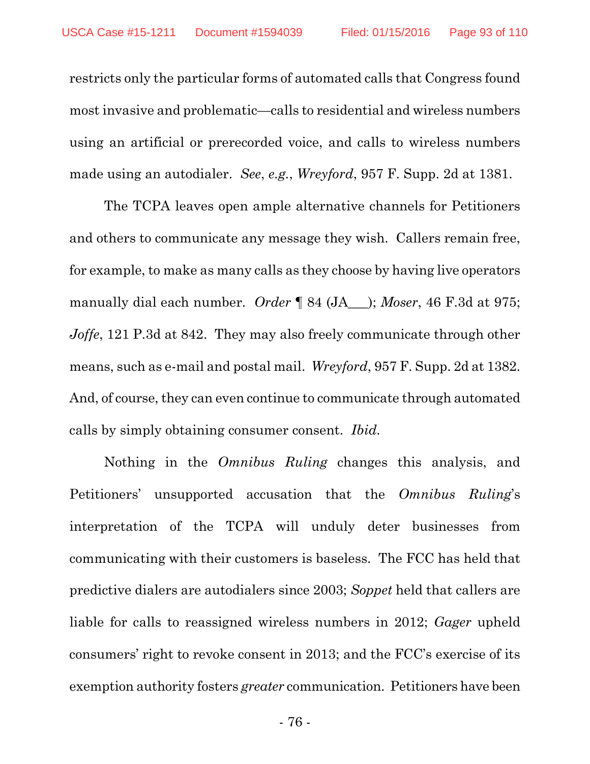restricts only the particular forms of automated calls that Congress found most invasive and problematic—calls to residential and wireless numbers using an artificial or prerecorded voice, and calls to wireless numbers made using an autodialer. *See*, *e.g.*, *Wreyford*, 957 F. Supp. 2d at 1381.

The TCPA leaves open ample alternative channels for Petitioners and others to communicate any message they wish. Callers remain free, for example, to make as many calls as they choose by having live operators manually dial each number. *Order* ¶ 84 (JA___); *Moser*, 46 F.3d at 975; *Joffe*, 121 P.3d at 842. They may also freely communicate through other means, such as e-mail and postal mail. *Wreyford*, 957 F. Supp. 2d at 1382. And, of course, they can even continue to communicate through automated calls by simply obtaining consumer consent. *Ibid.*

Nothing in the *Omnibus Ruling* changes this analysis, and Petitioners' unsupported accusation that the *Omnibus Ruling*'s interpretation of the TCPA will unduly deter businesses from communicating with their customers is baseless. The FCC has held that predictive dialers are autodialers since 2003; *Soppet* held that callers are liable for calls to reassigned wireless numbers in 2012; *Gager* upheld consumers' right to revoke consent in 2013; and the FCC's exercise of its exemption authority fosters *greater* communication. Petitioners have been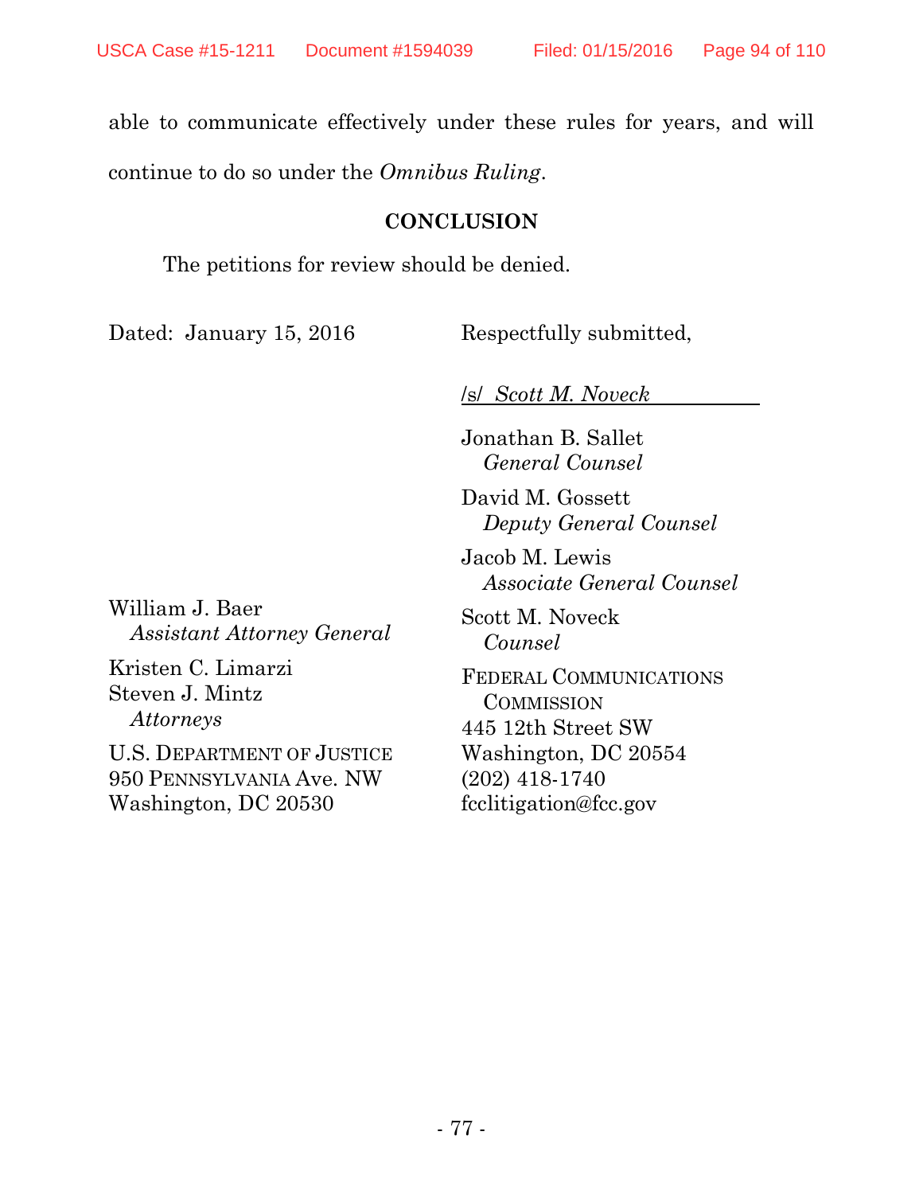able to communicate effectively under these rules for years, and will continue to do so under the *Omnibus Ruling*.

## CONCLUSION

The petitions for review should be denied.

Dated: January 15, 2016

Respectfully submitted,

/s/ *Scott M. Noveck*

Jonathan B. Sallet
*General Counsel*

David M. Gossett
*Deputy General Counsel*

Jacob M. Lewis
*Associate General Counsel*

Scott M. Noveck
*Counsel*

FEDERAL COMMUNICATIONS COMMISSION
445 12th Street SW
Washington, DC 20554
(202) 418-1740
fcclitigation@fcc.gov

William J. Baer
*Assistant Attorney General*

Kristen C. Limarzi
Steven J. Mintz
*Attorneys*

U.S. DEPARTMENT OF JUSTICE
950 PENNSYLVANIA Ave. NW
Washington, DC 20530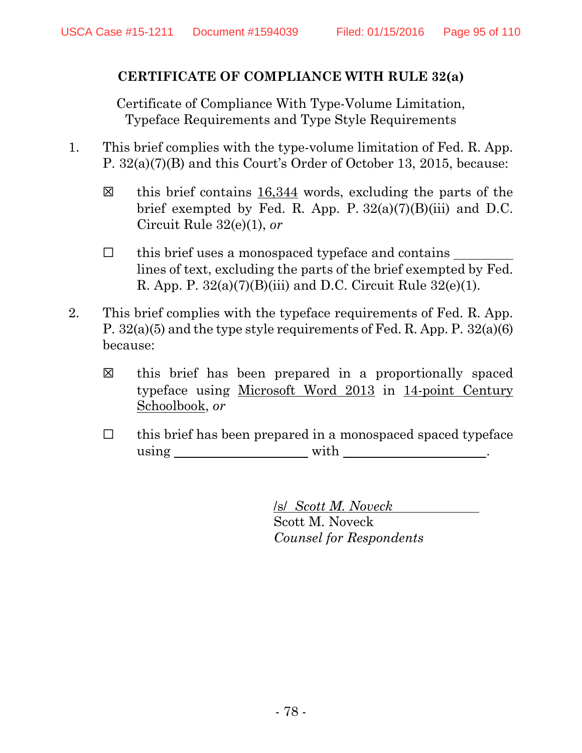**CERTIFICATE OF COMPLIANCE WITH RULE 32(a)**

Certificate of Compliance With Type-Volume Limitation, Typeface Requirements and Type Style Requirements

1. This brief complies with the type-volume limitation of Fed. R. App. P. 32(a)(7)(B) and this Court's Order of October 13, 2015, because:

   ☒ this brief contains 16,344 words, excluding the parts of the brief exempted by Fed. R. App. P. 32(a)(7)(B)(iii) and D.C. Circuit Rule 32(e)(1), *or*

   ☐ this brief uses a monospaced typeface and contains \_\_\_\_\_\_\_\_ lines of text, excluding the parts of the brief exempted by Fed. R. App. P. 32(a)(7)(B)(iii) and D.C. Circuit Rule 32(e)(1).

2. This brief complies with the typeface requirements of Fed. R. App. P. 32(a)(5) and the type style requirements of Fed. R. App. P. 32(a)(6) because:

   ☒ this brief has been prepared in a proportionally spaced typeface using Microsoft Word 2013 in 14-point Century Schoolbook, *or*

   ☐ this brief has been prepared in a monospaced spaced typeface using \_\_\_\_\_\_\_\_\_\_\_\_\_\_\_\_\_\_ with \_\_\_\_\_\_\_\_\_\_\_\_\_\_\_\_\_\_\_\_.

/s/ *Scott M. Noveck*
Scott M. Noveck
*Counsel for Respondents*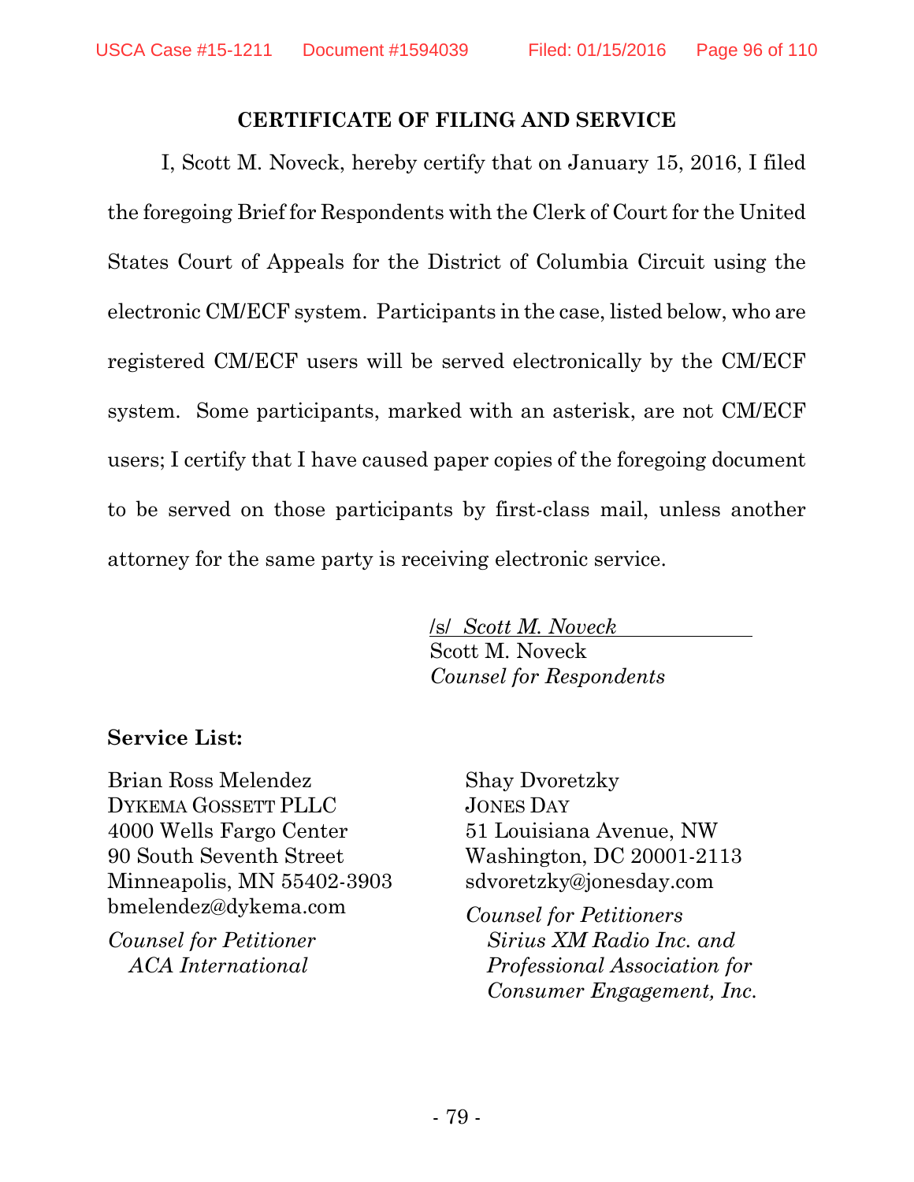## CERTIFICATE OF FILING AND SERVICE

I, Scott M. Noveck, hereby certify that on January 15, 2016, I filed the foregoing Brief for Respondents with the Clerk of Court for the United States Court of Appeals for the District of Columbia Circuit using the electronic CM/ECF system. Participants in the case, listed below, who are registered CM/ECF users will be served electronically by the CM/ECF system. Some participants, marked with an asterisk, are not CM/ECF users; I certify that I have caused paper copies of the foregoing document to be served on those participants by first-class mail, unless another attorney for the same party is receiving electronic service.

/s/ *Scott M. Noveck*
Scott M. Noveck
*Counsel for Respondents*

**Service List:**

Brian Ross Melendez
DYKEMA GOSSETT PLLC
4000 Wells Fargo Center
90 South Seventh Street
Minneapolis, MN 55402-3903
bmelendez@dykema.com

*Counsel for Petitioner ACA International*

Shay Dvoretzky
JONES DAY
51 Louisiana Avenue, NW
Washington, DC 20001-2113
sdvoretzky@jonesday.com

*Counsel for Petitioners Sirius XM Radio Inc. and Professional Association for Consumer Engagement, Inc.*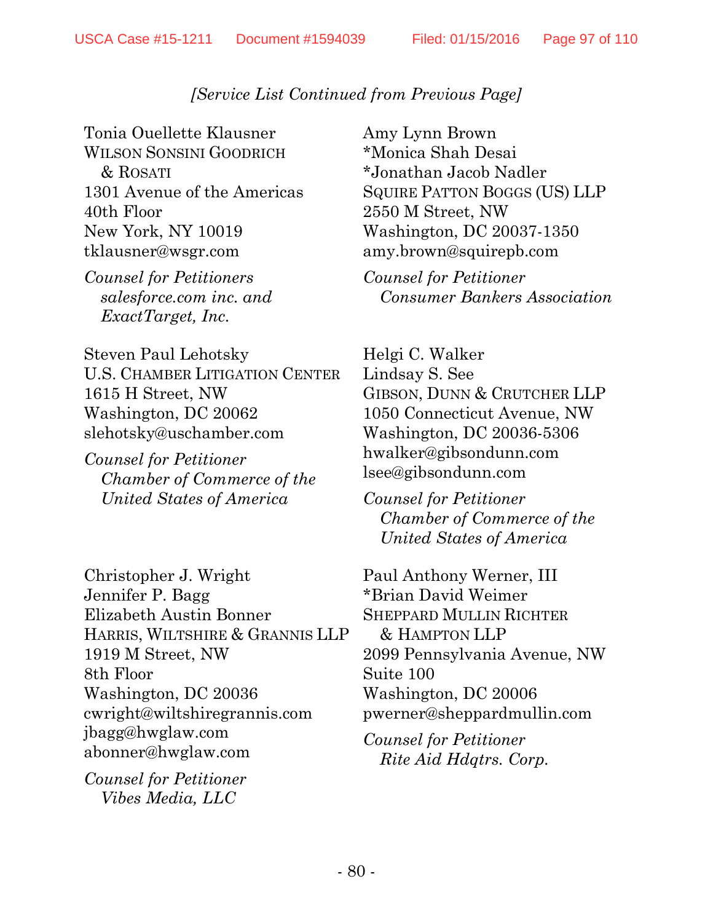*[Service List Continued from Previous Page]*

Tonia Ouellette Klausner
WILSON SONSINI GOODRICH & ROSATI
1301 Avenue of the Americas
40th Floor
New York, NY 10019
tklausner@wsgr.com

*Counsel for Petitioners salesforce.com inc. and ExactTarget, Inc.*

Steven Paul Lehotsky
U.S. CHAMBER LITIGATION CENTER
1615 H Street, NW
Washington, DC 20062
slehotsky@uschamber.com

*Counsel for Petitioner Chamber of Commerce of the United States of America*

Christopher J. Wright
Jennifer P. Bagg
Elizabeth Austin Bonner
HARRIS, WILTSHIRE & GRANNIS LLP
1919 M Street, NW
8th Floor
Washington, DC 20036
cwright@wiltshiregrannis.com
jbagg@hwglaw.com
abonner@hwglaw.com

*Counsel for Petitioner Vibes Media, LLC*

Amy Lynn Brown
*Monica Shah Desai
*Jonathan Jacob Nadler
SQUIRE PATTON BOGGS (US) LLP
2550 M Street, NW
Washington, DC 20037-1350
amy.brown@squirepb.com

*Counsel for Petitioner Consumer Bankers Association*

Helgi C. Walker
Lindsay S. See
GIBSON, DUNN & CRUTCHER LLP
1050 Connecticut Avenue, NW
Washington, DC 20036-5306
hwalker@gibsondunn.com
lsee@gibsondunn.com

*Counsel for Petitioner Chamber of Commerce of the United States of America*

Paul Anthony Werner, III
*Brian David Weimer
SHEPPARD MULLIN RICHTER & HAMPTON LLP
2099 Pennsylvania Avenue, NW
Suite 100
Washington, DC 20006
pwerner@sheppardmullin.com

*Counsel for Petitioner Rite Aid Hdqtrs. Corp.*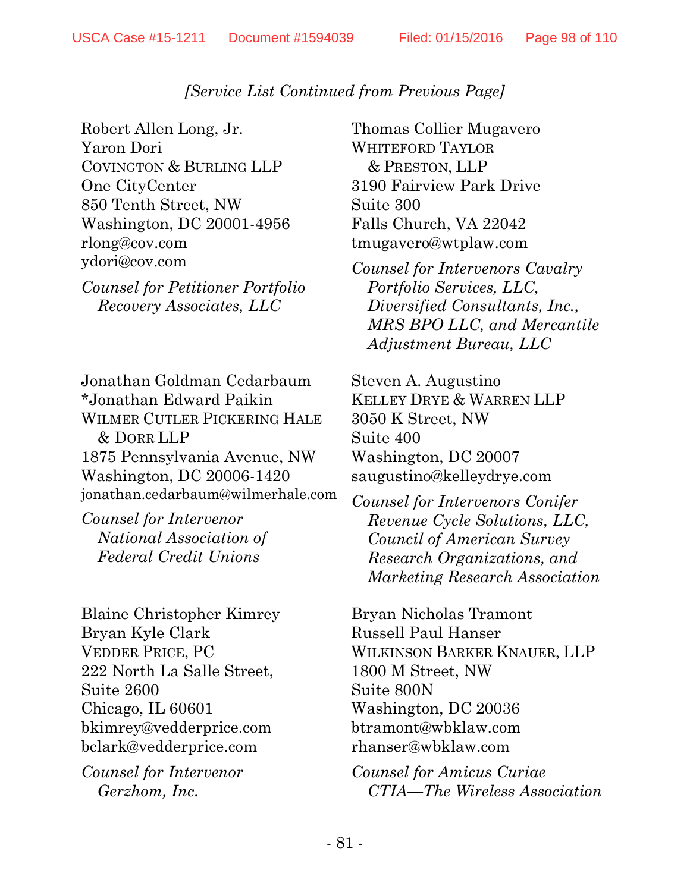*[Service List Continued from Previous Page]*

Robert Allen Long, Jr.
Yaron Dori
COVINGTON & BURLING LLP
One CityCenter
850 Tenth Street, NW
Washington, DC 20001-4956
rlong@cov.com
ydori@cov.com

*Counsel for Petitioner Portfolio Recovery Associates, LLC*

Thomas Collier Mugavero
WHITEFORD TAYLOR & PRESTON, LLP
3190 Fairview Park Drive
Suite 300
Falls Church, VA 22042
tmugavero@wtplaw.com

*Counsel for Intervenors Cavalry Portfolio Services, LLC, Diversified Consultants, Inc., MRS BPO LLC, and Mercantile Adjustment Bureau, LLC*

Jonathan Goldman Cedarbaum
*Jonathan Edward Paikin
WILMER CUTLER PICKERING HALE & DORR LLP
1875 Pennsylvania Avenue, NW
Washington, DC 20006-1420
jonathan.cedarbaum@wilmerhale.com

*Counsel for Intervenor National Association of Federal Credit Unions*

Steven A. Augustino
KELLEY DRYE & WARREN LLP
3050 K Street, NW
Suite 400
Washington, DC 20007
saugustino@kelleydrye.com

*Counsel for Intervenors Conifer Revenue Cycle Solutions, LLC, Council of American Survey Research Organizations, and Marketing Research Association*

Blaine Christopher Kimrey
Bryan Kyle Clark
VEDDER PRICE, PC
222 North La Salle Street, Suite 2600
Chicago, IL 60601
bkimrey@vedderprice.com
bclark@vedderprice.com

*Counsel for Intervenor Gerzhom, Inc.*

Bryan Nicholas Tramont
Russell Paul Hanser
WILKINSON BARKER KNAUER, LLP
1800 M Street, NW
Suite 800N
Washington, DC 20036
btramont@wbklaw.com
rhanser@wbklaw.com

*Counsel for Amicus Curiae CTIA—The Wireless Association*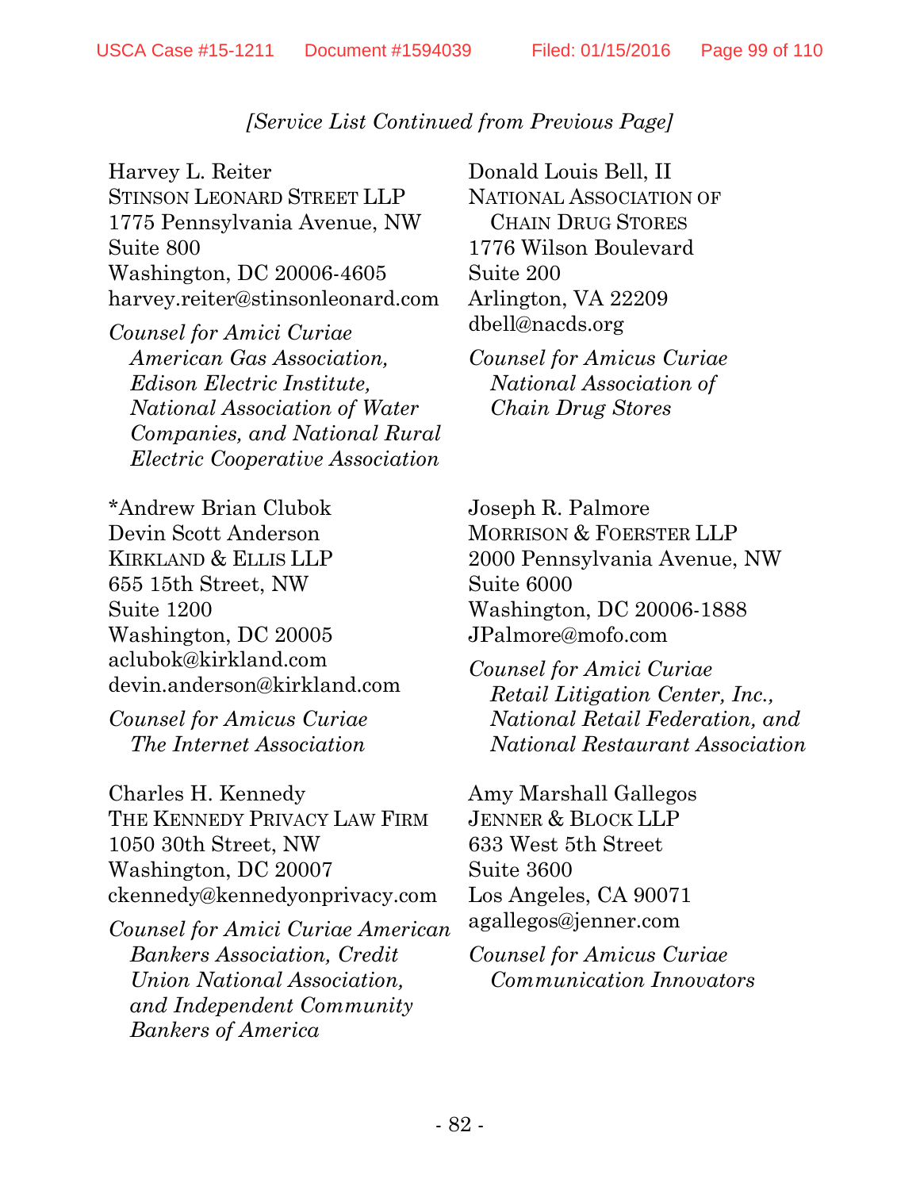*[Service List Continued from Previous Page]*

Harvey L. Reiter
STINSON LEONARD STREET LLP
1775 Pennsylvania Avenue, NW
Suite 800
Washington, DC 20006-4605
harvey.reiter@stinsonleonard.com

*Counsel for Amici Curiae American Gas Association, Edison Electric Institute, National Association of Water Companies, and National Rural Electric Cooperative Association*

Donald Louis Bell, II
NATIONAL ASSOCIATION OF CHAIN DRUG STORES
1776 Wilson Boulevard
Suite 200
Arlington, VA 22209
dbell@nacds.org

*Counsel for Amicus Curiae National Association of Chain Drug Stores*

*Andrew Brian Clubok
Devin Scott Anderson
KIRKLAND & ELLIS LLP
655 15th Street, NW
Suite 1200
Washington, DC 20005
aclubok@kirkland.com
devin.anderson@kirkland.com

*Counsel for Amicus Curiae The Internet Association*

Joseph R. Palmore
MORRISON & FOERSTER LLP
2000 Pennsylvania Avenue, NW
Suite 6000
Washington, DC 20006-1888
JPalmore@mofo.com

*Counsel for Amici Curiae Retail Litigation Center, Inc., National Retail Federation, and National Restaurant Association*

Charles H. Kennedy
THE KENNEDY PRIVACY LAW FIRM
1050 30th Street, NW
Washington, DC 20007
ckennedy@kennedyonprivacy.com

*Counsel for Amici Curiae American Bankers Association, Credit Union National Association, and Independent Community Bankers of America*

Amy Marshall Gallegos
JENNER & BLOCK LLP
633 West 5th Street
Suite 3600
Los Angeles, CA 90071
agallegos@jenner.com

*Counsel for Amicus Curiae Communication Innovators*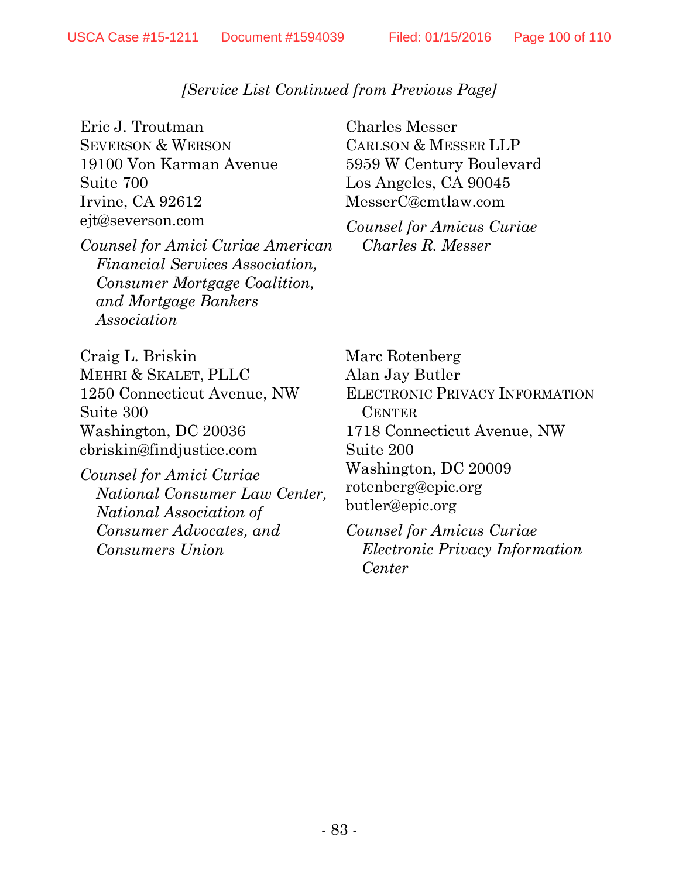*[Service List Continued from Previous Page]*

Eric J. Troutman
SEVERSON & WERSON
19100 Von Karman Avenue
Suite 700
Irvine, CA 92612
ejt@severson.com

*Counsel for Amici Curiae American Financial Services Association, Consumer Mortgage Coalition, and Mortgage Bankers Association*

Charles Messer
CARLSON & MESSER LLP
5959 W Century Boulevard
Los Angeles, CA 90045
MesserC@cmtlaw.com

*Counsel for Amicus Curiae Charles R. Messer*

Craig L. Briskin
MEHRI & SKALET, PLLC
1250 Connecticut Avenue, NW
Suite 300
Washington, DC 20036
cbriskin@findjustice.com

*Counsel for Amici Curiae National Consumer Law Center, National Association of Consumer Advocates, and Consumers Union*

Marc Rotenberg
Alan Jay Butler
ELECTRONIC PRIVACY INFORMATION CENTER
1718 Connecticut Avenue, NW
Suite 200
Washington, DC 20009
rotenberg@epic.org
butler@epic.org

*Counsel for Amicus Curiae Electronic Privacy Information Center*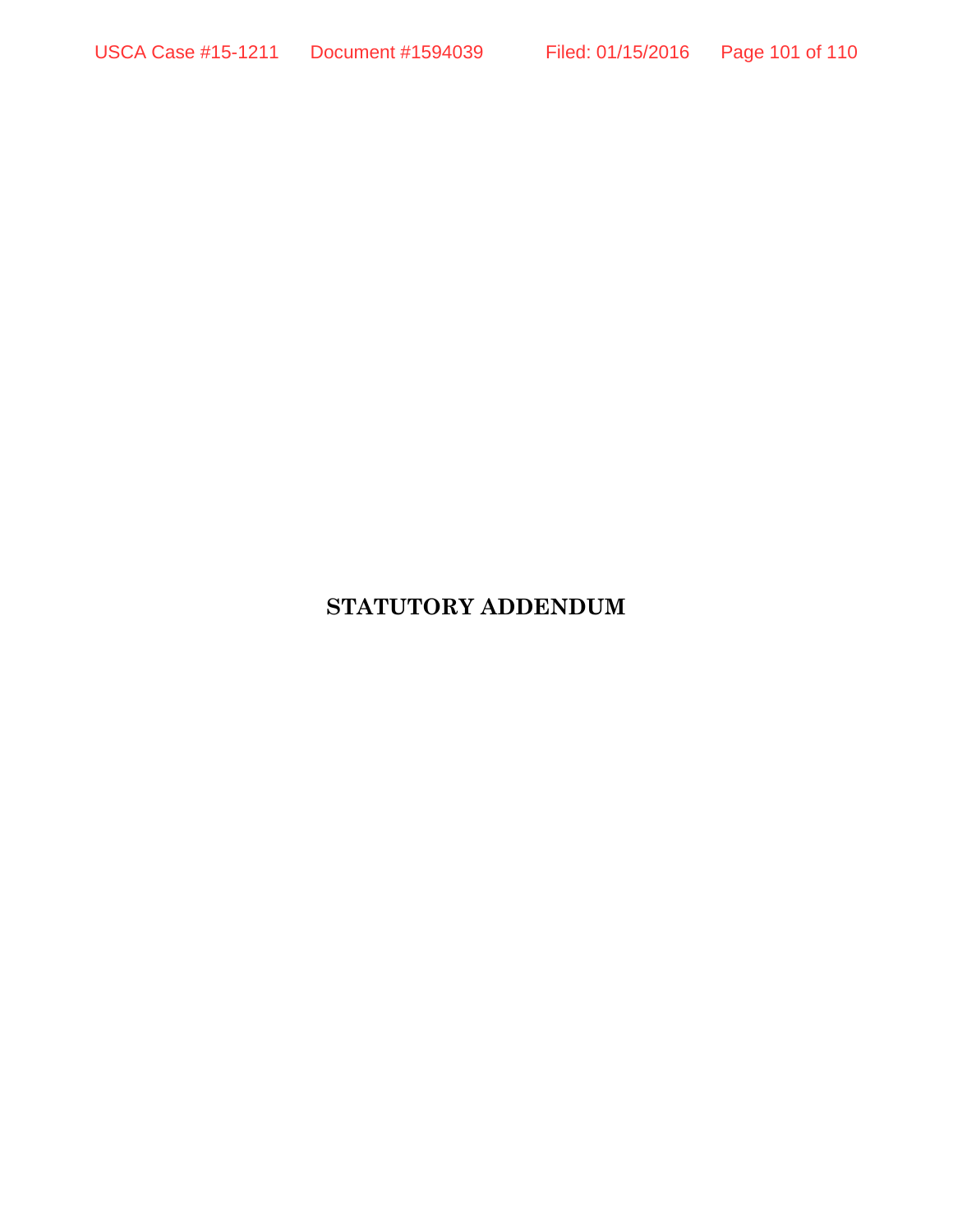# STATUTORY ADDENDUM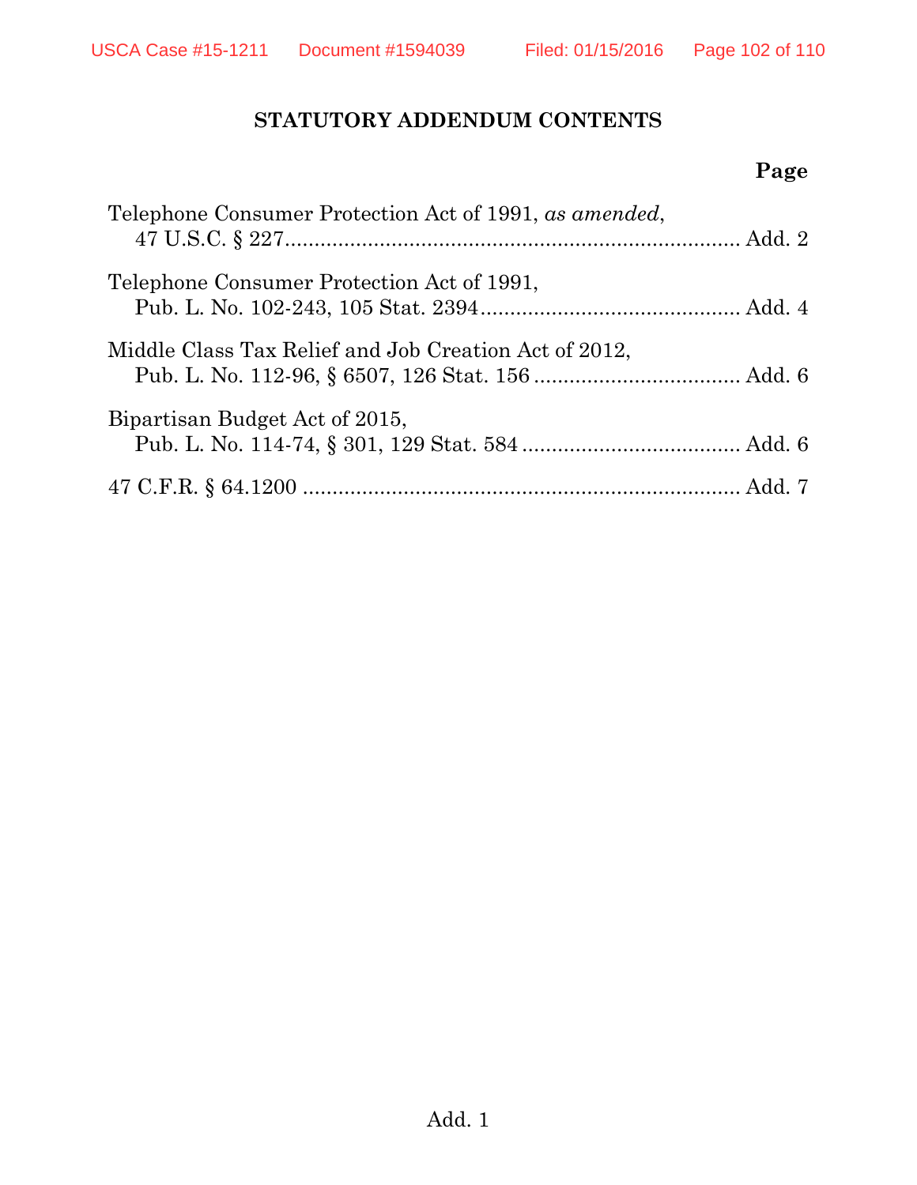## STATUTORY ADDENDUM CONTENTS

| | Page |
|---|---|
| Telephone Consumer Protection Act of 1991, *as amended*, 47 U.S.C. § 227 | Add. 2 |
| Telephone Consumer Protection Act of 1991, Pub. L. No. 102-243, 105 Stat. 2394 | Add. 4 |
| Middle Class Tax Relief and Job Creation Act of 2012, Pub. L. No. 112-96, § 6507, 126 Stat. 156 | Add. 6 |
| Bipartisan Budget Act of 2015, Pub. L. No. 114-74, § 301, 129 Stat. 584 | Add. 6 |
| 47 C.F.R. § 64.1200 | Add. 7 |

Add. 1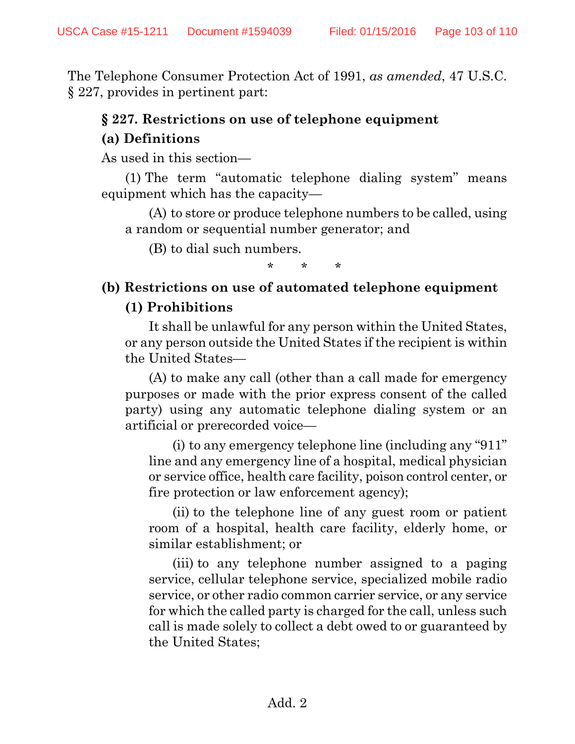The Telephone Consumer Protection Act of 1991, *as amended*, 47 U.S.C. § 227, provides in pertinent part:

**§ 227. Restrictions on use of telephone equipment**

**(a) Definitions**

As used in this section—

(1) The term "automatic telephone dialing system" means equipment which has the capacity—

(A) to store or produce telephone numbers to be called, using a random or sequential number generator; and

(B) to dial such numbers.

\* \* \*

**(b) Restrictions on use of automated telephone equipment**

**(1) Prohibitions**

It shall be unlawful for any person within the United States, or any person outside the United States if the recipient is within the United States—

(A) to make any call (other than a call made for emergency purposes or made with the prior express consent of the called party) using any automatic telephone dialing system or an artificial or prerecorded voice—

(i) to any emergency telephone line (including any "911" line and any emergency line of a hospital, medical physician or service office, health care facility, poison control center, or fire protection or law enforcement agency);

(ii) to the telephone line of any guest room or patient room of a hospital, health care facility, elderly home, or similar establishment; or

(iii) to any telephone number assigned to a paging service, cellular telephone service, specialized mobile radio service, or other radio common carrier service, or any service for which the called party is charged for the call, unless such call is made solely to collect a debt owed to or guaranteed by the United States;

Add. 2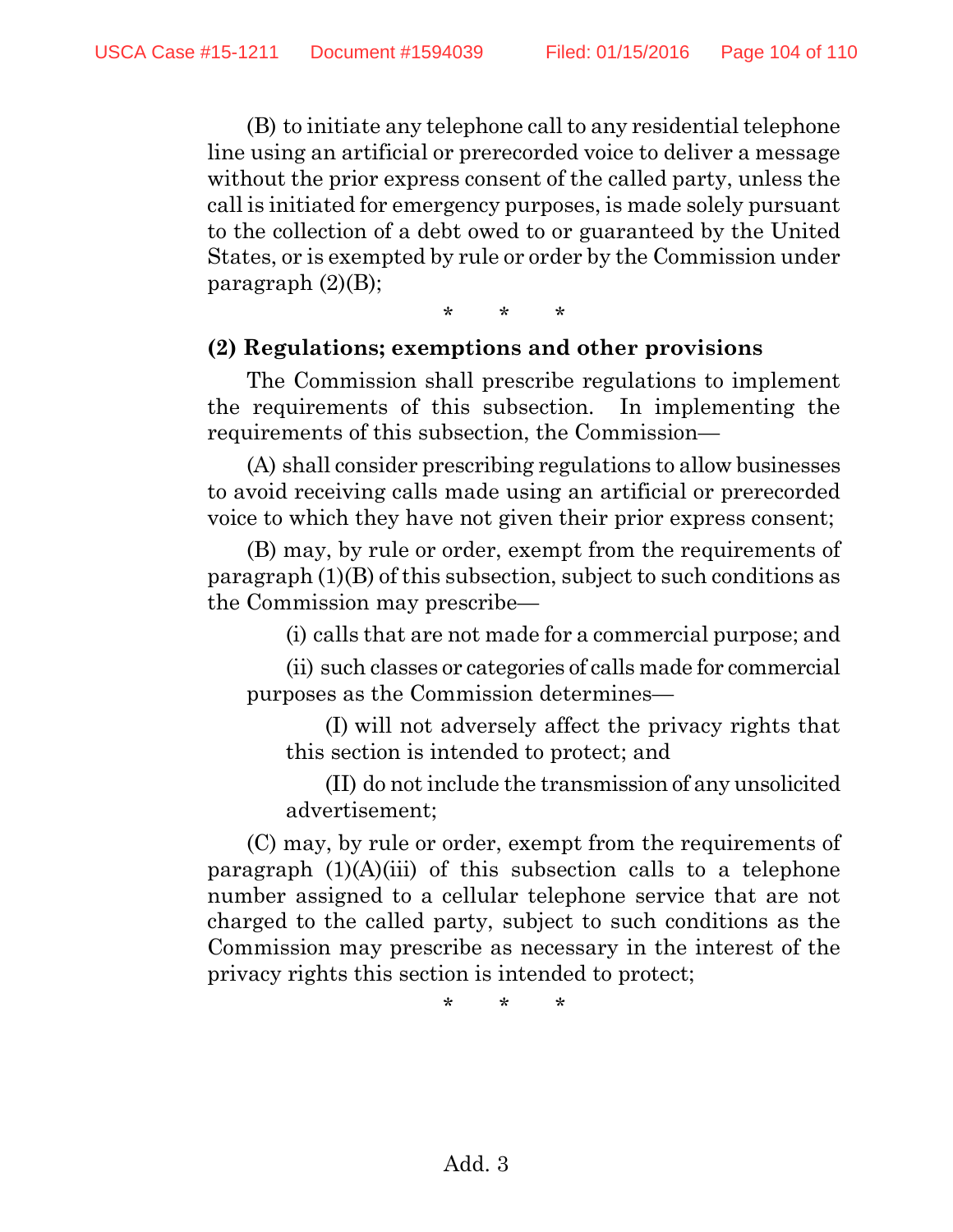(B) to initiate any telephone call to any residential telephone line using an artificial or prerecorded voice to deliver a message without the prior express consent of the called party, unless the call is initiated for emergency purposes, is made solely pursuant to the collection of a debt owed to or guaranteed by the United States, or is exempted by rule or order by the Commission under paragraph (2)(B);

\* \* \*

**(2) Regulations; exemptions and other provisions**

The Commission shall prescribe regulations to implement the requirements of this subsection. In implementing the requirements of this subsection, the Commission—

(A) shall consider prescribing regulations to allow businesses to avoid receiving calls made using an artificial or prerecorded voice to which they have not given their prior express consent;

(B) may, by rule or order, exempt from the requirements of paragraph (1)(B) of this subsection, subject to such conditions as the Commission may prescribe—

(i) calls that are not made for a commercial purpose; and

(ii) such classes or categories of calls made for commercial purposes as the Commission determines—

(I) will not adversely affect the privacy rights that this section is intended to protect; and

(II) do not include the transmission of any unsolicited advertisement;

(C) may, by rule or order, exempt from the requirements of paragraph (1)(A)(iii) of this subsection calls to a telephone number assigned to a cellular telephone service that are not charged to the called party, subject to such conditions as the Commission may prescribe as necessary in the interest of the privacy rights this section is intended to protect;

\* \* \*

Add. 3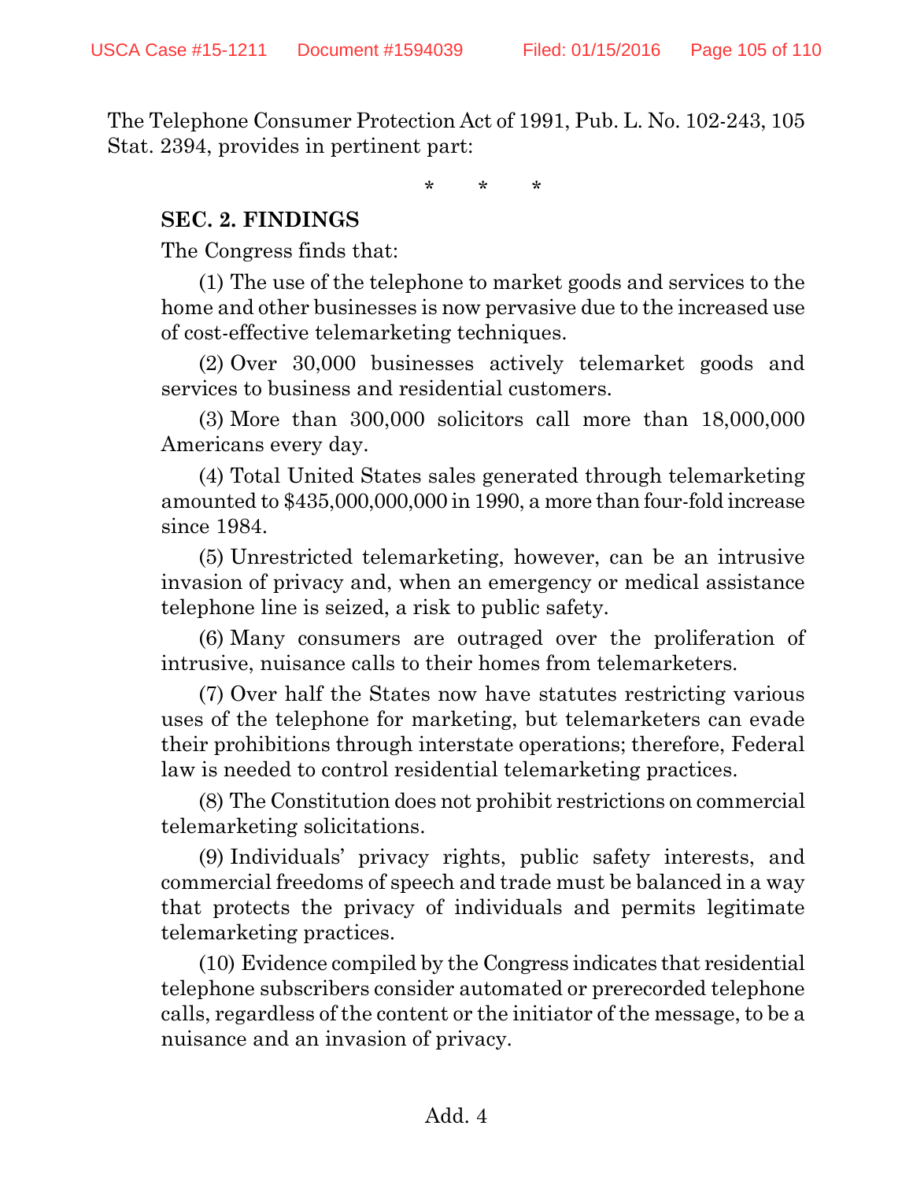The Telephone Consumer Protection Act of 1991, Pub. L. No. 102-243, 105 Stat. 2394, provides in pertinent part:

\* \* \*

**SEC. 2. FINDINGS**

The Congress finds that:

(1) The use of the telephone to market goods and services to the home and other businesses is now pervasive due to the increased use of cost-effective telemarketing techniques.

(2) Over 30,000 businesses actively telemarket goods and services to business and residential customers.

(3) More than 300,000 solicitors call more than 18,000,000 Americans every day.

(4) Total United States sales generated through telemarketing amounted to $435,000,000,000 in 1990, a more than four-fold increase since 1984.

(5) Unrestricted telemarketing, however, can be an intrusive invasion of privacy and, when an emergency or medical assistance telephone line is seized, a risk to public safety.

(6) Many consumers are outraged over the proliferation of intrusive, nuisance calls to their homes from telemarketers.

(7) Over half the States now have statutes restricting various uses of the telephone for marketing, but telemarketers can evade their prohibitions through interstate operations; therefore, Federal law is needed to control residential telemarketing practices.

(8) The Constitution does not prohibit restrictions on commercial telemarketing solicitations.

(9) Individuals' privacy rights, public safety interests, and commercial freedoms of speech and trade must be balanced in a way that protects the privacy of individuals and permits legitimate telemarketing practices.

(10) Evidence compiled by the Congress indicates that residential telephone subscribers consider automated or prerecorded telephone calls, regardless of the content or the initiator of the message, to be a nuisance and an invasion of privacy.

Add. 4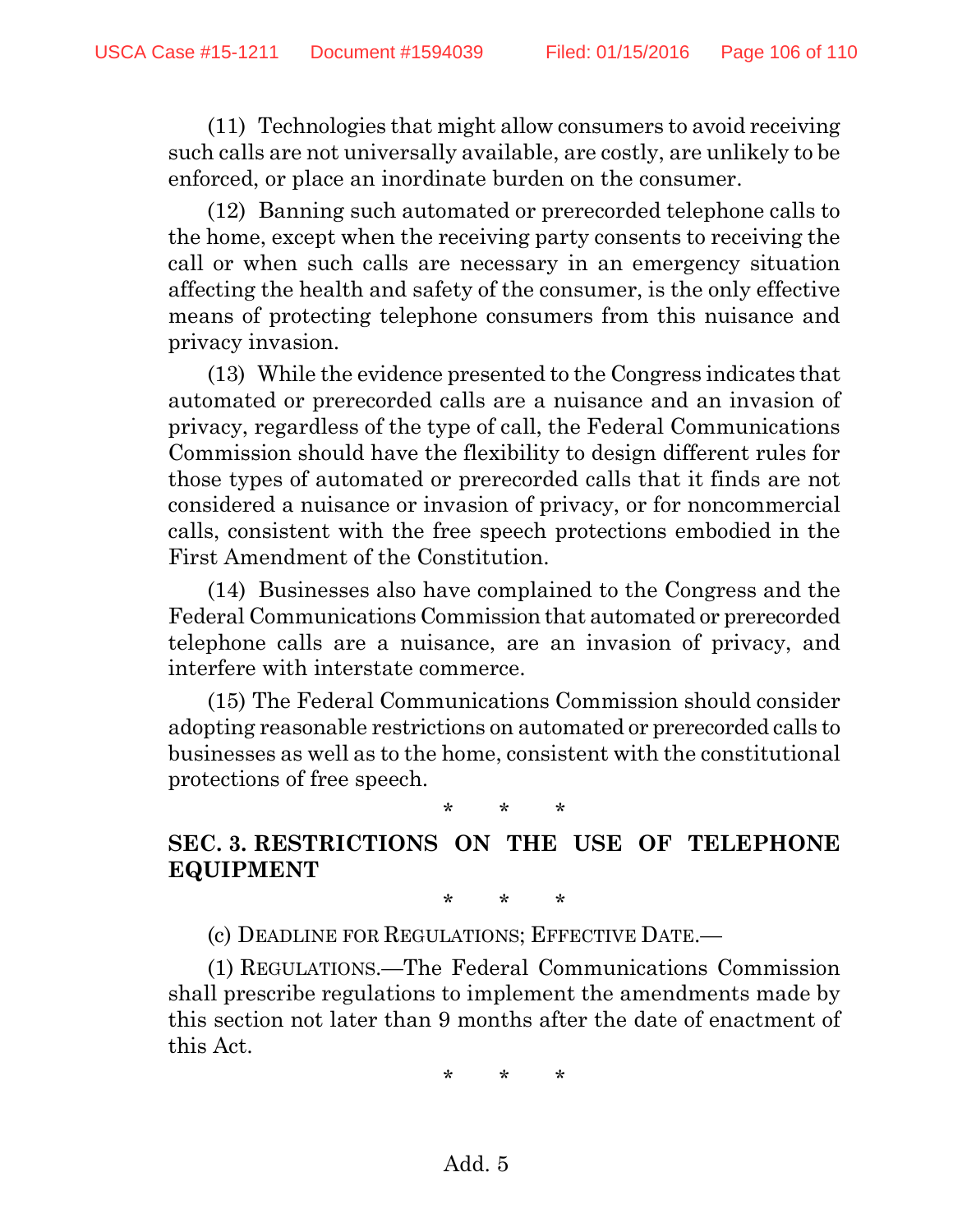(11) Technologies that might allow consumers to avoid receiving such calls are not universally available, are costly, are unlikely to be enforced, or place an inordinate burden on the consumer.

(12) Banning such automated or prerecorded telephone calls to the home, except when the receiving party consents to receiving the call or when such calls are necessary in an emergency situation affecting the health and safety of the consumer, is the only effective means of protecting telephone consumers from this nuisance and privacy invasion.

(13) While the evidence presented to the Congress indicates that automated or prerecorded calls are a nuisance and an invasion of privacy, regardless of the type of call, the Federal Communications Commission should have the flexibility to design different rules for those types of automated or prerecorded calls that it finds are not considered a nuisance or invasion of privacy, or for noncommercial calls, consistent with the free speech protections embodied in the First Amendment of the Constitution.

(14) Businesses also have complained to the Congress and the Federal Communications Commission that automated or prerecorded telephone calls are a nuisance, are an invasion of privacy, and interfere with interstate commerce.

(15) The Federal Communications Commission should consider adopting reasonable restrictions on automated or prerecorded calls to businesses as well as to the home, consistent with the constitutional protections of free speech.

\* \* \*

**SEC. 3. RESTRICTIONS ON THE USE OF TELEPHONE EQUIPMENT**

\* \* \*

(c) DEADLINE FOR REGULATIONS; EFFECTIVE DATE.—

(1) REGULATIONS.—The Federal Communications Commission shall prescribe regulations to implement the amendments made by this section not later than 9 months after the date of enactment of this Act.

\* \* \*

Add. 5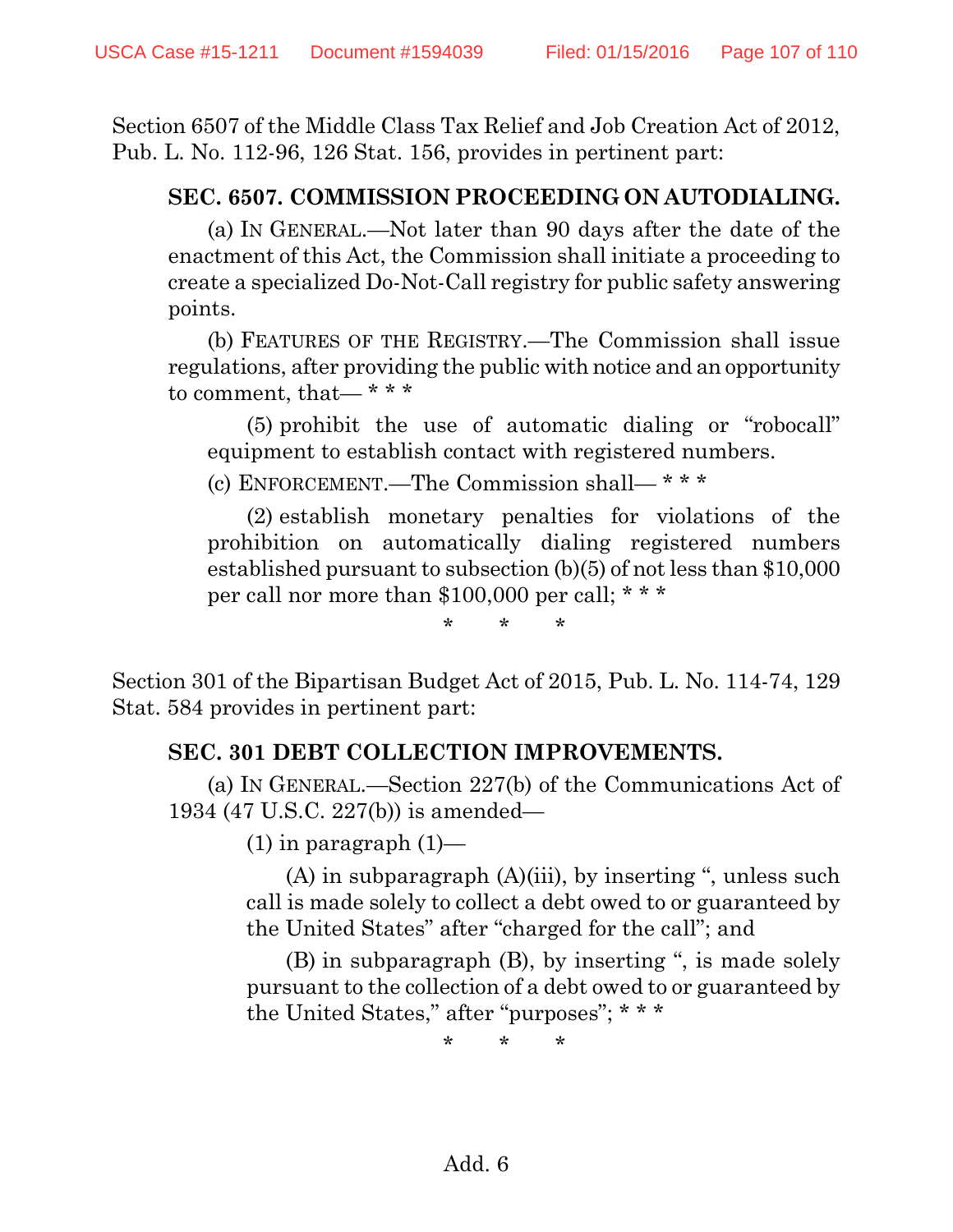Section 6507 of the Middle Class Tax Relief and Job Creation Act of 2012, Pub. L. No. 112-96, 126 Stat. 156, provides in pertinent part:

**SEC. 6507. COMMISSION PROCEEDING ON AUTODIALING.**

(a) IN GENERAL.—Not later than 90 days after the date of the enactment of this Act, the Commission shall initiate a proceeding to create a specialized Do-Not-Call registry for public safety answering points.

(b) FEATURES OF THE REGISTRY.—The Commission shall issue regulations, after providing the public with notice and an opportunity to comment, that— * * *

(5) prohibit the use of automatic dialing or "robocall" equipment to establish contact with registered numbers.

(c) ENFORCEMENT.—The Commission shall— * * *

(2) establish monetary penalties for violations of the prohibition on automatically dialing registered numbers established pursuant to subsection (b)(5) of not less than $10,000 per call nor more than $100,000 per call; * * *

\* \* \*

Section 301 of the Bipartisan Budget Act of 2015, Pub. L. No. 114-74, 129 Stat. 584 provides in pertinent part:

**SEC. 301 DEBT COLLECTION IMPROVEMENTS.**

(a) IN GENERAL.—Section 227(b) of the Communications Act of 1934 (47 U.S.C. 227(b)) is amended—

(1) in paragraph (1)—

(A) in subparagraph (A)(iii), by inserting ", unless such call is made solely to collect a debt owed to or guaranteed by the United States" after "charged for the call"; and

(B) in subparagraph (B), by inserting ", is made solely pursuant to the collection of a debt owed to or guaranteed by the United States," after "purposes"; * * *

\* \* \*

Add. 6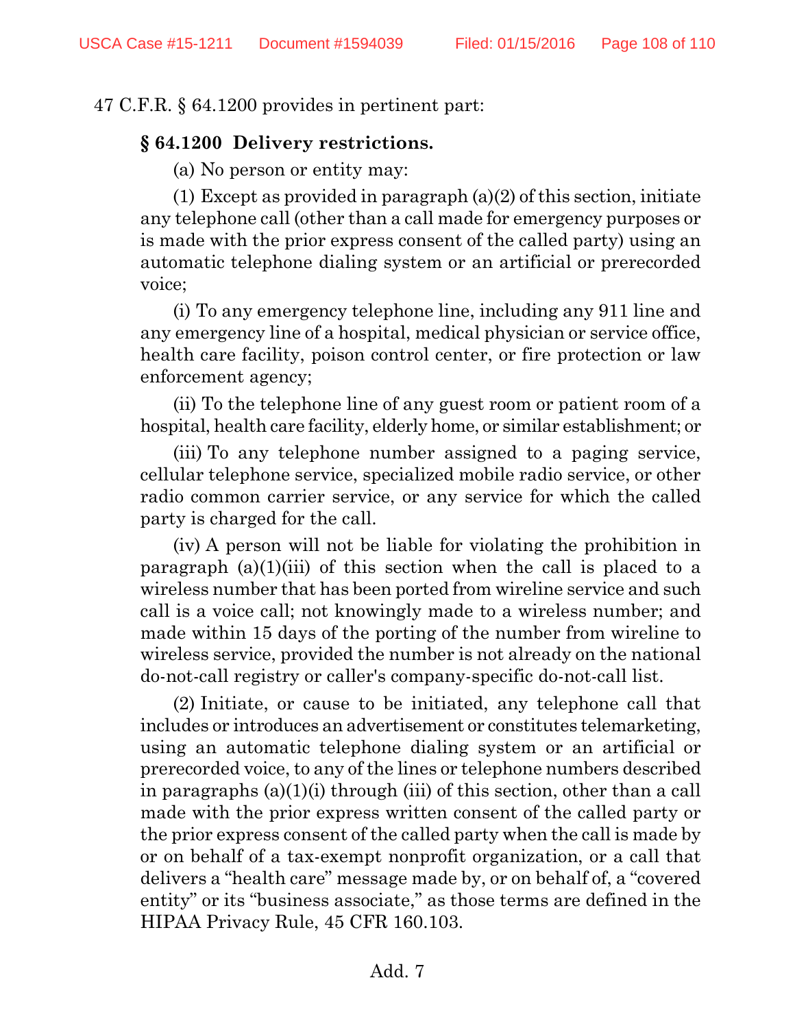47 C.F.R. § 64.1200 provides in pertinent part:

**§ 64.1200 Delivery restrictions.**

(a) No person or entity may:

(1) Except as provided in paragraph (a)(2) of this section, initiate any telephone call (other than a call made for emergency purposes or is made with the prior express consent of the called party) using an automatic telephone dialing system or an artificial or prerecorded voice;

(i) To any emergency telephone line, including any 911 line and any emergency line of a hospital, medical physician or service office, health care facility, poison control center, or fire protection or law enforcement agency;

(ii) To the telephone line of any guest room or patient room of a hospital, health care facility, elderly home, or similar establishment; or

(iii) To any telephone number assigned to a paging service, cellular telephone service, specialized mobile radio service, or other radio common carrier service, or any service for which the called party is charged for the call.

(iv) A person will not be liable for violating the prohibition in paragraph (a)(1)(iii) of this section when the call is placed to a wireless number that has been ported from wireline service and such call is a voice call; not knowingly made to a wireless number; and made within 15 days of the porting of the number from wireline to wireless service, provided the number is not already on the national do-not-call registry or caller's company-specific do-not-call list.

(2) Initiate, or cause to be initiated, any telephone call that includes or introduces an advertisement or constitutes telemarketing, using an automatic telephone dialing system or an artificial or prerecorded voice, to any of the lines or telephone numbers described in paragraphs (a)(1)(i) through (iii) of this section, other than a call made with the prior express written consent of the called party or the prior express consent of the called party when the call is made by or on behalf of a tax-exempt nonprofit organization, or a call that delivers a "health care" message made by, or on behalf of, a "covered entity" or its "business associate," as those terms are defined in the HIPAA Privacy Rule, 45 CFR 160.103.

Add. 7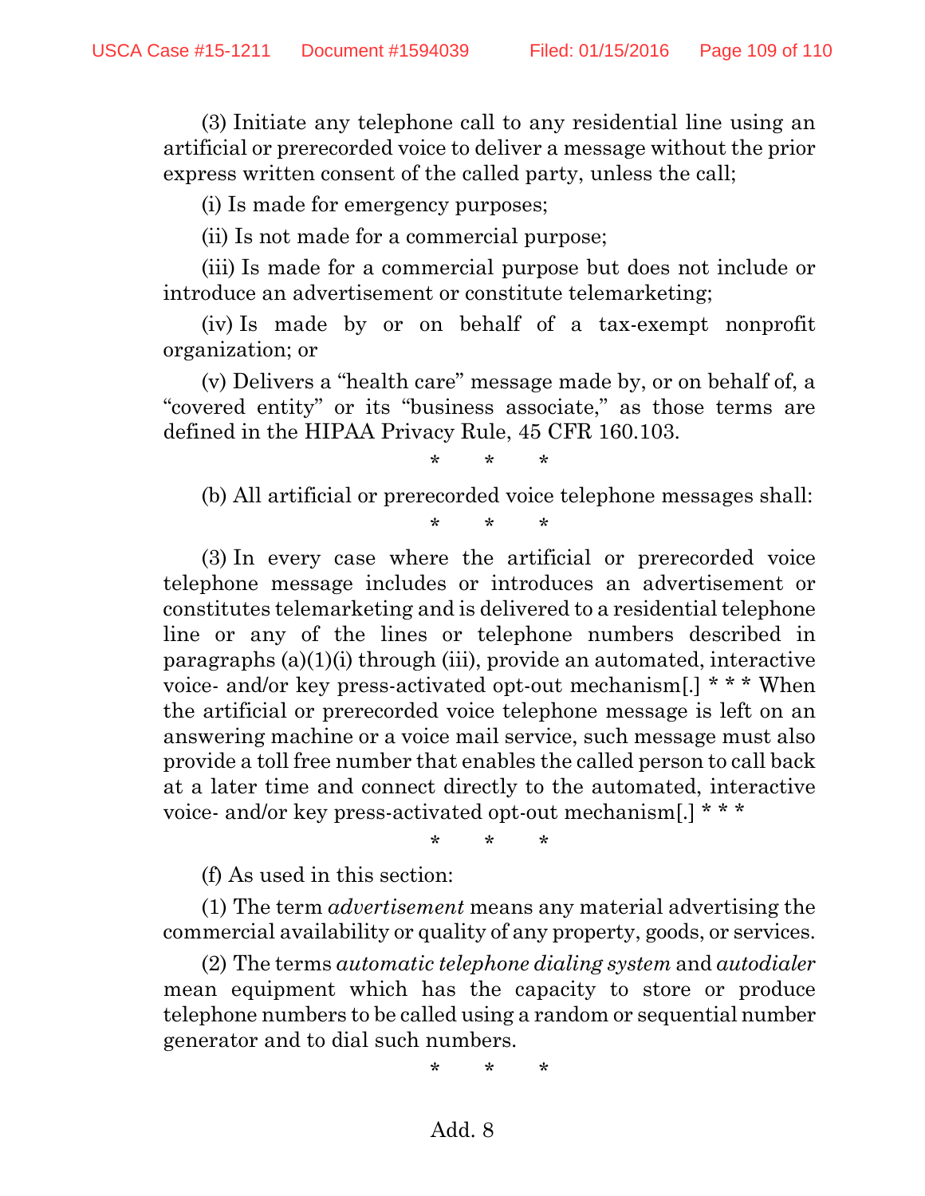(3) Initiate any telephone call to any residential line using an artificial or prerecorded voice to deliver a message without the prior express written consent of the called party, unless the call;

(i) Is made for emergency purposes;

(ii) Is not made for a commercial purpose;

(iii) Is made for a commercial purpose but does not include or introduce an advertisement or constitute telemarketing;

(iv) Is made by or on behalf of a tax-exempt nonprofit organization; or

(v) Delivers a "health care" message made by, or on behalf of, a "covered entity" or its "business associate," as those terms are defined in the HIPAA Privacy Rule, 45 CFR 160.103.

\* \* \*

(b) All artificial or prerecorded voice telephone messages shall:

\* \* \*

(3) In every case where the artificial or prerecorded voice telephone message includes or introduces an advertisement or constitutes telemarketing and is delivered to a residential telephone line or any of the lines or telephone numbers described in paragraphs (a)(1)(i) through (iii), provide an automated, interactive voice- and/or key press-activated opt-out mechanism[.] * * * When the artificial or prerecorded voice telephone message is left on an answering machine or a voice mail service, such message must also provide a toll free number that enables the called person to call back at a later time and connect directly to the automated, interactive voice- and/or key press-activated opt-out mechanism[.] * * *

\* \* \*

(f) As used in this section:

(1) The term *advertisement* means any material advertising the commercial availability or quality of any property, goods, or services.

(2) The terms *automatic telephone dialing system* and *autodialer* mean equipment which has the capacity to store or produce telephone numbers to be called using a random or sequential number generator and to dial such numbers.

\* \* \*

Add. 8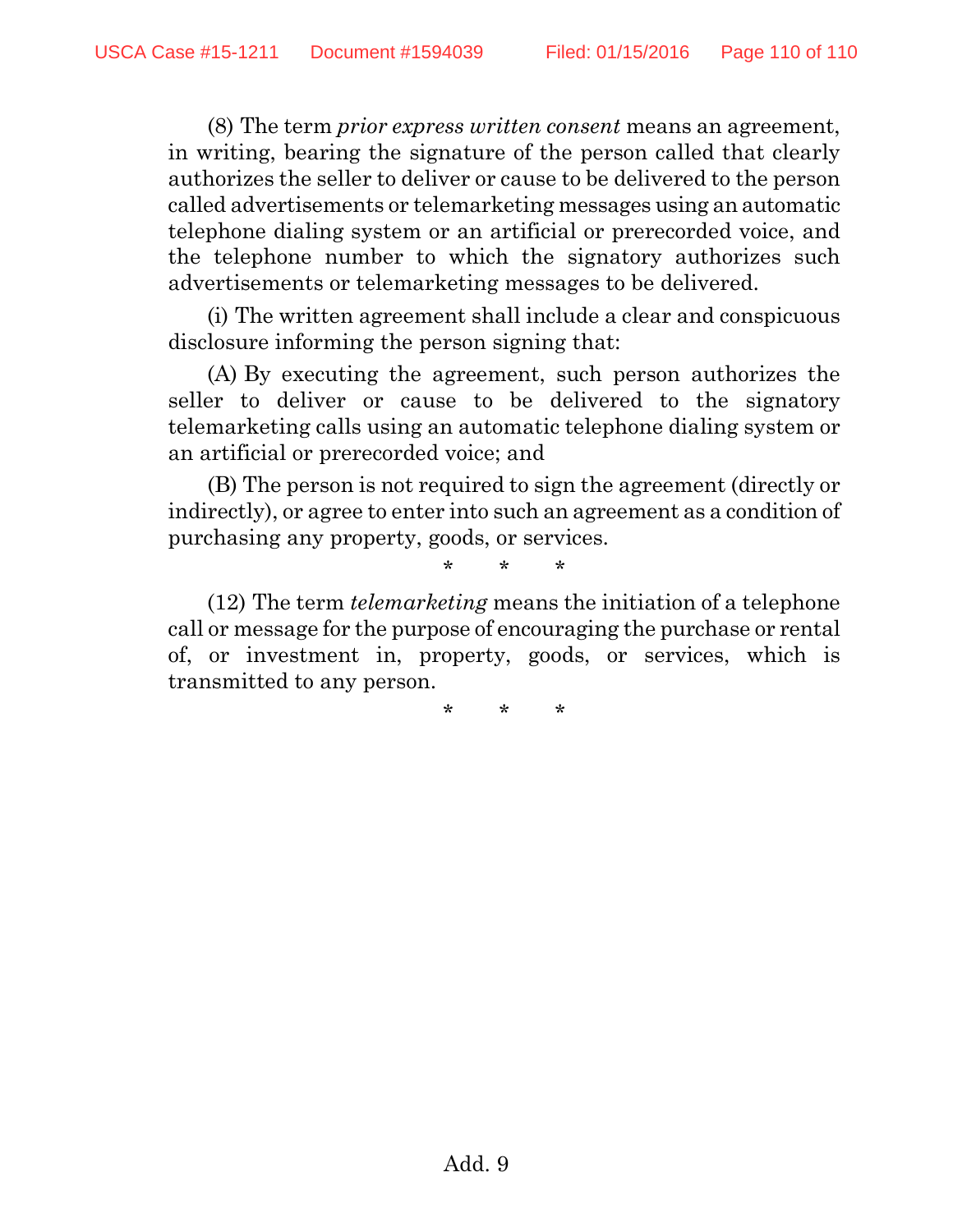(8) The term *prior express written consent* means an agreement, in writing, bearing the signature of the person called that clearly authorizes the seller to deliver or cause to be delivered to the person called advertisements or telemarketing messages using an automatic telephone dialing system or an artificial or prerecorded voice, and the telephone number to which the signatory authorizes such advertisements or telemarketing messages to be delivered.

(i) The written agreement shall include a clear and conspicuous disclosure informing the person signing that:

(A) By executing the agreement, such person authorizes the seller to deliver or cause to be delivered to the signatory telemarketing calls using an automatic telephone dialing system or an artificial or prerecorded voice; and

(B) The person is not required to sign the agreement (directly or indirectly), or agree to enter into such an agreement as a condition of purchasing any property, goods, or services.

\* \* \*

(12) The term *telemarketing* means the initiation of a telephone call or message for the purpose of encouraging the purchase or rental of, or investment in, property, goods, or services, which is transmitted to any person.

\* \* \*

Add. 9